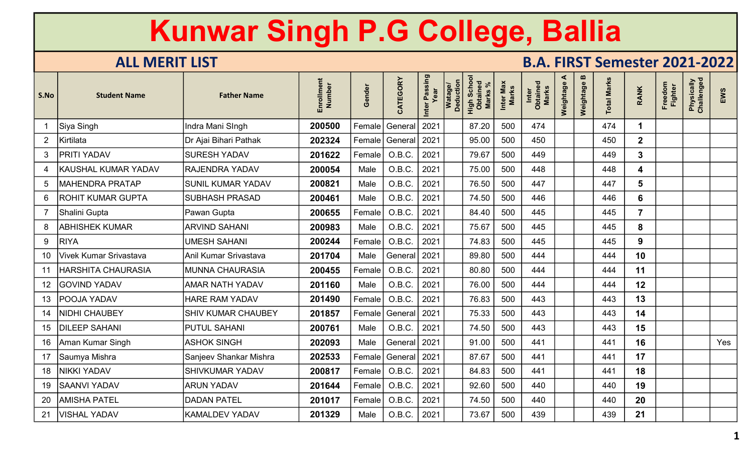# Kunwar Singh P.G College, Ballia

## ALL MERIT LIST — B.A. FIRST Semester 2021-2022

| S.No | Student Name | Father Name | Enrollment Number | Gender | CATEGORY | Inter Passing Year | Watage/ Deduction | High School Obtained Marks % | Inter Max Marks | Inter Obtained Marks | Weightage A | Weightage B | Total Marks | RANK | Freedom Fighter | Physically Challenged | EWS |
|---|---|---|---|---|---|---|---|---|---|---|---|---|---|---|---|---|---|
| 1 | Siya Singh | Indra Mani SIngh | 200500 | Female | General | 2021 | | 87.20 | 500 | 474 | | | 474 | 1 | | | |
| 2 | Kirtilata | Dr Ajai Bihari Pathak | 202324 | Female | General | 2021 | | 95.00 | 500 | 450 | | | 450 | 2 | | | |
| 3 | PRITI YADAV | SURESH YADAV | 201622 | Female | O.B.C. | 2021 | | 79.67 | 500 | 449 | | | 449 | 3 | | | |
| 4 | KAUSHAL KUMAR YADAV | RAJENDRA YADAV | 200054 | Male | O.B.C. | 2021 | | 75.00 | 500 | 448 | | | 448 | 4 | | | |
| 5 | MAHENDRA PRATAP | SUNIL KUMAR YADAV | 200821 | Male | O.B.C. | 2021 | | 76.50 | 500 | 447 | | | 447 | 5 | | | |
| 6 | ROHIT KUMAR GUPTA | SUBHASH PRASAD | 200461 | Male | O.B.C. | 2021 | | 74.50 | 500 | 446 | | | 446 | 6 | | | |
| 7 | Shalini Gupta | Pawan Gupta | 200655 | Female | O.B.C. | 2021 | | 84.40 | 500 | 445 | | | 445 | 7 | | | |
| 8 | ABHISHEK KUMAR | ARVIND SAHANI | 200983 | Male | O.B.C. | 2021 | | 75.67 | 500 | 445 | | | 445 | 8 | | | |
| 9 | RIYA | UMESH SAHANI | 200244 | Female | O.B.C. | 2021 | | 74.83 | 500 | 445 | | | 445 | 9 | | | |
| 10 | Vivek Kumar Srivastava | Anil Kumar Srivastava | 201704 | Male | General | 2021 | | 89.80 | 500 | 444 | | | 444 | 10 | | | |
| 11 | HARSHITA CHAURASIA | MUNNA CHAURASIA | 200455 | Female | O.B.C. | 2021 | | 80.80 | 500 | 444 | | | 444 | 11 | | | |
| 12 | GOVIND YADAV | AMAR NATH YADAV | 201160 | Male | O.B.C. | 2021 | | 76.00 | 500 | 444 | | | 444 | 12 | | | |
| 13 | POOJA YADAV | HARE RAM YADAV | 201490 | Female | O.B.C. | 2021 | | 76.83 | 500 | 443 | | | 443 | 13 | | | |
| 14 | NIDHI CHAUBEY | SHIV KUMAR CHAUBEY | 201857 | Female | General | 2021 | | 75.33 | 500 | 443 | | | 443 | 14 | | | |
| 15 | DILEEP SAHANI | PUTUL SAHANI | 200761 | Male | O.B.C. | 2021 | | 74.50 | 500 | 443 | | | 443 | 15 | | | |
| 16 | Aman Kumar Singh | ASHOK SINGH | 202093 | Male | General | 2021 | | 91.00 | 500 | 441 | | | 441 | 16 | | | Yes |
| 17 | Saumya Mishra | Sanjeev Shankar Mishra | 202533 | Female | General | 2021 | | 87.67 | 500 | 441 | | | 441 | 17 | | | |
| 18 | NIKKI YADAV | SHIVKUMAR YADAV | 200817 | Female | O.B.C. | 2021 | | 84.83 | 500 | 441 | | | 441 | 18 | | | |
| 19 | SAANVI YADAV | ARUN YADAV | 201644 | Female | O.B.C. | 2021 | | 92.60 | 500 | 440 | | | 440 | 19 | | | |
| 20 | AMISHA PATEL | DADAN PATEL | 201017 | Female | O.B.C. | 2021 | | 74.50 | 500 | 440 | | | 440 | 20 | | | |
| 21 | VISHAL YADAV | KAMALDEV YADAV | 201329 | Male | O.B.C. | 2021 | | 73.67 | 500 | 439 | | | 439 | 21 | | | |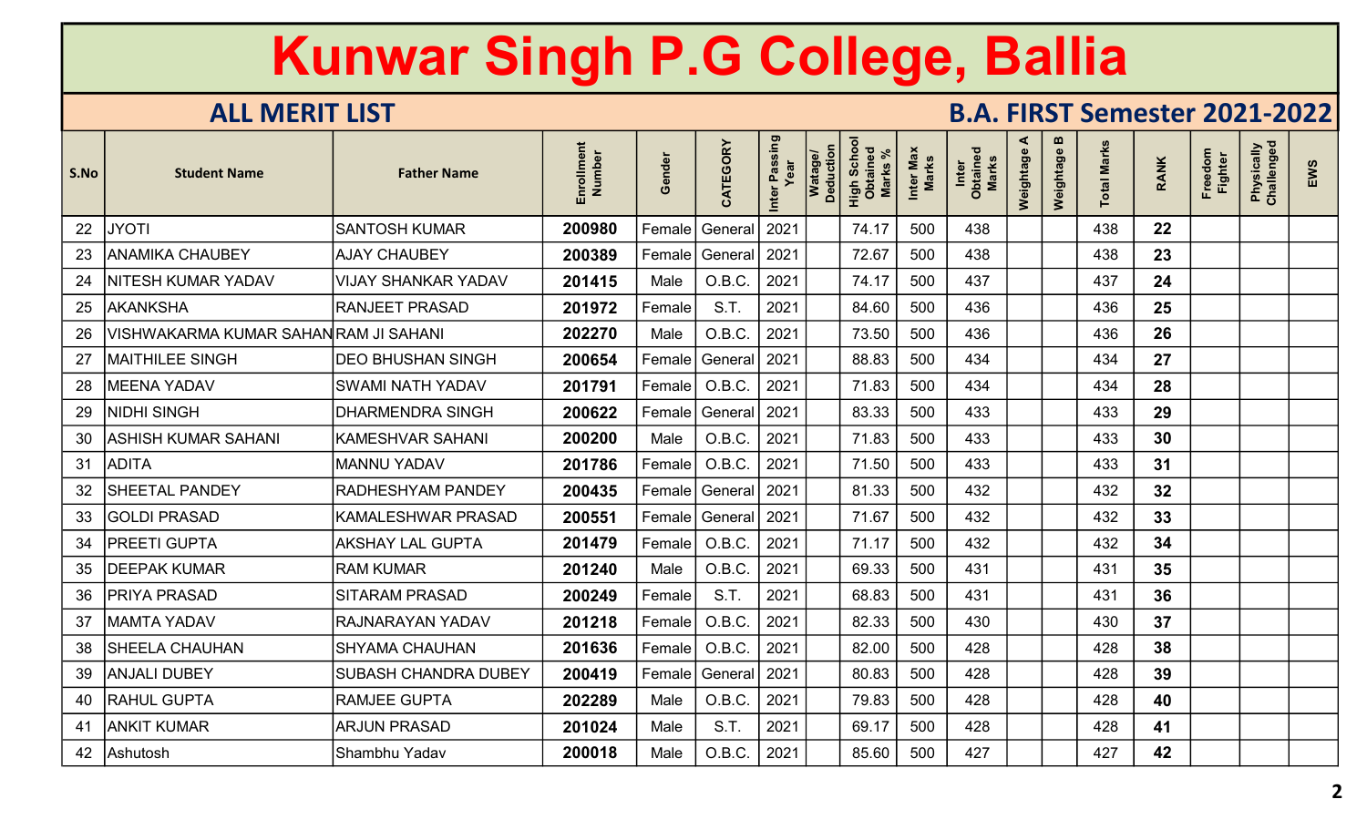# Kunwar Singh P.G College, Ballia

## ALL MERIT LIST

## B.A. FIRST Semester 2021-2022

| S.No | Student Name | Father Name | Enrollment Number | Gender | CATEGORY | Inter Passing Year | Watage/ Deduction | High School Obtained Marks % | Inter Max Marks | Inter Obtained Marks | Weightage A | Weightage B | Total Marks | RANK | Freedom Fighter | Physically Challenged | EWS |
|---|---|---|---|---|---|---|---|---|---|---|---|---|---|---|---|---|---|
| 22 | JYOTI | SANTOSH KUMAR | **200980** | Female | General | 2021 | | 74.17 | 500 | 438 | | | 438 | **22** | | | |
| 23 | ANAMIKA CHAUBEY | AJAY CHAUBEY | **200389** | Female | General | 2021 | | 72.67 | 500 | 438 | | | 438 | **23** | | | |
| 24 | NITESH KUMAR YADAV | VIJAY SHANKAR YADAV | **201415** | Male | O.B.C. | 2021 | | 74.17 | 500 | 437 | | | 437 | **24** | | | |
| 25 | AKANKSHA | RANJEET PRASAD | **201972** | Female | S.T. | 2021 | | 84.60 | 500 | 436 | | | 436 | **25** | | | |
| 26 | VISHWAKARMA KUMAR SAHANI | RAM JI SAHANI | **202270** | Male | O.B.C. | 2021 | | 73.50 | 500 | 436 | | | 436 | **26** | | | |
| 27 | MAITHILEE SINGH | DEO BHUSHAN SINGH | **200654** | Female | General | 2021 | | 88.83 | 500 | 434 | | | 434 | **27** | | | |
| 28 | MEENA YADAV | SWAMI NATH YADAV | **201791** | Female | O.B.C. | 2021 | | 71.83 | 500 | 434 | | | 434 | **28** | | | |
| 29 | NIDHI SINGH | DHARMENDRA SINGH | **200622** | Female | General | 2021 | | 83.33 | 500 | 433 | | | 433 | **29** | | | |
| 30 | ASHISH KUMAR SAHANI | KAMESHVAR SAHANI | **200200** | Male | O.B.C. | 2021 | | 71.83 | 500 | 433 | | | 433 | **30** | | | |
| 31 | ADITA | MANNU YADAV | **201786** | Female | O.B.C. | 2021 | | 71.50 | 500 | 433 | | | 433 | **31** | | | |
| 32 | SHEETAL PANDEY | RADHESHYAM PANDEY | **200435** | Female | General | 2021 | | 81.33 | 500 | 432 | | | 432 | **32** | | | |
| 33 | GOLDI PRASAD | KAMALESHWAR PRASAD | **200551** | Female | General | 2021 | | 71.67 | 500 | 432 | | | 432 | **33** | | | |
| 34 | PREETI GUPTA | AKSHAY LAL GUPTA | **201479** | Female | O.B.C. | 2021 | | 71.17 | 500 | 432 | | | 432 | **34** | | | |
| 35 | DEEPAK KUMAR | RAM KUMAR | **201240** | Male | O.B.C. | 2021 | | 69.33 | 500 | 431 | | | 431 | **35** | | | |
| 36 | PRIYA PRASAD | SITARAM PRASAD | **200249** | Female | S.T. | 2021 | | 68.83 | 500 | 431 | | | 431 | **36** | | | |
| 37 | MAMTA YADAV | RAJNARAYAN YADAV | **201218** | Female | O.B.C. | 2021 | | 82.33 | 500 | 430 | | | 430 | **37** | | | |
| 38 | SHEELA CHAUHAN | SHYAMA CHAUHAN | **201636** | Female | O.B.C. | 2021 | | 82.00 | 500 | 428 | | | 428 | **38** | | | |
| 39 | ANJALI DUBEY | SUBASH CHANDRA DUBEY | **200419** | Female | General | 2021 | | 80.83 | 500 | 428 | | | 428 | **39** | | | |
| 40 | RAHUL GUPTA | RAMJEE GUPTA | **202289** | Male | O.B.C. | 2021 | | 79.83 | 500 | 428 | | | 428 | **40** | | | |
| 41 | ANKIT KUMAR | ARJUN PRASAD | **201024** | Male | S.T. | 2021 | | 69.17 | 500 | 428 | | | 428 | **41** | | | |
| 42 | Ashutosh | Shambhu Yadav | **200018** | Male | O.B.C. | 2021 | | 85.60 | 500 | 427 | | | 427 | **42** | | | |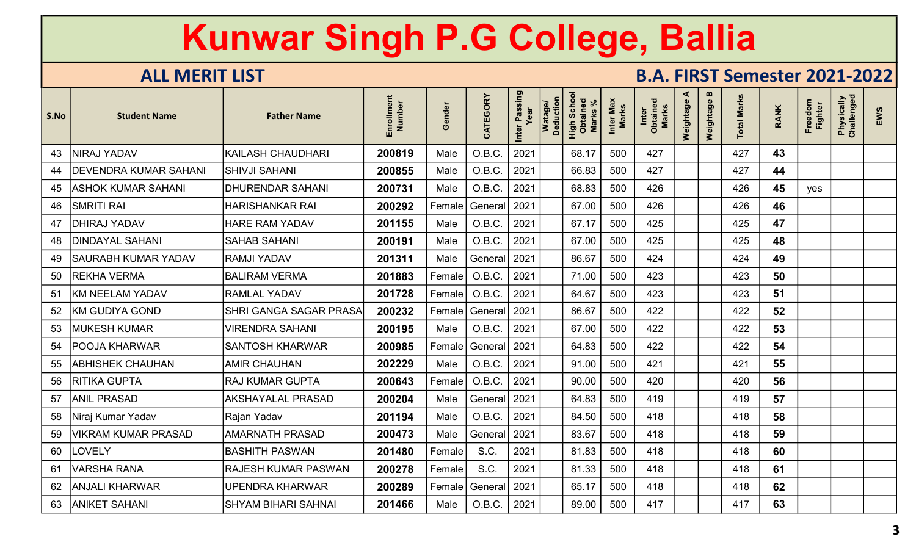# Kunwar Singh P.G College, Ballia

## ALL MERIT LIST

## B.A. FIRST Semester 2021-2022

| S.No | Student Name | Father Name | Enrollment Number | Gender | CATEGORY | Inter Passing Year | Watage/ Deduction | High School Obtained Marks % | Inter Max Marks | Inter Obtained Marks | Weightage A | Weightage B | Total Marks | RANK | Freedom Fighter | Physically Challenged | EWS |
|---|---|---|---|---|---|---|---|---|---|---|---|---|---|---|---|---|---|
| 43 | NIRAJ YADAV | KAILASH CHAUDHARI | **200819** | Male | O.B.C. | 2021 | | 68.17 | 500 | 427 | | | 427 | **43** | | | |
| 44 | DEVENDRA KUMAR SAHANI | SHIVJI SAHANI | **200855** | Male | O.B.C. | 2021 | | 66.83 | 500 | 427 | | | 427 | **44** | | | |
| 45 | ASHOK KUMAR SAHANI | DHURENDAR SAHANI | **200731** | Male | O.B.C. | 2021 | | 68.83 | 500 | 426 | | | 426 | **45** | yes | | |
| 46 | SMRITI RAI | HARISHANKAR RAI | **200292** | Female | General | 2021 | | 67.00 | 500 | 426 | | | 426 | **46** | | | |
| 47 | DHIRAJ YADAV | HARE RAM YADAV | **201155** | Male | O.B.C. | 2021 | | 67.17 | 500 | 425 | | | 425 | **47** | | | |
| 48 | DINDAYAL SAHANI | SAHAB SAHANI | **200191** | Male | O.B.C. | 2021 | | 67.00 | 500 | 425 | | | 425 | **48** | | | |
| 49 | SAURABH KUMAR YADAV | RAMJI YADAV | **201311** | Male | General | 2021 | | 86.67 | 500 | 424 | | | 424 | **49** | | | |
| 50 | REKHA VERMA | BALIRAM VERMA | **201883** | Female | O.B.C. | 2021 | | 71.00 | 500 | 423 | | | 423 | **50** | | | |
| 51 | KM NEELAM YADAV | RAMLAL YADAV | **201728** | Female | O.B.C. | 2021 | | 64.67 | 500 | 423 | | | 423 | **51** | | | |
| 52 | KM GUDIYA GOND | SHRI GANGA SAGAR PRASA | **200232** | Female | General | 2021 | | 86.67 | 500 | 422 | | | 422 | **52** | | | |
| 53 | MUKESH KUMAR | VIRENDRA SAHANI | **200195** | Male | O.B.C. | 2021 | | 67.00 | 500 | 422 | | | 422 | **53** | | | |
| 54 | POOJA KHARWAR | SANTOSH KHARWAR | **200985** | Female | General | 2021 | | 64.83 | 500 | 422 | | | 422 | **54** | | | |
| 55 | ABHISHEK CHAUHAN | AMIR CHAUHAN | **202229** | Male | O.B.C. | 2021 | | 91.00 | 500 | 421 | | | 421 | **55** | | | |
| 56 | RITIKA GUPTA | RAJ KUMAR GUPTA | **200643** | Female | O.B.C. | 2021 | | 90.00 | 500 | 420 | | | 420 | **56** | | | |
| 57 | ANIL PRASAD | AKSHAYALAL PRASAD | **200204** | Male | General | 2021 | | 64.83 | 500 | 419 | | | 419 | **57** | | | |
| 58 | Niraj Kumar Yadav | Rajan Yadav | **201194** | Male | O.B.C. | 2021 | | 84.50 | 500 | 418 | | | 418 | **58** | | | |
| 59 | VIKRAM KUMAR PRASAD | AMARNATH PRASAD | **200473** | Male | General | 2021 | | 83.67 | 500 | 418 | | | 418 | **59** | | | |
| 60 | LOVELY | BASHITH PASWAN | **201480** | Female | S.C. | 2021 | | 81.83 | 500 | 418 | | | 418 | **60** | | | |
| 61 | VARSHA RANA | RAJESH KUMAR PASWAN | **200278** | Female | S.C. | 2021 | | 81.33 | 500 | 418 | | | 418 | **61** | | | |
| 62 | ANJALI KHARWAR | UPENDRA KHARWAR | **200289** | Female | General | 2021 | | 65.17 | 500 | 418 | | | 418 | **62** | | | |
| 63 | ANIKET SAHANI | SHYAM BIHARI SAHNAI | **201466** | Male | O.B.C. | 2021 | | 89.00 | 500 | 417 | | | 417 | **63** | | | |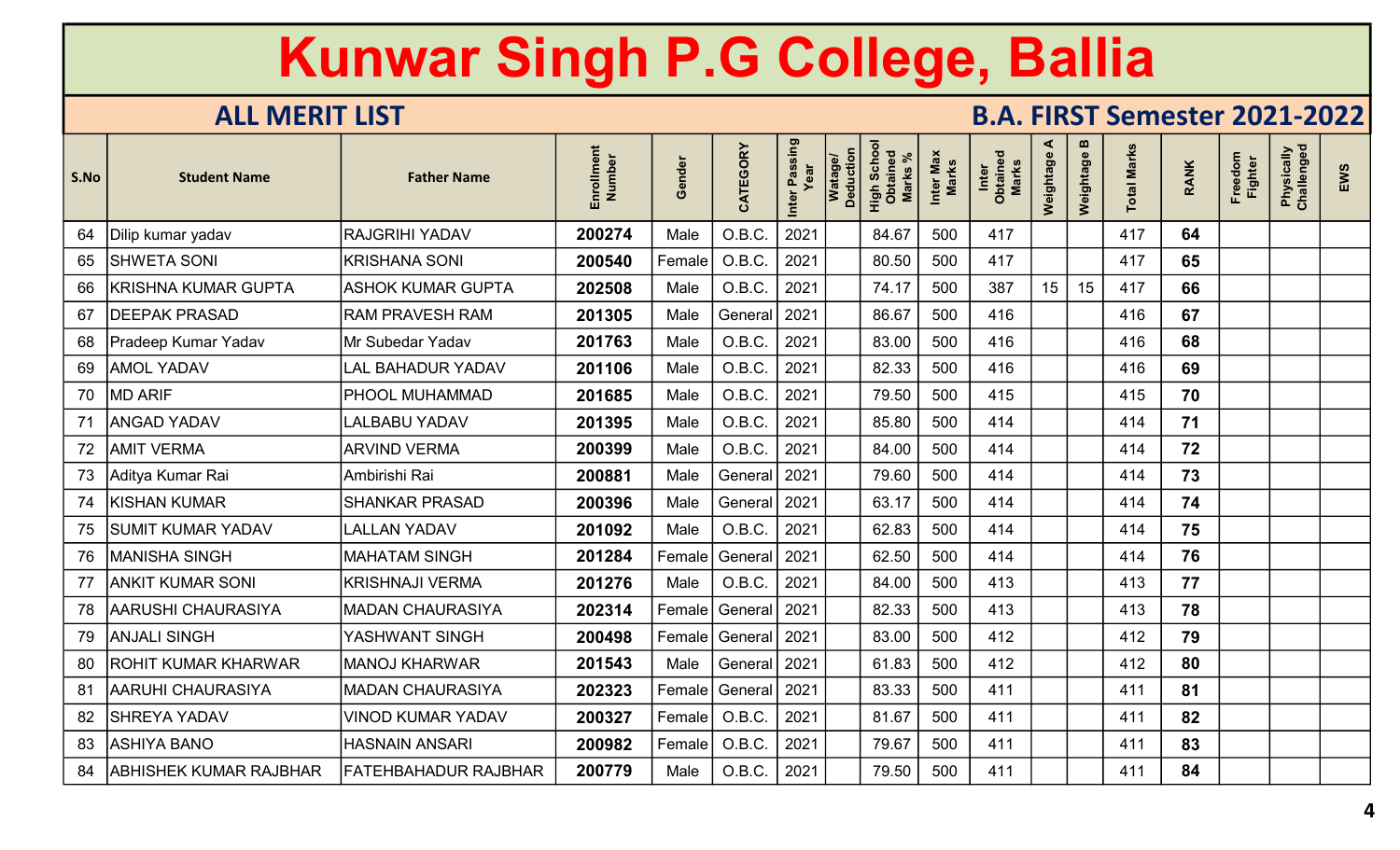# Kunwar Singh P.G College, Ballia

## ALL MERIT LIST

## B.A. FIRST Semester 2021-2022

| S.No | Student Name | Father Name | Enrollment Number | Gender | CATEGORY | Inter Passing Year | Watage/ Deduction | High School Obtained Marks % | Inter Max Marks | Inter Obtained Marks | Weightage A | Weightage B | Total Marks | RANK | Freedom Fighter | Physically Challenged | EWS |
|---|---|---|---|---|---|---|---|---|---|---|---|---|---|---|---|---|---|
| 64 | Dilip kumar yadav | RAJGRIHI YADAV | 200274 | Male | O.B.C. | 2021 | | 84.67 | 500 | 417 | | | 417 | 64 | | | |
| 65 | SHWETA SONI | KRISHANA SONI | 200540 | Female | O.B.C. | 2021 | | 80.50 | 500 | 417 | | | 417 | 65 | | | |
| 66 | KRISHNA KUMAR GUPTA | ASHOK KUMAR GUPTA | 202508 | Male | O.B.C. | 2021 | | 74.17 | 500 | 387 | 15 | 15 | 417 | 66 | | | |
| 67 | DEEPAK PRASAD | RAM PRAVESH RAM | 201305 | Male | General | 2021 | | 86.67 | 500 | 416 | | | 416 | 67 | | | |
| 68 | Pradeep Kumar Yadav | Mr Subedar Yadav | 201763 | Male | O.B.C. | 2021 | | 83.00 | 500 | 416 | | | 416 | 68 | | | |
| 69 | AMOL YADAV | LAL BAHADUR YADAV | 201106 | Male | O.B.C. | 2021 | | 82.33 | 500 | 416 | | | 416 | 69 | | | |
| 70 | MD ARIF | PHOOL MUHAMMAD | 201685 | Male | O.B.C. | 2021 | | 79.50 | 500 | 415 | | | 415 | 70 | | | |
| 71 | ANGAD YADAV | LALBABU YADAV | 201395 | Male | O.B.C. | 2021 | | 85.80 | 500 | 414 | | | 414 | 71 | | | |
| 72 | AMIT VERMA | ARVIND VERMA | 200399 | Male | O.B.C. | 2021 | | 84.00 | 500 | 414 | | | 414 | 72 | | | |
| 73 | Aditya Kumar Rai | Ambirishi Rai | 200881 | Male | General | 2021 | | 79.60 | 500 | 414 | | | 414 | 73 | | | |
| 74 | KISHAN KUMAR | SHANKAR PRASAD | 200396 | Male | General | 2021 | | 63.17 | 500 | 414 | | | 414 | 74 | | | |
| 75 | SUMIT KUMAR YADAV | LALLAN YADAV | 201092 | Male | O.B.C. | 2021 | | 62.83 | 500 | 414 | | | 414 | 75 | | | |
| 76 | MANISHA SINGH | MAHATAM SINGH | 201284 | Female | General | 2021 | | 62.50 | 500 | 414 | | | 414 | 76 | | | |
| 77 | ANKIT KUMAR SONI | KRISHNAJI VERMA | 201276 | Male | O.B.C. | 2021 | | 84.00 | 500 | 413 | | | 413 | 77 | | | |
| 78 | AARUSHI CHAURASIYA | MADAN CHAURASIYA | 202314 | Female | General | 2021 | | 82.33 | 500 | 413 | | | 413 | 78 | | | |
| 79 | ANJALI SINGH | YASHWANT SINGH | 200498 | Female | General | 2021 | | 83.00 | 500 | 412 | | | 412 | 79 | | | |
| 80 | ROHIT KUMAR KHARWAR | MANOJ KHARWAR | 201543 | Male | General | 2021 | | 61.83 | 500 | 412 | | | 412 | 80 | | | |
| 81 | AARUHI CHAURASIYA | MADAN CHAURASIYA | 202323 | Female | General | 2021 | | 83.33 | 500 | 411 | | | 411 | 81 | | | |
| 82 | SHREYA YADAV | VINOD KUMAR YADAV | 200327 | Female | O.B.C. | 2021 | | 81.67 | 500 | 411 | | | 411 | 82 | | | |
| 83 | ASHIYA BANO | HASNAIN ANSARI | 200982 | Female | O.B.C. | 2021 | | 79.67 | 500 | 411 | | | 411 | 83 | | | |
| 84 | ABHISHEK KUMAR RAJBHAR | FATEHBAHADUR RAJBHAR | 200779 | Male | O.B.C. | 2021 | | 79.50 | 500 | 411 | | | 411 | 84 | | | |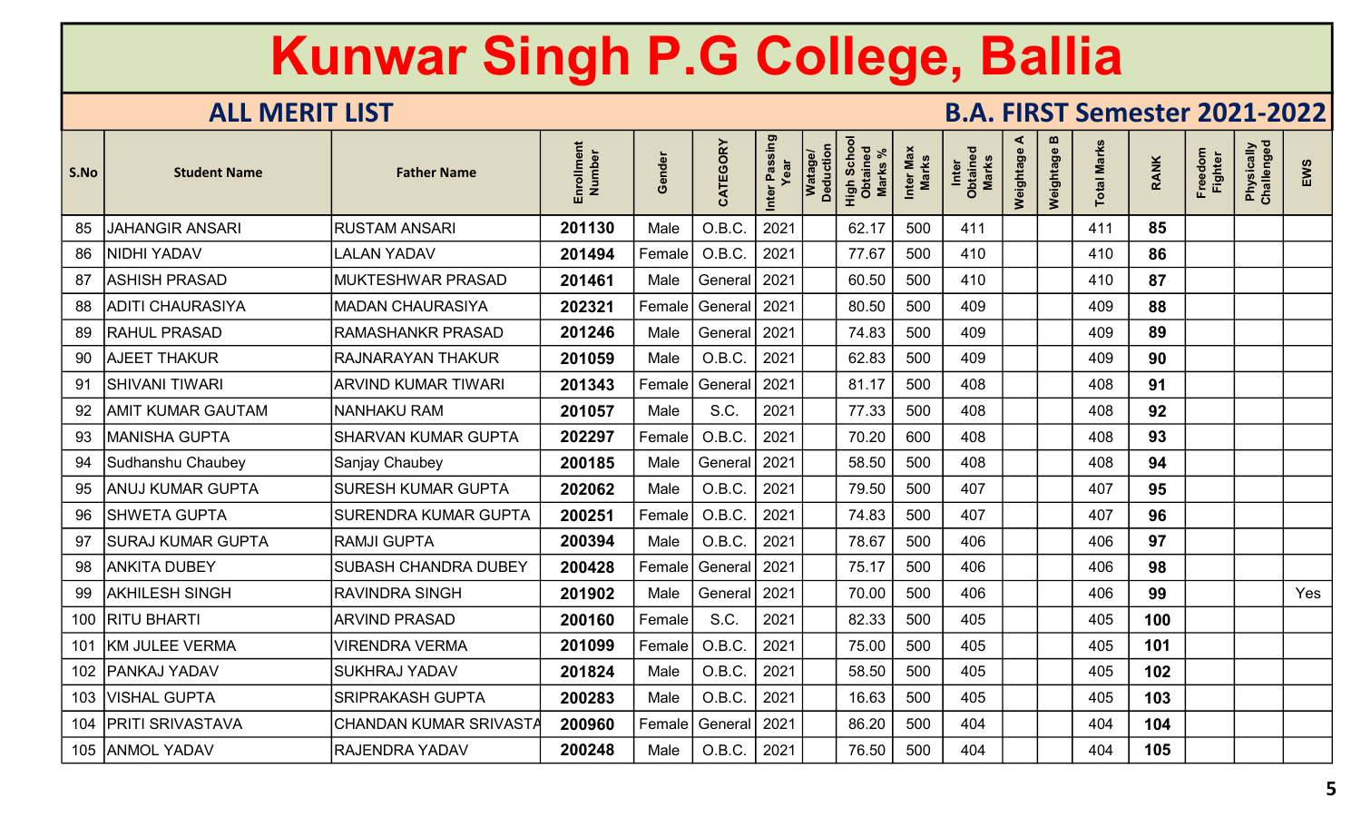# Kunwar Singh P.G College, Ballia

## ALL MERIT LIST

## B.A. FIRST Semester 2021-2022

| S.No | Student Name | Father Name | Enrollment Number | Gender | CATEGORY | Inter Passing Year | Watage/ Deduction | High School Obtained Marks % | Inter Max Marks | Inter Obtained Marks | Weightage A | Weightage B | Total Marks | RANK | Freedom Fighter | Physically Challenged | EWS |
|---|---|---|---|---|---|---|---|---|---|---|---|---|---|---|---|---|---|
| 85 | JAHANGIR ANSARI | RUSTAM ANSARI | **201130** | Male | O.B.C. | 2021 | | 62.17 | 500 | 411 | | | 411 | **85** | | | |
| 86 | NIDHI YADAV | LALAN YADAV | **201494** | Female | O.B.C. | 2021 | | 77.67 | 500 | 410 | | | 410 | **86** | | | |
| 87 | ASHISH PRASAD | MUKTESHWAR PRASAD | **201461** | Male | General | 2021 | | 60.50 | 500 | 410 | | | 410 | **87** | | | |
| 88 | ADITI CHAURASIYA | MADAN CHAURASIYA | **202321** | Female | General | 2021 | | 80.50 | 500 | 409 | | | 409 | **88** | | | |
| 89 | RAHUL PRASAD | RAMASHANKR PRASAD | **201246** | Male | General | 2021 | | 74.83 | 500 | 409 | | | 409 | **89** | | | |
| 90 | AJEET THAKUR | RAJNARAYAN THAKUR | **201059** | Male | O.B.C. | 2021 | | 62.83 | 500 | 409 | | | 409 | **90** | | | |
| 91 | SHIVANI TIWARI | ARVIND KUMAR TIWARI | **201343** | Female | General | 2021 | | 81.17 | 500 | 408 | | | 408 | **91** | | | |
| 92 | AMIT KUMAR GAUTAM | NANHAKU RAM | **201057** | Male | S.C. | 2021 | | 77.33 | 500 | 408 | | | 408 | **92** | | | |
| 93 | MANISHA GUPTA | SHARVAN KUMAR GUPTA | **202297** | Female | O.B.C. | 2021 | | 70.20 | 600 | 408 | | | 408 | **93** | | | |
| 94 | Sudhanshu Chaubey | Sanjay Chaubey | **200185** | Male | General | 2021 | | 58.50 | 500 | 408 | | | 408 | **94** | | | |
| 95 | ANUJ KUMAR GUPTA | SURESH KUMAR GUPTA | **202062** | Male | O.B.C. | 2021 | | 79.50 | 500 | 407 | | | 407 | **95** | | | |
| 96 | SHWETA GUPTA | SURENDRA KUMAR GUPTA | **200251** | Female | O.B.C. | 2021 | | 74.83 | 500 | 407 | | | 407 | **96** | | | |
| 97 | SURAJ KUMAR GUPTA | RAMJI GUPTA | **200394** | Male | O.B.C. | 2021 | | 78.67 | 500 | 406 | | | 406 | **97** | | | |
| 98 | ANKITA DUBEY | SUBASH CHANDRA DUBEY | **200428** | Female | General | 2021 | | 75.17 | 500 | 406 | | | 406 | **98** | | | |
| 99 | AKHILESH SINGH | RAVINDRA SINGH | **201902** | Male | General | 2021 | | 70.00 | 500 | 406 | | | 406 | **99** | | | Yes |
| 100 | RITU BHARTI | ARVIND PRASAD | **200160** | Female | S.C. | 2021 | | 82.33 | 500 | 405 | | | 405 | **100** | | | |
| 101 | KM JULEE VERMA | VIRENDRA VERMA | **201099** | Female | O.B.C. | 2021 | | 75.00 | 500 | 405 | | | 405 | **101** | | | |
| 102 | PANKAJ YADAV | SUKHRAJ YADAV | **201824** | Male | O.B.C. | 2021 | | 58.50 | 500 | 405 | | | 405 | **102** | | | |
| 103 | VISHAL GUPTA | SRIPRAKASH GUPTA | **200283** | Male | O.B.C. | 2021 | | 16.63 | 500 | 405 | | | 405 | **103** | | | |
| 104 | PRITI SRIVASTAVA | CHANDAN KUMAR SRIVASTA | **200960** | Female | General | 2021 | | 86.20 | 500 | 404 | | | 404 | **104** | | | |
| 105 | ANMOL YADAV | RAJENDRA YADAV | **200248** | Male | O.B.C. | 2021 | | 76.50 | 500 | 404 | | | 404 | **105** | | | |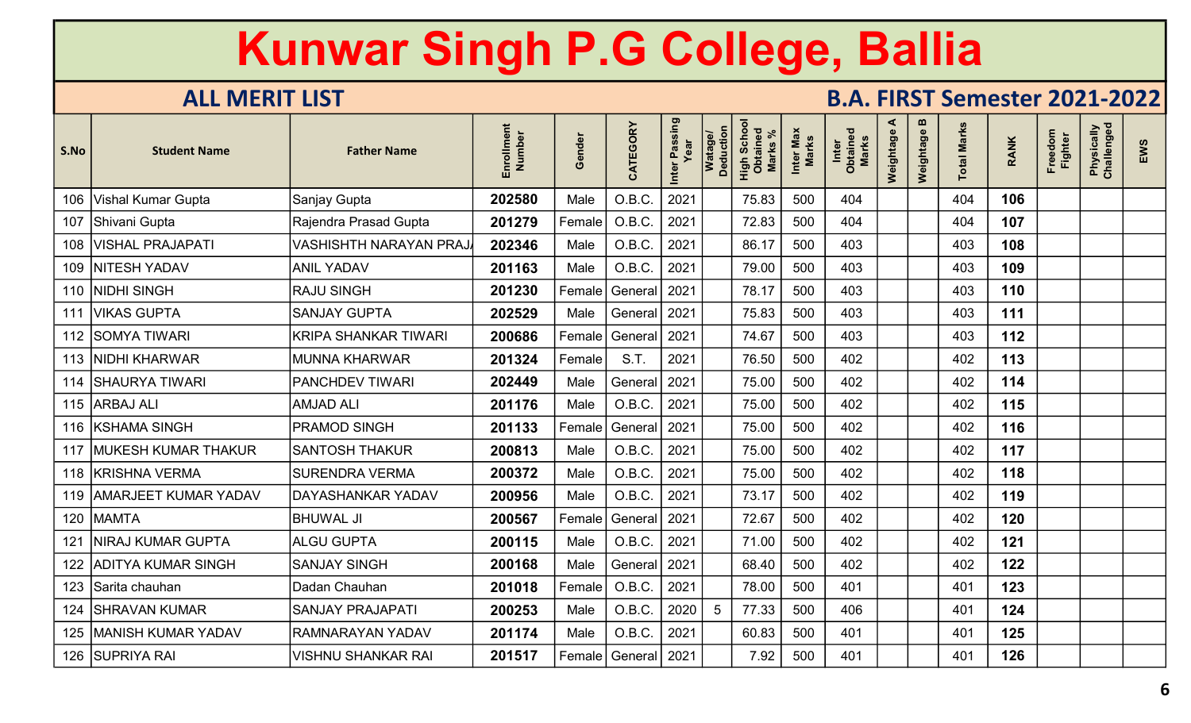# Kunwar Singh P.G College, Ballia

## ALL MERIT LIST

## B.A. FIRST Semester 2021-2022

| S.No | Student Name | Father Name | Enrollment Number | Gender | CATEGORY | Inter Passing Year | Watage/ Deduction | High School Obtained Marks % | Inter Max Marks | Inter Obtained Marks | Weightage A | Weightage B | Total Marks | RANK | Freedom Fighter | Physically Challenged | EWS |
|---|---|---|---|---|---|---|---|---|---|---|---|---|---|---|---|---|---|
| 106 | Vishal Kumar Gupta | Sanjay Gupta | 202580 | Male | O.B.C. | 2021 | | 75.83 | 500 | 404 | | | 404 | 106 | | | |
| 107 | Shivani Gupta | Rajendra Prasad Gupta | 201279 | Female | O.B.C. | 2021 | | 72.83 | 500 | 404 | | | 404 | 107 | | | |
| 108 | VISHAL PRAJAPATI | VASHISHTH NARAYAN PRAJ/ | 202346 | Male | O.B.C. | 2021 | | 86.17 | 500 | 403 | | | 403 | 108 | | | |
| 109 | NITESH YADAV | ANIL YADAV | 201163 | Male | O.B.C. | 2021 | | 79.00 | 500 | 403 | | | 403 | 109 | | | |
| 110 | NIDHI SINGH | RAJU SINGH | 201230 | Female | General | 2021 | | 78.17 | 500 | 403 | | | 403 | 110 | | | |
| 111 | VIKAS GUPTA | SANJAY GUPTA | 202529 | Male | General | 2021 | | 75.83 | 500 | 403 | | | 403 | 111 | | | |
| 112 | SOMYA TIWARI | KRIPA SHANKAR TIWARI | 200686 | Female | General | 2021 | | 74.67 | 500 | 403 | | | 403 | 112 | | | |
| 113 | NIDHI KHARWAR | MUNNA KHARWAR | 201324 | Female | S.T. | 2021 | | 76.50 | 500 | 402 | | | 402 | 113 | | | |
| 114 | SHAURYA TIWARI | PANCHDEV TIWARI | 202449 | Male | General | 2021 | | 75.00 | 500 | 402 | | | 402 | 114 | | | |
| 115 | ARBAJ ALI | AMJAD ALI | 201176 | Male | O.B.C. | 2021 | | 75.00 | 500 | 402 | | | 402 | 115 | | | |
| 116 | KSHAMA SINGH | PRAMOD SINGH | 201133 | Female | General | 2021 | | 75.00 | 500 | 402 | | | 402 | 116 | | | |
| 117 | MUKESH KUMAR THAKUR | SANTOSH THAKUR | 200813 | Male | O.B.C. | 2021 | | 75.00 | 500 | 402 | | | 402 | 117 | | | |
| 118 | KRISHNA VERMA | SURENDRA VERMA | 200372 | Male | O.B.C. | 2021 | | 75.00 | 500 | 402 | | | 402 | 118 | | | |
| 119 | AMARJEET KUMAR YADAV | DAYASHANKAR YADAV | 200956 | Male | O.B.C. | 2021 | | 73.17 | 500 | 402 | | | 402 | 119 | | | |
| 120 | MAMTA | BHUWAL JI | 200567 | Female | General | 2021 | | 72.67 | 500 | 402 | | | 402 | 120 | | | |
| 121 | NIRAJ KUMAR GUPTA | ALGU GUPTA | 200115 | Male | O.B.C. | 2021 | | 71.00 | 500 | 402 | | | 402 | 121 | | | |
| 122 | ADITYA KUMAR SINGH | SANJAY SINGH | 200168 | Male | General | 2021 | | 68.40 | 500 | 402 | | | 402 | 122 | | | |
| 123 | Sarita chauhan | Dadan Chauhan | 201018 | Female | O.B.C. | 2021 | | 78.00 | 500 | 401 | | | 401 | 123 | | | |
| 124 | SHRAVAN KUMAR | SANJAY PRAJAPATI | 200253 | Male | O.B.C. | 2020 | 5 | 77.33 | 500 | 406 | | | 401 | 124 | | | |
| 125 | MANISH KUMAR YADAV | RAMNARAYAN YADAV | 201174 | Male | O.B.C. | 2021 | | 60.83 | 500 | 401 | | | 401 | 125 | | | |
| 126 | SUPRIYA RAI | VISHNU SHANKAR RAI | 201517 | Female | General | 2021 | | 7.92 | 500 | 401 | | | 401 | 126 | | | |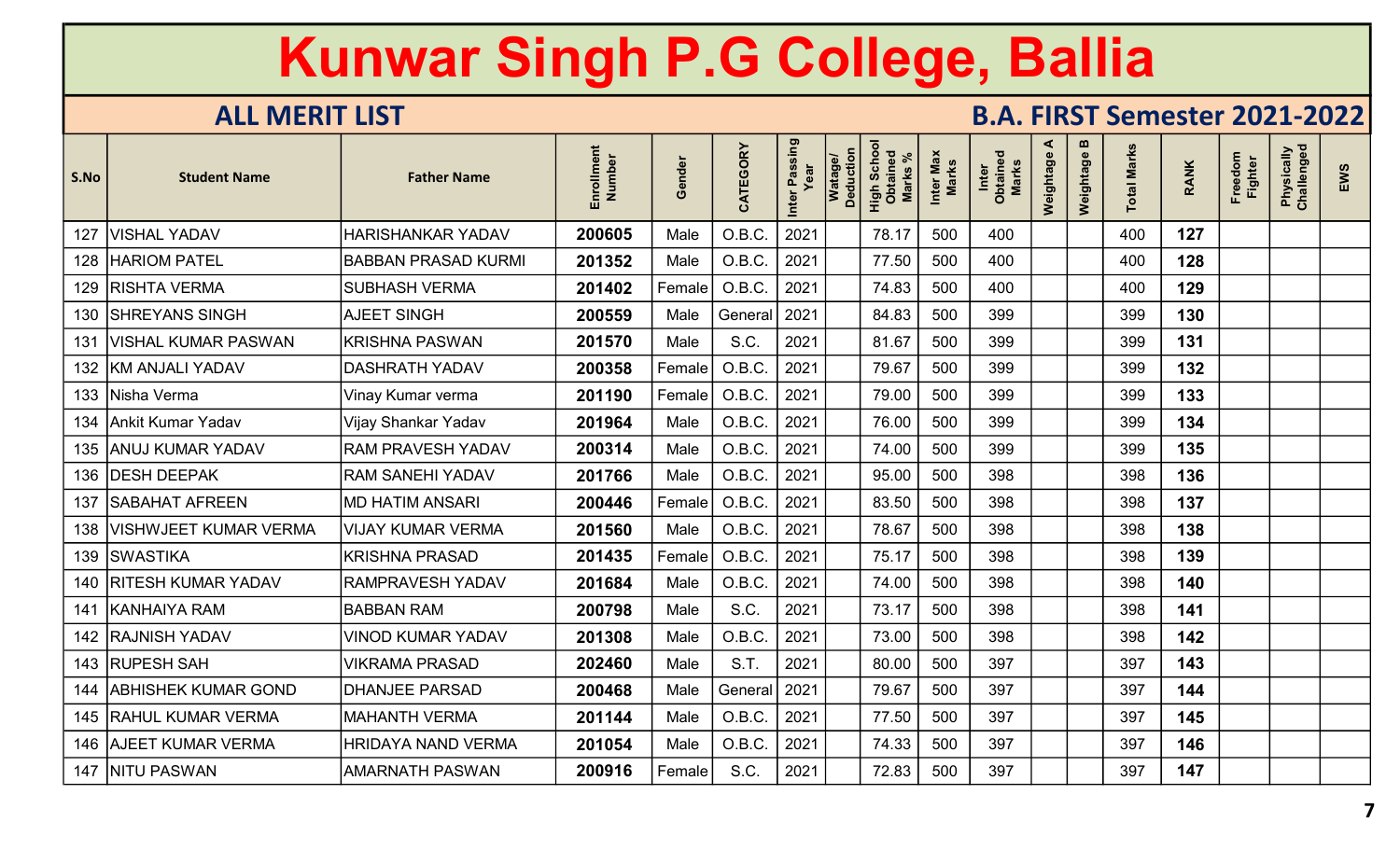# Kunwar Singh P.G College, Ballia

## ALL MERIT LIST

## B.A. FIRST Semester 2021-2022

| S.No | Student Name | Father Name | Enrollment Number | Gender | CATEGORY | Inter Passing Year | Watage/ Deduction | High School Obtained Marks % | Inter Max Marks | Inter Obtained Marks | Weightage A | Weightage B | Total Marks | RANK | Freedom Fighter | Physically Challenged | EWS |
|---|---|---|---|---|---|---|---|---|---|---|---|---|---|---|---|---|---|
| 127 | VISHAL YADAV | HARISHANKAR YADAV | 200605 | Male | O.B.C. | 2021 | | 78.17 | 500 | 400 | | | 400 | 127 | | | |
| 128 | HARIOM PATEL | BABBAN PRASAD KURMI | 201352 | Male | O.B.C. | 2021 | | 77.50 | 500 | 400 | | | 400 | 128 | | | |
| 129 | RISHTA VERMA | SUBHASH VERMA | 201402 | Female | O.B.C. | 2021 | | 74.83 | 500 | 400 | | | 400 | 129 | | | |
| 130 | SHREYANS SINGH | AJEET SINGH | 200559 | Male | General | 2021 | | 84.83 | 500 | 399 | | | 399 | 130 | | | |
| 131 | VISHAL KUMAR PASWAN | KRISHNA PASWAN | 201570 | Male | S.C. | 2021 | | 81.67 | 500 | 399 | | | 399 | 131 | | | |
| 132 | KM ANJALI YADAV | DASHRATH YADAV | 200358 | Female | O.B.C. | 2021 | | 79.67 | 500 | 399 | | | 399 | 132 | | | |
| 133 | Nisha Verma | Vinay Kumar verma | 201190 | Female | O.B.C. | 2021 | | 79.00 | 500 | 399 | | | 399 | 133 | | | |
| 134 | Ankit Kumar Yadav | Vijay Shankar Yadav | 201964 | Male | O.B.C. | 2021 | | 76.00 | 500 | 399 | | | 399 | 134 | | | |
| 135 | ANUJ KUMAR YADAV | RAM PRAVESH YADAV | 200314 | Male | O.B.C. | 2021 | | 74.00 | 500 | 399 | | | 399 | 135 | | | |
| 136 | DESH DEEPAK | RAM SANEHI YADAV | 201766 | Male | O.B.C. | 2021 | | 95.00 | 500 | 398 | | | 398 | 136 | | | |
| 137 | SABAHAT AFREEN | MD HATIM ANSARI | 200446 | Female | O.B.C. | 2021 | | 83.50 | 500 | 398 | | | 398 | 137 | | | |
| 138 | VISHWJEET KUMAR VERMA | VIJAY KUMAR VERMA | 201560 | Male | O.B.C. | 2021 | | 78.67 | 500 | 398 | | | 398 | 138 | | | |
| 139 | SWASTIKA | KRISHNA PRASAD | 201435 | Female | O.B.C. | 2021 | | 75.17 | 500 | 398 | | | 398 | 139 | | | |
| 140 | RITESH KUMAR YADAV | RAMPRAVESH YADAV | 201684 | Male | O.B.C. | 2021 | | 74.00 | 500 | 398 | | | 398 | 140 | | | |
| 141 | KANHAIYA RAM | BABBAN RAM | 200798 | Male | S.C. | 2021 | | 73.17 | 500 | 398 | | | 398 | 141 | | | |
| 142 | RAJNISH YADAV | VINOD KUMAR YADAV | 201308 | Male | O.B.C. | 2021 | | 73.00 | 500 | 398 | | | 398 | 142 | | | |
| 143 | RUPESH SAH | VIKRAMA PRASAD | 202460 | Male | S.T. | 2021 | | 80.00 | 500 | 397 | | | 397 | 143 | | | |
| 144 | ABHISHEK KUMAR GOND | DHANJEE PARSAD | 200468 | Male | General | 2021 | | 79.67 | 500 | 397 | | | 397 | 144 | | | |
| 145 | RAHUL KUMAR VERMA | MAHANTH VERMA | 201144 | Male | O.B.C. | 2021 | | 77.50 | 500 | 397 | | | 397 | 145 | | | |
| 146 | AJEET KUMAR VERMA | HRIDAYA NAND VERMA | 201054 | Male | O.B.C. | 2021 | | 74.33 | 500 | 397 | | | 397 | 146 | | | |
| 147 | NITU PASWAN | AMARNATH PASWAN | 200916 | Female | S.C. | 2021 | | 72.83 | 500 | 397 | | | 397 | 147 | | | |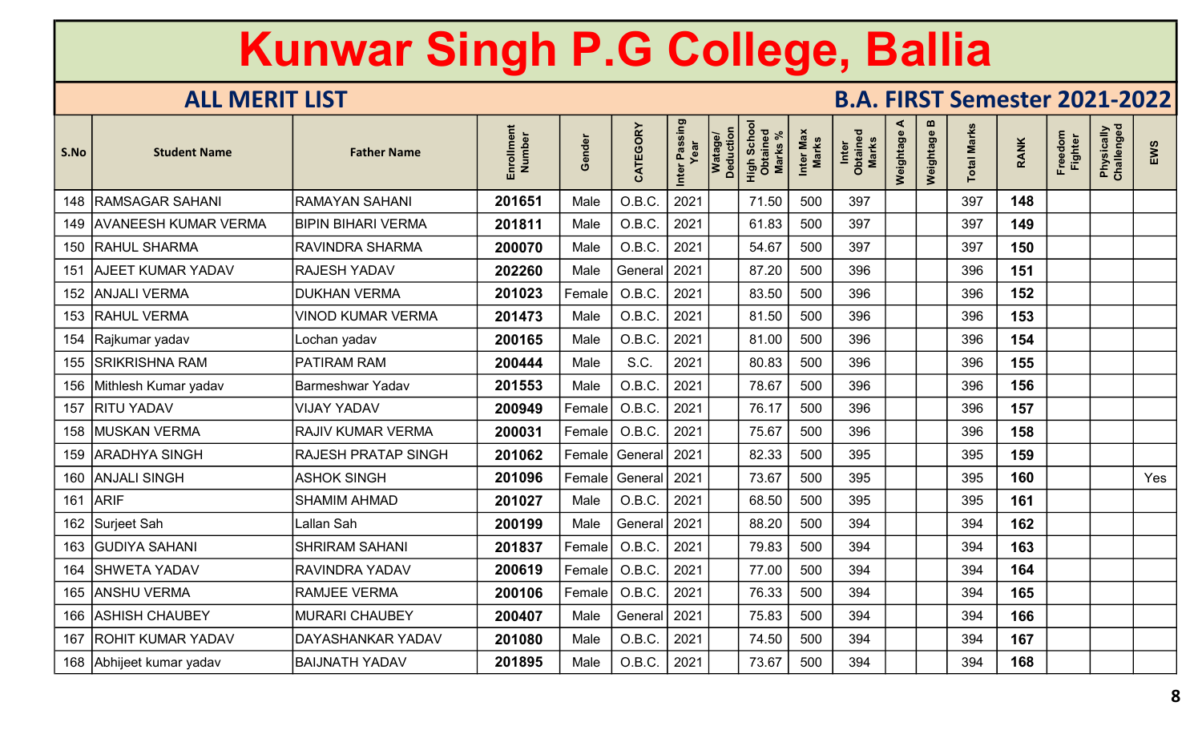# Kunwar Singh P.G College, Ballia

## ALL MERIT LIST

## B.A. FIRST Semester 2021-2022

| S.No | Student Name | Father Name | Enrollment Number | Gender | CATEGORY | Inter Passing Year | Watage/ Deduction | High School Obtained Marks % | Inter Max Marks | Inter Obtained Marks | Weightage A | Weightage B | Total Marks | RANK | Freedom Fighter | Physically Challenged | EWS |
|---|---|---|---|---|---|---|---|---|---|---|---|---|---|---|---|---|---|
| 148 | RAMSAGAR SAHANI | RAMAYAN SAHANI | 201651 | Male | O.B.C. | 2021 | | 71.50 | 500 | 397 | | | 397 | 148 | | | |
| 149 | AVANEESH KUMAR VERMA | BIPIN BIHARI VERMA | 201811 | Male | O.B.C. | 2021 | | 61.83 | 500 | 397 | | | 397 | 149 | | | |
| 150 | RAHUL SHARMA | RAVINDRA SHARMA | 200070 | Male | O.B.C. | 2021 | | 54.67 | 500 | 397 | | | 397 | 150 | | | |
| 151 | AJEET KUMAR YADAV | RAJESH YADAV | 202260 | Male | General | 2021 | | 87.20 | 500 | 396 | | | 396 | 151 | | | |
| 152 | ANJALI VERMA | DUKHAN VERMA | 201023 | Female | O.B.C. | 2021 | | 83.50 | 500 | 396 | | | 396 | 152 | | | |
| 153 | RAHUL VERMA | VINOD KUMAR VERMA | 201473 | Male | O.B.C. | 2021 | | 81.50 | 500 | 396 | | | 396 | 153 | | | |
| 154 | Rajkumar yadav | Lochan yadav | 200165 | Male | O.B.C. | 2021 | | 81.00 | 500 | 396 | | | 396 | 154 | | | |
| 155 | SRIKRISHNA RAM | PATIRAM RAM | 200444 | Male | S.C. | 2021 | | 80.83 | 500 | 396 | | | 396 | 155 | | | |
| 156 | Mithlesh Kumar yadav | Barmeshwar Yadav | 201553 | Male | O.B.C. | 2021 | | 78.67 | 500 | 396 | | | 396 | 156 | | | |
| 157 | RITU YADAV | VIJAY YADAV | 200949 | Female | O.B.C. | 2021 | | 76.17 | 500 | 396 | | | 396 | 157 | | | |
| 158 | MUSKAN VERMA | RAJIV KUMAR VERMA | 200031 | Female | O.B.C. | 2021 | | 75.67 | 500 | 396 | | | 396 | 158 | | | |
| 159 | ARADHYA SINGH | RAJESH PRATAP SINGH | 201062 | Female | General | 2021 | | 82.33 | 500 | 395 | | | 395 | 159 | | | |
| 160 | ANJALI SINGH | ASHOK SINGH | 201096 | Female | General | 2021 | | 73.67 | 500 | 395 | | | 395 | 160 | | | Yes |
| 161 | ARIF | SHAMIM AHMAD | 201027 | Male | O.B.C. | 2021 | | 68.50 | 500 | 395 | | | 395 | 161 | | | |
| 162 | Surjeet Sah | Lallan Sah | 200199 | Male | General | 2021 | | 88.20 | 500 | 394 | | | 394 | 162 | | | |
| 163 | GUDIYA SAHANI | SHRIRAM SAHANI | 201837 | Female | O.B.C. | 2021 | | 79.83 | 500 | 394 | | | 394 | 163 | | | |
| 164 | SHWETA YADAV | RAVINDRA YADAV | 200619 | Female | O.B.C. | 2021 | | 77.00 | 500 | 394 | | | 394 | 164 | | | |
| 165 | ANSHU VERMA | RAMJEE VERMA | 200106 | Female | O.B.C. | 2021 | | 76.33 | 500 | 394 | | | 394 | 165 | | | |
| 166 | ASHISH CHAUBEY | MURARI CHAUBEY | 200407 | Male | General | 2021 | | 75.83 | 500 | 394 | | | 394 | 166 | | | |
| 167 | ROHIT KUMAR YADAV | DAYASHANKAR YADAV | 201080 | Male | O.B.C. | 2021 | | 74.50 | 500 | 394 | | | 394 | 167 | | | |
| 168 | Abhijeet kumar yadav | BAIJNATH YADAV | 201895 | Male | O.B.C. | 2021 | | 73.67 | 500 | 394 | | | 394 | 168 | | | |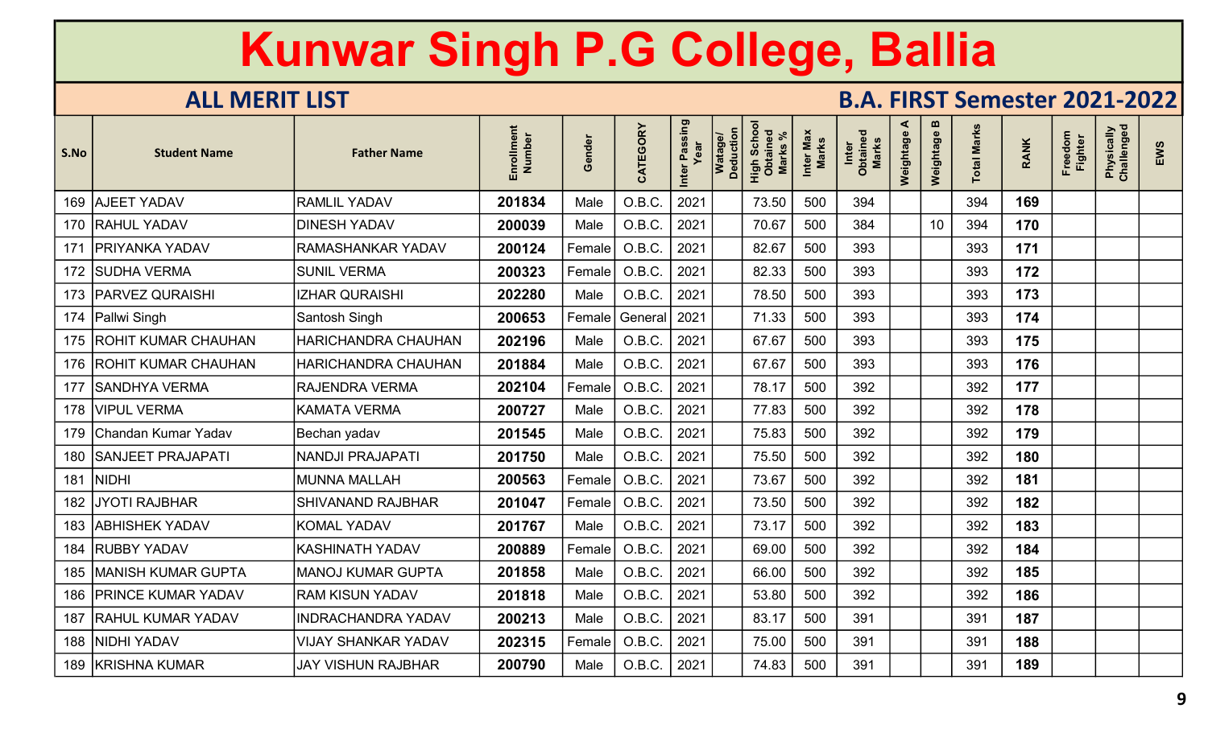# Kunwar Singh P.G College, Ballia

## ALL MERIT LIST

## B.A. FIRST Semester 2021-2022

| S.No | Student Name | Father Name | Enrollment Number | Gender | CATEGORY | Inter Passing Year | Watage/ Deduction | High School Obtained Marks % | Inter Max Marks | Inter Obtained Marks | Weightage A | Weightage B | Total Marks | RANK | Freedom Fighter | Physically Challenged | EWS |
|---|---|---|---|---|---|---|---|---|---|---|---|---|---|---|---|---|---|
| 169 | AJEET YADAV | RAMLIL YADAV | **201834** | Male | O.B.C. | 2021 | | 73.50 | 500 | 394 | | | 394 | **169** | | | |
| 170 | RAHUL YADAV | DINESH YADAV | **200039** | Male | O.B.C. | 2021 | | 70.67 | 500 | 384 | | 10 | 394 | **170** | | | |
| 171 | PRIYANKA YADAV | RAMASHANKAR YADAV | **200124** | Female | O.B.C. | 2021 | | 82.67 | 500 | 393 | | | 393 | **171** | | | |
| 172 | SUDHA VERMA | SUNIL VERMA | **200323** | Female | O.B.C. | 2021 | | 82.33 | 500 | 393 | | | 393 | **172** | | | |
| 173 | PARVEZ QURAISHI | IZHAR QURAISHI | **202280** | Male | O.B.C. | 2021 | | 78.50 | 500 | 393 | | | 393 | **173** | | | |
| 174 | Pallwi Singh | Santosh Singh | **200653** | Female | General | 2021 | | 71.33 | 500 | 393 | | | 393 | **174** | | | |
| 175 | ROHIT KUMAR CHAUHAN | HARICHANDRA CHAUHAN | **202196** | Male | O.B.C. | 2021 | | 67.67 | 500 | 393 | | | 393 | **175** | | | |
| 176 | ROHIT KUMAR CHAUHAN | HARICHANDRA CHAUHAN | **201884** | Male | O.B.C. | 2021 | | 67.67 | 500 | 393 | | | 393 | **176** | | | |
| 177 | SANDHYA VERMA | RAJENDRA VERMA | **202104** | Female | O.B.C. | 2021 | | 78.17 | 500 | 392 | | | 392 | **177** | | | |
| 178 | VIPUL VERMA | KAMATA VERMA | **200727** | Male | O.B.C. | 2021 | | 77.83 | 500 | 392 | | | 392 | **178** | | | |
| 179 | Chandan Kumar Yadav | Bechan yadav | **201545** | Male | O.B.C. | 2021 | | 75.83 | 500 | 392 | | | 392 | **179** | | | |
| 180 | SANJEET PRAJAPATI | NANDJI PRAJAPATI | **201750** | Male | O.B.C. | 2021 | | 75.50 | 500 | 392 | | | 392 | **180** | | | |
| 181 | NIDHI | MUNNA MALLAH | **200563** | Female | O.B.C. | 2021 | | 73.67 | 500 | 392 | | | 392 | **181** | | | |
| 182 | JYOTI RAJBHAR | SHIVANAND RAJBHAR | **201047** | Female | O.B.C. | 2021 | | 73.50 | 500 | 392 | | | 392 | **182** | | | |
| 183 | ABHISHEK YADAV | KOMAL YADAV | **201767** | Male | O.B.C. | 2021 | | 73.17 | 500 | 392 | | | 392 | **183** | | | |
| 184 | RUBBY YADAV | KASHINATH YADAV | **200889** | Female | O.B.C. | 2021 | | 69.00 | 500 | 392 | | | 392 | **184** | | | |
| 185 | MANISH KUMAR GUPTA | MANOJ KUMAR GUPTA | **201858** | Male | O.B.C. | 2021 | | 66.00 | 500 | 392 | | | 392 | **185** | | | |
| 186 | PRINCE KUMAR YADAV | RAM KISUN YADAV | **201818** | Male | O.B.C. | 2021 | | 53.80 | 500 | 392 | | | 392 | **186** | | | |
| 187 | RAHUL KUMAR YADAV | INDRACHANDRA YADAV | **200213** | Male | O.B.C. | 2021 | | 83.17 | 500 | 391 | | | 391 | **187** | | | |
| 188 | NIDHI YADAV | VIJAY SHANKAR YADAV | **202315** | Female | O.B.C. | 2021 | | 75.00 | 500 | 391 | | | 391 | **188** | | | |
| 189 | KRISHNA KUMAR | JAY VISHUN RAJBHAR | **200790** | Male | O.B.C. | 2021 | | 74.83 | 500 | 391 | | | 391 | **189** | | | |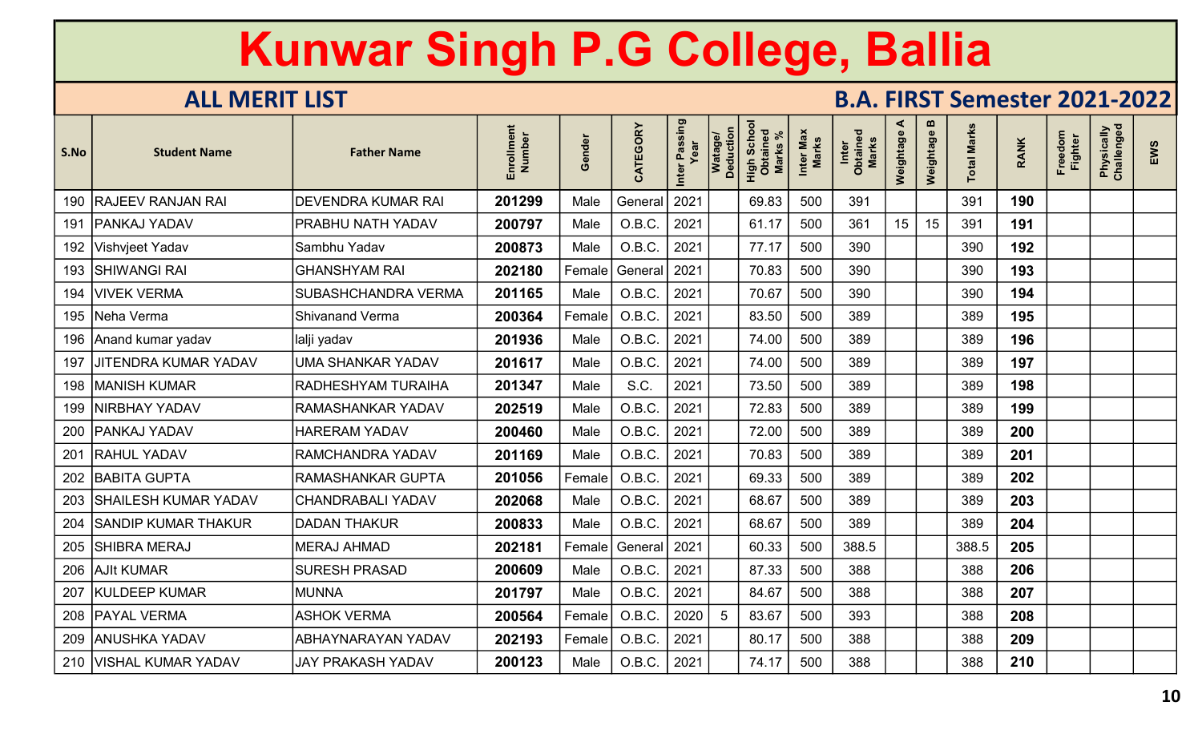# Kunwar Singh P.G College, Ballia

## ALL MERIT LIST

## B.A. FIRST Semester 2021-2022

| S.No | Student Name | Father Name | Enrollment Number | Gender | CATEGORY | Inter Passing Year | Watage/ Deduction | High School Obtained Marks % | Inter Max Marks | Inter Obtained Marks | Weightage A | Weightage B | Total Marks | RANK | Freedom Fighter | Physically Challenged | EWS |
|---|---|---|---|---|---|---|---|---|---|---|---|---|---|---|---|---|---|
| 190 | RAJEEV RANJAN RAI | DEVENDRA KUMAR RAI | **201299** | Male | General | 2021 | | 69.83 | 500 | 391 | | | 391 | **190** | | | |
| 191 | PANKAJ YADAV | PRABHU NATH YADAV | **200797** | Male | O.B.C. | 2021 | | 61.17 | 500 | 361 | 15 | 15 | 391 | **191** | | | |
| 192 | Vishvjeet Yadav | Sambhu Yadav | **200873** | Male | O.B.C. | 2021 | | 77.17 | 500 | 390 | | | 390 | **192** | | | |
| 193 | SHIWANGI RAI | GHANSHYAM RAI | **202180** | Female | General | 2021 | | 70.83 | 500 | 390 | | | 390 | **193** | | | |
| 194 | VIVEK VERMA | SUBASHCHANDRA VERMA | **201165** | Male | O.B.C. | 2021 | | 70.67 | 500 | 390 | | | 390 | **194** | | | |
| 195 | Neha Verma | Shivanand Verma | **200364** | Female | O.B.C. | 2021 | | 83.50 | 500 | 389 | | | 389 | **195** | | | |
| 196 | Anand kumar yadav | lalji yadav | **201936** | Male | O.B.C. | 2021 | | 74.00 | 500 | 389 | | | 389 | **196** | | | |
| 197 | JITENDRA KUMAR YADAV | UMA SHANKAR YADAV | **201617** | Male | O.B.C. | 2021 | | 74.00 | 500 | 389 | | | 389 | **197** | | | |
| 198 | MANISH KUMAR | RADHESHYAM TURAIHA | **201347** | Male | S.C. | 2021 | | 73.50 | 500 | 389 | | | 389 | **198** | | | |
| 199 | NIRBHAY YADAV | RAMASHANKAR YADAV | **202519** | Male | O.B.C. | 2021 | | 72.83 | 500 | 389 | | | 389 | **199** | | | |
| 200 | PANKAJ YADAV | HARERAM YADAV | **200460** | Male | O.B.C. | 2021 | | 72.00 | 500 | 389 | | | 389 | **200** | | | |
| 201 | RAHUL YADAV | RAMCHANDRA YADAV | **201169** | Male | O.B.C. | 2021 | | 70.83 | 500 | 389 | | | 389 | **201** | | | |
| 202 | BABITA GUPTA | RAMASHANKAR GUPTA | **201056** | Female | O.B.C. | 2021 | | 69.33 | 500 | 389 | | | 389 | **202** | | | |
| 203 | SHAILESH KUMAR YADAV | CHANDRABALI YADAV | **202068** | Male | O.B.C. | 2021 | | 68.67 | 500 | 389 | | | 389 | **203** | | | |
| 204 | SANDIP KUMAR THAKUR | DADAN THAKUR | **200833** | Male | O.B.C. | 2021 | | 68.67 | 500 | 389 | | | 389 | **204** | | | |
| 205 | SHIBRA MERAJ | MERAJ AHMAD | **202181** | Female | General | 2021 | | 60.33 | 500 | 388.5 | | | 388.5 | **205** | | | |
| 206 | AJIt KUMAR | SURESH PRASAD | **200609** | Male | O.B.C. | 2021 | | 87.33 | 500 | 388 | | | 388 | **206** | | | |
| 207 | KULDEEP KUMAR | MUNNA | **201797** | Male | O.B.C. | 2021 | | 84.67 | 500 | 388 | | | 388 | **207** | | | |
| 208 | PAYAL VERMA | ASHOK VERMA | **200564** | Female | O.B.C. | 2020 | 5 | 83.67 | 500 | 393 | | | 388 | **208** | | | |
| 209 | ANUSHKA YADAV | ABHAYNARAYAN YADAV | **202193** | Female | O.B.C. | 2021 | | 80.17 | 500 | 388 | | | 388 | **209** | | | |
| 210 | VISHAL KUMAR YADAV | JAY PRAKASH YADAV | **200123** | Male | O.B.C. | 2021 | | 74.17 | 500 | 388 | | | 388 | **210** | | | |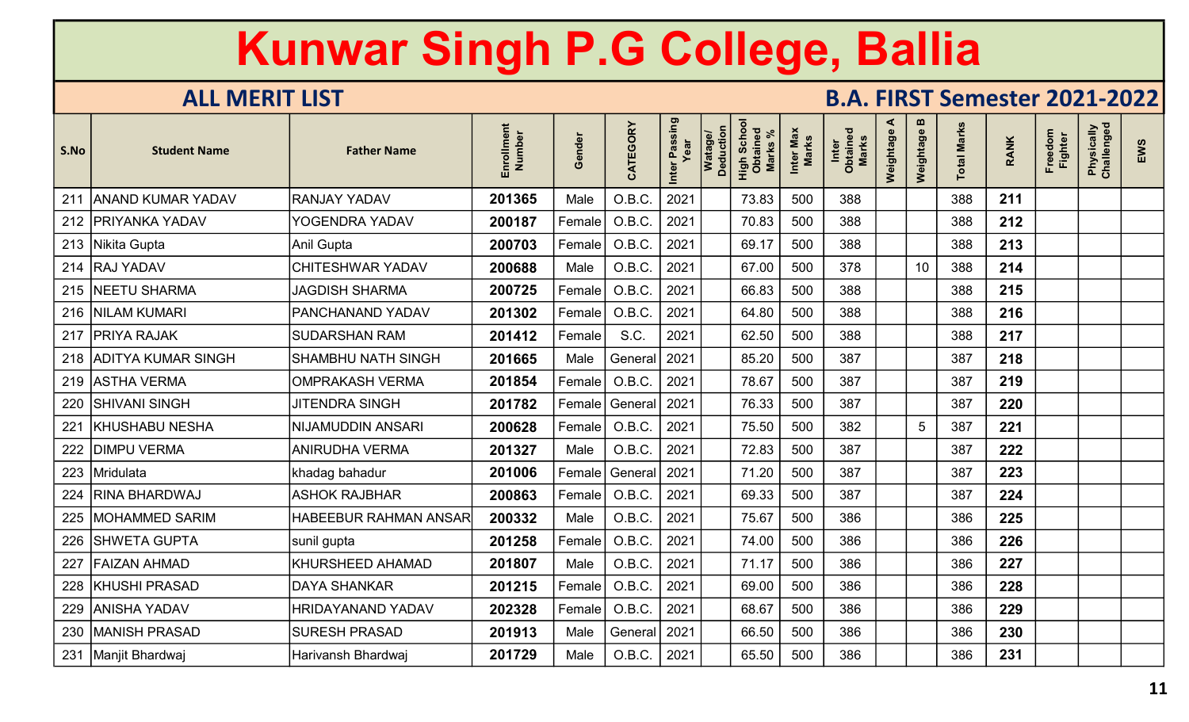# Kunwar Singh P.G College, Ballia

## ALL MERIT LIST

## B.A. FIRST Semester 2021-2022

| S.No | Student Name | Father Name | Enrollment Number | Gender | CATEGORY | Inter Passing Year | Watage/ Deduction | High School Obtained Marks % | Inter Max Marks | Inter Obtained Marks | Weightage A | Weightage B | Total Marks | RANK | Freedom Fighter | Physically Challenged | EWS |
|---|---|---|---|---|---|---|---|---|---|---|---|---|---|---|---|---|---|
| 211 | ANAND KUMAR YADAV | RANJAY YADAV | 201365 | Male | O.B.C. | 2021 | | 73.83 | 500 | 388 | | | 388 | 211 | | | |
| 212 | PRIYANKA YADAV | YOGENDRA YADAV | 200187 | Female | O.B.C. | 2021 | | 70.83 | 500 | 388 | | | 388 | 212 | | | |
| 213 | Nikita Gupta | Anil Gupta | 200703 | Female | O.B.C. | 2021 | | 69.17 | 500 | 388 | | | 388 | 213 | | | |
| 214 | RAJ YADAV | CHITESHWAR YADAV | 200688 | Male | O.B.C. | 2021 | | 67.00 | 500 | 378 | | 10 | 388 | 214 | | | |
| 215 | NEETU SHARMA | JAGDISH SHARMA | 200725 | Female | O.B.C. | 2021 | | 66.83 | 500 | 388 | | | 388 | 215 | | | |
| 216 | NILAM KUMARI | PANCHANAND YADAV | 201302 | Female | O.B.C. | 2021 | | 64.80 | 500 | 388 | | | 388 | 216 | | | |
| 217 | PRIYA RAJAK | SUDARSHAN RAM | 201412 | Female | S.C. | 2021 | | 62.50 | 500 | 388 | | | 388 | 217 | | | |
| 218 | ADITYA KUMAR SINGH | SHAMBHU NATH SINGH | 201665 | Male | General | 2021 | | 85.20 | 500 | 387 | | | 387 | 218 | | | |
| 219 | ASTHA VERMA | OMPRAKASH VERMA | 201854 | Female | O.B.C. | 2021 | | 78.67 | 500 | 387 | | | 387 | 219 | | | |
| 220 | SHIVANI SINGH | JITENDRA SINGH | 201782 | Female | General | 2021 | | 76.33 | 500 | 387 | | | 387 | 220 | | | |
| 221 | KHUSHABU NESHA | NIJAMUDDIN ANSARI | 200628 | Female | O.B.C. | 2021 | | 75.50 | 500 | 382 | | 5 | 387 | 221 | | | |
| 222 | DIMPU VERMA | ANIRUDHA VERMA | 201327 | Male | O.B.C. | 2021 | | 72.83 | 500 | 387 | | | 387 | 222 | | | |
| 223 | Mridulata | khadag bahadur | 201006 | Female | General | 2021 | | 71.20 | 500 | 387 | | | 387 | 223 | | | |
| 224 | RINA BHARDWAJ | ASHOK RAJBHAR | 200863 | Female | O.B.C. | 2021 | | 69.33 | 500 | 387 | | | 387 | 224 | | | |
| 225 | MOHAMMED SARIM | HABEEBUR RAHMAN ANSAR | 200332 | Male | O.B.C. | 2021 | | 75.67 | 500 | 386 | | | 386 | 225 | | | |
| 226 | SHWETA GUPTA | sunil gupta | 201258 | Female | O.B.C. | 2021 | | 74.00 | 500 | 386 | | | 386 | 226 | | | |
| 227 | FAIZAN AHMAD | KHURSHEED AHAMAD | 201807 | Male | O.B.C. | 2021 | | 71.17 | 500 | 386 | | | 386 | 227 | | | |
| 228 | KHUSHI PRASAD | DAYA SHANKAR | 201215 | Female | O.B.C. | 2021 | | 69.00 | 500 | 386 | | | 386 | 228 | | | |
| 229 | ANISHA YADAV | HRIDAYANAND YADAV | 202328 | Female | O.B.C. | 2021 | | 68.67 | 500 | 386 | | | 386 | 229 | | | |
| 230 | MANISH PRASAD | SURESH PRASAD | 201913 | Male | General | 2021 | | 66.50 | 500 | 386 | | | 386 | 230 | | | |
| 231 | Manjit Bhardwaj | Harivansh Bhardwaj | 201729 | Male | O.B.C. | 2021 | | 65.50 | 500 | 386 | | | 386 | 231 | | | |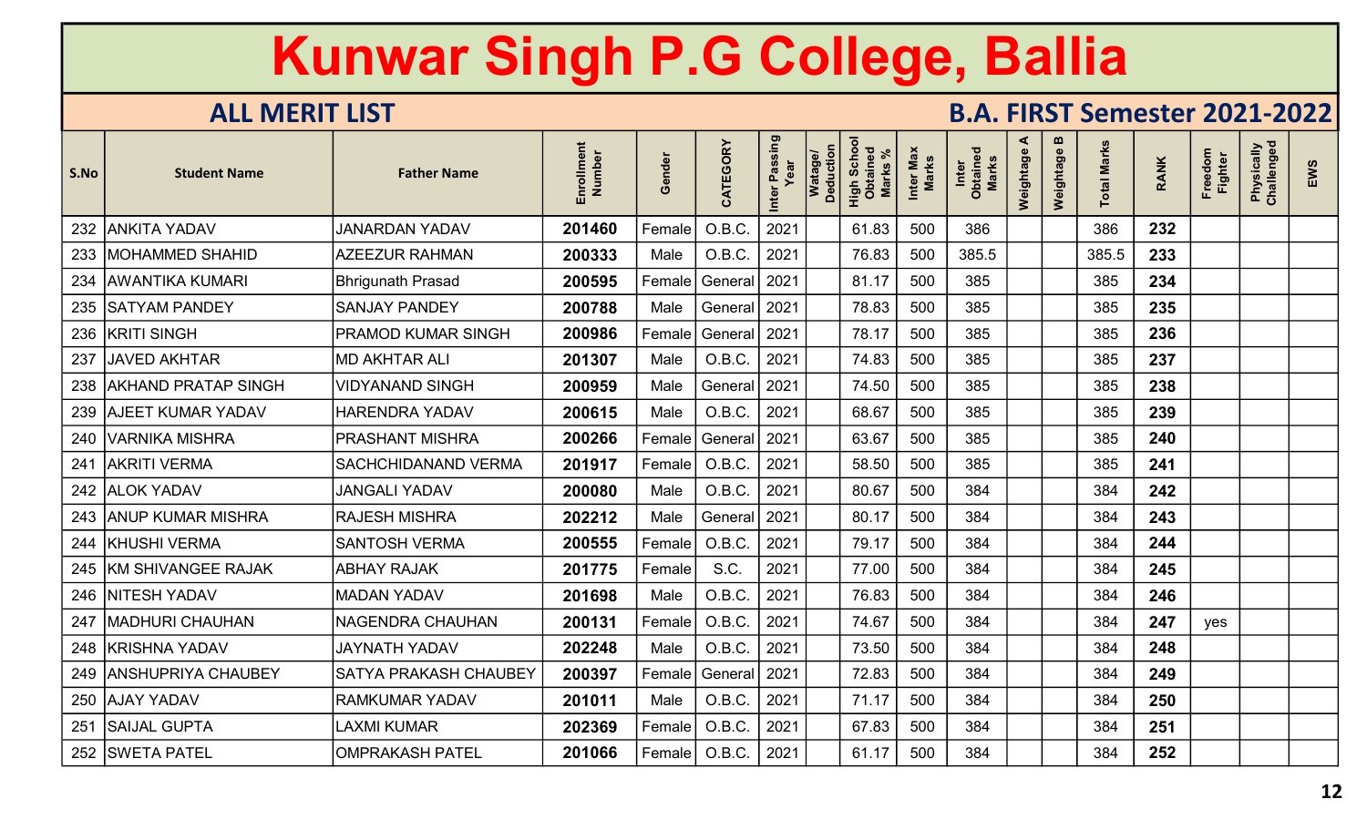# Kunwar Singh P.G College, Ballia

## ALL MERIT LIST

## B.A. FIRST Semester 2021-2022

| S.No | Student Name | Father Name | Enrollment Number | Gender | CATEGORY | Inter Passing Year | Watage/ Deduction | High School Obtained Marks % | Inter Max Marks | Inter Obtained Marks | Weightage A | Weightage B | Total Marks | RANK | Freedom Fighter | Physically Challenged | EWS |
|---|---|---|---|---|---|---|---|---|---|---|---|---|---|---|---|---|---|
| 232 | ANKITA YADAV | JANARDAN YADAV | **201460** | Female | O.B.C. | 2021 | | 61.83 | 500 | 386 | | | 386 | **232** | | | |
| 233 | MOHAMMED SHAHID | AZEEZUR RAHMAN | **200333** | Male | O.B.C. | 2021 | | 76.83 | 500 | 385.5 | | | 385.5 | **233** | | | |
| 234 | AWANTIKA KUMARI | Bhrigunath Prasad | **200595** | Female | General | 2021 | | 81.17 | 500 | 385 | | | 385 | **234** | | | |
| 235 | SATYAM PANDEY | SANJAY PANDEY | **200788** | Male | General | 2021 | | 78.83 | 500 | 385 | | | 385 | **235** | | | |
| 236 | KRITI SINGH | PRAMOD KUMAR SINGH | **200986** | Female | General | 2021 | | 78.17 | 500 | 385 | | | 385 | **236** | | | |
| 237 | JAVED AKHTAR | MD AKHTAR ALI | **201307** | Male | O.B.C. | 2021 | | 74.83 | 500 | 385 | | | 385 | **237** | | | |
| 238 | AKHAND PRATAP SINGH | VIDYANAND SINGH | **200959** | Male | General | 2021 | | 74.50 | 500 | 385 | | | 385 | **238** | | | |
| 239 | AJEET KUMAR YADAV | HARENDRA YADAV | **200615** | Male | O.B.C. | 2021 | | 68.67 | 500 | 385 | | | 385 | **239** | | | |
| 240 | VARNIKA MISHRA | PRASHANT MISHRA | **200266** | Female | General | 2021 | | 63.67 | 500 | 385 | | | 385 | **240** | | | |
| 241 | AKRITI VERMA | SACHCHIDANAND VERMA | **201917** | Female | O.B.C. | 2021 | | 58.50 | 500 | 385 | | | 385 | **241** | | | |
| 242 | ALOK YADAV | JANGALI YADAV | **200080** | Male | O.B.C. | 2021 | | 80.67 | 500 | 384 | | | 384 | **242** | | | |
| 243 | ANUP KUMAR MISHRA | RAJESH MISHRA | **202212** | Male | General | 2021 | | 80.17 | 500 | 384 | | | 384 | **243** | | | |
| 244 | KHUSHI VERMA | SANTOSH VERMA | **200555** | Female | O.B.C. | 2021 | | 79.17 | 500 | 384 | | | 384 | **244** | | | |
| 245 | KM SHIVANGEE RAJAK | ABHAY RAJAK | **201775** | Female | S.C. | 2021 | | 77.00 | 500 | 384 | | | 384 | **245** | | | |
| 246 | NITESH YADAV | MADAN YADAV | **201698** | Male | O.B.C. | 2021 | | 76.83 | 500 | 384 | | | 384 | **246** | | | |
| 247 | MADHURI CHAUHAN | NAGENDRA CHAUHAN | **200131** | Female | O.B.C. | 2021 | | 74.67 | 500 | 384 | | | 384 | **247** | yes | | |
| 248 | KRISHNA YADAV | JAYNATH YADAV | **202248** | Male | O.B.C. | 2021 | | 73.50 | 500 | 384 | | | 384 | **248** | | | |
| 249 | ANSHUPRIYA CHAUBEY | SATYA PRAKASH CHAUBEY | **200397** | Female | General | 2021 | | 72.83 | 500 | 384 | | | 384 | **249** | | | |
| 250 | AJAY YADAV | RAMKUMAR YADAV | **201011** | Male | O.B.C. | 2021 | | 71.17 | 500 | 384 | | | 384 | **250** | | | |
| 251 | SAIJAL GUPTA | LAXMI KUMAR | **202369** | Female | O.B.C. | 2021 | | 67.83 | 500 | 384 | | | 384 | **251** | | | |
| 252 | SWETA PATEL | OMPRAKASH PATEL | **201066** | Female | O.B.C. | 2021 | | 61.17 | 500 | 384 | | | 384 | **252** | | | |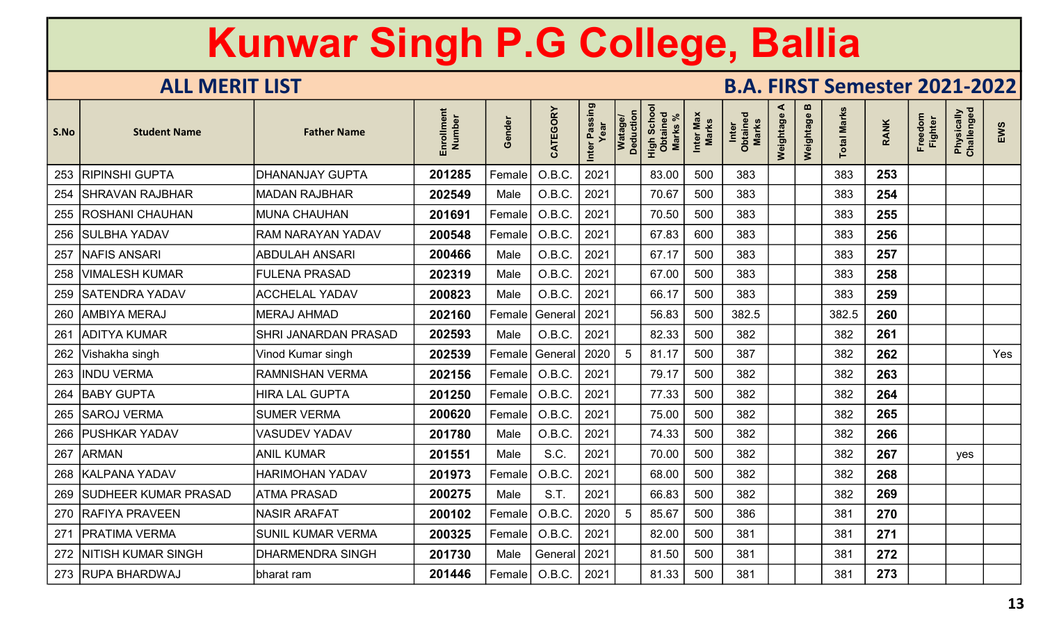# Kunwar Singh P.G College, Ballia

## ALL MERIT LIST

## B.A. FIRST Semester 2021-2022

| S.No | Student Name | Father Name | Enrollment Number | Gender | CATEGORY | Inter Passing Year | Watage/ Deduction | High School Obtained Marks % | Inter Max Marks | Inter Obtained Marks | Weightage A | Weightage B | Total Marks | RANK | Freedom Fighter | Physically Challenged | EWS |
|---|---|---|---|---|---|---|---|---|---|---|---|---|---|---|---|---|---|
| 253 | RIPINSHI GUPTA | DHANANJAY GUPTA | 201285 | Female | O.B.C. | 2021 | | 83.00 | 500 | 383 | | | 383 | 253 | | | |
| 254 | SHRAVAN RAJBHAR | MADAN RAJBHAR | 202549 | Male | O.B.C. | 2021 | | 70.67 | 500 | 383 | | | 383 | 254 | | | |
| 255 | ROSHANI CHAUHAN | MUNA CHAUHAN | 201691 | Female | O.B.C. | 2021 | | 70.50 | 500 | 383 | | | 383 | 255 | | | |
| 256 | SULBHA YADAV | RAM NARAYAN YADAV | 200548 | Female | O.B.C. | 2021 | | 67.83 | 600 | 383 | | | 383 | 256 | | | |
| 257 | NAFIS ANSARI | ABDULAH ANSARI | 200466 | Male | O.B.C. | 2021 | | 67.17 | 500 | 383 | | | 383 | 257 | | | |
| 258 | VIMALESH KUMAR | FULENA PRASAD | 202319 | Male | O.B.C. | 2021 | | 67.00 | 500 | 383 | | | 383 | 258 | | | |
| 259 | SATENDRA YADAV | ACCHELAL YADAV | 200823 | Male | O.B.C. | 2021 | | 66.17 | 500 | 383 | | | 383 | 259 | | | |
| 260 | AMBIYA MERAJ | MERAJ AHMAD | 202160 | Female | General | 2021 | | 56.83 | 500 | 382.5 | | | 382.5 | 260 | | | |
| 261 | ADITYA KUMAR | SHRI JANARDAN PRASAD | 202593 | Male | O.B.C. | 2021 | | 82.33 | 500 | 382 | | | 382 | 261 | | | |
| 262 | Vishakha singh | Vinod Kumar singh | 202539 | Female | General | 2020 | 5 | 81.17 | 500 | 387 | | | 382 | 262 | | | Yes |
| 263 | INDU VERMA | RAMNISHAN VERMA | 202156 | Female | O.B.C. | 2021 | | 79.17 | 500 | 382 | | | 382 | 263 | | | |
| 264 | BABY GUPTA | HIRA LAL GUPTA | 201250 | Female | O.B.C. | 2021 | | 77.33 | 500 | 382 | | | 382 | 264 | | | |
| 265 | SAROJ VERMA | SUMER VERMA | 200620 | Female | O.B.C. | 2021 | | 75.00 | 500 | 382 | | | 382 | 265 | | | |
| 266 | PUSHKAR YADAV | VASUDEV YADAV | 201780 | Male | O.B.C. | 2021 | | 74.33 | 500 | 382 | | | 382 | 266 | | | |
| 267 | ARMAN | ANIL KUMAR | 201551 | Male | S.C. | 2021 | | 70.00 | 500 | 382 | | | 382 | 267 | | yes | |
| 268 | KALPANA YADAV | HARIMOHAN YADAV | 201973 | Female | O.B.C. | 2021 | | 68.00 | 500 | 382 | | | 382 | 268 | | | |
| 269 | SUDHEER KUMAR PRASAD | ATMA PRASAD | 200275 | Male | S.T. | 2021 | | 66.83 | 500 | 382 | | | 382 | 269 | | | |
| 270 | RAFIYA PRAVEEN | NASIR ARAFAT | 200102 | Female | O.B.C. | 2020 | 5 | 85.67 | 500 | 386 | | | 381 | 270 | | | |
| 271 | PRATIMA VERMA | SUNIL KUMAR VERMA | 200325 | Female | O.B.C. | 2021 | | 82.00 | 500 | 381 | | | 381 | 271 | | | |
| 272 | NITISH KUMAR SINGH | DHARMENDRA SINGH | 201730 | Male | General | 2021 | | 81.50 | 500 | 381 | | | 381 | 272 | | | |
| 273 | RUPA BHARDWAJ | bharat ram | 201446 | Female | O.B.C. | 2021 | | 81.33 | 500 | 381 | | | 381 | 273 | | | |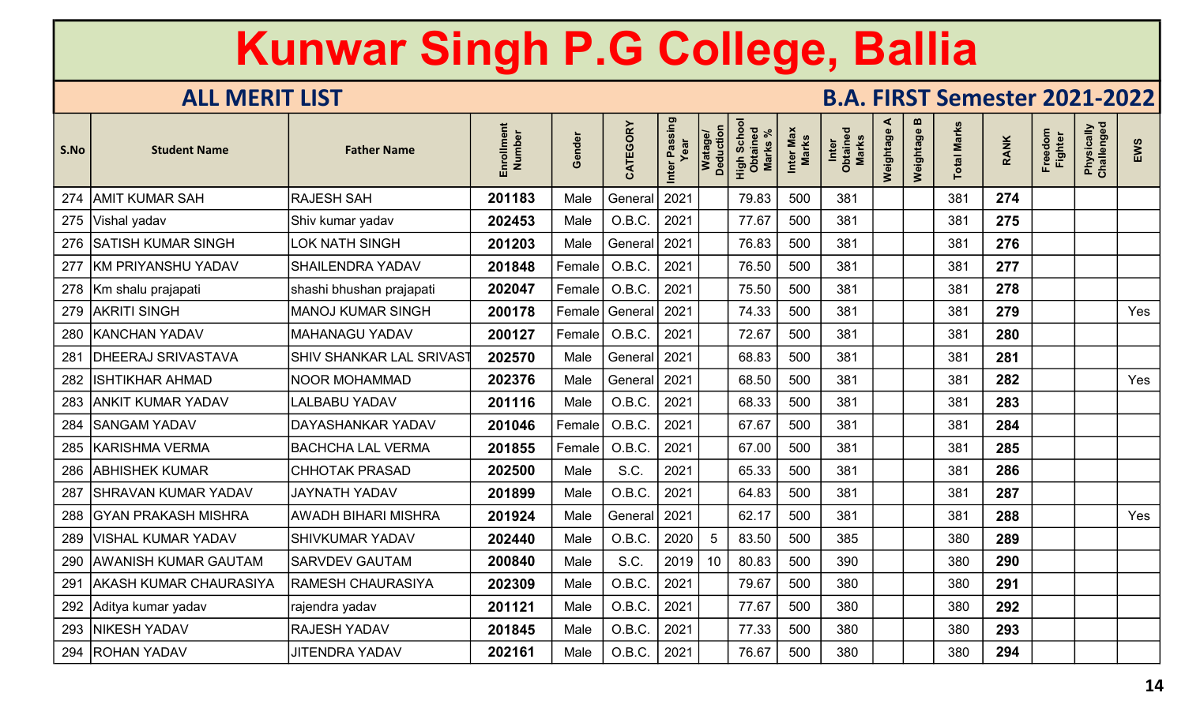# Kunwar Singh P.G College, Ballia

## ALL MERIT LIST

## B.A. FIRST Semester 2021-2022

| S.No | Student Name | Father Name | Enrollment Number | Gender | CATEGORY | Inter Passing Year | Watage/ Deduction | High School Obtained Marks % | Inter Max Marks | Inter Obtained Marks | Weightage A | Weightage B | Total Marks | RANK | Freedom Fighter | Physically Challenged | EWS |
|---|---|---|---|---|---|---|---|---|---|---|---|---|---|---|---|---|---|
| 274 | AMIT KUMAR SAH | RAJESH SAH | 201183 | Male | General | 2021 | | 79.83 | 500 | 381 | | | 381 | 274 | | | |
| 275 | Vishal yadav | Shiv kumar yadav | 202453 | Male | O.B.C. | 2021 | | 77.67 | 500 | 381 | | | 381 | 275 | | | |
| 276 | SATISH KUMAR SINGH | LOK NATH SINGH | 201203 | Male | General | 2021 | | 76.83 | 500 | 381 | | | 381 | 276 | | | |
| 277 | KM PRIYANSHU YADAV | SHAILENDRA YADAV | 201848 | Female | O.B.C. | 2021 | | 76.50 | 500 | 381 | | | 381 | 277 | | | |
| 278 | Km shalu prajapati | shashi bhushan prajapati | 202047 | Female | O.B.C. | 2021 | | 75.50 | 500 | 381 | | | 381 | 278 | | | |
| 279 | AKRITI SINGH | MANOJ KUMAR SINGH | 200178 | Female | General | 2021 | | 74.33 | 500 | 381 | | | 381 | 279 | | | Yes |
| 280 | KANCHAN YADAV | MAHANAGU YADAV | 200127 | Female | O.B.C. | 2021 | | 72.67 | 500 | 381 | | | 381 | 280 | | | |
| 281 | DHEERAJ SRIVASTAVA | SHIV SHANKAR LAL SRIVAST | 202570 | Male | General | 2021 | | 68.83 | 500 | 381 | | | 381 | 281 | | | |
| 282 | ISHTIKHAR AHMAD | NOOR MOHAMMAD | 202376 | Male | General | 2021 | | 68.50 | 500 | 381 | | | 381 | 282 | | | Yes |
| 283 | ANKIT KUMAR YADAV | LALBABU YADAV | 201116 | Male | O.B.C. | 2021 | | 68.33 | 500 | 381 | | | 381 | 283 | | | |
| 284 | SANGAM YADAV | DAYASHANKAR YADAV | 201046 | Female | O.B.C. | 2021 | | 67.67 | 500 | 381 | | | 381 | 284 | | | |
| 285 | KARISHMA VERMA | BACHCHA LAL VERMA | 201855 | Female | O.B.C. | 2021 | | 67.00 | 500 | 381 | | | 381 | 285 | | | |
| 286 | ABHISHEK KUMAR | CHHOTAK PRASAD | 202500 | Male | S.C. | 2021 | | 65.33 | 500 | 381 | | | 381 | 286 | | | |
| 287 | SHRAVAN KUMAR YADAV | JAYNATH YADAV | 201899 | Male | O.B.C. | 2021 | | 64.83 | 500 | 381 | | | 381 | 287 | | | |
| 288 | GYAN PRAKASH MISHRA | AWADH BIHARI MISHRA | 201924 | Male | General | 2021 | | 62.17 | 500 | 381 | | | 381 | 288 | | | Yes |
| 289 | VISHAL KUMAR YADAV | SHIVKUMAR YADAV | 202440 | Male | O.B.C. | 2020 | 5 | 83.50 | 500 | 385 | | | 380 | 289 | | | |
| 290 | AWANISH KUMAR GAUTAM | SARVDEV GAUTAM | 200840 | Male | S.C. | 2019 | 10 | 80.83 | 500 | 390 | | | 380 | 290 | | | |
| 291 | AKASH KUMAR CHAURASIYA | RAMESH CHAURASIYA | 202309 | Male | O.B.C. | 2021 | | 79.67 | 500 | 380 | | | 380 | 291 | | | |
| 292 | Aditya kumar yadav | rajendra yadav | 201121 | Male | O.B.C. | 2021 | | 77.67 | 500 | 380 | | | 380 | 292 | | | |
| 293 | NIKESH YADAV | RAJESH YADAV | 201845 | Male | O.B.C. | 2021 | | 77.33 | 500 | 380 | | | 380 | 293 | | | |
| 294 | ROHAN YADAV | JITENDRA YADAV | 202161 | Male | O.B.C. | 2021 | | 76.67 | 500 | 380 | | | 380 | 294 | | | |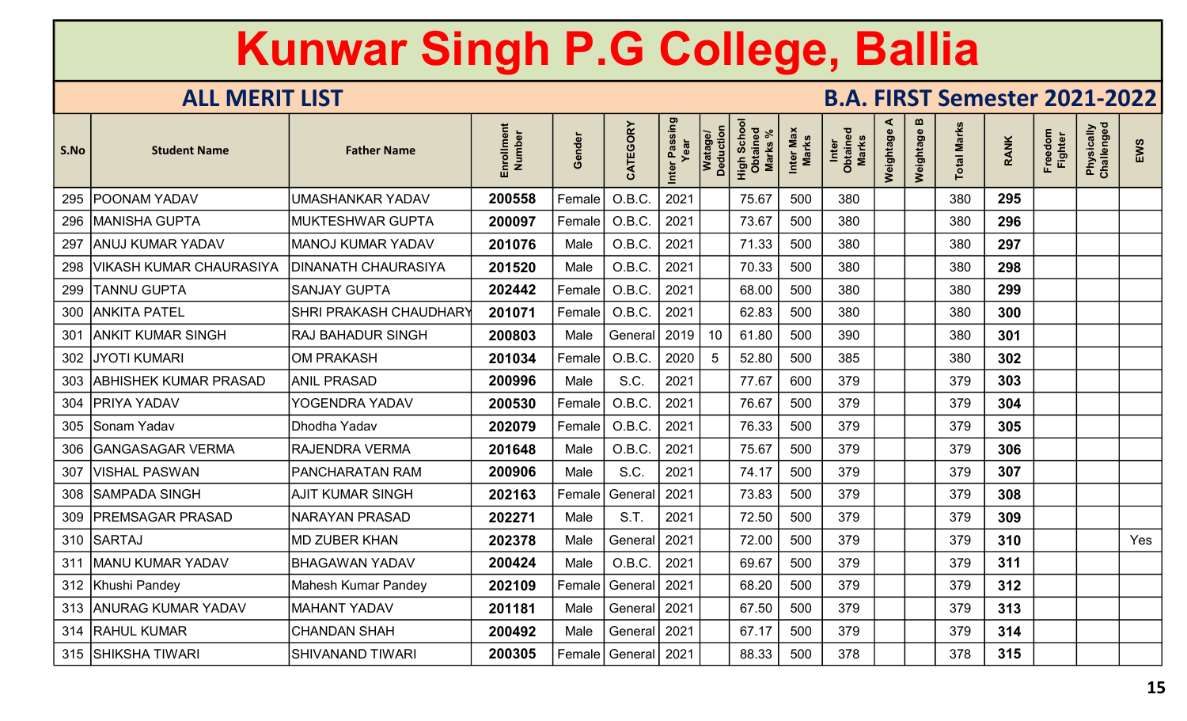# Kunwar Singh P.G College, Ballia

## ALL MERIT LIST

## B.A. FIRST Semester 2021-2022

| S.No | Student Name | Father Name | Enrollment Number | Gender | CATEGORY | Inter Passing Year | Watage/ Deduction | High School Obtained Marks % | Inter Max Marks | Inter Obtained Marks | Weightage A | Weightage B | Total Marks | RANK | Freedom Fighter | Physically Challenged | EWS |
|---|---|---|---|---|---|---|---|---|---|---|---|---|---|---|---|---|---|
| 295 | POONAM YADAV | UMASHANKAR YADAV | 200558 | Female | O.B.C. | 2021 | | 75.67 | 500 | 380 | | | 380 | 295 | | | |
| 296 | MANISHA GUPTA | MUKTESHWAR GUPTA | 200097 | Female | O.B.C. | 2021 | | 73.67 | 500 | 380 | | | 380 | 296 | | | |
| 297 | ANUJ KUMAR YADAV | MANOJ KUMAR YADAV | 201076 | Male | O.B.C. | 2021 | | 71.33 | 500 | 380 | | | 380 | 297 | | | |
| 298 | VIKASH KUMAR CHAURASIYA | DINANATH CHAURASIYA | 201520 | Male | O.B.C. | 2021 | | 70.33 | 500 | 380 | | | 380 | 298 | | | |
| 299 | TANNU GUPTA | SANJAY GUPTA | 202442 | Female | O.B.C. | 2021 | | 68.00 | 500 | 380 | | | 380 | 299 | | | |
| 300 | ANKITA PATEL | SHRI PRAKASH CHAUDHARY | 201071 | Female | O.B.C. | 2021 | | 62.83 | 500 | 380 | | | 380 | 300 | | | |
| 301 | ANKIT KUMAR SINGH | RAJ BAHADUR SINGH | 200803 | Male | General | 2019 | 10 | 61.80 | 500 | 390 | | | 380 | 301 | | | |
| 302 | JYOTI KUMARI | OM PRAKASH | 201034 | Female | O.B.C. | 2020 | 5 | 52.80 | 500 | 385 | | | 380 | 302 | | | |
| 303 | ABHISHEK KUMAR PRASAD | ANIL PRASAD | 200996 | Male | S.C. | 2021 | | 77.67 | 600 | 379 | | | 379 | 303 | | | |
| 304 | PRIYA YADAV | YOGENDRA YADAV | 200530 | Female | O.B.C. | 2021 | | 76.67 | 500 | 379 | | | 379 | 304 | | | |
| 305 | Sonam Yadav | Dhodha Yadav | 202079 | Female | O.B.C. | 2021 | | 76.33 | 500 | 379 | | | 379 | 305 | | | |
| 306 | GANGASAGAR VERMA | RAJENDRA VERMA | 201648 | Male | O.B.C. | 2021 | | 75.67 | 500 | 379 | | | 379 | 306 | | | |
| 307 | VISHAL PASWAN | PANCHARATAN RAM | 200906 | Male | S.C. | 2021 | | 74.17 | 500 | 379 | | | 379 | 307 | | | |
| 308 | SAMPADA SINGH | AJIT KUMAR SINGH | 202163 | Female | General | 2021 | | 73.83 | 500 | 379 | | | 379 | 308 | | | |
| 309 | PREMSAGAR PRASAD | NARAYAN PRASAD | 202271 | Male | S.T. | 2021 | | 72.50 | 500 | 379 | | | 379 | 309 | | | |
| 310 | SARTAJ | MD ZUBER KHAN | 202378 | Male | General | 2021 | | 72.00 | 500 | 379 | | | 379 | 310 | | | Yes |
| 311 | MANU KUMAR YADAV | BHAGAWAN YADAV | 200424 | Male | O.B.C. | 2021 | | 69.67 | 500 | 379 | | | 379 | 311 | | | |
| 312 | Khushi Pandey | Mahesh Kumar Pandey | 202109 | Female | General | 2021 | | 68.20 | 500 | 379 | | | 379 | 312 | | | |
| 313 | ANURAG KUMAR YADAV | MAHANT YADAV | 201181 | Male | General | 2021 | | 67.50 | 500 | 379 | | | 379 | 313 | | | |
| 314 | RAHUL KUMAR | CHANDAN SHAH | 200492 | Male | General | 2021 | | 67.17 | 500 | 379 | | | 379 | 314 | | | |
| 315 | SHIKSHA TIWARI | SHIVANAND TIWARI | 200305 | Female | General | 2021 | | 88.33 | 500 | 378 | | | 378 | 315 | | | |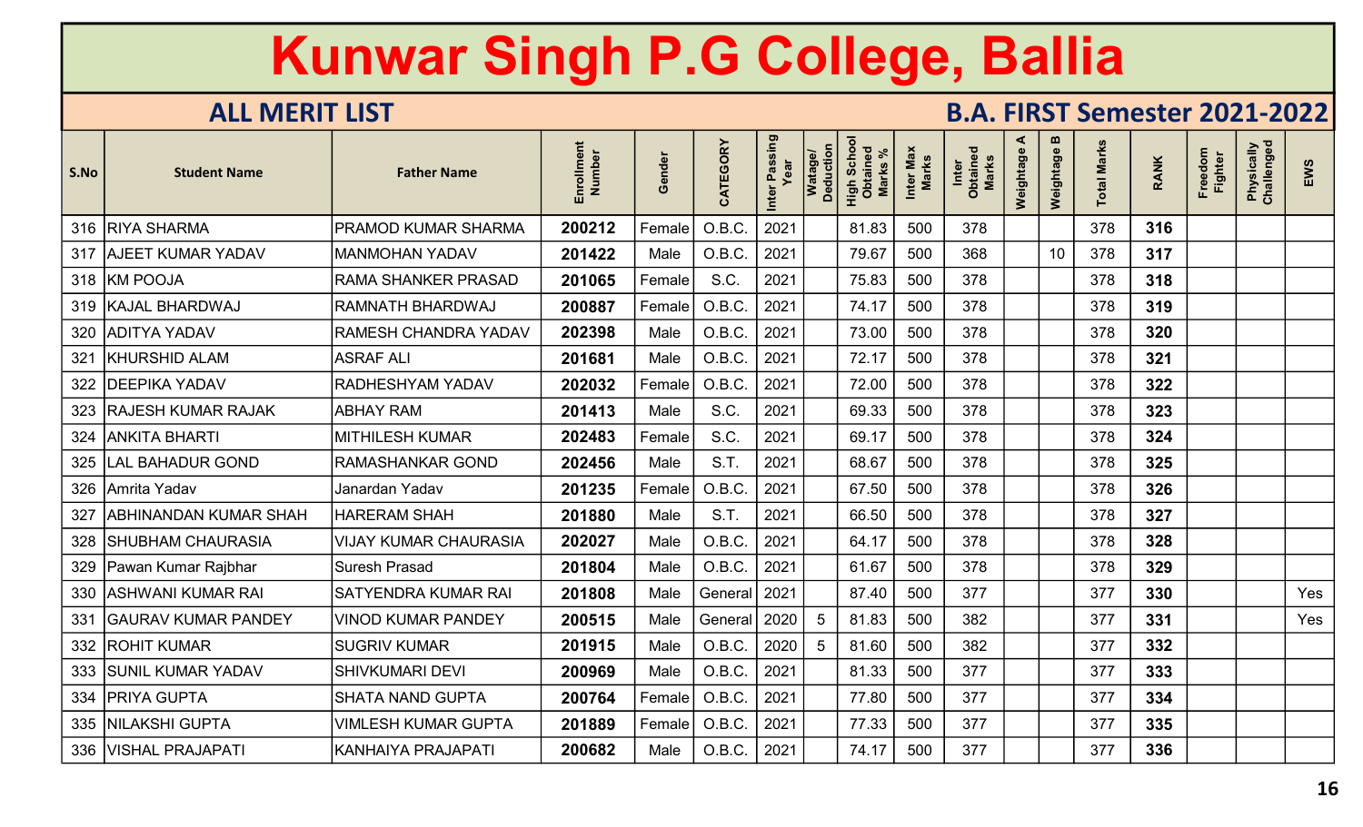# Kunwar Singh P.G College, Ballia

## ALL MERIT LIST

## B.A. FIRST Semester 2021-2022

| S.No | Student Name | Father Name | Enrollment Number | Gender | CATEGORY | Inter Passing Year | Watage/ Deduction | High School Obtained Marks % | Inter Max Marks | Inter Obtained Marks | Weightage A | Weightage B | Total Marks | RANK | Freedom Fighter | Physically Challenged | EWS |
|---|---|---|---|---|---|---|---|---|---|---|---|---|---|---|---|---|---|
| 316 | RIYA SHARMA | PRAMOD KUMAR SHARMA | 200212 | Female | O.B.C. | 2021 | | 81.83 | 500 | 378 | | | 378 | 316 | | | |
| 317 | AJEET KUMAR YADAV | MANMOHAN YADAV | 201422 | Male | O.B.C. | 2021 | | 79.67 | 500 | 368 | | 10 | 378 | 317 | | | |
| 318 | KM POOJA | RAMA SHANKER PRASAD | 201065 | Female | S.C. | 2021 | | 75.83 | 500 | 378 | | | 378 | 318 | | | |
| 319 | KAJAL BHARDWAJ | RAMNATH BHARDWAJ | 200887 | Female | O.B.C. | 2021 | | 74.17 | 500 | 378 | | | 378 | 319 | | | |
| 320 | ADITYA YADAV | RAMESH CHANDRA YADAV | 202398 | Male | O.B.C. | 2021 | | 73.00 | 500 | 378 | | | 378 | 320 | | | |
| 321 | KHURSHID ALAM | ASRAF ALI | 201681 | Male | O.B.C. | 2021 | | 72.17 | 500 | 378 | | | 378 | 321 | | | |
| 322 | DEEPIKA YADAV | RADHESHYAM YADAV | 202032 | Female | O.B.C. | 2021 | | 72.00 | 500 | 378 | | | 378 | 322 | | | |
| 323 | RAJESH KUMAR RAJAK | ABHAY RAM | 201413 | Male | S.C. | 2021 | | 69.33 | 500 | 378 | | | 378 | 323 | | | |
| 324 | ANKITA BHARTI | MITHILESH KUMAR | 202483 | Female | S.C. | 2021 | | 69.17 | 500 | 378 | | | 378 | 324 | | | |
| 325 | LAL BAHADUR GOND | RAMASHANKAR GOND | 202456 | Male | S.T. | 2021 | | 68.67 | 500 | 378 | | | 378 | 325 | | | |
| 326 | Amrita Yadav | Janardan Yadav | 201235 | Female | O.B.C. | 2021 | | 67.50 | 500 | 378 | | | 378 | 326 | | | |
| 327 | ABHINANDAN KUMAR SHAH | HARERAM SHAH | 201880 | Male | S.T. | 2021 | | 66.50 | 500 | 378 | | | 378 | 327 | | | |
| 328 | SHUBHAM CHAURASIA | VIJAY KUMAR CHAURASIA | 202027 | Male | O.B.C. | 2021 | | 64.17 | 500 | 378 | | | 378 | 328 | | | |
| 329 | Pawan Kumar Rajbhar | Suresh Prasad | 201804 | Male | O.B.C. | 2021 | | 61.67 | 500 | 378 | | | 378 | 329 | | | |
| 330 | ASHWANI KUMAR RAI | SATYENDRA KUMAR RAI | 201808 | Male | General | 2021 | | 87.40 | 500 | 377 | | | 377 | 330 | | | Yes |
| 331 | GAURAV KUMAR PANDEY | VINOD KUMAR PANDEY | 200515 | Male | General | 2020 | 5 | 81.83 | 500 | 382 | | | 377 | 331 | | | Yes |
| 332 | ROHIT KUMAR | SUGRIV KUMAR | 201915 | Male | O.B.C. | 2020 | 5 | 81.60 | 500 | 382 | | | 377 | 332 | | | |
| 333 | SUNIL KUMAR YADAV | SHIVKUMARI DEVI | 200969 | Male | O.B.C. | 2021 | | 81.33 | 500 | 377 | | | 377 | 333 | | | |
| 334 | PRIYA GUPTA | SHATA NAND GUPTA | 200764 | Female | O.B.C. | 2021 | | 77.80 | 500 | 377 | | | 377 | 334 | | | |
| 335 | NILAKSHI GUPTA | VIMLESH KUMAR GUPTA | 201889 | Female | O.B.C. | 2021 | | 77.33 | 500 | 377 | | | 377 | 335 | | | |
| 336 | VISHAL PRAJAPATI | KANHAIYA PRAJAPATI | 200682 | Male | O.B.C. | 2021 | | 74.17 | 500 | 377 | | | 377 | 336 | | | |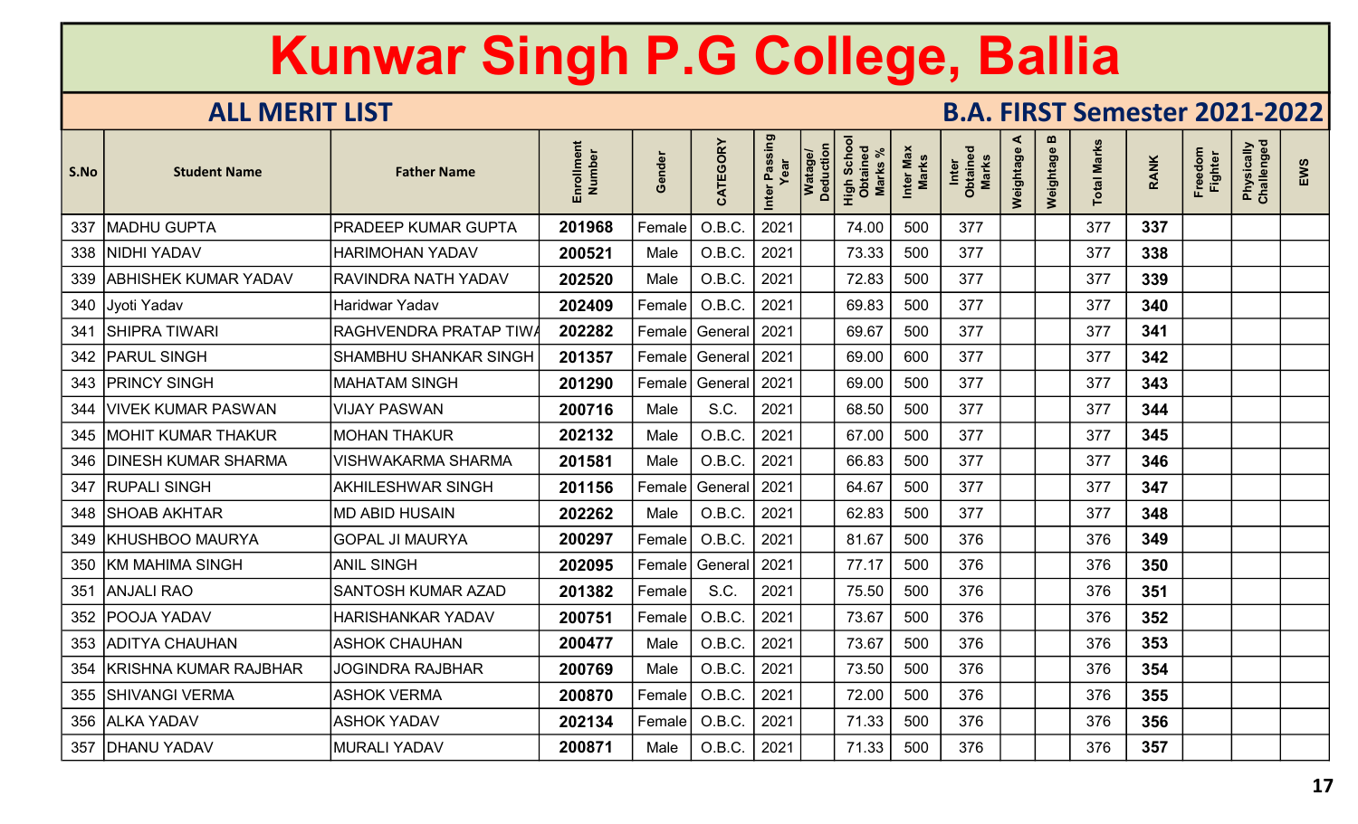# Kunwar Singh P.G College, Ballia

## ALL MERIT LIST

## B.A. FIRST Semester 2021-2022

| S.No | Student Name | Father Name | Enrollment Number | Gender | CATEGORY | Inter Passing Year | Watage/ Deduction | High School Obtained Marks % | Inter Max Marks | Inter Obtained Marks | Weightage A | Weightage B | Total Marks | RANK | Freedom Fighter | Physically Challenged | EWS |
|---|---|---|---|---|---|---|---|---|---|---|---|---|---|---|---|---|---|
| 337 | MADHU GUPTA | PRADEEP KUMAR GUPTA | 201968 | Female | O.B.C. | 2021 | | 74.00 | 500 | 377 | | | 377 | 337 | | | |
| 338 | NIDHI YADAV | HARIMOHAN YADAV | 200521 | Male | O.B.C. | 2021 | | 73.33 | 500 | 377 | | | 377 | 338 | | | |
| 339 | ABHISHEK KUMAR YADAV | RAVINDRA NATH YADAV | 202520 | Male | O.B.C. | 2021 | | 72.83 | 500 | 377 | | | 377 | 339 | | | |
| 340 | Jyoti Yadav | Haridwar Yadav | 202409 | Female | O.B.C. | 2021 | | 69.83 | 500 | 377 | | | 377 | 340 | | | |
| 341 | SHIPRA TIWARI | RAGHVENDRA PRATAP TIWA | 202282 | Female | General | 2021 | | 69.67 | 500 | 377 | | | 377 | 341 | | | |
| 342 | PARUL SINGH | SHAMBHU SHANKAR SINGH | 201357 | Female | General | 2021 | | 69.00 | 600 | 377 | | | 377 | 342 | | | |
| 343 | PRINCY SINGH | MAHATAM SINGH | 201290 | Female | General | 2021 | | 69.00 | 500 | 377 | | | 377 | 343 | | | |
| 344 | VIVEK KUMAR PASWAN | VIJAY PASWAN | 200716 | Male | S.C. | 2021 | | 68.50 | 500 | 377 | | | 377 | 344 | | | |
| 345 | MOHIT KUMAR THAKUR | MOHAN THAKUR | 202132 | Male | O.B.C. | 2021 | | 67.00 | 500 | 377 | | | 377 | 345 | | | |
| 346 | DINESH KUMAR SHARMA | VISHWAKARMA SHARMA | 201581 | Male | O.B.C. | 2021 | | 66.83 | 500 | 377 | | | 377 | 346 | | | |
| 347 | RUPALI SINGH | AKHILESHWAR SINGH | 201156 | Female | General | 2021 | | 64.67 | 500 | 377 | | | 377 | 347 | | | |
| 348 | SHOAB AKHTAR | MD ABID HUSAIN | 202262 | Male | O.B.C. | 2021 | | 62.83 | 500 | 377 | | | 377 | 348 | | | |
| 349 | KHUSHBOO MAURYA | GOPAL JI MAURYA | 200297 | Female | O.B.C. | 2021 | | 81.67 | 500 | 376 | | | 376 | 349 | | | |
| 350 | KM MAHIMA SINGH | ANIL SINGH | 202095 | Female | General | 2021 | | 77.17 | 500 | 376 | | | 376 | 350 | | | |
| 351 | ANJALI RAO | SANTOSH KUMAR AZAD | 201382 | Female | S.C. | 2021 | | 75.50 | 500 | 376 | | | 376 | 351 | | | |
| 352 | POOJA YADAV | HARISHANKAR YADAV | 200751 | Female | O.B.C. | 2021 | | 73.67 | 500 | 376 | | | 376 | 352 | | | |
| 353 | ADITYA CHAUHAN | ASHOK CHAUHAN | 200477 | Male | O.B.C. | 2021 | | 73.67 | 500 | 376 | | | 376 | 353 | | | |
| 354 | KRISHNA KUMAR RAJBHAR | JOGINDRA RAJBHAR | 200769 | Male | O.B.C. | 2021 | | 73.50 | 500 | 376 | | | 376 | 354 | | | |
| 355 | SHIVANGI VERMA | ASHOK VERMA | 200870 | Female | O.B.C. | 2021 | | 72.00 | 500 | 376 | | | 376 | 355 | | | |
| 356 | ALKA YADAV | ASHOK YADAV | 202134 | Female | O.B.C. | 2021 | | 71.33 | 500 | 376 | | | 376 | 356 | | | |
| 357 | DHANU YADAV | MURALI YADAV | 200871 | Male | O.B.C. | 2021 | | 71.33 | 500 | 376 | | | 376 | 357 | | | |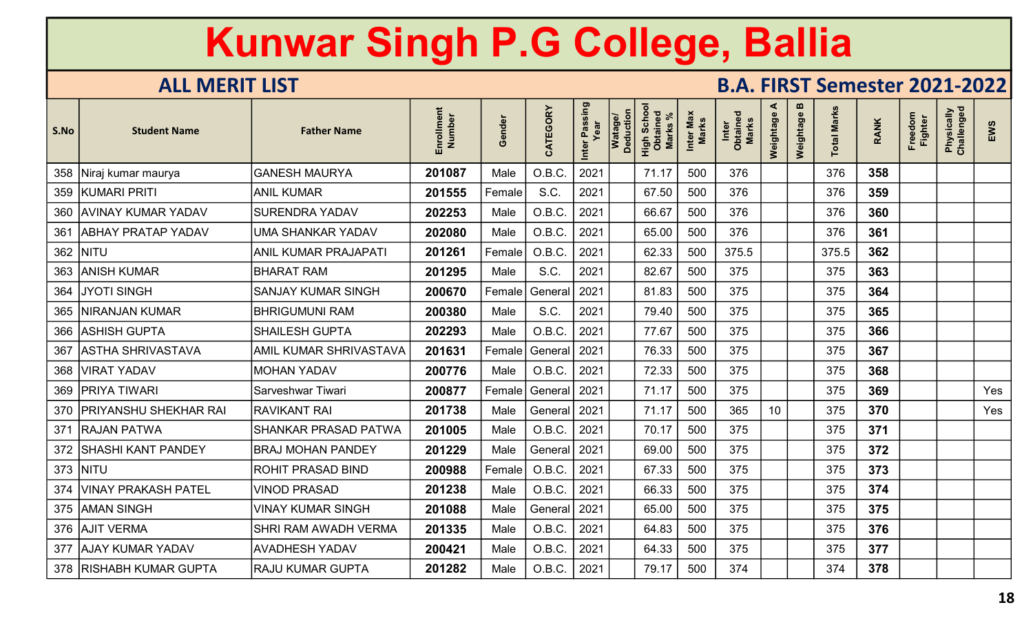# Kunwar Singh P.G College, Ballia

## ALL MERIT LIST

## B.A. FIRST Semester 2021-2022

| S.No | Student Name | Father Name | Enrollment Number | Gender | CATEGORY | Inter Passing Year | Watage/ Deduction | High School Obtained Marks % | Inter Max Marks | Inter Obtained Marks | Weightage A | Weightage B | Total Marks | RANK | Freedom Fighter | Physically Challenged | EWS |
|---|---|---|---|---|---|---|---|---|---|---|---|---|---|---|---|---|---|
| 358 | Niraj kumar maurya | GANESH MAURYA | 201087 | Male | O.B.C. | 2021 | | 71.17 | 500 | 376 | | | 376 | 358 | | | |
| 359 | KUMARI PRITI | ANIL KUMAR | 201555 | Female | S.C. | 2021 | | 67.50 | 500 | 376 | | | 376 | 359 | | | |
| 360 | AVINAY KUMAR YADAV | SURENDRA YADAV | 202253 | Male | O.B.C. | 2021 | | 66.67 | 500 | 376 | | | 376 | 360 | | | |
| 361 | ABHAY PRATAP YADAV | UMA SHANKAR YADAV | 202080 | Male | O.B.C. | 2021 | | 65.00 | 500 | 376 | | | 376 | 361 | | | |
| 362 | NITU | ANIL KUMAR PRAJAPATI | 201261 | Female | O.B.C. | 2021 | | 62.33 | 500 | 375.5 | | | 375.5 | 362 | | | |
| 363 | ANISH KUMAR | BHARAT RAM | 201295 | Male | S.C. | 2021 | | 82.67 | 500 | 375 | | | 375 | 363 | | | |
| 364 | JYOTI SINGH | SANJAY KUMAR SINGH | 200670 | Female | General | 2021 | | 81.83 | 500 | 375 | | | 375 | 364 | | | |
| 365 | NIRANJAN KUMAR | BHRIGUMUNI RAM | 200380 | Male | S.C. | 2021 | | 79.40 | 500 | 375 | | | 375 | 365 | | | |
| 366 | ASHISH GUPTA | SHAILESH GUPTA | 202293 | Male | O.B.C. | 2021 | | 77.67 | 500 | 375 | | | 375 | 366 | | | |
| 367 | ASTHA SHRIVASTAVA | AMIL KUMAR SHRIVASTAVA | 201631 | Female | General | 2021 | | 76.33 | 500 | 375 | | | 375 | 367 | | | |
| 368 | VIRAT YADAV | MOHAN YADAV | 200776 | Male | O.B.C. | 2021 | | 72.33 | 500 | 375 | | | 375 | 368 | | | |
| 369 | PRIYA TIWARI | Sarveshwar Tiwari | 200877 | Female | General | 2021 | | 71.17 | 500 | 375 | | | 375 | 369 | | | Yes |
| 370 | PRIYANSHU SHEKHAR RAI | RAVIKANT RAI | 201738 | Male | General | 2021 | | 71.17 | 500 | 365 | 10 | | 375 | 370 | | | Yes |
| 371 | RAJAN PATWA | SHANKAR PRASAD PATWA | 201005 | Male | O.B.C. | 2021 | | 70.17 | 500 | 375 | | | 375 | 371 | | | |
| 372 | SHASHI KANT PANDEY | BRAJ MOHAN PANDEY | 201229 | Male | General | 2021 | | 69.00 | 500 | 375 | | | 375 | 372 | | | |
| 373 | NITU | ROHIT PRASAD BIND | 200988 | Female | O.B.C. | 2021 | | 67.33 | 500 | 375 | | | 375 | 373 | | | |
| 374 | VINAY PRAKASH PATEL | VINOD PRASAD | 201238 | Male | O.B.C. | 2021 | | 66.33 | 500 | 375 | | | 375 | 374 | | | |
| 375 | AMAN SINGH | VINAY KUMAR SINGH | 201088 | Male | General | 2021 | | 65.00 | 500 | 375 | | | 375 | 375 | | | |
| 376 | AJIT VERMA | SHRI RAM AWADH VERMA | 201335 | Male | O.B.C. | 2021 | | 64.83 | 500 | 375 | | | 375 | 376 | | | |
| 377 | AJAY KUMAR YADAV | AVADHESH YADAV | 200421 | Male | O.B.C. | 2021 | | 64.33 | 500 | 375 | | | 375 | 377 | | | |
| 378 | RISHABH KUMAR GUPTA | RAJU KUMAR GUPTA | 201282 | Male | O.B.C. | 2021 | | 79.17 | 500 | 374 | | | 374 | 378 | | | |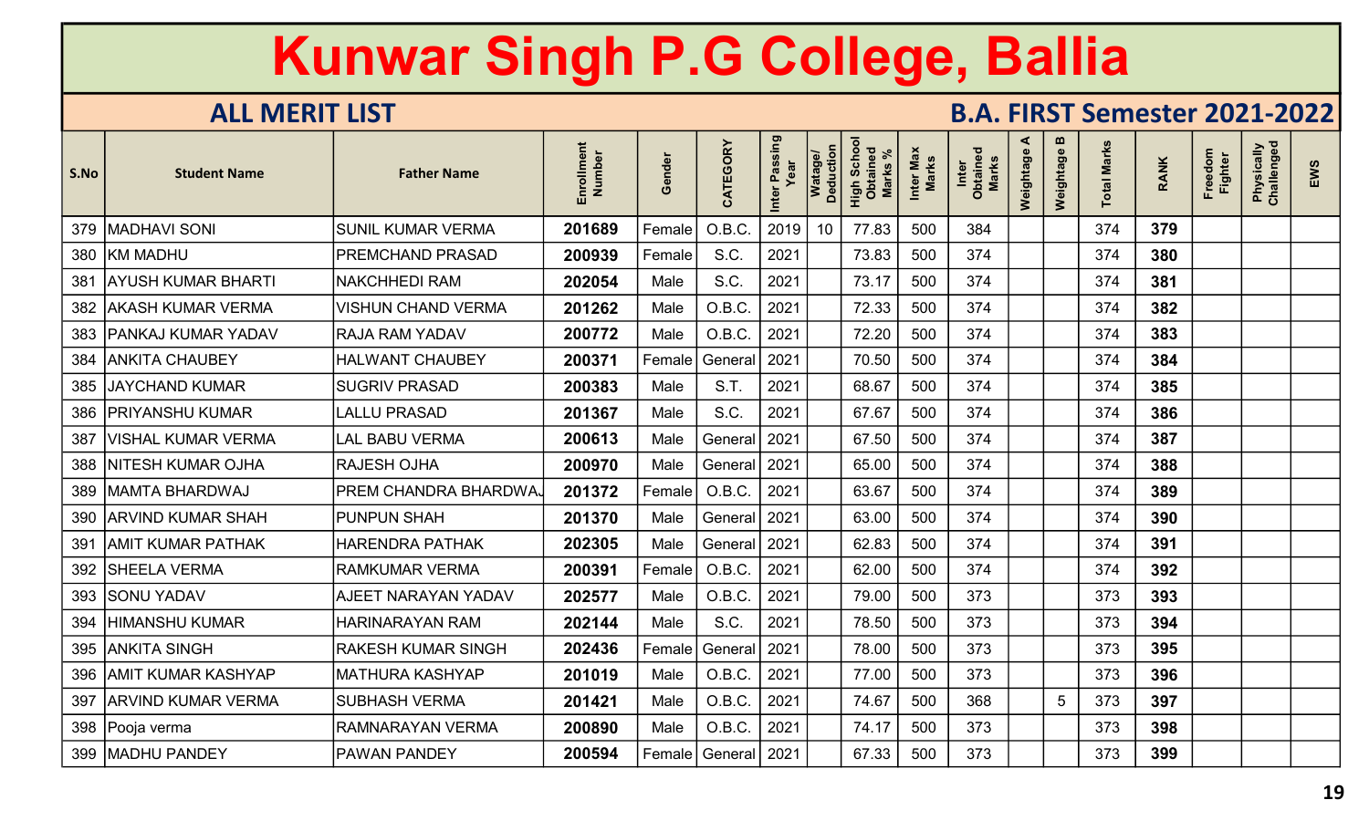# Kunwar Singh P.G College, Ballia

## ALL MERIT LIST

## B.A. FIRST Semester 2021-2022

| S.No | Student Name | Father Name | Enrollment Number | Gender | CATEGORY | Inter Passing Year | Watage/ Deduction | High School Obtained Marks % | Inter Max Marks | Inter Obtained Marks | Weightage A | Weightage B | Total Marks | RANK | Freedom Fighter | Physically Challenged | EWS |
|---|---|---|---|---|---|---|---|---|---|---|---|---|---|---|---|---|---|
| 379 | MADHAVI SONI | SUNIL KUMAR VERMA | 201689 | Female | O.B.C. | 2019 | 10 | 77.83 | 500 | 384 | | | 374 | 379 | | | |
| 380 | KM MADHU | PREMCHAND PRASAD | 200939 | Female | S.C. | 2021 | | 73.83 | 500 | 374 | | | 374 | 380 | | | |
| 381 | AYUSH KUMAR BHARTI | NAKCHHEDI RAM | 202054 | Male | S.C. | 2021 | | 73.17 | 500 | 374 | | | 374 | 381 | | | |
| 382 | AKASH KUMAR VERMA | VISHUN CHAND VERMA | 201262 | Male | O.B.C. | 2021 | | 72.33 | 500 | 374 | | | 374 | 382 | | | |
| 383 | PANKAJ KUMAR YADAV | RAJA RAM YADAV | 200772 | Male | O.B.C. | 2021 | | 72.20 | 500 | 374 | | | 374 | 383 | | | |
| 384 | ANKITA CHAUBEY | HALWANT CHAUBEY | 200371 | Female | General | 2021 | | 70.50 | 500 | 374 | | | 374 | 384 | | | |
| 385 | JAYCHAND KUMAR | SUGRIV PRASAD | 200383 | Male | S.T. | 2021 | | 68.67 | 500 | 374 | | | 374 | 385 | | | |
| 386 | PRIYANSHU KUMAR | LALLU PRASAD | 201367 | Male | S.C. | 2021 | | 67.67 | 500 | 374 | | | 374 | 386 | | | |
| 387 | VISHAL KUMAR VERMA | LAL BABU VERMA | 200613 | Male | General | 2021 | | 67.50 | 500 | 374 | | | 374 | 387 | | | |
| 388 | NITESH KUMAR OJHA | RAJESH OJHA | 200970 | Male | General | 2021 | | 65.00 | 500 | 374 | | | 374 | 388 | | | |
| 389 | MAMTA BHARDWAJ | PREM CHANDRA BHARDWAJ | 201372 | Female | O.B.C. | 2021 | | 63.67 | 500 | 374 | | | 374 | 389 | | | |
| 390 | ARVIND KUMAR SHAH | PUNPUN SHAH | 201370 | Male | General | 2021 | | 63.00 | 500 | 374 | | | 374 | 390 | | | |
| 391 | AMIT KUMAR PATHAK | HARENDRA PATHAK | 202305 | Male | General | 2021 | | 62.83 | 500 | 374 | | | 374 | 391 | | | |
| 392 | SHEELA VERMA | RAMKUMAR VERMA | 200391 | Female | O.B.C. | 2021 | | 62.00 | 500 | 374 | | | 374 | 392 | | | |
| 393 | SONU YADAV | AJEET NARAYAN YADAV | 202577 | Male | O.B.C. | 2021 | | 79.00 | 500 | 373 | | | 373 | 393 | | | |
| 394 | HIMANSHU KUMAR | HARINARAYAN RAM | 202144 | Male | S.C. | 2021 | | 78.50 | 500 | 373 | | | 373 | 394 | | | |
| 395 | ANKITA SINGH | RAKESH KUMAR SINGH | 202436 | Female | General | 2021 | | 78.00 | 500 | 373 | | | 373 | 395 | | | |
| 396 | AMIT KUMAR KASHYAP | MATHURA KASHYAP | 201019 | Male | O.B.C. | 2021 | | 77.00 | 500 | 373 | | | 373 | 396 | | | |
| 397 | ARVIND KUMAR VERMA | SUBHASH VERMA | 201421 | Male | O.B.C. | 2021 | | 74.67 | 500 | 368 | | 5 | 373 | 397 | | | |
| 398 | Pooja verma | RAMNARAYAN VERMA | 200890 | Male | O.B.C. | 2021 | | 74.17 | 500 | 373 | | | 373 | 398 | | | |
| 399 | MADHU PANDEY | PAWAN PANDEY | 200594 | Female | General | 2021 | | 67.33 | 500 | 373 | | | 373 | 399 | | | |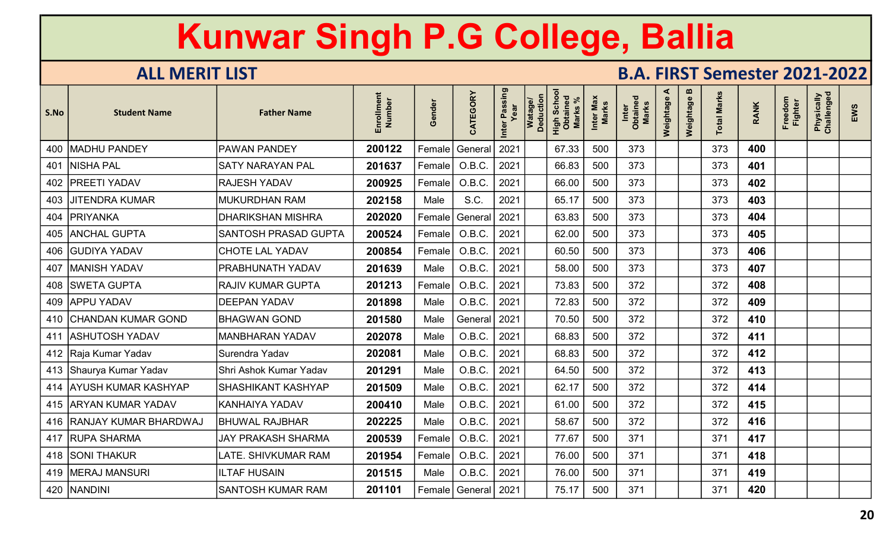# Kunwar Singh P.G College, Ballia

## ALL MERIT LIST

## B.A. FIRST Semester 2021-2022

| S.No | Student Name | Father Name | Enrollment Number | Gender | CATEGORY | Inter Passing Year | Watage/ Deduction | High School Obtained Marks % | Inter Max Marks | Inter Obtained Marks | Weightage A | Weightage B | Total Marks | RANK | Freedom Fighter | Physically Challenged | EWS |
|---|---|---|---|---|---|---|---|---|---|---|---|---|---|---|---|---|---|
| 400 | MADHU PANDEY | PAWAN PANDEY | 200122 | Female | General | 2021 | | 67.33 | 500 | 373 | | | 373 | 400 | | | |
| 401 | NISHA PAL | SATY NARAYAN PAL | 201637 | Female | O.B.C. | 2021 | | 66.83 | 500 | 373 | | | 373 | 401 | | | |
| 402 | PREETI YADAV | RAJESH YADAV | 200925 | Female | O.B.C. | 2021 | | 66.00 | 500 | 373 | | | 373 | 402 | | | |
| 403 | JITENDRA KUMAR | MUKURDHAN RAM | 202158 | Male | S.C. | 2021 | | 65.17 | 500 | 373 | | | 373 | 403 | | | |
| 404 | PRIYANKA | DHARIKSHAN MISHRA | 202020 | Female | General | 2021 | | 63.83 | 500 | 373 | | | 373 | 404 | | | |
| 405 | ANCHAL GUPTA | SANTOSH PRASAD GUPTA | 200524 | Female | O.B.C. | 2021 | | 62.00 | 500 | 373 | | | 373 | 405 | | | |
| 406 | GUDIYA YADAV | CHOTE LAL YADAV | 200854 | Female | O.B.C. | 2021 | | 60.50 | 500 | 373 | | | 373 | 406 | | | |
| 407 | MANISH YADAV | PRABHUNATH YADAV | 201639 | Male | O.B.C. | 2021 | | 58.00 | 500 | 373 | | | 373 | 407 | | | |
| 408 | SWETA GUPTA | RAJIV KUMAR GUPTA | 201213 | Female | O.B.C. | 2021 | | 73.83 | 500 | 372 | | | 372 | 408 | | | |
| 409 | APPU YADAV | DEEPAN YADAV | 201898 | Male | O.B.C. | 2021 | | 72.83 | 500 | 372 | | | 372 | 409 | | | |
| 410 | CHANDAN KUMAR GOND | BHAGWAN GOND | 201580 | Male | General | 2021 | | 70.50 | 500 | 372 | | | 372 | 410 | | | |
| 411 | ASHUTOSH YADAV | MANBHARAN YADAV | 202078 | Male | O.B.C. | 2021 | | 68.83 | 500 | 372 | | | 372 | 411 | | | |
| 412 | Raja Kumar Yadav | Surendra Yadav | 202081 | Male | O.B.C. | 2021 | | 68.83 | 500 | 372 | | | 372 | 412 | | | |
| 413 | Shaurya Kumar Yadav | Shri Ashok Kumar Yadav | 201291 | Male | O.B.C. | 2021 | | 64.50 | 500 | 372 | | | 372 | 413 | | | |
| 414 | AYUSH KUMAR KASHYAP | SHASHIKANT KASHYAP | 201509 | Male | O.B.C. | 2021 | | 62.17 | 500 | 372 | | | 372 | 414 | | | |
| 415 | ARYAN KUMAR YADAV | KANHAIYA YADAV | 200410 | Male | O.B.C. | 2021 | | 61.00 | 500 | 372 | | | 372 | 415 | | | |
| 416 | RANJAY KUMAR BHARDWAJ | BHUWAL RAJBHAR | 202225 | Male | O.B.C. | 2021 | | 58.67 | 500 | 372 | | | 372 | 416 | | | |
| 417 | RUPA SHARMA | JAY PRAKASH SHARMA | 200539 | Female | O.B.C. | 2021 | | 77.67 | 500 | 371 | | | 371 | 417 | | | |
| 418 | SONI THAKUR | LATE. SHIVKUMAR RAM | 201954 | Female | O.B.C. | 2021 | | 76.00 | 500 | 371 | | | 371 | 418 | | | |
| 419 | MERAJ MANSURI | ILTAF HUSAIN | 201515 | Male | O.B.C. | 2021 | | 76.00 | 500 | 371 | | | 371 | 419 | | | |
| 420 | NANDINI | SANTOSH KUMAR RAM | 201101 | Female | General | 2021 | | 75.17 | 500 | 371 | | | 371 | 420 | | | |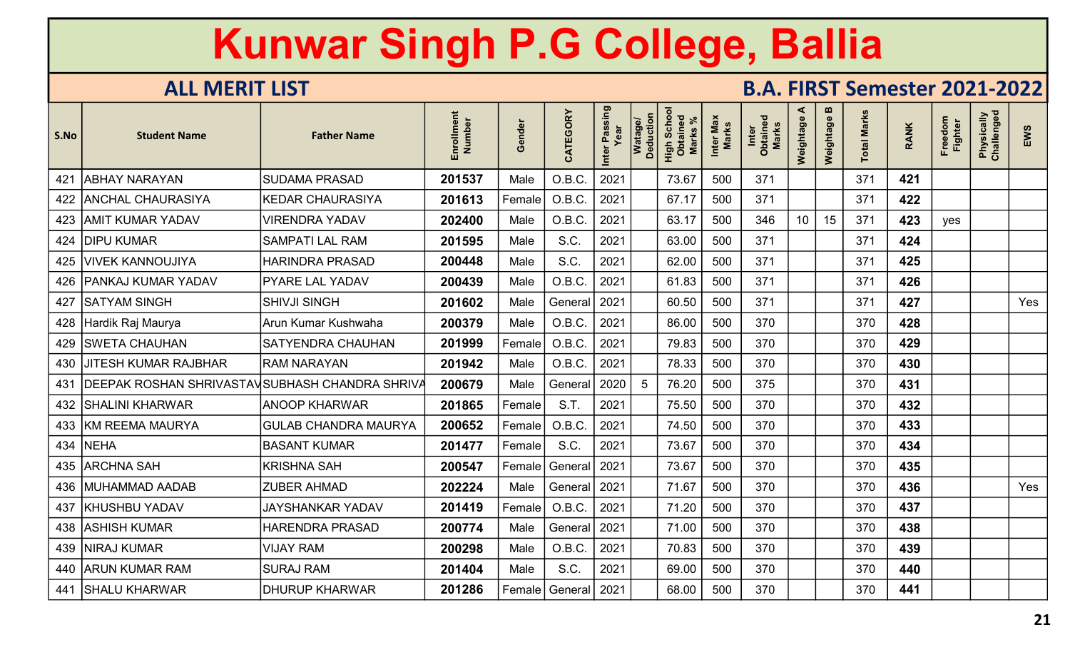# Kunwar Singh P.G College, Ballia

## ALL MERIT LIST

## B.A. FIRST Semester 2021-2022

| S.No | Student Name | Father Name | Enrollment Number | Gender | CATEGORY | Inter Passing Year | Watage/ Deduction | High School Obtained Marks % | Inter Max Marks | Inter Obtained Marks | Weightage A | Weightage B | Total Marks | RANK | Freedom Fighter | Physically Challenged | EWS |
|---|---|---|---|---|---|---|---|---|---|---|---|---|---|---|---|---|---|
| 421 | ABHAY NARAYAN | SUDAMA PRASAD | 201537 | Male | O.B.C. | 2021 | | 73.67 | 500 | 371 | | | 371 | 421 | | | |
| 422 | ANCHAL CHAURASIYA | KEDAR CHAURASIYA | 201613 | Female | O.B.C. | 2021 | | 67.17 | 500 | 371 | | | 371 | 422 | | | |
| 423 | AMIT KUMAR YADAV | VIRENDRA YADAV | 202400 | Male | O.B.C. | 2021 | | 63.17 | 500 | 346 | 10 | 15 | 371 | 423 | yes | | |
| 424 | DIPU KUMAR | SAMPATI LAL RAM | 201595 | Male | S.C. | 2021 | | 63.00 | 500 | 371 | | | 371 | 424 | | | |
| 425 | VIVEK KANNOUJIYA | HARINDRA PRASAD | 200448 | Male | S.C. | 2021 | | 62.00 | 500 | 371 | | | 371 | 425 | | | |
| 426 | PANKAJ KUMAR YADAV | PYARE LAL YADAV | 200439 | Male | O.B.C. | 2021 | | 61.83 | 500 | 371 | | | 371 | 426 | | | |
| 427 | SATYAM SINGH | SHIVJI SINGH | 201602 | Male | General | 2021 | | 60.50 | 500 | 371 | | | 371 | 427 | | | Yes |
| 428 | Hardik Raj Maurya | Arun Kumar Kushwaha | 200379 | Male | O.B.C. | 2021 | | 86.00 | 500 | 370 | | | 370 | 428 | | | |
| 429 | SWETA CHAUHAN | SATYENDRA CHAUHAN | 201999 | Female | O.B.C. | 2021 | | 79.83 | 500 | 370 | | | 370 | 429 | | | |
| 430 | JITESH KUMAR RAJBHAR | RAM NARAYAN | 201942 | Male | O.B.C. | 2021 | | 78.33 | 500 | 370 | | | 370 | 430 | | | |
| 431 | DEEPAK ROSHAN SHRIVASTAV | SUBHASH CHANDRA SHRIVA | 200679 | Male | General | 2020 | 5 | 76.20 | 500 | 375 | | | 370 | 431 | | | |
| 432 | SHALINI KHARWAR | ANOOP KHARWAR | 201865 | Female | S.T. | 2021 | | 75.50 | 500 | 370 | | | 370 | 432 | | | |
| 433 | KM REEMA MAURYA | GULAB CHANDRA MAURYA | 200652 | Female | O.B.C. | 2021 | | 74.50 | 500 | 370 | | | 370 | 433 | | | |
| 434 | NEHA | BASANT KUMAR | 201477 | Female | S.C. | 2021 | | 73.67 | 500 | 370 | | | 370 | 434 | | | |
| 435 | ARCHNA SAH | KRISHNA SAH | 200547 | Female | General | 2021 | | 73.67 | 500 | 370 | | | 370 | 435 | | | |
| 436 | MUHAMMAD AADAB | ZUBER AHMAD | 202224 | Male | General | 2021 | | 71.67 | 500 | 370 | | | 370 | 436 | | | Yes |
| 437 | KHUSHBU YADAV | JAYSHANKAR YADAV | 201419 | Female | O.B.C. | 2021 | | 71.20 | 500 | 370 | | | 370 | 437 | | | |
| 438 | ASHISH KUMAR | HARENDRA PRASAD | 200774 | Male | General | 2021 | | 71.00 | 500 | 370 | | | 370 | 438 | | | |
| 439 | NIRAJ KUMAR | VIJAY RAM | 200298 | Male | O.B.C. | 2021 | | 70.83 | 500 | 370 | | | 370 | 439 | | | |
| 440 | ARUN KUMAR RAM | SURAJ RAM | 201404 | Male | S.C. | 2021 | | 69.00 | 500 | 370 | | | 370 | 440 | | | |
| 441 | SHALU KHARWAR | DHURUP KHARWAR | 201286 | Female | General | 2021 | | 68.00 | 500 | 370 | | | 370 | 441 | | | |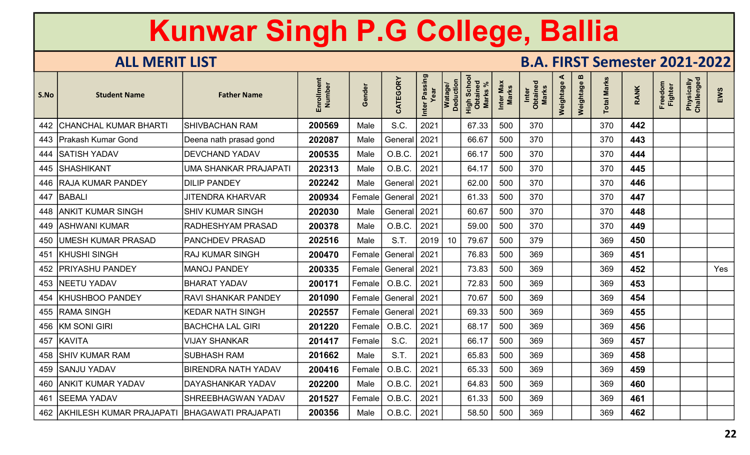# Kunwar Singh P.G College, Ballia

## ALL MERIT LIST

## B.A. FIRST Semester 2021-2022

| S.No | Student Name | Father Name | Enrollment Number | Gender | CATEGORY | Inter Passing Year | Watage/ Deduction | High School Obtained Marks % | Inter Max Marks | Inter Obtained Marks | Weightage A | Weightage B | Total Marks | RANK | Freedom Fighter | Physically Challenged | EWS |
|---|---|---|---|---|---|---|---|---|---|---|---|---|---|---|---|---|---|
| 442 | CHANCHAL KUMAR BHARTI | SHIVBACHAN RAM | 200569 | Male | S.C. | 2021 | | 67.33 | 500 | 370 | | | 370 | 442 | | | |
| 443 | Prakash Kumar Gond | Deena nath prasad gond | 202087 | Male | General | 2021 | | 66.67 | 500 | 370 | | | 370 | 443 | | | |
| 444 | SATISH YADAV | DEVCHAND YADAV | 200535 | Male | O.B.C. | 2021 | | 66.17 | 500 | 370 | | | 370 | 444 | | | |
| 445 | SHASHIKANT | UMA SHANKAR PRAJAPATI | 202313 | Male | O.B.C. | 2021 | | 64.17 | 500 | 370 | | | 370 | 445 | | | |
| 446 | RAJA KUMAR PANDEY | DILIP PANDEY | 202242 | Male | General | 2021 | | 62.00 | 500 | 370 | | | 370 | 446 | | | |
| 447 | BABALI | JITENDRA KHARVAR | 200934 | Female | General | 2021 | | 61.33 | 500 | 370 | | | 370 | 447 | | | |
| 448 | ANKIT KUMAR SINGH | SHIV KUMAR SINGH | 202030 | Male | General | 2021 | | 60.67 | 500 | 370 | | | 370 | 448 | | | |
| 449 | ASHWANI KUMAR | RADHESHYAM PRASAD | 200378 | Male | O.B.C. | 2021 | | 59.00 | 500 | 370 | | | 370 | 449 | | | |
| 450 | UMESH KUMAR PRASAD | PANCHDEV PRASAD | 202516 | Male | S.T. | 2019 | 10 | 79.67 | 500 | 379 | | | 369 | 450 | | | |
| 451 | KHUSHI SINGH | RAJ KUMAR SINGH | 200470 | Female | General | 2021 | | 76.83 | 500 | 369 | | | 369 | 451 | | | |
| 452 | PRIYASHU PANDEY | MANOJ PANDEY | 200335 | Female | General | 2021 | | 73.83 | 500 | 369 | | | 369 | 452 | | | Yes |
| 453 | NEETU YADAV | BHARAT YADAV | 200171 | Female | O.B.C. | 2021 | | 72.83 | 500 | 369 | | | 369 | 453 | | | |
| 454 | KHUSHBOO PANDEY | RAVI SHANKAR PANDEY | 201090 | Female | General | 2021 | | 70.67 | 500 | 369 | | | 369 | 454 | | | |
| 455 | RAMA SINGH | KEDAR NATH SINGH | 202557 | Female | General | 2021 | | 69.33 | 500 | 369 | | | 369 | 455 | | | |
| 456 | KM SONI GIRI | BACHCHA LAL GIRI | 201220 | Female | O.B.C. | 2021 | | 68.17 | 500 | 369 | | | 369 | 456 | | | |
| 457 | KAVITA | VIJAY SHANKAR | 201417 | Female | S.C. | 2021 | | 66.17 | 500 | 369 | | | 369 | 457 | | | |
| 458 | SHIV KUMAR RAM | SUBHASH RAM | 201662 | Male | S.T. | 2021 | | 65.83 | 500 | 369 | | | 369 | 458 | | | |
| 459 | SANJU YADAV | BIRENDRA NATH YADAV | 200416 | Female | O.B.C. | 2021 | | 65.33 | 500 | 369 | | | 369 | 459 | | | |
| 460 | ANKIT KUMAR YADAV | DAYASHANKAR YADAV | 202200 | Male | O.B.C. | 2021 | | 64.83 | 500 | 369 | | | 369 | 460 | | | |
| 461 | SEEMA YADAV | SHREEBHAGWAN YADAV | 201527 | Female | O.B.C. | 2021 | | 61.33 | 500 | 369 | | | 369 | 461 | | | |
| 462 | AKHILESH KUMAR PRAJAPATI | BHAGAWATI PRAJAPATI | 200356 | Male | O.B.C. | 2021 | | 58.50 | 500 | 369 | | | 369 | 462 | | | |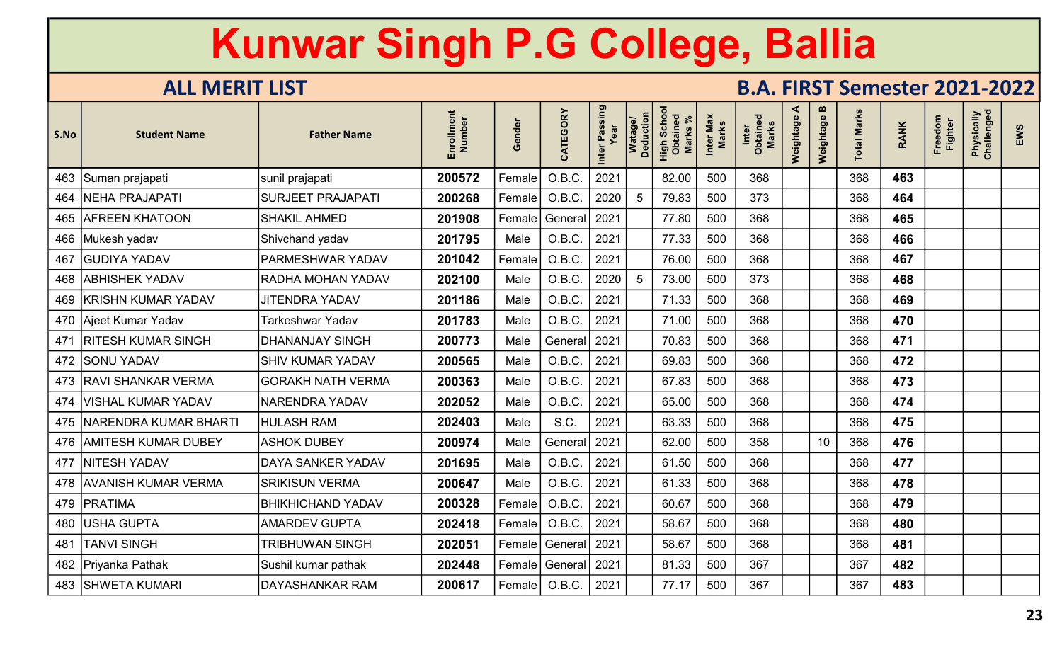# Kunwar Singh P.G College, Ballia

## ALL MERIT LIST

## B.A. FIRST Semester 2021-2022

| S.No | Student Name | Father Name | Enrollment Number | Gender | CATEGORY | Inter Passing Year | Watage/ Deduction | High School Obtained Marks % | Inter Max Marks | Inter Obtained Marks | Weightage A | Weightage B | Total Marks | RANK | Freedom Fighter | Physically Challenged | EWS |
|---|---|---|---|---|---|---|---|---|---|---|---|---|---|---|---|---|---|
| 463 | Suman prajapati | sunil prajapati | 200572 | Female | O.B.C. | 2021 | | 82.00 | 500 | 368 | | | 368 | 463 | | | |
| 464 | NEHA PRAJAPATI | SURJEET PRAJAPATI | 200268 | Female | O.B.C. | 2020 | 5 | 79.83 | 500 | 373 | | | 368 | 464 | | | |
| 465 | AFREEN KHATOON | SHAKIL AHMED | 201908 | Female | General | 2021 | | 77.80 | 500 | 368 | | | 368 | 465 | | | |
| 466 | Mukesh yadav | Shivchand yadav | 201795 | Male | O.B.C. | 2021 | | 77.33 | 500 | 368 | | | 368 | 466 | | | |
| 467 | GUDIYA YADAV | PARMESHWAR YADAV | 201042 | Female | O.B.C. | 2021 | | 76.00 | 500 | 368 | | | 368 | 467 | | | |
| 468 | ABHISHEK YADAV | RADHA MOHAN YADAV | 202100 | Male | O.B.C. | 2020 | 5 | 73.00 | 500 | 373 | | | 368 | 468 | | | |
| 469 | KRISHN KUMAR YADAV | JITENDRA YADAV | 201186 | Male | O.B.C. | 2021 | | 71.33 | 500 | 368 | | | 368 | 469 | | | |
| 470 | Ajeet Kumar Yadav | Tarkeshwar Yadav | 201783 | Male | O.B.C. | 2021 | | 71.00 | 500 | 368 | | | 368 | 470 | | | |
| 471 | RITESH KUMAR SINGH | DHANANJAY SINGH | 200773 | Male | General | 2021 | | 70.83 | 500 | 368 | | | 368 | 471 | | | |
| 472 | SONU YADAV | SHIV KUMAR YADAV | 200565 | Male | O.B.C. | 2021 | | 69.83 | 500 | 368 | | | 368 | 472 | | | |
| 473 | RAVI SHANKAR VERMA | GORAKH NATH VERMA | 200363 | Male | O.B.C. | 2021 | | 67.83 | 500 | 368 | | | 368 | 473 | | | |
| 474 | VISHAL KUMAR YADAV | NARENDRA YADAV | 202052 | Male | O.B.C. | 2021 | | 65.00 | 500 | 368 | | | 368 | 474 | | | |
| 475 | NARENDRA KUMAR BHARTI | HULASH RAM | 202403 | Male | S.C. | 2021 | | 63.33 | 500 | 368 | | | 368 | 475 | | | |
| 476 | AMITESH KUMAR DUBEY | ASHOK DUBEY | 200974 | Male | General | 2021 | | 62.00 | 500 | 358 | | 10 | 368 | 476 | | | |
| 477 | NITESH YADAV | DAYA SANKER YADAV | 201695 | Male | O.B.C. | 2021 | | 61.50 | 500 | 368 | | | 368 | 477 | | | |
| 478 | AVANISH KUMAR VERMA | SRIKISUN VERMA | 200647 | Male | O.B.C. | 2021 | | 61.33 | 500 | 368 | | | 368 | 478 | | | |
| 479 | PRATIMA | BHIKHICHAND YADAV | 200328 | Female | O.B.C. | 2021 | | 60.67 | 500 | 368 | | | 368 | 479 | | | |
| 480 | USHA GUPTA | AMARDEV GUPTA | 202418 | Female | O.B.C. | 2021 | | 58.67 | 500 | 368 | | | 368 | 480 | | | |
| 481 | TANVI SINGH | TRIBHUWAN SINGH | 202051 | Female | General | 2021 | | 58.67 | 500 | 368 | | | 368 | 481 | | | |
| 482 | Priyanka Pathak | Sushil kumar pathak | 202448 | Female | General | 2021 | | 81.33 | 500 | 367 | | | 367 | 482 | | | |
| 483 | SHWETA KUMARI | DAYASHANKAR RAM | 200617 | Female | O.B.C. | 2021 | | 77.17 | 500 | 367 | | | 367 | 483 | | | |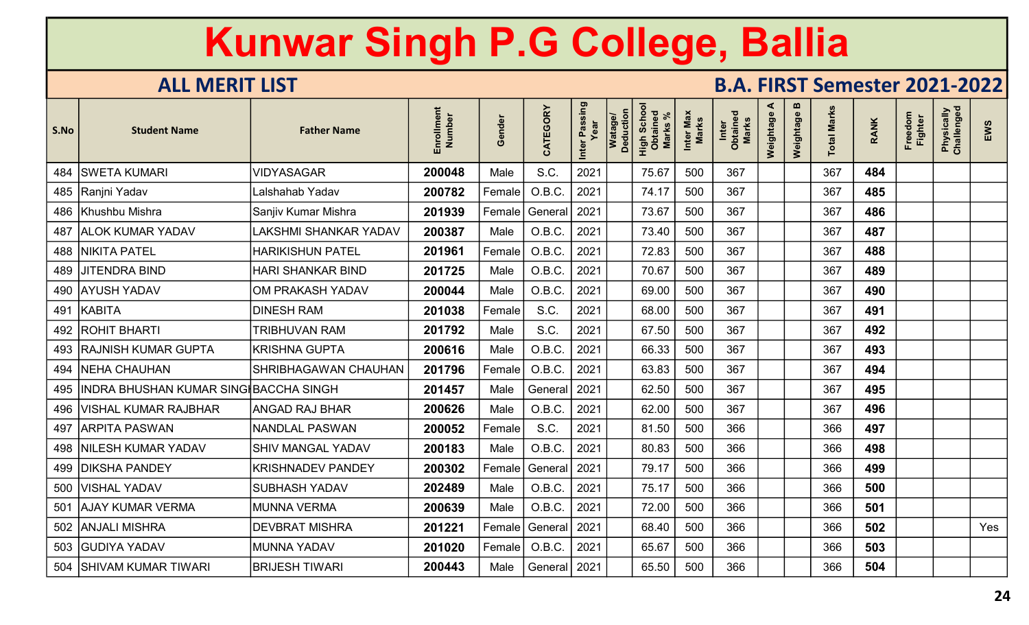# Kunwar Singh P.G College, Ballia

## ALL MERIT LIST

## B.A. FIRST Semester 2021-2022

| S.No | Student Name | Father Name | Enrollment Number | Gender | CATEGORY | Inter Passing Year | Watage/ Deduction | High School Obtained Marks % | Inter Max Marks | Inter Obtained Marks | Weightage A | Weightage B | Total Marks | RANK | Freedom Fighter | Physically Challenged | EWS |
|---|---|---|---|---|---|---|---|---|---|---|---|---|---|---|---|---|---|
| 484 | SWETA KUMARI | VIDYASAGAR | 200048 | Male | S.C. | 2021 | | 75.67 | 500 | 367 | | | 367 | 484 | | | |
| 485 | Ranjni Yadav | Lalshahab Yadav | 200782 | Female | O.B.C. | 2021 | | 74.17 | 500 | 367 | | | 367 | 485 | | | |
| 486 | Khushbu Mishra | Sanjiv Kumar Mishra | 201939 | Female | General | 2021 | | 73.67 | 500 | 367 | | | 367 | 486 | | | |
| 487 | ALOK KUMAR YADAV | LAKSHMI SHANKAR YADAV | 200387 | Male | O.B.C. | 2021 | | 73.40 | 500 | 367 | | | 367 | 487 | | | |
| 488 | NIKITA PATEL | HARIKISHUN PATEL | 201961 | Female | O.B.C. | 2021 | | 72.83 | 500 | 367 | | | 367 | 488 | | | |
| 489 | JITENDRA BIND | HARI SHANKAR BIND | 201725 | Male | O.B.C. | 2021 | | 70.67 | 500 | 367 | | | 367 | 489 | | | |
| 490 | AYUSH YADAV | OM PRAKASH YADAV | 200044 | Male | O.B.C. | 2021 | | 69.00 | 500 | 367 | | | 367 | 490 | | | |
| 491 | KABITA | DINESH RAM | 201038 | Female | S.C. | 2021 | | 68.00 | 500 | 367 | | | 367 | 491 | | | |
| 492 | ROHIT BHARTI | TRIBHUVAN RAM | 201792 | Male | S.C. | 2021 | | 67.50 | 500 | 367 | | | 367 | 492 | | | |
| 493 | RAJNISH KUMAR GUPTA | KRISHNA GUPTA | 200616 | Male | O.B.C. | 2021 | | 66.33 | 500 | 367 | | | 367 | 493 | | | |
| 494 | NEHA CHAUHAN | SHRIBHAGAWAN CHAUHAN | 201796 | Female | O.B.C. | 2021 | | 63.83 | 500 | 367 | | | 367 | 494 | | | |
| 495 | INDRA BHUSHAN KUMAR SINGH | BACCHA SINGH | 201457 | Male | General | 2021 | | 62.50 | 500 | 367 | | | 367 | 495 | | | |
| 496 | VISHAL KUMAR RAJBHAR | ANGAD RAJ BHAR | 200626 | Male | O.B.C. | 2021 | | 62.00 | 500 | 367 | | | 367 | 496 | | | |
| 497 | ARPITA PASWAN | NANDLAL PASWAN | 200052 | Female | S.C. | 2021 | | 81.50 | 500 | 366 | | | 366 | 497 | | | |
| 498 | NILESH KUMAR YADAV | SHIV MANGAL YADAV | 200183 | Male | O.B.C. | 2021 | | 80.83 | 500 | 366 | | | 366 | 498 | | | |
| 499 | DIKSHA PANDEY | KRISHNADEV PANDEY | 200302 | Female | General | 2021 | | 79.17 | 500 | 366 | | | 366 | 499 | | | |
| 500 | VISHAL YADAV | SUBHASH YADAV | 202489 | Male | O.B.C. | 2021 | | 75.17 | 500 | 366 | | | 366 | 500 | | | |
| 501 | AJAY KUMAR VERMA | MUNNA VERMA | 200639 | Male | O.B.C. | 2021 | | 72.00 | 500 | 366 | | | 366 | 501 | | | |
| 502 | ANJALI MISHRA | DEVBRAT MISHRA | 201221 | Female | General | 2021 | | 68.40 | 500 | 366 | | | 366 | 502 | | | Yes |
| 503 | GUDIYA YADAV | MUNNA YADAV | 201020 | Female | O.B.C. | 2021 | | 65.67 | 500 | 366 | | | 366 | 503 | | | |
| 504 | SHIVAM KUMAR TIWARI | BRIJESH TIWARI | 200443 | Male | General | 2021 | | 65.50 | 500 | 366 | | | 366 | 504 | | | |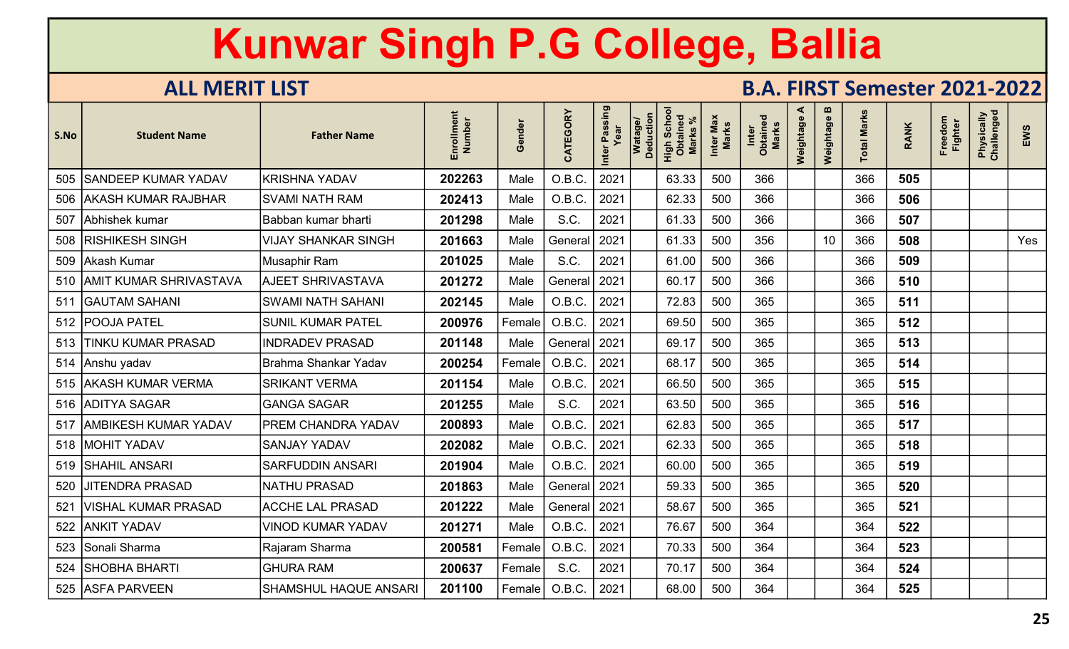# Kunwar Singh P.G College, Ballia

## ALL MERIT LIST

## B.A. FIRST Semester 2021-2022

| S.No | Student Name | Father Name | Enrollment Number | Gender | CATEGORY | Inter Passing Year | Watage/ Deduction | High School Obtained Marks % | Inter Max Marks | Inter Obtained Marks | Weightage A | Weightage B | Total Marks | RANK | Freedom Fighter | Physically Challenged | EWS |
|---|---|---|---|---|---|---|---|---|---|---|---|---|---|---|---|---|---|
| 505 | SANDEEP KUMAR YADAV | KRISHNA YADAV | 202263 | Male | O.B.C. | 2021 | | 63.33 | 500 | 366 | | | 366 | 505 | | | |
| 506 | AKASH KUMAR RAJBHAR | SVAMI NATH RAM | 202413 | Male | O.B.C. | 2021 | | 62.33 | 500 | 366 | | | 366 | 506 | | | |
| 507 | Abhishek kumar | Babban kumar bharti | 201298 | Male | S.C. | 2021 | | 61.33 | 500 | 366 | | | 366 | 507 | | | |
| 508 | RISHIKESH SINGH | VIJAY SHANKAR SINGH | 201663 | Male | General | 2021 | | 61.33 | 500 | 356 | | 10 | 366 | 508 | | | Yes |
| 509 | Akash Kumar | Musaphir Ram | 201025 | Male | S.C. | 2021 | | 61.00 | 500 | 366 | | | 366 | 509 | | | |
| 510 | AMIT KUMAR SHRIVASTAVA | AJEET SHRIVASTAVA | 201272 | Male | General | 2021 | | 60.17 | 500 | 366 | | | 366 | 510 | | | |
| 511 | GAUTAM SAHANI | SWAMI NATH SAHANI | 202145 | Male | O.B.C. | 2021 | | 72.83 | 500 | 365 | | | 365 | 511 | | | |
| 512 | POOJA PATEL | SUNIL KUMAR PATEL | 200976 | Female | O.B.C. | 2021 | | 69.50 | 500 | 365 | | | 365 | 512 | | | |
| 513 | TINKU KUMAR PRASAD | INDRADEV PRASAD | 201148 | Male | General | 2021 | | 69.17 | 500 | 365 | | | 365 | 513 | | | |
| 514 | Anshu yadav | Brahma Shankar Yadav | 200254 | Female | O.B.C. | 2021 | | 68.17 | 500 | 365 | | | 365 | 514 | | | |
| 515 | AKASH KUMAR VERMA | SRIKANT VERMA | 201154 | Male | O.B.C. | 2021 | | 66.50 | 500 | 365 | | | 365 | 515 | | | |
| 516 | ADITYA SAGAR | GANGA SAGAR | 201255 | Male | S.C. | 2021 | | 63.50 | 500 | 365 | | | 365 | 516 | | | |
| 517 | AMBIKESH KUMAR YADAV | PREM CHANDRA YADAV | 200893 | Male | O.B.C. | 2021 | | 62.83 | 500 | 365 | | | 365 | 517 | | | |
| 518 | MOHIT YADAV | SANJAY YADAV | 202082 | Male | O.B.C. | 2021 | | 62.33 | 500 | 365 | | | 365 | 518 | | | |
| 519 | SHAHIL ANSARI | SARFUDDIN ANSARI | 201904 | Male | O.B.C. | 2021 | | 60.00 | 500 | 365 | | | 365 | 519 | | | |
| 520 | JITENDRA PRASAD | NATHU PRASAD | 201863 | Male | General | 2021 | | 59.33 | 500 | 365 | | | 365 | 520 | | | |
| 521 | VISHAL KUMAR PRASAD | ACCHE LAL PRASAD | 201222 | Male | General | 2021 | | 58.67 | 500 | 365 | | | 365 | 521 | | | |
| 522 | ANKIT YADAV | VINOD KUMAR YADAV | 201271 | Male | O.B.C. | 2021 | | 76.67 | 500 | 364 | | | 364 | 522 | | | |
| 523 | Sonali Sharma | Rajaram Sharma | 200581 | Female | O.B.C. | 2021 | | 70.33 | 500 | 364 | | | 364 | 523 | | | |
| 524 | SHOBHA BHARTI | GHURA RAM | 200637 | Female | S.C. | 2021 | | 70.17 | 500 | 364 | | | 364 | 524 | | | |
| 525 | ASFA PARVEEN | SHAMSHUL HAQUE ANSARI | 201100 | Female | O.B.C. | 2021 | | 68.00 | 500 | 364 | | | 364 | 525 | | | |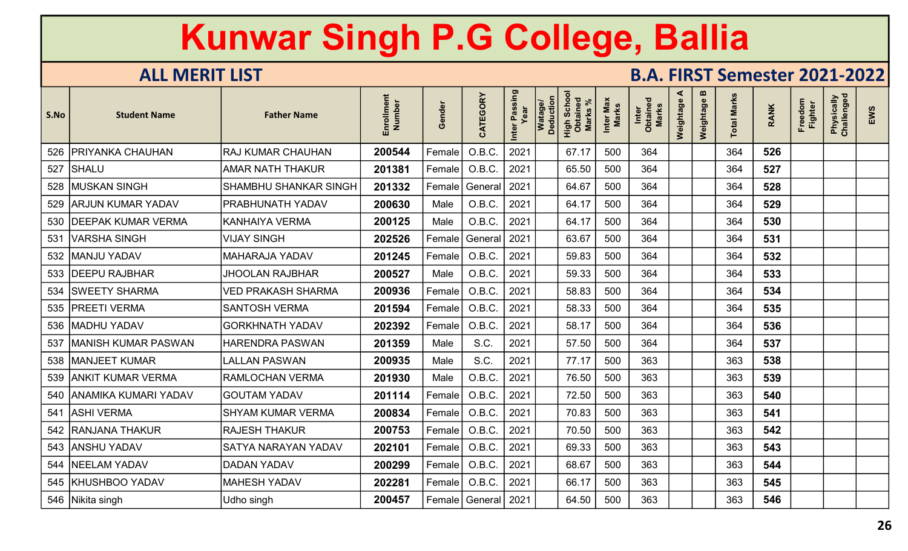# Kunwar Singh P.G College, Ballia

## ALL MERIT LIST

## B.A. FIRST Semester 2021-2022

| S.No | Student Name | Father Name | Enrollment Number | Gender | CATEGORY | Inter Passing Year | Watage/ Deduction | High School Obtained Marks % | Inter Max Marks | Inter Obtained Marks | Weightage A | Weightage B | Total Marks | RANK | Freedom Fighter | Physically Challenged | EWS |
|---|---|---|---|---|---|---|---|---|---|---|---|---|---|---|---|---|---|
| 526 | PRIYANKA CHAUHAN | RAJ KUMAR CHAUHAN | 200544 | Female | O.B.C. | 2021 | | 67.17 | 500 | 364 | | | 364 | 526 | | | |
| 527 | SHALU | AMAR NATH THAKUR | 201381 | Female | O.B.C. | 2021 | | 65.50 | 500 | 364 | | | 364 | 527 | | | |
| 528 | MUSKAN SINGH | SHAMBHU SHANKAR SINGH | 201332 | Female | General | 2021 | | 64.67 | 500 | 364 | | | 364 | 528 | | | |
| 529 | ARJUN KUMAR YADAV | PRABHUNATH YADAV | 200630 | Male | O.B.C. | 2021 | | 64.17 | 500 | 364 | | | 364 | 529 | | | |
| 530 | DEEPAK KUMAR VERMA | KANHAIYA VERMA | 200125 | Male | O.B.C. | 2021 | | 64.17 | 500 | 364 | | | 364 | 530 | | | |
| 531 | VARSHA SINGH | VIJAY SINGH | 202526 | Female | General | 2021 | | 63.67 | 500 | 364 | | | 364 | 531 | | | |
| 532 | MANJU YADAV | MAHARAJA YADAV | 201245 | Female | O.B.C. | 2021 | | 59.83 | 500 | 364 | | | 364 | 532 | | | |
| 533 | DEEPU RAJBHAR | JHOOLAN RAJBHAR | 200527 | Male | O.B.C. | 2021 | | 59.33 | 500 | 364 | | | 364 | 533 | | | |
| 534 | SWEETY SHARMA | VED PRAKASH SHARMA | 200936 | Female | O.B.C. | 2021 | | 58.83 | 500 | 364 | | | 364 | 534 | | | |
| 535 | PREETI VERMA | SANTOSH VERMA | 201594 | Female | O.B.C. | 2021 | | 58.33 | 500 | 364 | | | 364 | 535 | | | |
| 536 | MADHU YADAV | GORKHNATH YADAV | 202392 | Female | O.B.C. | 2021 | | 58.17 | 500 | 364 | | | 364 | 536 | | | |
| 537 | MANISH KUMAR PASWAN | HARENDRA PASWAN | 201359 | Male | S.C. | 2021 | | 57.50 | 500 | 364 | | | 364 | 537 | | | |
| 538 | MANJEET KUMAR | LALLAN PASWAN | 200935 | Male | S.C. | 2021 | | 77.17 | 500 | 363 | | | 363 | 538 | | | |
| 539 | ANKIT KUMAR VERMA | RAMLOCHAN VERMA | 201930 | Male | O.B.C. | 2021 | | 76.50 | 500 | 363 | | | 363 | 539 | | | |
| 540 | ANAMIKA KUMARI YADAV | GOUTAM YADAV | 201114 | Female | O.B.C. | 2021 | | 72.50 | 500 | 363 | | | 363 | 540 | | | |
| 541 | ASHI VERMA | SHYAM KUMAR VERMA | 200834 | Female | O.B.C. | 2021 | | 70.83 | 500 | 363 | | | 363 | 541 | | | |
| 542 | RANJANA THAKUR | RAJESH THAKUR | 200753 | Female | O.B.C. | 2021 | | 70.50 | 500 | 363 | | | 363 | 542 | | | |
| 543 | ANSHU YADAV | SATYA NARAYAN YADAV | 202101 | Female | O.B.C. | 2021 | | 69.33 | 500 | 363 | | | 363 | 543 | | | |
| 544 | NEELAM YADAV | DADAN YADAV | 200299 | Female | O.B.C. | 2021 | | 68.67 | 500 | 363 | | | 363 | 544 | | | |
| 545 | KHUSHBOO YADAV | MAHESH YADAV | 202281 | Female | O.B.C. | 2021 | | 66.17 | 500 | 363 | | | 363 | 545 | | | |
| 546 | Nikita singh | Udho singh | 200457 | Female | General | 2021 | | 64.50 | 500 | 363 | | | 363 | 546 | | | |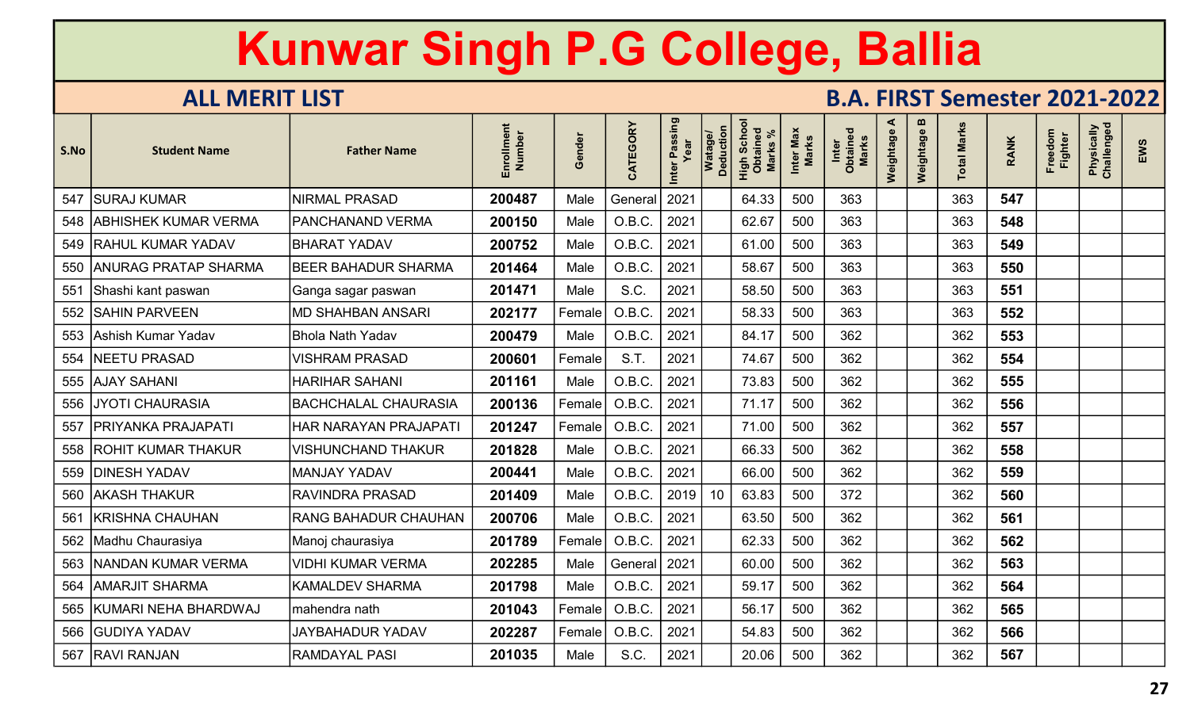# Kunwar Singh P.G College, Ballia

## ALL MERIT LIST

## B.A. FIRST Semester 2021-2022

| S.No | Student Name | Father Name | Enrollment Number | Gender | CATEGORY | Inter Passing Year | Watage/ Deduction | High School Obtained Marks % | Inter Max Marks | Inter Obtained Marks | Weightage A | Weightage B | Total Marks | RANK | Freedom Fighter | Physically Challenged | EWS |
|---|---|---|---|---|---|---|---|---|---|---|---|---|---|---|---|---|---|
| 547 | SURAJ KUMAR | NIRMAL PRASAD | 200487 | Male | General | 2021 | | 64.33 | 500 | 363 | | | 363 | 547 | | | |
| 548 | ABHISHEK KUMAR VERMA | PANCHANAND VERMA | 200150 | Male | O.B.C. | 2021 | | 62.67 | 500 | 363 | | | 363 | 548 | | | |
| 549 | RAHUL KUMAR YADAV | BHARAT YADAV | 200752 | Male | O.B.C. | 2021 | | 61.00 | 500 | 363 | | | 363 | 549 | | | |
| 550 | ANURAG PRATAP SHARMA | BEER BAHADUR SHARMA | 201464 | Male | O.B.C. | 2021 | | 58.67 | 500 | 363 | | | 363 | 550 | | | |
| 551 | Shashi kant paswan | Ganga sagar paswan | 201471 | Male | S.C. | 2021 | | 58.50 | 500 | 363 | | | 363 | 551 | | | |
| 552 | SAHIN PARVEEN | MD SHAHBAN ANSARI | 202177 | Female | O.B.C. | 2021 | | 58.33 | 500 | 363 | | | 363 | 552 | | | |
| 553 | Ashish Kumar Yadav | Bhola Nath Yadav | 200479 | Male | O.B.C. | 2021 | | 84.17 | 500 | 362 | | | 362 | 553 | | | |
| 554 | NEETU PRASAD | VISHRAM PRASAD | 200601 | Female | S.T. | 2021 | | 74.67 | 500 | 362 | | | 362 | 554 | | | |
| 555 | AJAY SAHANI | HARIHAR SAHANI | 201161 | Male | O.B.C. | 2021 | | 73.83 | 500 | 362 | | | 362 | 555 | | | |
| 556 | JYOTI CHAURASIA | BACHCHALAL CHAURASIA | 200136 | Female | O.B.C. | 2021 | | 71.17 | 500 | 362 | | | 362 | 556 | | | |
| 557 | PRIYANKA PRAJAPATI | HAR NARAYAN PRAJAPATI | 201247 | Female | O.B.C. | 2021 | | 71.00 | 500 | 362 | | | 362 | 557 | | | |
| 558 | ROHIT KUMAR THAKUR | VISHUNCHAND THAKUR | 201828 | Male | O.B.C. | 2021 | | 66.33 | 500 | 362 | | | 362 | 558 | | | |
| 559 | DINESH YADAV | MANJAY YADAV | 200441 | Male | O.B.C. | 2021 | | 66.00 | 500 | 362 | | | 362 | 559 | | | |
| 560 | AKASH THAKUR | RAVINDRA PRASAD | 201409 | Male | O.B.C. | 2019 | 10 | 63.83 | 500 | 372 | | | 362 | 560 | | | |
| 561 | KRISHNA CHAUHAN | RANG BAHADUR CHAUHAN | 200706 | Male | O.B.C. | 2021 | | 63.50 | 500 | 362 | | | 362 | 561 | | | |
| 562 | Madhu Chaurasiya | Manoj chaurasiya | 201789 | Female | O.B.C. | 2021 | | 62.33 | 500 | 362 | | | 362 | 562 | | | |
| 563 | NANDAN KUMAR VERMA | VIDHI KUMAR VERMA | 202285 | Male | General | 2021 | | 60.00 | 500 | 362 | | | 362 | 563 | | | |
| 564 | AMARJIT SHARMA | KAMALDEV SHARMA | 201798 | Male | O.B.C. | 2021 | | 59.17 | 500 | 362 | | | 362 | 564 | | | |
| 565 | KUMARI NEHA BHARDWAJ | mahendra nath | 201043 | Female | O.B.C. | 2021 | | 56.17 | 500 | 362 | | | 362 | 565 | | | |
| 566 | GUDIYA YADAV | JAYBAHADUR YADAV | 202287 | Female | O.B.C. | 2021 | | 54.83 | 500 | 362 | | | 362 | 566 | | | |
| 567 | RAVI RANJAN | RAMDAYAL PASI | 201035 | Male | S.C. | 2021 | | 20.06 | 500 | 362 | | | 362 | 567 | | | |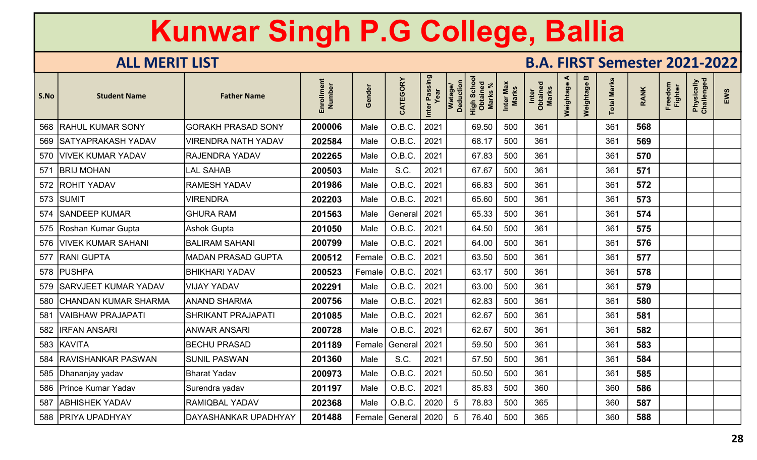# Kunwar Singh P.G College, Ballia

## ALL MERIT LIST

## B.A. FIRST Semester 2021-2022

| S.No | Student Name | Father Name | Enrollment Number | Gender | CATEGORY | Inter Passing Year | Watage/ Deduction | High School Obtained Marks % | Inter Max Marks | Inter Obtained Marks | Weightage A | Weightage B | Total Marks | RANK | Freedom Fighter | Physically Challenged | EWS |
|---|---|---|---|---|---|---|---|---|---|---|---|---|---|---|---|---|---|
| 568 | RAHUL KUMAR SONY | GORAKH PRASAD SONY | **200006** | Male | O.B.C. | 2021 | | 69.50 | 500 | 361 | | | 361 | **568** | | | |
| 569 | SATYAPRAKASH YADAV | VIRENDRA NATH YADAV | **202584** | Male | O.B.C. | 2021 | | 68.17 | 500 | 361 | | | 361 | **569** | | | |
| 570 | VIVEK KUMAR YADAV | RAJENDRA YADAV | **202265** | Male | O.B.C. | 2021 | | 67.83 | 500 | 361 | | | 361 | **570** | | | |
| 571 | BRIJ MOHAN | LAL SAHAB | **200503** | Male | S.C. | 2021 | | 67.67 | 500 | 361 | | | 361 | **571** | | | |
| 572 | ROHIT YADAV | RAMESH YADAV | **201986** | Male | O.B.C. | 2021 | | 66.83 | 500 | 361 | | | 361 | **572** | | | |
| 573 | SUMIT | VIRENDRA | **202203** | Male | O.B.C. | 2021 | | 65.60 | 500 | 361 | | | 361 | **573** | | | |
| 574 | SANDEEP KUMAR | GHURA RAM | **201563** | Male | General | 2021 | | 65.33 | 500 | 361 | | | 361 | **574** | | | |
| 575 | Roshan Kumar Gupta | Ashok Gupta | **201050** | Male | O.B.C. | 2021 | | 64.50 | 500 | 361 | | | 361 | **575** | | | |
| 576 | VIVEK KUMAR SAHANI | BALIRAM SAHANI | **200799** | Male | O.B.C. | 2021 | | 64.00 | 500 | 361 | | | 361 | **576** | | | |
| 577 | RANI GUPTA | MADAN PRASAD GUPTA | **200512** | Female | O.B.C. | 2021 | | 63.50 | 500 | 361 | | | 361 | **577** | | | |
| 578 | PUSHPA | BHIKHARI YADAV | **200523** | Female | O.B.C. | 2021 | | 63.17 | 500 | 361 | | | 361 | **578** | | | |
| 579 | SARVJEET KUMAR YADAV | VIJAY YADAV | **202291** | Male | O.B.C. | 2021 | | 63.00 | 500 | 361 | | | 361 | **579** | | | |
| 580 | CHANDAN KUMAR SHARMA | ANAND SHARMA | **200756** | Male | O.B.C. | 2021 | | 62.83 | 500 | 361 | | | 361 | **580** | | | |
| 581 | VAIBHAW PRAJAPATI | SHRIKANT PRAJAPATI | **201085** | Male | O.B.C. | 2021 | | 62.67 | 500 | 361 | | | 361 | **581** | | | |
| 582 | IRFAN ANSARI | ANWAR ANSARI | **200728** | Male | O.B.C. | 2021 | | 62.67 | 500 | 361 | | | 361 | **582** | | | |
| 583 | KAVITA | BECHU PRASAD | **201189** | Female | General | 2021 | | 59.50 | 500 | 361 | | | 361 | **583** | | | |
| 584 | RAVISHANKAR PASWAN | SUNIL PASWAN | **201360** | Male | S.C. | 2021 | | 57.50 | 500 | 361 | | | 361 | **584** | | | |
| 585 | Dhananjay yadav | Bharat Yadav | **200973** | Male | O.B.C. | 2021 | | 50.50 | 500 | 361 | | | 361 | **585** | | | |
| 586 | Prince Kumar Yadav | Surendra yadav | **201197** | Male | O.B.C. | 2021 | | 85.83 | 500 | 360 | | | 360 | **586** | | | |
| 587 | ABHISHEK YADAV | RAMIQBAL YADAV | **202368** | Male | O.B.C. | 2020 | 5 | 78.83 | 500 | 365 | | | 360 | **587** | | | |
| 588 | PRIYA UPADHYAY | DAYASHANKAR UPADHYAY | **201488** | Female | General | 2020 | 5 | 76.40 | 500 | 365 | | | 360 | **588** | | | |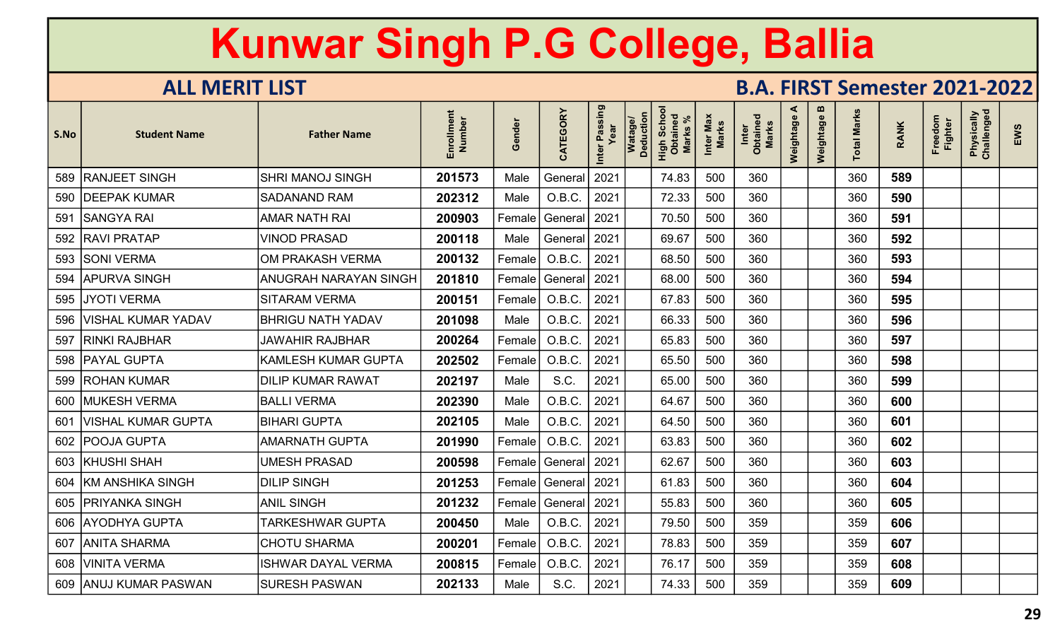# Kunwar Singh P.G College, Ballia

## ALL MERIT LIST

## B.A. FIRST Semester 2021-2022

| S.No | Student Name | Father Name | Enrollment Number | Gender | CATEGORY | Inter Passing Year | Watage/ Deduction | High School Obtained Marks % | Inter Max Marks | Inter Obtained Marks | Weightage A | Weightage B | Total Marks | RANK | Freedom Fighter | Physically Challenged | EWS |
|---|---|---|---|---|---|---|---|---|---|---|---|---|---|---|---|---|---|
| 589 | RANJEET SINGH | SHRI MANOJ SINGH | 201573 | Male | General | 2021 | | 74.83 | 500 | 360 | | | 360 | 589 | | | |
| 590 | DEEPAK KUMAR | SADANAND RAM | 202312 | Male | O.B.C. | 2021 | | 72.33 | 500 | 360 | | | 360 | 590 | | | |
| 591 | SANGYA RAI | AMAR NATH RAI | 200903 | Female | General | 2021 | | 70.50 | 500 | 360 | | | 360 | 591 | | | |
| 592 | RAVI PRATAP | VINOD PRASAD | 200118 | Male | General | 2021 | | 69.67 | 500 | 360 | | | 360 | 592 | | | |
| 593 | SONI VERMA | OM PRAKASH VERMA | 200132 | Female | O.B.C. | 2021 | | 68.50 | 500 | 360 | | | 360 | 593 | | | |
| 594 | APURVA SINGH | ANUGRAH NARAYAN SINGH | 201810 | Female | General | 2021 | | 68.00 | 500 | 360 | | | 360 | 594 | | | |
| 595 | JYOTI VERMA | SITARAM VERMA | 200151 | Female | O.B.C. | 2021 | | 67.83 | 500 | 360 | | | 360 | 595 | | | |
| 596 | VISHAL KUMAR YADAV | BHRIGU NATH YADAV | 201098 | Male | O.B.C. | 2021 | | 66.33 | 500 | 360 | | | 360 | 596 | | | |
| 597 | RINKI RAJBHAR | JAWAHIR RAJBHAR | 200264 | Female | O.B.C. | 2021 | | 65.83 | 500 | 360 | | | 360 | 597 | | | |
| 598 | PAYAL GUPTA | KAMLESH KUMAR GUPTA | 202502 | Female | O.B.C. | 2021 | | 65.50 | 500 | 360 | | | 360 | 598 | | | |
| 599 | ROHAN KUMAR | DILIP KUMAR RAWAT | 202197 | Male | S.C. | 2021 | | 65.00 | 500 | 360 | | | 360 | 599 | | | |
| 600 | MUKESH VERMA | BALLI VERMA | 202390 | Male | O.B.C. | 2021 | | 64.67 | 500 | 360 | | | 360 | 600 | | | |
| 601 | VISHAL KUMAR GUPTA | BIHARI GUPTA | 202105 | Male | O.B.C. | 2021 | | 64.50 | 500 | 360 | | | 360 | 601 | | | |
| 602 | POOJA GUPTA | AMARNATH GUPTA | 201990 | Female | O.B.C. | 2021 | | 63.83 | 500 | 360 | | | 360 | 602 | | | |
| 603 | KHUSHI SHAH | UMESH PRASAD | 200598 | Female | General | 2021 | | 62.67 | 500 | 360 | | | 360 | 603 | | | |
| 604 | KM ANSHIKA SINGH | DILIP SINGH | 201253 | Female | General | 2021 | | 61.83 | 500 | 360 | | | 360 | 604 | | | |
| 605 | PRIYANKA SINGH | ANIL SINGH | 201232 | Female | General | 2021 | | 55.83 | 500 | 360 | | | 360 | 605 | | | |
| 606 | AYODHYA GUPTA | TARKESHWAR GUPTA | 200450 | Male | O.B.C. | 2021 | | 79.50 | 500 | 359 | | | 359 | 606 | | | |
| 607 | ANITA SHARMA | CHOTU SHARMA | 200201 | Female | O.B.C. | 2021 | | 78.83 | 500 | 359 | | | 359 | 607 | | | |
| 608 | VINITA VERMA | ISHWAR DAYAL VERMA | 200815 | Female | O.B.C. | 2021 | | 76.17 | 500 | 359 | | | 359 | 608 | | | |
| 609 | ANUJ KUMAR PASWAN | SURESH PASWAN | 202133 | Male | S.C. | 2021 | | 74.33 | 500 | 359 | | | 359 | 609 | | | |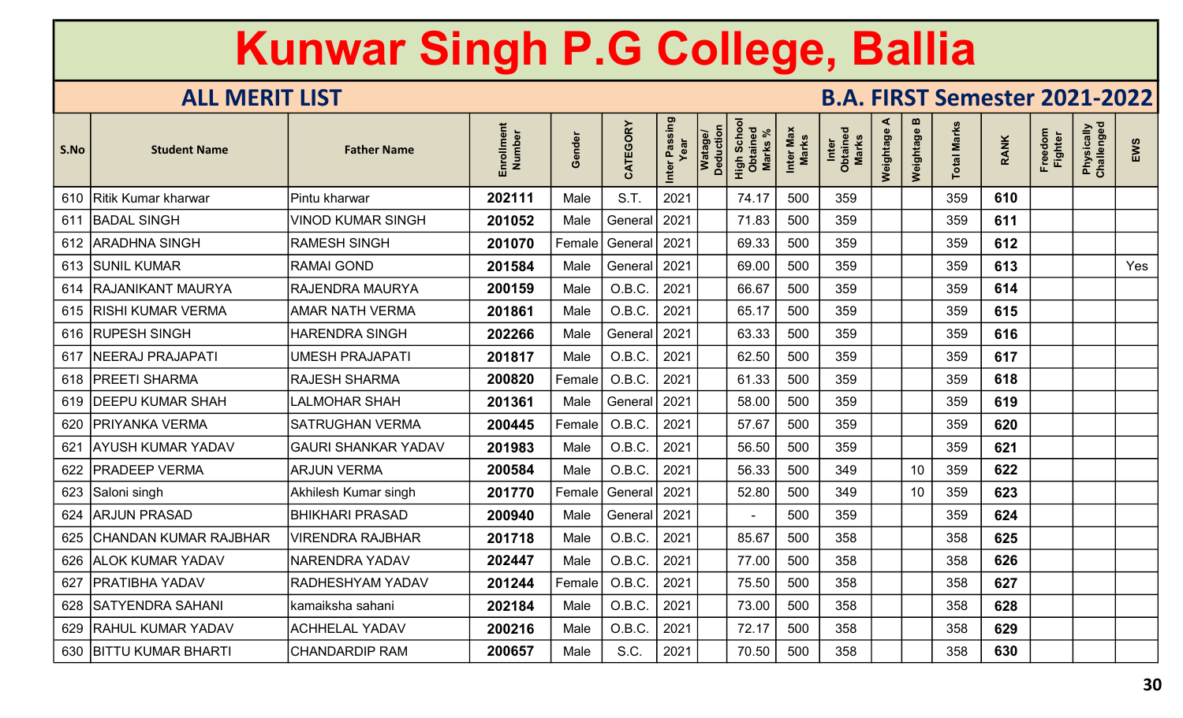# Kunwar Singh P.G College, Ballia

## ALL MERIT LIST

## B.A. FIRST Semester 2021-2022

| S.No | Student Name | Father Name | Enrollment Number | Gender | CATEGORY | Inter Passing Year | Watage/ Deduction | High School Obtained Marks % | Inter Max Marks | Inter Obtained Marks | Weightage A | Weightage B | Total Marks | RANK | Freedom Fighter | Physically Challenged | EWS |
|---|---|---|---|---|---|---|---|---|---|---|---|---|---|---|---|---|---|
| 610 | Ritik Kumar kharwar | Pintu kharwar | 202111 | Male | S.T. | 2021 | | 74.17 | 500 | 359 | | | 359 | 610 | | | |
| 611 | BADAL SINGH | VINOD KUMAR SINGH | 201052 | Male | General | 2021 | | 71.83 | 500 | 359 | | | 359 | 611 | | | |
| 612 | ARADHNA SINGH | RAMESH SINGH | 201070 | Female | General | 2021 | | 69.33 | 500 | 359 | | | 359 | 612 | | | |
| 613 | SUNIL KUMAR | RAMAI GOND | 201584 | Male | General | 2021 | | 69.00 | 500 | 359 | | | 359 | 613 | | | Yes |
| 614 | RAJANIKANT MAURYA | RAJENDRA MAURYA | 200159 | Male | O.B.C. | 2021 | | 66.67 | 500 | 359 | | | 359 | 614 | | | |
| 615 | RISHI KUMAR VERMA | AMAR NATH VERMA | 201861 | Male | O.B.C. | 2021 | | 65.17 | 500 | 359 | | | 359 | 615 | | | |
| 616 | RUPESH SINGH | HARENDRA SINGH | 202266 | Male | General | 2021 | | 63.33 | 500 | 359 | | | 359 | 616 | | | |
| 617 | NEERAJ PRAJAPATI | UMESH PRAJAPATI | 201817 | Male | O.B.C. | 2021 | | 62.50 | 500 | 359 | | | 359 | 617 | | | |
| 618 | PREETI SHARMA | RAJESH SHARMA | 200820 | Female | O.B.C. | 2021 | | 61.33 | 500 | 359 | | | 359 | 618 | | | |
| 619 | DEEPU KUMAR SHAH | LALMOHAR SHAH | 201361 | Male | General | 2021 | | 58.00 | 500 | 359 | | | 359 | 619 | | | |
| 620 | PRIYANKA VERMA | SATRUGHAN VERMA | 200445 | Female | O.B.C. | 2021 | | 57.67 | 500 | 359 | | | 359 | 620 | | | |
| 621 | AYUSH KUMAR YADAV | GAURI SHANKAR YADAV | 201983 | Male | O.B.C. | 2021 | | 56.50 | 500 | 359 | | | 359 | 621 | | | |
| 622 | PRADEEP VERMA | ARJUN VERMA | 200584 | Male | O.B.C. | 2021 | | 56.33 | 500 | 349 | | 10 | 359 | 622 | | | |
| 623 | Saloni singh | Akhilesh Kumar singh | 201770 | Female | General | 2021 | | 52.80 | 500 | 349 | | 10 | 359 | 623 | | | |
| 624 | ARJUN PRASAD | BHIKHARI PRASAD | 200940 | Male | General | 2021 | | - | 500 | 359 | | | 359 | 624 | | | |
| 625 | CHANDAN KUMAR RAJBHAR | VIRENDRA RAJBHAR | 201718 | Male | O.B.C. | 2021 | | 85.67 | 500 | 358 | | | 358 | 625 | | | |
| 626 | ALOK KUMAR YADAV | NARENDRA YADAV | 202447 | Male | O.B.C. | 2021 | | 77.00 | 500 | 358 | | | 358 | 626 | | | |
| 627 | PRATIBHA YADAV | RADHESHYAM YADAV | 201244 | Female | O.B.C. | 2021 | | 75.50 | 500 | 358 | | | 358 | 627 | | | |
| 628 | SATYENDRA SAHANI | kamaiksha sahani | 202184 | Male | O.B.C. | 2021 | | 73.00 | 500 | 358 | | | 358 | 628 | | | |
| 629 | RAHUL KUMAR YADAV | ACHHELAL YADAV | 200216 | Male | O.B.C. | 2021 | | 72.17 | 500 | 358 | | | 358 | 629 | | | |
| 630 | BITTU KUMAR BHARTI | CHANDARDIP RAM | 200657 | Male | S.C. | 2021 | | 70.50 | 500 | 358 | | | 358 | 630 | | | |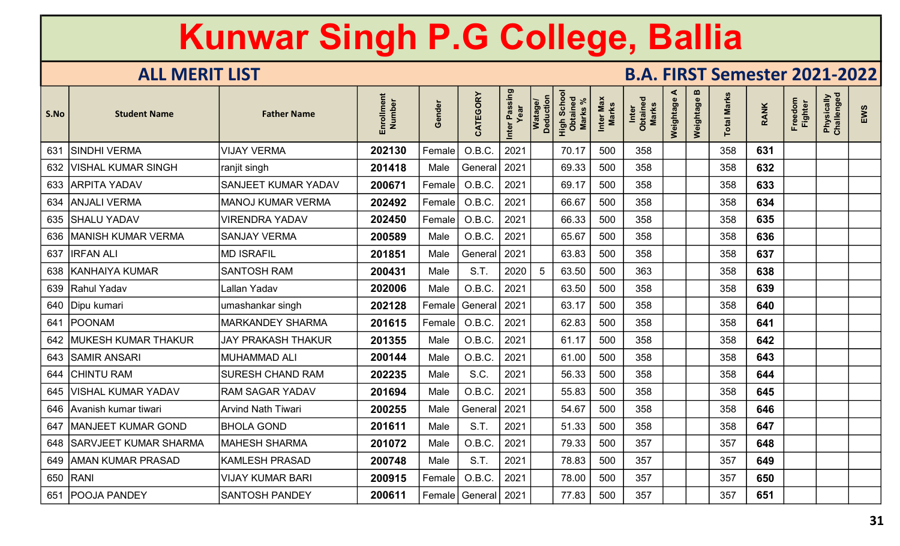# Kunwar Singh P.G College, Ballia

## ALL MERIT LIST

## B.A. FIRST Semester 2021-2022

| S.No | Student Name | Father Name | Enrollment Number | Gender | CATEGORY | Inter Passing Year | Watage/ Deduction | High School Obtained Marks % | Inter Max Marks | Inter Obtained Marks | Weightage A | Weightage B | Total Marks | RANK | Freedom Fighter | Physically Challenged | EWS |
|---|---|---|---|---|---|---|---|---|---|---|---|---|---|---|---|---|---|
| 631 | SINDHI VERMA | VIJAY VERMA | 202130 | Female | O.B.C. | 2021 | | 70.17 | 500 | 358 | | | 358 | 631 | | | |
| 632 | VISHAL KUMAR SINGH | ranjit singh | 201418 | Male | General | 2021 | | 69.33 | 500 | 358 | | | 358 | 632 | | | |
| 633 | ARPITA YADAV | SANJEET KUMAR YADAV | 200671 | Female | O.B.C. | 2021 | | 69.17 | 500 | 358 | | | 358 | 633 | | | |
| 634 | ANJALI VERMA | MANOJ KUMAR VERMA | 202492 | Female | O.B.C. | 2021 | | 66.67 | 500 | 358 | | | 358 | 634 | | | |
| 635 | SHALU YADAV | VIRENDRA YADAV | 202450 | Female | O.B.C. | 2021 | | 66.33 | 500 | 358 | | | 358 | 635 | | | |
| 636 | MANISH KUMAR VERMA | SANJAY VERMA | 200589 | Male | O.B.C. | 2021 | | 65.67 | 500 | 358 | | | 358 | 636 | | | |
| 637 | IRFAN ALI | MD ISRAFIL | 201851 | Male | General | 2021 | | 63.83 | 500 | 358 | | | 358 | 637 | | | |
| 638 | KANHAIYA KUMAR | SANTOSH RAM | 200431 | Male | S.T. | 2020 | 5 | 63.50 | 500 | 363 | | | 358 | 638 | | | |
| 639 | Rahul Yadav | Lallan Yadav | 202006 | Male | O.B.C. | 2021 | | 63.50 | 500 | 358 | | | 358 | 639 | | | |
| 640 | Dipu kumari | umashankar singh | 202128 | Female | General | 2021 | | 63.17 | 500 | 358 | | | 358 | 640 | | | |
| 641 | POONAM | MARKANDEY SHARMA | 201615 | Female | O.B.C. | 2021 | | 62.83 | 500 | 358 | | | 358 | 641 | | | |
| 642 | MUKESH KUMAR THAKUR | JAY PRAKASH THAKUR | 201355 | Male | O.B.C. | 2021 | | 61.17 | 500 | 358 | | | 358 | 642 | | | |
| 643 | SAMIR ANSARI | MUHAMMAD ALI | 200144 | Male | O.B.C. | 2021 | | 61.00 | 500 | 358 | | | 358 | 643 | | | |
| 644 | CHINTU RAM | SURESH CHAND RAM | 202235 | Male | S.C. | 2021 | | 56.33 | 500 | 358 | | | 358 | 644 | | | |
| 645 | VISHAL KUMAR YADAV | RAM SAGAR YADAV | 201694 | Male | O.B.C. | 2021 | | 55.83 | 500 | 358 | | | 358 | 645 | | | |
| 646 | Avanish kumar tiwari | Arvind Nath Tiwari | 200255 | Male | General | 2021 | | 54.67 | 500 | 358 | | | 358 | 646 | | | |
| 647 | MANJEET KUMAR GOND | BHOLA GOND | 201611 | Male | S.T. | 2021 | | 51.33 | 500 | 358 | | | 358 | 647 | | | |
| 648 | SARVJEET KUMAR SHARMA | MAHESH SHARMA | 201072 | Male | O.B.C. | 2021 | | 79.33 | 500 | 357 | | | 357 | 648 | | | |
| 649 | AMAN KUMAR PRASAD | KAMLESH PRASAD | 200748 | Male | S.T. | 2021 | | 78.83 | 500 | 357 | | | 357 | 649 | | | |
| 650 | RANI | VIJAY KUMAR BARI | 200915 | Female | O.B.C. | 2021 | | 78.00 | 500 | 357 | | | 357 | 650 | | | |
| 651 | POOJA PANDEY | SANTOSH PANDEY | 200611 | Female | General | 2021 | | 77.83 | 500 | 357 | | | 357 | 651 | | | |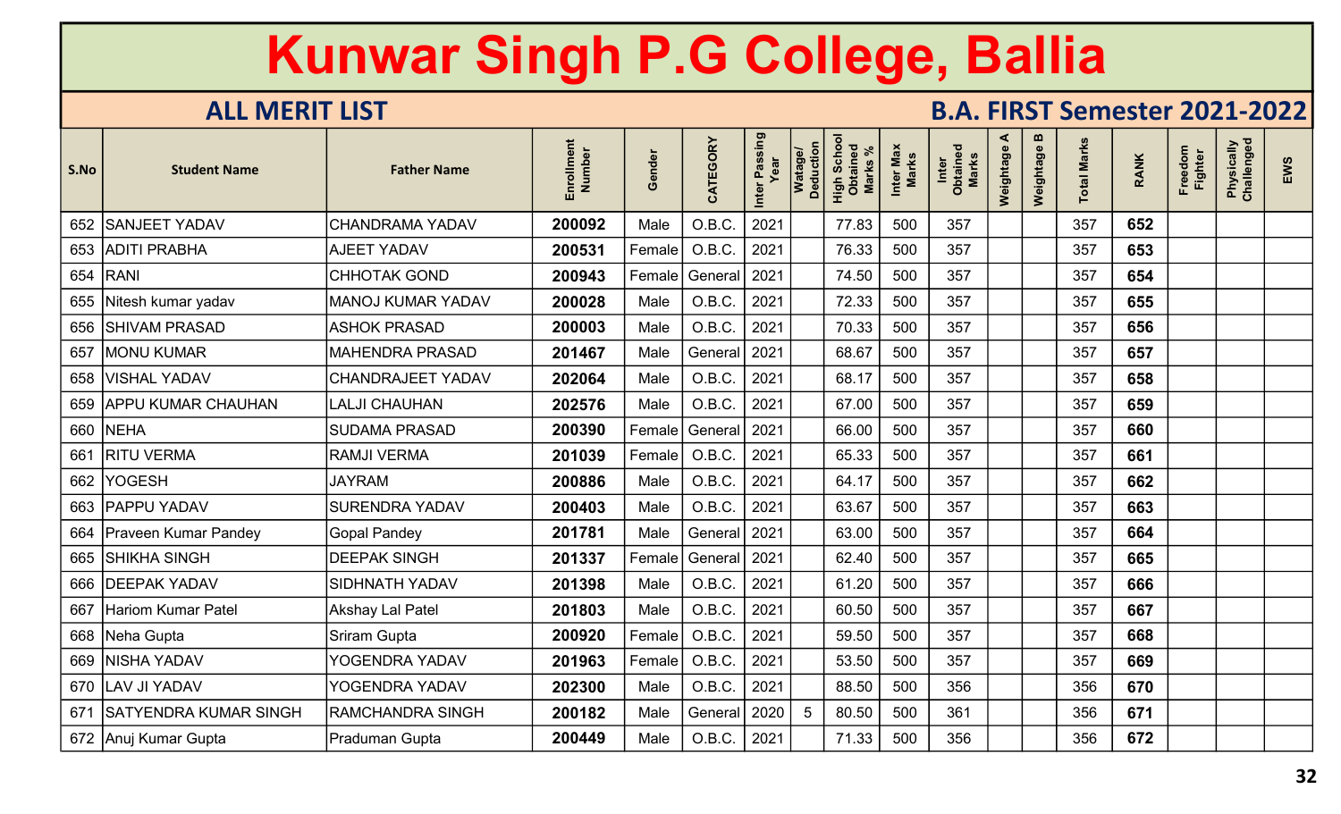# Kunwar Singh P.G College, Ballia

## ALL MERIT LIST

## B.A. FIRST Semester 2021-2022

| S.No | Student Name | Father Name | Enrollment Number | Gender | CATEGORY | Inter Passing Year | Watage/ Deduction | High School Obtained Marks % | Inter Max Marks | Inter Obtained Marks | Weightage A | Weightage B | Total Marks | RANK | Freedom Fighter | Physically Challenged | EWS |
|---|---|---|---|---|---|---|---|---|---|---|---|---|---|---|---|---|---|
| 652 | SANJEET YADAV | CHANDRAMA YADAV | 200092 | Male | O.B.C. | 2021 | | 77.83 | 500 | 357 | | | 357 | 652 | | | |
| 653 | ADITI PRABHA | AJEET YADAV | 200531 | Female | O.B.C. | 2021 | | 76.33 | 500 | 357 | | | 357 | 653 | | | |
| 654 | RANI | CHHOTAK GOND | 200943 | Female | General | 2021 | | 74.50 | 500 | 357 | | | 357 | 654 | | | |
| 655 | Nitesh kumar yadav | MANOJ KUMAR YADAV | 200028 | Male | O.B.C. | 2021 | | 72.33 | 500 | 357 | | | 357 | 655 | | | |
| 656 | SHIVAM PRASAD | ASHOK PRASAD | 200003 | Male | O.B.C. | 2021 | | 70.33 | 500 | 357 | | | 357 | 656 | | | |
| 657 | MONU KUMAR | MAHENDRA PRASAD | 201467 | Male | General | 2021 | | 68.67 | 500 | 357 | | | 357 | 657 | | | |
| 658 | VISHAL YADAV | CHANDRAJEET YADAV | 202064 | Male | O.B.C. | 2021 | | 68.17 | 500 | 357 | | | 357 | 658 | | | |
| 659 | APPU KUMAR CHAUHAN | LALJI CHAUHAN | 202576 | Male | O.B.C. | 2021 | | 67.00 | 500 | 357 | | | 357 | 659 | | | |
| 660 | NEHA | SUDAMA PRASAD | 200390 | Female | General | 2021 | | 66.00 | 500 | 357 | | | 357 | 660 | | | |
| 661 | RITU VERMA | RAMJI VERMA | 201039 | Female | O.B.C. | 2021 | | 65.33 | 500 | 357 | | | 357 | 661 | | | |
| 662 | YOGESH | JAYRAM | 200886 | Male | O.B.C. | 2021 | | 64.17 | 500 | 357 | | | 357 | 662 | | | |
| 663 | PAPPU YADAV | SURENDRA YADAV | 200403 | Male | O.B.C. | 2021 | | 63.67 | 500 | 357 | | | 357 | 663 | | | |
| 664 | Praveen Kumar Pandey | Gopal Pandey | 201781 | Male | General | 2021 | | 63.00 | 500 | 357 | | | 357 | 664 | | | |
| 665 | SHIKHA SINGH | DEEPAK SINGH | 201337 | Female | General | 2021 | | 62.40 | 500 | 357 | | | 357 | 665 | | | |
| 666 | DEEPAK YADAV | SIDHNATH YADAV | 201398 | Male | O.B.C. | 2021 | | 61.20 | 500 | 357 | | | 357 | 666 | | | |
| 667 | Hariom Kumar Patel | Akshay Lal Patel | 201803 | Male | O.B.C. | 2021 | | 60.50 | 500 | 357 | | | 357 | 667 | | | |
| 668 | Neha Gupta | Sriram Gupta | 200920 | Female | O.B.C. | 2021 | | 59.50 | 500 | 357 | | | 357 | 668 | | | |
| 669 | NISHA YADAV | YOGENDRA YADAV | 201963 | Female | O.B.C. | 2021 | | 53.50 | 500 | 357 | | | 357 | 669 | | | |
| 670 | LAV JI YADAV | YOGENDRA YADAV | 202300 | Male | O.B.C. | 2021 | | 88.50 | 500 | 356 | | | 356 | 670 | | | |
| 671 | SATYENDRA KUMAR SINGH | RAMCHANDRA SINGH | 200182 | Male | General | 2020 | 5 | 80.50 | 500 | 361 | | | 356 | 671 | | | |
| 672 | Anuj Kumar Gupta | Praduman Gupta | 200449 | Male | O.B.C. | 2021 | | 71.33 | 500 | 356 | | | 356 | 672 | | | |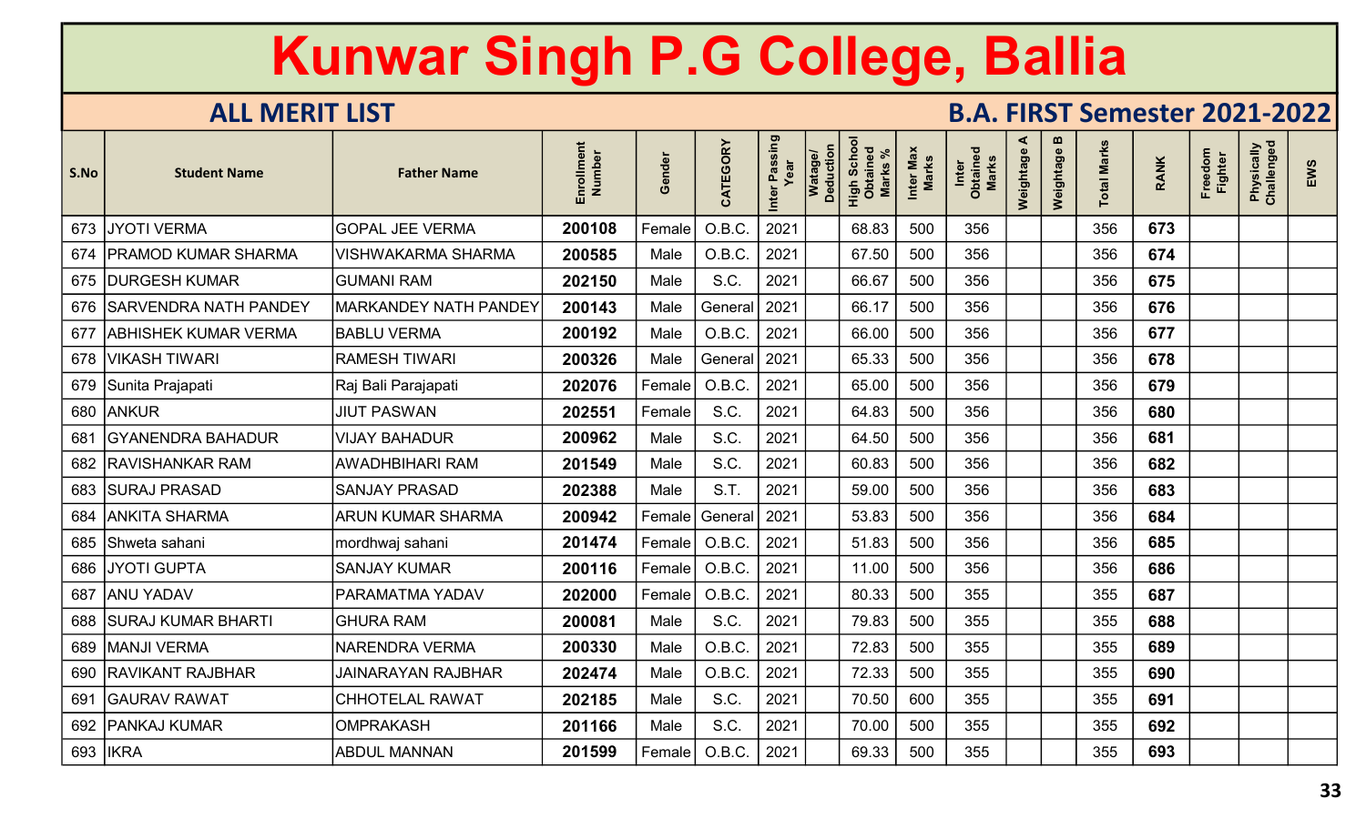# Kunwar Singh P.G College, Ballia

## ALL MERIT LIST

## B.A. FIRST Semester 2021-2022

| S.No | Student Name | Father Name | Enrollment Number | Gender | CATEGORY | Inter Passing Year | Watage/ Deduction | High School Obtained Marks % | Inter Max Marks | Inter Obtained Marks | Weightage A | Weightage B | Total Marks | RANK | Freedom Fighter | Physically Challenged | EWS |
|---|---|---|---|---|---|---|---|---|---|---|---|---|---|---|---|---|---|
| 673 | JYOTI VERMA | GOPAL JEE VERMA | 200108 | Female | O.B.C. | 2021 | | 68.83 | 500 | 356 | | | 356 | 673 | | | |
| 674 | PRAMOD KUMAR SHARMA | VISHWAKARMA SHARMA | 200585 | Male | O.B.C. | 2021 | | 67.50 | 500 | 356 | | | 356 | 674 | | | |
| 675 | DURGESH KUMAR | GUMANI RAM | 202150 | Male | S.C. | 2021 | | 66.67 | 500 | 356 | | | 356 | 675 | | | |
| 676 | SARVENDRA NATH PANDEY | MARKANDEY NATH PANDEY | 200143 | Male | General | 2021 | | 66.17 | 500 | 356 | | | 356 | 676 | | | |
| 677 | ABHISHEK KUMAR VERMA | BABLU VERMA | 200192 | Male | O.B.C. | 2021 | | 66.00 | 500 | 356 | | | 356 | 677 | | | |
| 678 | VIKASH TIWARI | RAMESH TIWARI | 200326 | Male | General | 2021 | | 65.33 | 500 | 356 | | | 356 | 678 | | | |
| 679 | Sunita Prajapati | Raj Bali Parajapati | 202076 | Female | O.B.C. | 2021 | | 65.00 | 500 | 356 | | | 356 | 679 | | | |
| 680 | ANKUR | JIUT PASWAN | 202551 | Female | S.C. | 2021 | | 64.83 | 500 | 356 | | | 356 | 680 | | | |
| 681 | GYANENDRA BAHADUR | VIJAY BAHADUR | 200962 | Male | S.C. | 2021 | | 64.50 | 500 | 356 | | | 356 | 681 | | | |
| 682 | RAVISHANKAR RAM | AWADHBIHARI RAM | 201549 | Male | S.C. | 2021 | | 60.83 | 500 | 356 | | | 356 | 682 | | | |
| 683 | SURAJ PRASAD | SANJAY PRASAD | 202388 | Male | S.T. | 2021 | | 59.00 | 500 | 356 | | | 356 | 683 | | | |
| 684 | ANKITA SHARMA | ARUN KUMAR SHARMA | 200942 | Female | General | 2021 | | 53.83 | 500 | 356 | | | 356 | 684 | | | |
| 685 | Shweta sahani | mordhwaj sahani | 201474 | Female | O.B.C. | 2021 | | 51.83 | 500 | 356 | | | 356 | 685 | | | |
| 686 | JYOTI GUPTA | SANJAY KUMAR | 200116 | Female | O.B.C. | 2021 | | 11.00 | 500 | 356 | | | 356 | 686 | | | |
| 687 | ANU YADAV | PARAMATMA YADAV | 202000 | Female | O.B.C. | 2021 | | 80.33 | 500 | 355 | | | 355 | 687 | | | |
| 688 | SURAJ KUMAR BHARTI | GHURA RAM | 200081 | Male | S.C. | 2021 | | 79.83 | 500 | 355 | | | 355 | 688 | | | |
| 689 | MANJI VERMA | NARENDRA VERMA | 200330 | Male | O.B.C. | 2021 | | 72.83 | 500 | 355 | | | 355 | 689 | | | |
| 690 | RAVIKANT RAJBHAR | JAINARAYAN RAJBHAR | 202474 | Male | O.B.C. | 2021 | | 72.33 | 500 | 355 | | | 355 | 690 | | | |
| 691 | GAURAV RAWAT | CHHOTELAL RAWAT | 202185 | Male | S.C. | 2021 | | 70.50 | 600 | 355 | | | 355 | 691 | | | |
| 692 | PANKAJ KUMAR | OMPRAKASH | 201166 | Male | S.C. | 2021 | | 70.00 | 500 | 355 | | | 355 | 692 | | | |
| 693 | IKRA | ABDUL MANNAN | 201599 | Female | O.B.C. | 2021 | | 69.33 | 500 | 355 | | | 355 | 693 | | | |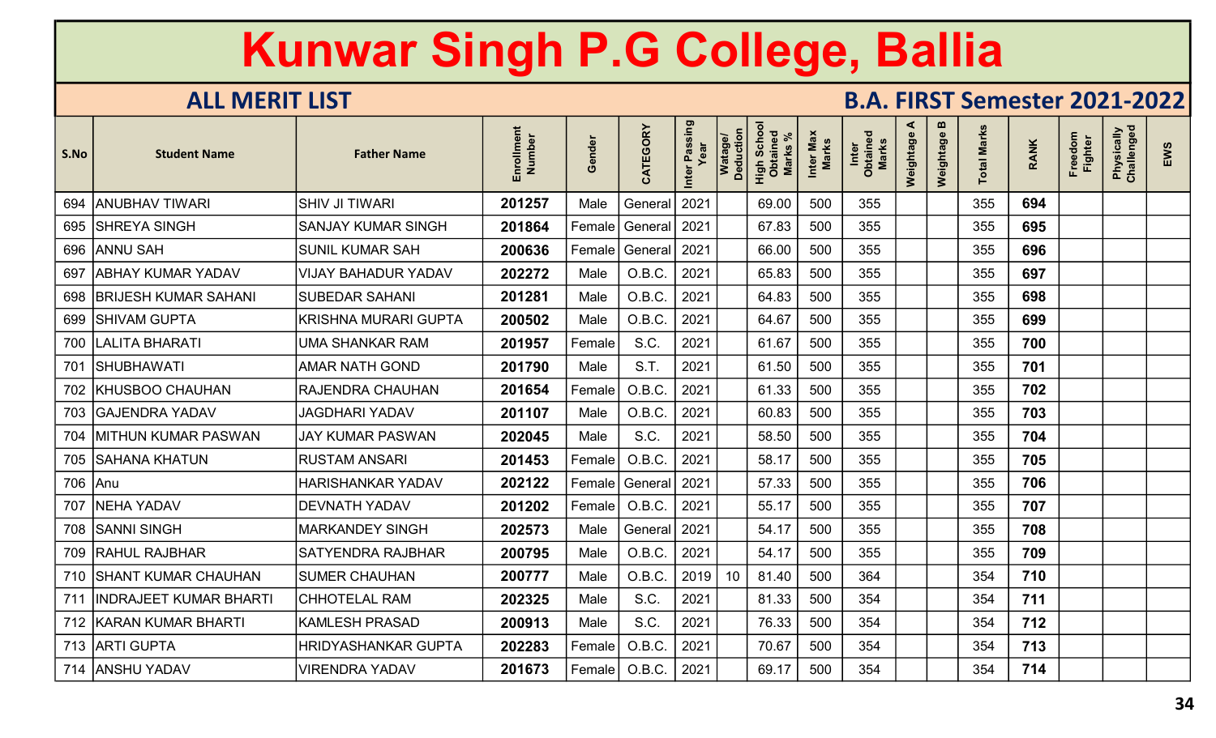# Kunwar Singh P.G College, Ballia

## ALL MERIT LIST

## B.A. FIRST Semester 2021-2022

| S.No | Student Name | Father Name | Enrollment Number | Gender | CATEGORY | Inter Passing Year | Watage/ Deduction | High School Obtained Marks % | Inter Max Marks | Inter Obtained Marks | Weightage A | Weightage B | Total Marks | RANK | Freedom Fighter | Physically Challenged | EWS |
|---|---|---|---|---|---|---|---|---|---|---|---|---|---|---|---|---|---|
| 694 | ANUBHAV TIWARI | SHIV JI TIWARI | 201257 | Male | General | 2021 | | 69.00 | 500 | 355 | | | 355 | 694 | | | |
| 695 | SHREYA SINGH | SANJAY KUMAR SINGH | 201864 | Female | General | 2021 | | 67.83 | 500 | 355 | | | 355 | 695 | | | |
| 696 | ANNU SAH | SUNIL KUMAR SAH | 200636 | Female | General | 2021 | | 66.00 | 500 | 355 | | | 355 | 696 | | | |
| 697 | ABHAY KUMAR YADAV | VIJAY BAHADUR YADAV | 202272 | Male | O.B.C. | 2021 | | 65.83 | 500 | 355 | | | 355 | 697 | | | |
| 698 | BRIJESH KUMAR SAHANI | SUBEDAR SAHANI | 201281 | Male | O.B.C. | 2021 | | 64.83 | 500 | 355 | | | 355 | 698 | | | |
| 699 | SHIVAM GUPTA | KRISHNA MURARI GUPTA | 200502 | Male | O.B.C. | 2021 | | 64.67 | 500 | 355 | | | 355 | 699 | | | |
| 700 | LALITA BHARATI | UMA SHANKAR RAM | 201957 | Female | S.C. | 2021 | | 61.67 | 500 | 355 | | | 355 | 700 | | | |
| 701 | SHUBHAWATI | AMAR NATH GOND | 201790 | Male | S.T. | 2021 | | 61.50 | 500 | 355 | | | 355 | 701 | | | |
| 702 | KHUSBOO CHAUHAN | RAJENDRA CHAUHAN | 201654 | Female | O.B.C. | 2021 | | 61.33 | 500 | 355 | | | 355 | 702 | | | |
| 703 | GAJENDRA YADAV | JAGDHARI YADAV | 201107 | Male | O.B.C. | 2021 | | 60.83 | 500 | 355 | | | 355 | 703 | | | |
| 704 | MITHUN KUMAR PASWAN | JAY KUMAR PASWAN | 202045 | Male | S.C. | 2021 | | 58.50 | 500 | 355 | | | 355 | 704 | | | |
| 705 | SAHANA KHATUN | RUSTAM ANSARI | 201453 | Female | O.B.C. | 2021 | | 58.17 | 500 | 355 | | | 355 | 705 | | | |
| 706 | Anu | HARISHANKAR YADAV | 202122 | Female | General | 2021 | | 57.33 | 500 | 355 | | | 355 | 706 | | | |
| 707 | NEHA YADAV | DEVNATH YADAV | 201202 | Female | O.B.C. | 2021 | | 55.17 | 500 | 355 | | | 355 | 707 | | | |
| 708 | SANNI SINGH | MARKANDEY SINGH | 202573 | Male | General | 2021 | | 54.17 | 500 | 355 | | | 355 | 708 | | | |
| 709 | RAHUL RAJBHAR | SATYENDRA RAJBHAR | 200795 | Male | O.B.C. | 2021 | | 54.17 | 500 | 355 | | | 355 | 709 | | | |
| 710 | SHANT KUMAR CHAUHAN | SUMER CHAUHAN | 200777 | Male | O.B.C. | 2019 | 10 | 81.40 | 500 | 364 | | | 354 | 710 | | | |
| 711 | INDRAJEET KUMAR BHARTI | CHHOTELAL RAM | 202325 | Male | S.C. | 2021 | | 81.33 | 500 | 354 | | | 354 | 711 | | | |
| 712 | KARAN KUMAR BHARTI | KAMLESH PRASAD | 200913 | Male | S.C. | 2021 | | 76.33 | 500 | 354 | | | 354 | 712 | | | |
| 713 | ARTI GUPTA | HRIDYASHANKAR GUPTA | 202283 | Female | O.B.C. | 2021 | | 70.67 | 500 | 354 | | | 354 | 713 | | | |
| 714 | ANSHU YADAV | VIRENDRA YADAV | 201673 | Female | O.B.C. | 2021 | | 69.17 | 500 | 354 | | | 354 | 714 | | | |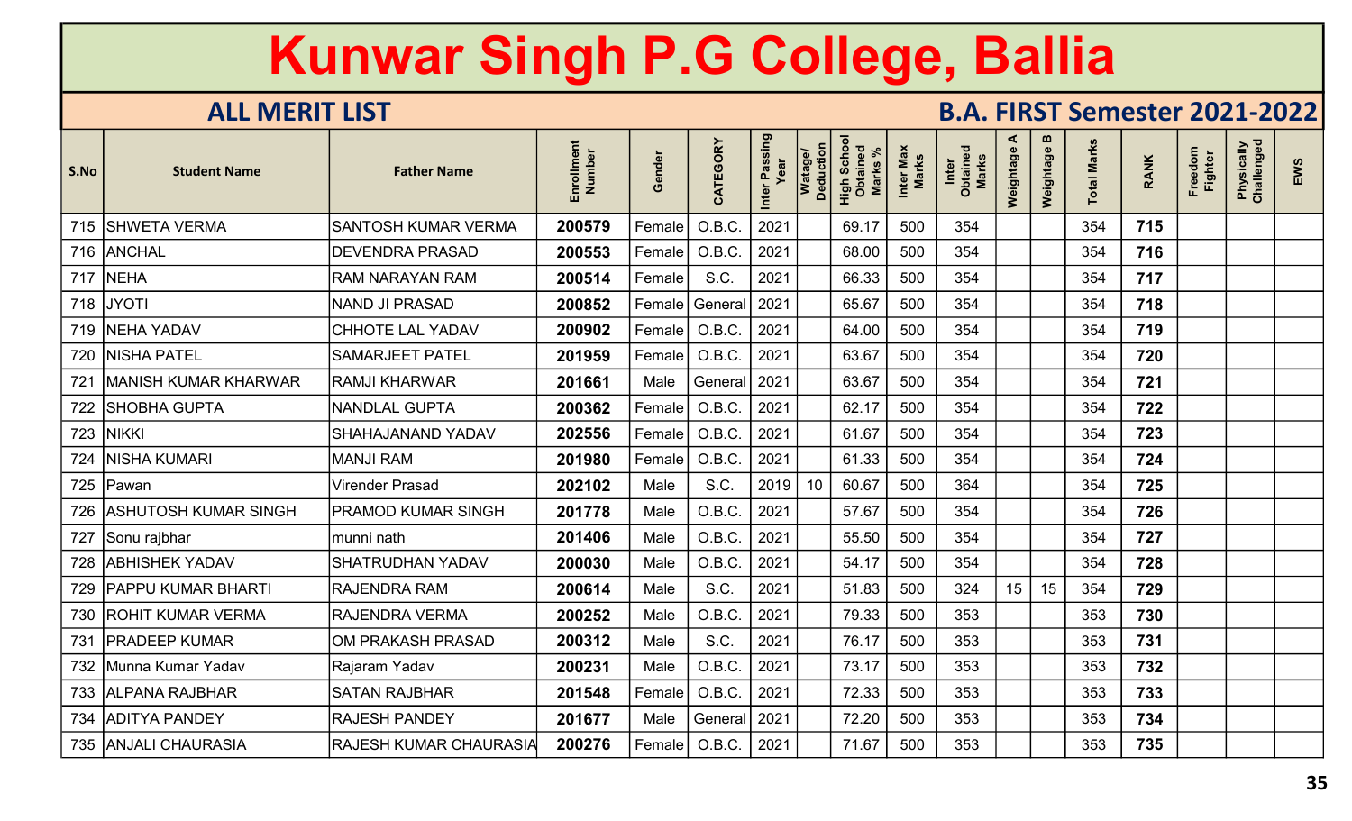# Kunwar Singh P.G College, Ballia

## ALL MERIT LIST

## B.A. FIRST Semester 2021-2022

| S.No | Student Name | Father Name | Enrollment Number | Gender | CATEGORY | Inter Passing Year | Watage/ Deduction | High School Obtained Marks % | Inter Max Marks | Inter Obtained Marks | Weightage A | Weightage B | Total Marks | RANK | Freedom Fighter | Physically Challenged | EWS |
|---|---|---|---|---|---|---|---|---|---|---|---|---|---|---|---|---|---|
| 715 | SHWETA VERMA | SANTOSH KUMAR VERMA | 200579 | Female | O.B.C. | 2021 | | 69.17 | 500 | 354 | | | 354 | 715 | | | |
| 716 | ANCHAL | DEVENDRA PRASAD | 200553 | Female | O.B.C. | 2021 | | 68.00 | 500 | 354 | | | 354 | 716 | | | |
| 717 | NEHA | RAM NARAYAN RAM | 200514 | Female | S.C. | 2021 | | 66.33 | 500 | 354 | | | 354 | 717 | | | |
| 718 | JYOTI | NAND JI PRASAD | 200852 | Female | General | 2021 | | 65.67 | 500 | 354 | | | 354 | 718 | | | |
| 719 | NEHA YADAV | CHHOTE LAL YADAV | 200902 | Female | O.B.C. | 2021 | | 64.00 | 500 | 354 | | | 354 | 719 | | | |
| 720 | NISHA PATEL | SAMARJEET PATEL | 201959 | Female | O.B.C. | 2021 | | 63.67 | 500 | 354 | | | 354 | 720 | | | |
| 721 | MANISH KUMAR KHARWAR | RAMJI KHARWAR | 201661 | Male | General | 2021 | | 63.67 | 500 | 354 | | | 354 | 721 | | | |
| 722 | SHOBHA GUPTA | NANDLAL GUPTA | 200362 | Female | O.B.C. | 2021 | | 62.17 | 500 | 354 | | | 354 | 722 | | | |
| 723 | NIKKI | SHAHAJANAND YADAV | 202556 | Female | O.B.C. | 2021 | | 61.67 | 500 | 354 | | | 354 | 723 | | | |
| 724 | NISHA KUMARI | MANJI RAM | 201980 | Female | O.B.C. | 2021 | | 61.33 | 500 | 354 | | | 354 | 724 | | | |
| 725 | Pawan | Virender Prasad | 202102 | Male | S.C. | 2019 | 10 | 60.67 | 500 | 364 | | | 354 | 725 | | | |
| 726 | ASHUTOSH KUMAR SINGH | PRAMOD KUMAR SINGH | 201778 | Male | O.B.C. | 2021 | | 57.67 | 500 | 354 | | | 354 | 726 | | | |
| 727 | Sonu rajbhar | munni nath | 201406 | Male | O.B.C. | 2021 | | 55.50 | 500 | 354 | | | 354 | 727 | | | |
| 728 | ABHISHEK YADAV | SHATRUDHAN YADAV | 200030 | Male | O.B.C. | 2021 | | 54.17 | 500 | 354 | | | 354 | 728 | | | |
| 729 | PAPPU KUMAR BHARTI | RAJENDRA RAM | 200614 | Male | S.C. | 2021 | | 51.83 | 500 | 324 | 15 | 15 | 354 | 729 | | | |
| 730 | ROHIT KUMAR VERMA | RAJENDRA VERMA | 200252 | Male | O.B.C. | 2021 | | 79.33 | 500 | 353 | | | 353 | 730 | | | |
| 731 | PRADEEP KUMAR | OM PRAKASH PRASAD | 200312 | Male | S.C. | 2021 | | 76.17 | 500 | 353 | | | 353 | 731 | | | |
| 732 | Munna Kumar Yadav | Rajaram Yadav | 200231 | Male | O.B.C. | 2021 | | 73.17 | 500 | 353 | | | 353 | 732 | | | |
| 733 | ALPANA RAJBHAR | SATAN RAJBHAR | 201548 | Female | O.B.C. | 2021 | | 72.33 | 500 | 353 | | | 353 | 733 | | | |
| 734 | ADITYA PANDEY | RAJESH PANDEY | 201677 | Male | General | 2021 | | 72.20 | 500 | 353 | | | 353 | 734 | | | |
| 735 | ANJALI CHAURASIA | RAJESH KUMAR CHAURASIA | 200276 | Female | O.B.C. | 2021 | | 71.67 | 500 | 353 | | | 353 | 735 | | | |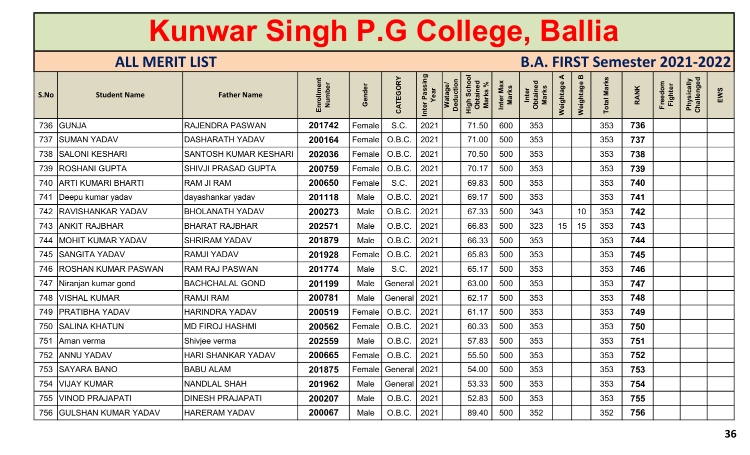# Kunwar Singh P.G College, Ballia

## ALL MERIT LIST

## B.A. FIRST Semester 2021-2022

| S.No | Student Name | Father Name | Enrollment Number | Gender | CATEGORY | Inter Passing Year | Watage/ Deduction | High School Obtained Marks % | Inter Max Marks | Inter Obtained Marks | Weightage A | Weightage B | Total Marks | RANK | Freedom Fighter | Physically Challenged | EWS |
|---|---|---|---|---|---|---|---|---|---|---|---|---|---|---|---|---|---|
| 736 | GUNJA | RAJENDRA PASWAN | 201742 | Female | S.C. | 2021 | | 71.50 | 600 | 353 | | | 353 | 736 | | | |
| 737 | SUMAN YADAV | DASHARATH YADAV | 200164 | Female | O.B.C. | 2021 | | 71.00 | 500 | 353 | | | 353 | 737 | | | |
| 738 | SALONI KESHARI | SANTOSH KUMAR KESHARI | 202036 | Female | O.B.C. | 2021 | | 70.50 | 500 | 353 | | | 353 | 738 | | | |
| 739 | ROSHANI GUPTA | SHIVJI PRASAD GUPTA | 200759 | Female | O.B.C. | 2021 | | 70.17 | 500 | 353 | | | 353 | 739 | | | |
| 740 | ARTI KUMARI BHARTI | RAM JI RAM | 200650 | Female | S.C. | 2021 | | 69.83 | 500 | 353 | | | 353 | 740 | | | |
| 741 | Deepu kumar yadav | dayashankar yadav | 201118 | Male | O.B.C. | 2021 | | 69.17 | 500 | 353 | | | 353 | 741 | | | |
| 742 | RAVISHANKAR YADAV | BHOLANATH YADAV | 200273 | Male | O.B.C. | 2021 | | 67.33 | 500 | 343 | | 10 | 353 | 742 | | | |
| 743 | ANKIT RAJBHAR | BHARAT RAJBHAR | 202571 | Male | O.B.C. | 2021 | | 66.83 | 500 | 323 | 15 | 15 | 353 | 743 | | | |
| 744 | MOHIT KUMAR YADAV | SHRIRAM YADAV | 201879 | Male | O.B.C. | 2021 | | 66.33 | 500 | 353 | | | 353 | 744 | | | |
| 745 | SANGITA YADAV | RAMJI YADAV | 201928 | Female | O.B.C. | 2021 | | 65.83 | 500 | 353 | | | 353 | 745 | | | |
| 746 | ROSHAN KUMAR PASWAN | RAM RAJ PASWAN | 201774 | Male | S.C. | 2021 | | 65.17 | 500 | 353 | | | 353 | 746 | | | |
| 747 | Niranjan kumar gond | BACHCHALAL GOND | 201199 | Male | General | 2021 | | 63.00 | 500 | 353 | | | 353 | 747 | | | |
| 748 | VISHAL KUMAR | RAMJI RAM | 200781 | Male | General | 2021 | | 62.17 | 500 | 353 | | | 353 | 748 | | | |
| 749 | PRATIBHA YADAV | HARINDRA YADAV | 200519 | Female | O.B.C. | 2021 | | 61.17 | 500 | 353 | | | 353 | 749 | | | |
| 750 | SALINA KHATUN | MD FIROJ HASHMI | 200562 | Female | O.B.C. | 2021 | | 60.33 | 500 | 353 | | | 353 | 750 | | | |
| 751 | Aman verma | Shivjee verma | 202559 | Male | O.B.C. | 2021 | | 57.83 | 500 | 353 | | | 353 | 751 | | | |
| 752 | ANNU YADAV | HARI SHANKAR YADAV | 200665 | Female | O.B.C. | 2021 | | 55.50 | 500 | 353 | | | 353 | 752 | | | |
| 753 | SAYARA BANO | BABU ALAM | 201875 | Female | General | 2021 | | 54.00 | 500 | 353 | | | 353 | 753 | | | |
| 754 | VIJAY KUMAR | NANDLAL SHAH | 201962 | Male | General | 2021 | | 53.33 | 500 | 353 | | | 353 | 754 | | | |
| 755 | VINOD PRAJAPATI | DINESH PRAJAPATI | 200207 | Male | O.B.C. | 2021 | | 52.83 | 500 | 353 | | | 353 | 755 | | | |
| 756 | GULSHAN KUMAR YADAV | HARERAM YADAV | 200067 | Male | O.B.C. | 2021 | | 89.40 | 500 | 352 | | | 352 | 756 | | | |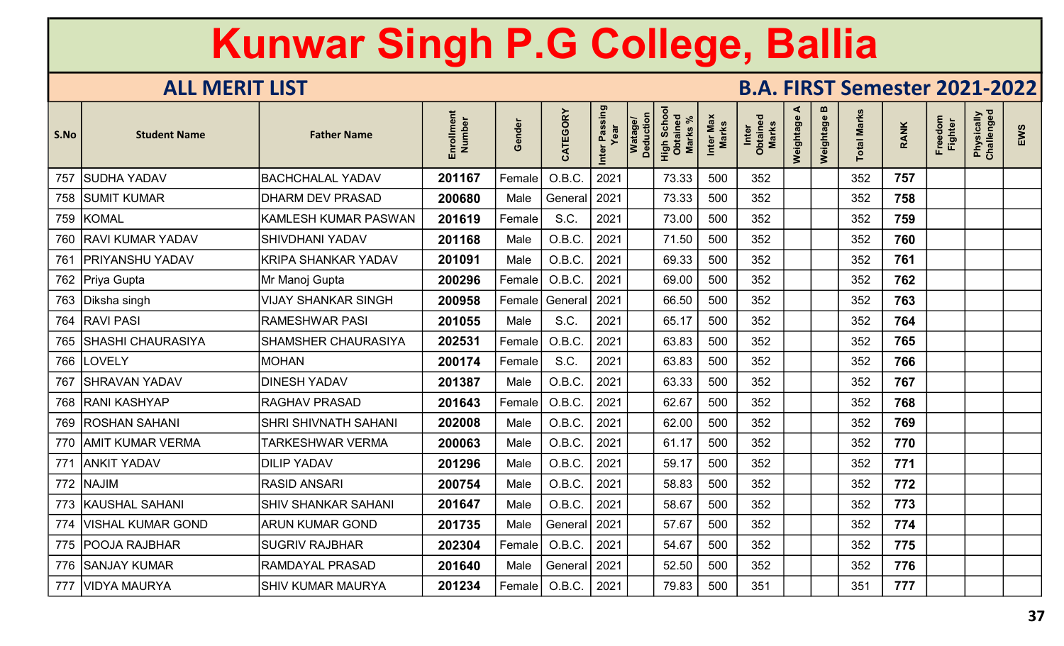# Kunwar Singh P.G College, Ballia

## ALL MERIT LIST

## B.A. FIRST Semester 2021-2022

| S.No | Student Name | Father Name | Enrollment Number | Gender | CATEGORY | Inter Passing Year | Watage/ Deduction | High School Obtained Marks % | Inter Max Marks | Inter Obtained Marks | Weightage A | Weightage B | Total Marks | RANK | Freedom Fighter | Physically Challenged | EWS |
|---|---|---|---|---|---|---|---|---|---|---|---|---|---|---|---|---|---|
| 757 | SUDHA YADAV | BACHCHALAL YADAV | 201167 | Female | O.B.C. | 2021 | | 73.33 | 500 | 352 | | | 352 | 757 | | | |
| 758 | SUMIT KUMAR | DHARM DEV PRASAD | 200680 | Male | General | 2021 | | 73.33 | 500 | 352 | | | 352 | 758 | | | |
| 759 | KOMAL | KAMLESH KUMAR PASWAN | 201619 | Female | S.C. | 2021 | | 73.00 | 500 | 352 | | | 352 | 759 | | | |
| 760 | RAVI KUMAR YADAV | SHIVDHANI YADAV | 201168 | Male | O.B.C. | 2021 | | 71.50 | 500 | 352 | | | 352 | 760 | | | |
| 761 | PRIYANSHU YADAV | KRIPA SHANKAR YADAV | 201091 | Male | O.B.C. | 2021 | | 69.33 | 500 | 352 | | | 352 | 761 | | | |
| 762 | Priya Gupta | Mr Manoj Gupta | 200296 | Female | O.B.C. | 2021 | | 69.00 | 500 | 352 | | | 352 | 762 | | | |
| 763 | Diksha singh | VIJAY SHANKAR SINGH | 200958 | Female | General | 2021 | | 66.50 | 500 | 352 | | | 352 | 763 | | | |
| 764 | RAVI PASI | RAMESHWAR PASI | 201055 | Male | S.C. | 2021 | | 65.17 | 500 | 352 | | | 352 | 764 | | | |
| 765 | SHASHI CHAURASIYA | SHAMSHER CHAURASIYA | 202531 | Female | O.B.C. | 2021 | | 63.83 | 500 | 352 | | | 352 | 765 | | | |
| 766 | LOVELY | MOHAN | 200174 | Female | S.C. | 2021 | | 63.83 | 500 | 352 | | | 352 | 766 | | | |
| 767 | SHRAVAN YADAV | DINESH YADAV | 201387 | Male | O.B.C. | 2021 | | 63.33 | 500 | 352 | | | 352 | 767 | | | |
| 768 | RANI KASHYAP | RAGHAV PRASAD | 201643 | Female | O.B.C. | 2021 | | 62.67 | 500 | 352 | | | 352 | 768 | | | |
| 769 | ROSHAN SAHANI | SHRI SHIVNATH SAHANI | 202008 | Male | O.B.C. | 2021 | | 62.00 | 500 | 352 | | | 352 | 769 | | | |
| 770 | AMIT KUMAR VERMA | TARKESHWAR VERMA | 200063 | Male | O.B.C. | 2021 | | 61.17 | 500 | 352 | | | 352 | 770 | | | |
| 771 | ANKIT YADAV | DILIP YADAV | 201296 | Male | O.B.C. | 2021 | | 59.17 | 500 | 352 | | | 352 | 771 | | | |
| 772 | NAJIM | RASID ANSARI | 200754 | Male | O.B.C. | 2021 | | 58.83 | 500 | 352 | | | 352 | 772 | | | |
| 773 | KAUSHAL SAHANI | SHIV SHANKAR SAHANI | 201647 | Male | O.B.C. | 2021 | | 58.67 | 500 | 352 | | | 352 | 773 | | | |
| 774 | VISHAL KUMAR GOND | ARUN KUMAR GOND | 201735 | Male | General | 2021 | | 57.67 | 500 | 352 | | | 352 | 774 | | | |
| 775 | POOJA RAJBHAR | SUGRIV RAJBHAR | 202304 | Female | O.B.C. | 2021 | | 54.67 | 500 | 352 | | | 352 | 775 | | | |
| 776 | SANJAY KUMAR | RAMDAYAL PRASAD | 201640 | Male | General | 2021 | | 52.50 | 500 | 352 | | | 352 | 776 | | | |
| 777 | VIDYA MAURYA | SHIV KUMAR MAURYA | 201234 | Female | O.B.C. | 2021 | | 79.83 | 500 | 351 | | | 351 | 777 | | | |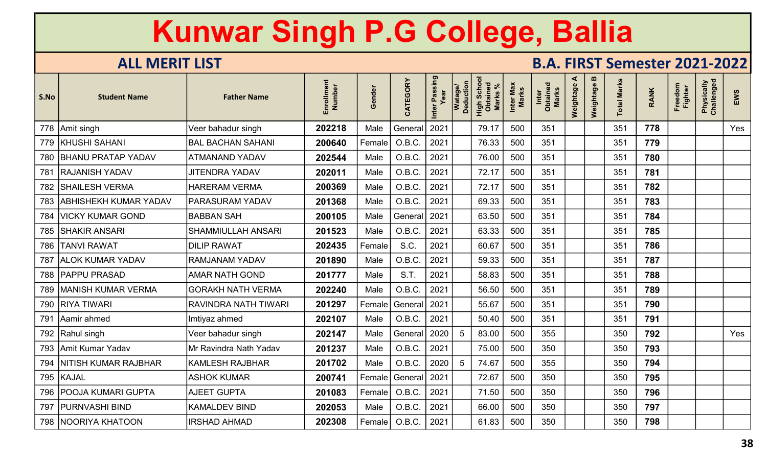# Kunwar Singh P.G College, Ballia

## ALL MERIT LIST

## B.A. FIRST Semester 2021-2022

| S.No | Student Name | Father Name | Enrollment Number | Gender | CATEGORY | Inter Passing Year | Watage/ Deduction | High School Obtained Marks % | Inter Max Marks | Inter Obtained Marks | Weightage A | Weightage B | Total Marks | RANK | Freedom Fighter | Physically Challenged | EWS |
|---|---|---|---|---|---|---|---|---|---|---|---|---|---|---|---|---|---|
| 778 | Amit singh | Veer bahadur singh | **202218** | Male | General | 2021 | | 79.17 | 500 | 351 | | | 351 | **778** | | | Yes |
| 779 | KHUSHI SAHANI | BAL BACHAN SAHANI | **200640** | Female | O.B.C. | 2021 | | 76.33 | 500 | 351 | | | 351 | **779** | | | |
| 780 | BHANU PRATAP YADAV | ATMANAND YADAV | **202544** | Male | O.B.C. | 2021 | | 76.00 | 500 | 351 | | | 351 | **780** | | | |
| 781 | RAJANISH YADAV | JITENDRA YADAV | **202011** | Male | O.B.C. | 2021 | | 72.17 | 500 | 351 | | | 351 | **781** | | | |
| 782 | SHAILESH VERMA | HARERAM VERMA | **200369** | Male | O.B.C. | 2021 | | 72.17 | 500 | 351 | | | 351 | **782** | | | |
| 783 | ABHISHEKH KUMAR YADAV | PARASURAM YADAV | **201368** | Male | O.B.C. | 2021 | | 69.33 | 500 | 351 | | | 351 | **783** | | | |
| 784 | VICKY KUMAR GOND | BABBAN SAH | **200105** | Male | General | 2021 | | 63.50 | 500 | 351 | | | 351 | **784** | | | |
| 785 | SHAKIR ANSARI | SHAMMIULLAH ANSARI | **201523** | Male | O.B.C. | 2021 | | 63.33 | 500 | 351 | | | 351 | **785** | | | |
| 786 | TANVI RAWAT | DILIP RAWAT | **202435** | Female | S.C. | 2021 | | 60.67 | 500 | 351 | | | 351 | **786** | | | |
| 787 | ALOK KUMAR YADAV | RAMJANAM YADAV | **201890** | Male | O.B.C. | 2021 | | 59.33 | 500 | 351 | | | 351 | **787** | | | |
| 788 | PAPPU PRASAD | AMAR NATH GOND | **201777** | Male | S.T. | 2021 | | 58.83 | 500 | 351 | | | 351 | **788** | | | |
| 789 | MANISH KUMAR VERMA | GORAKH NATH VERMA | **202240** | Male | O.B.C. | 2021 | | 56.50 | 500 | 351 | | | 351 | **789** | | | |
| 790 | RIYA TIWARI | RAVINDRA NATH TIWARI | **201297** | Female | General | 2021 | | 55.67 | 500 | 351 | | | 351 | **790** | | | |
| 791 | Aamir ahmed | Imtiyaz ahmed | **202107** | Male | O.B.C. | 2021 | | 50.40 | 500 | 351 | | | 351 | **791** | | | |
| 792 | Rahul singh | Veer bahadur singh | **202147** | Male | General | 2020 | 5 | 83.00 | 500 | 355 | | | 350 | **792** | | | Yes |
| 793 | Amit Kumar Yadav | Mr Ravindra Nath Yadav | **201237** | Male | O.B.C. | 2021 | | 75.00 | 500 | 350 | | | 350 | **793** | | | |
| 794 | NITISH KUMAR RAJBHAR | KAMLESH RAJBHAR | **201702** | Male | O.B.C. | 2020 | 5 | 74.67 | 500 | 355 | | | 350 | **794** | | | |
| 795 | KAJAL | ASHOK KUMAR | **200741** | Female | General | 2021 | | 72.67 | 500 | 350 | | | 350 | **795** | | | |
| 796 | POOJA KUMARI GUPTA | AJEET GUPTA | **201083** | Female | O.B.C. | 2021 | | 71.50 | 500 | 350 | | | 350 | **796** | | | |
| 797 | PURNVASHI BIND | KAMALDEV BIND | **202053** | Male | O.B.C. | 2021 | | 66.00 | 500 | 350 | | | 350 | **797** | | | |
| 798 | NOORIYA KHATOON | IRSHAD AHMAD | **202308** | Female | O.B.C. | 2021 | | 61.83 | 500 | 350 | | | 350 | **798** | | | |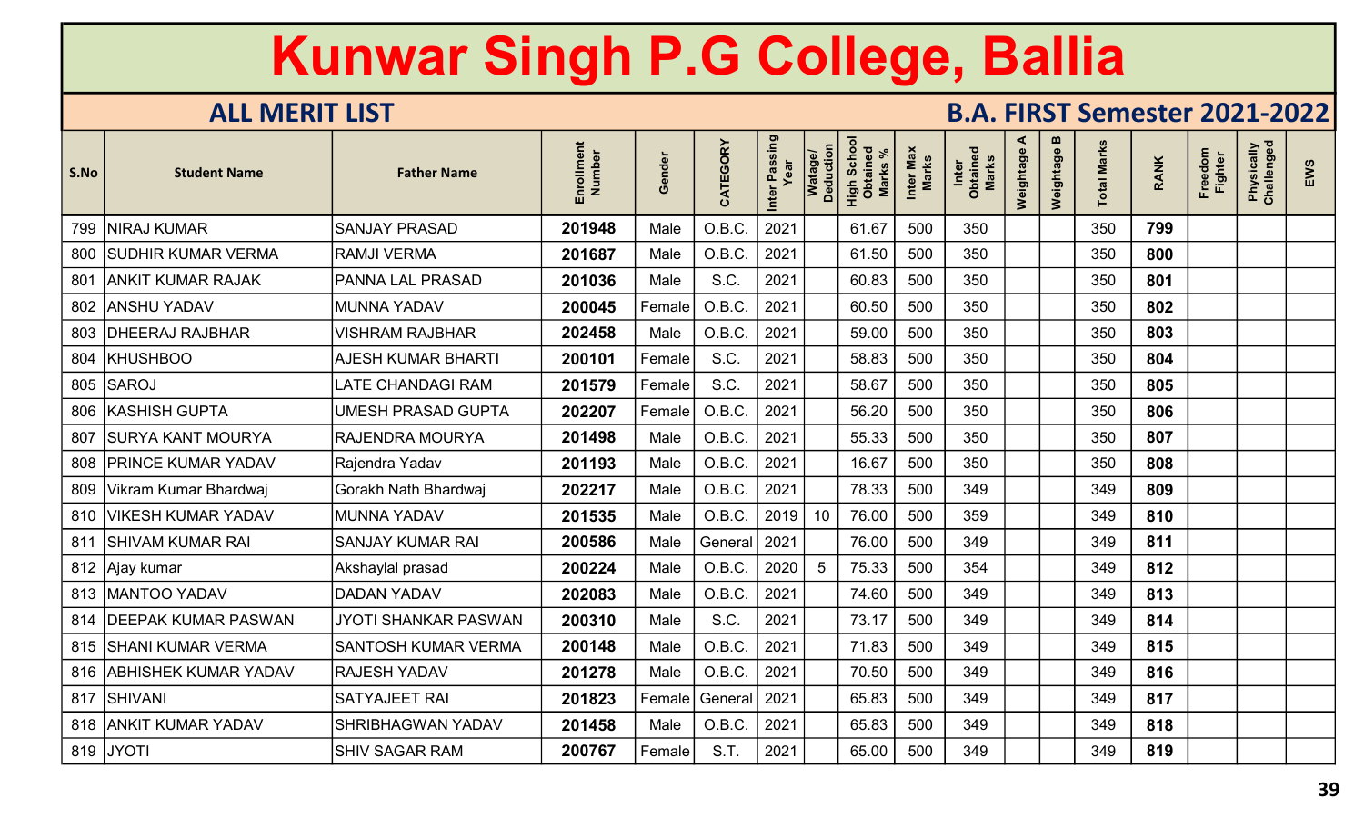# Kunwar Singh P.G College, Ballia

## ALL MERIT LIST

## B.A. FIRST Semester 2021-2022

| S.No | Student Name | Father Name | Enrollment Number | Gender | CATEGORY | Inter Passing Year | Watage/ Deduction | High School Obtained Marks % | Inter Max Marks | Inter Obtained Marks | Weightage A | Weightage B | Total Marks | RANK | Freedom Fighter | Physically Challenged | EWS |
|---|---|---|---|---|---|---|---|---|---|---|---|---|---|---|---|---|---|
| 799 | NIRAJ KUMAR | SANJAY PRASAD | 201948 | Male | O.B.C. | 2021 | | 61.67 | 500 | 350 | | | 350 | 799 | | | |
| 800 | SUDHIR KUMAR VERMA | RAMJI VERMA | 201687 | Male | O.B.C. | 2021 | | 61.50 | 500 | 350 | | | 350 | 800 | | | |
| 801 | ANKIT KUMAR RAJAK | PANNA LAL PRASAD | 201036 | Male | S.C. | 2021 | | 60.83 | 500 | 350 | | | 350 | 801 | | | |
| 802 | ANSHU YADAV | MUNNA YADAV | 200045 | Female | O.B.C. | 2021 | | 60.50 | 500 | 350 | | | 350 | 802 | | | |
| 803 | DHEERAJ RAJBHAR | VISHRAM RAJBHAR | 202458 | Male | O.B.C. | 2021 | | 59.00 | 500 | 350 | | | 350 | 803 | | | |
| 804 | KHUSHBOO | AJESH KUMAR BHARTI | 200101 | Female | S.C. | 2021 | | 58.83 | 500 | 350 | | | 350 | 804 | | | |
| 805 | SAROJ | LATE CHANDAGI RAM | 201579 | Female | S.C. | 2021 | | 58.67 | 500 | 350 | | | 350 | 805 | | | |
| 806 | KASHISH GUPTA | UMESH PRASAD GUPTA | 202207 | Female | O.B.C. | 2021 | | 56.20 | 500 | 350 | | | 350 | 806 | | | |
| 807 | SURYA KANT MOURYA | RAJENDRA MOURYA | 201498 | Male | O.B.C. | 2021 | | 55.33 | 500 | 350 | | | 350 | 807 | | | |
| 808 | PRINCE KUMAR YADAV | Rajendra Yadav | 201193 | Male | O.B.C. | 2021 | | 16.67 | 500 | 350 | | | 350 | 808 | | | |
| 809 | Vikram Kumar Bhardwaj | Gorakh Nath Bhardwaj | 202217 | Male | O.B.C. | 2021 | | 78.33 | 500 | 349 | | | 349 | 809 | | | |
| 810 | VIKESH KUMAR YADAV | MUNNA YADAV | 201535 | Male | O.B.C. | 2019 | 10 | 76.00 | 500 | 359 | | | 349 | 810 | | | |
| 811 | SHIVAM KUMAR RAI | SANJAY KUMAR RAI | 200586 | Male | General | 2021 | | 76.00 | 500 | 349 | | | 349 | 811 | | | |
| 812 | Ajay kumar | Akshaylal prasad | 200224 | Male | O.B.C. | 2020 | 5 | 75.33 | 500 | 354 | | | 349 | 812 | | | |
| 813 | MANTOO YADAV | DADAN YADAV | 202083 | Male | O.B.C. | 2021 | | 74.60 | 500 | 349 | | | 349 | 813 | | | |
| 814 | DEEPAK KUMAR PASWAN | JYOTI SHANKAR PASWAN | 200310 | Male | S.C. | 2021 | | 73.17 | 500 | 349 | | | 349 | 814 | | | |
| 815 | SHANI KUMAR VERMA | SANTOSH KUMAR VERMA | 200148 | Male | O.B.C. | 2021 | | 71.83 | 500 | 349 | | | 349 | 815 | | | |
| 816 | ABHISHEK KUMAR YADAV | RAJESH YADAV | 201278 | Male | O.B.C. | 2021 | | 70.50 | 500 | 349 | | | 349 | 816 | | | |
| 817 | SHIVANI | SATYAJEET RAI | 201823 | Female | General | 2021 | | 65.83 | 500 | 349 | | | 349 | 817 | | | |
| 818 | ANKIT KUMAR YADAV | SHRIBHAGWAN YADAV | 201458 | Male | O.B.C. | 2021 | | 65.83 | 500 | 349 | | | 349 | 818 | | | |
| 819 | JYOTI | SHIV SAGAR RAM | 200767 | Female | S.T. | 2021 | | 65.00 | 500 | 349 | | | 349 | 819 | | | |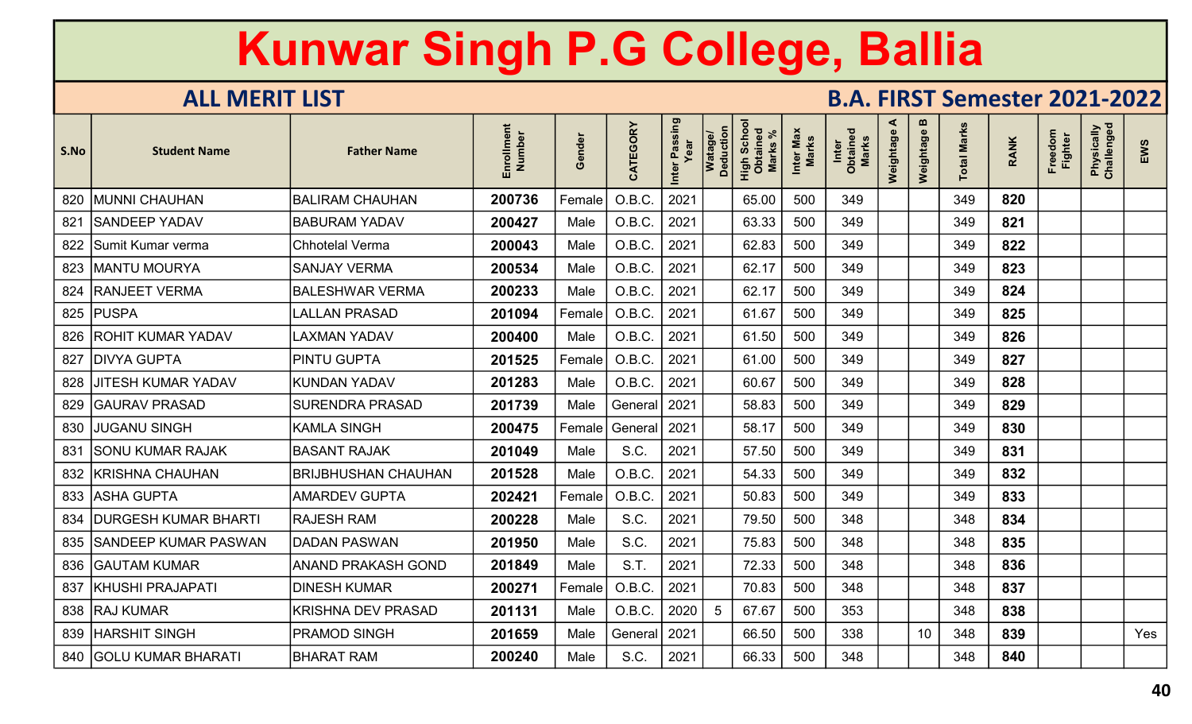# Kunwar Singh P.G College, Ballia

## ALL MERIT LIST

## B.A. FIRST Semester 2021-2022

| S.No | Student Name | Father Name | Enrollment Number | Gender | CATEGORY | Inter Passing Year | Watage/ Deduction | High School Obtained Marks % | Inter Max Marks | Inter Obtained Marks | Weightage A | Weightage B | Total Marks | RANK | Freedom Fighter | Physically Challenged | EWS |
|---|---|---|---|---|---|---|---|---|---|---|---|---|---|---|---|---|---|
| 820 | MUNNI CHAUHAN | BALIRAM CHAUHAN | 200736 | Female | O.B.C. | 2021 | | 65.00 | 500 | 349 | | | 349 | 820 | | | |
| 821 | SANDEEP YADAV | BABURAM YADAV | 200427 | Male | O.B.C. | 2021 | | 63.33 | 500 | 349 | | | 349 | 821 | | | |
| 822 | Sumit Kumar verma | Chhotelal Verma | 200043 | Male | O.B.C. | 2021 | | 62.83 | 500 | 349 | | | 349 | 822 | | | |
| 823 | MANTU MOURYA | SANJAY VERMA | 200534 | Male | O.B.C. | 2021 | | 62.17 | 500 | 349 | | | 349 | 823 | | | |
| 824 | RANJEET VERMA | BALESHWAR VERMA | 200233 | Male | O.B.C. | 2021 | | 62.17 | 500 | 349 | | | 349 | 824 | | | |
| 825 | PUSPA | LALLAN PRASAD | 201094 | Female | O.B.C. | 2021 | | 61.67 | 500 | 349 | | | 349 | 825 | | | |
| 826 | ROHIT KUMAR YADAV | LAXMAN YADAV | 200400 | Male | O.B.C. | 2021 | | 61.50 | 500 | 349 | | | 349 | 826 | | | |
| 827 | DIVYA GUPTA | PINTU GUPTA | 201525 | Female | O.B.C. | 2021 | | 61.00 | 500 | 349 | | | 349 | 827 | | | |
| 828 | JITESH KUMAR YADAV | KUNDAN YADAV | 201283 | Male | O.B.C. | 2021 | | 60.67 | 500 | 349 | | | 349 | 828 | | | |
| 829 | GAURAV PRASAD | SURENDRA PRASAD | 201739 | Male | General | 2021 | | 58.83 | 500 | 349 | | | 349 | 829 | | | |
| 830 | JUGANU SINGH | KAMLA SINGH | 200475 | Female | General | 2021 | | 58.17 | 500 | 349 | | | 349 | 830 | | | |
| 831 | SONU KUMAR RAJAK | BASANT RAJAK | 201049 | Male | S.C. | 2021 | | 57.50 | 500 | 349 | | | 349 | 831 | | | |
| 832 | KRISHNA CHAUHAN | BRIJBHUSHAN CHAUHAN | 201528 | Male | O.B.C. | 2021 | | 54.33 | 500 | 349 | | | 349 | 832 | | | |
| 833 | ASHA GUPTA | AMARDEV GUPTA | 202421 | Female | O.B.C. | 2021 | | 50.83 | 500 | 349 | | | 349 | 833 | | | |
| 834 | DURGESH KUMAR BHARTI | RAJESH RAM | 200228 | Male | S.C. | 2021 | | 79.50 | 500 | 348 | | | 348 | 834 | | | |
| 835 | SANDEEP KUMAR PASWAN | DADAN PASWAN | 201950 | Male | S.C. | 2021 | | 75.83 | 500 | 348 | | | 348 | 835 | | | |
| 836 | GAUTAM KUMAR | ANAND PRAKASH GOND | 201849 | Male | S.T. | 2021 | | 72.33 | 500 | 348 | | | 348 | 836 | | | |
| 837 | KHUSHI PRAJAPATI | DINESH KUMAR | 200271 | Female | O.B.C. | 2021 | | 70.83 | 500 | 348 | | | 348 | 837 | | | |
| 838 | RAJ KUMAR | KRISHNA DEV PRASAD | 201131 | Male | O.B.C. | 2020 | 5 | 67.67 | 500 | 353 | | | 348 | 838 | | | |
| 839 | HARSHIT SINGH | PRAMOD SINGH | 201659 | Male | General | 2021 | | 66.50 | 500 | 338 | | 10 | 348 | 839 | | | Yes |
| 840 | GOLU KUMAR BHARATI | BHARAT RAM | 200240 | Male | S.C. | 2021 | | 66.33 | 500 | 348 | | | 348 | 840 | | | |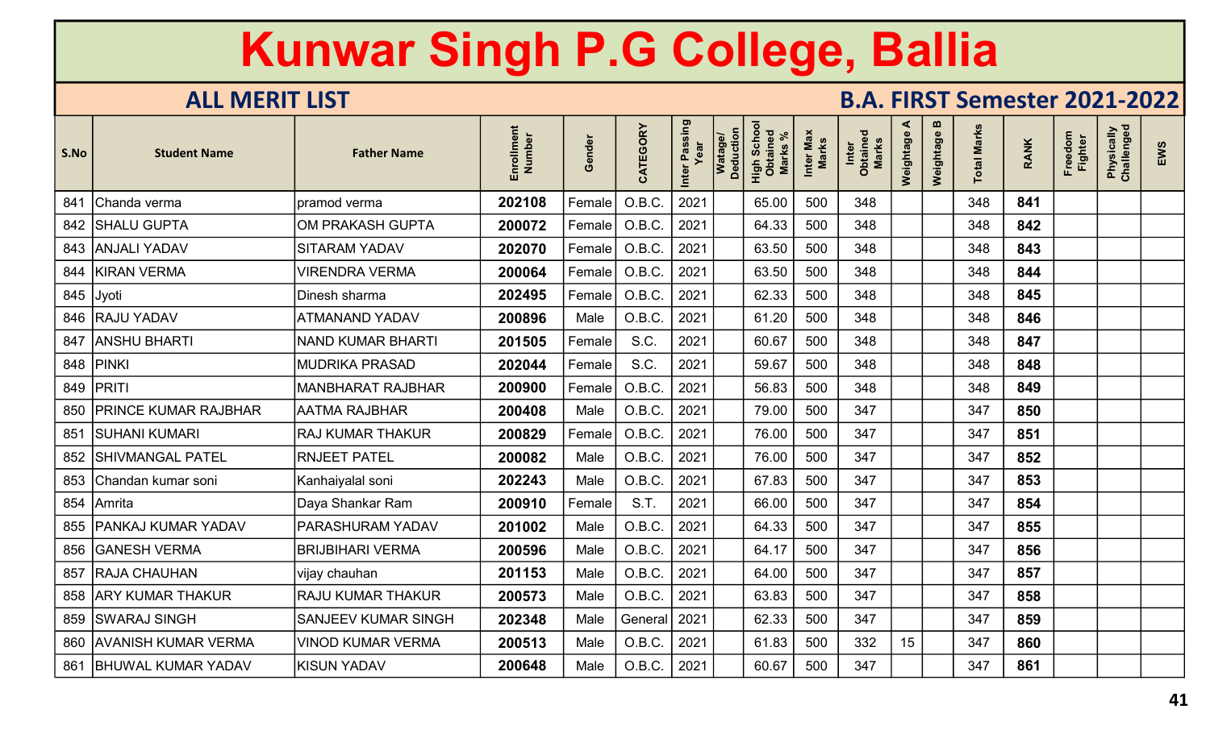# Kunwar Singh P.G College, Ballia

## ALL MERIT LIST

## B.A. FIRST Semester 2021-2022

| S.No | Student Name | Father Name | Enrollment Number | Gender | CATEGORY | Inter Passing Year | Watage/ Deduction | High School Obtained Marks % | Inter Max Marks | Inter Obtained Marks | Weightage A | Weightage B | Total Marks | RANK | Freedom Fighter | Physically Challenged | EWS |
|---|---|---|---|---|---|---|---|---|---|---|---|---|---|---|---|---|---|
| 841 | Chanda verma | pramod verma | **202108** | Female | O.B.C. | 2021 | | 65.00 | 500 | 348 | | | 348 | **841** | | | |
| 842 | SHALU GUPTA | OM PRAKASH GUPTA | **200072** | Female | O.B.C. | 2021 | | 64.33 | 500 | 348 | | | 348 | **842** | | | |
| 843 | ANJALI YADAV | SITARAM YADAV | **202070** | Female | O.B.C. | 2021 | | 63.50 | 500 | 348 | | | 348 | **843** | | | |
| 844 | KIRAN VERMA | VIRENDRA VERMA | **200064** | Female | O.B.C. | 2021 | | 63.50 | 500 | 348 | | | 348 | **844** | | | |
| 845 | Jyoti | Dinesh sharma | **202495** | Female | O.B.C. | 2021 | | 62.33 | 500 | 348 | | | 348 | **845** | | | |
| 846 | RAJU YADAV | ATMANAND YADAV | **200896** | Male | O.B.C. | 2021 | | 61.20 | 500 | 348 | | | 348 | **846** | | | |
| 847 | ANSHU BHARTI | NAND KUMAR BHARTI | **201505** | Female | S.C. | 2021 | | 60.67 | 500 | 348 | | | 348 | **847** | | | |
| 848 | PINKI | MUDRIKA PRASAD | **202044** | Female | S.C. | 2021 | | 59.67 | 500 | 348 | | | 348 | **848** | | | |
| 849 | PRITI | MANBHARAT RAJBHAR | **200900** | Female | O.B.C. | 2021 | | 56.83 | 500 | 348 | | | 348 | **849** | | | |
| 850 | PRINCE KUMAR RAJBHAR | AATMA RAJBHAR | **200408** | Male | O.B.C. | 2021 | | 79.00 | 500 | 347 | | | 347 | **850** | | | |
| 851 | SUHANI KUMARI | RAJ KUMAR THAKUR | **200829** | Female | O.B.C. | 2021 | | 76.00 | 500 | 347 | | | 347 | **851** | | | |
| 852 | SHIVMANGAL PATEL | RNJEET PATEL | **200082** | Male | O.B.C. | 2021 | | 76.00 | 500 | 347 | | | 347 | **852** | | | |
| 853 | Chandan kumar soni | Kanhaiyalal soni | **202243** | Male | O.B.C. | 2021 | | 67.83 | 500 | 347 | | | 347 | **853** | | | |
| 854 | Amrita | Daya Shankar Ram | **200910** | Female | S.T. | 2021 | | 66.00 | 500 | 347 | | | 347 | **854** | | | |
| 855 | PANKAJ KUMAR YADAV | PARASHURAM YADAV | **201002** | Male | O.B.C. | 2021 | | 64.33 | 500 | 347 | | | 347 | **855** | | | |
| 856 | GANESH VERMA | BRIJBIHARI VERMA | **200596** | Male | O.B.C. | 2021 | | 64.17 | 500 | 347 | | | 347 | **856** | | | |
| 857 | RAJA CHAUHAN | vijay chauhan | **201153** | Male | O.B.C. | 2021 | | 64.00 | 500 | 347 | | | 347 | **857** | | | |
| 858 | ARY KUMAR THAKUR | RAJU KUMAR THAKUR | **200573** | Male | O.B.C. | 2021 | | 63.83 | 500 | 347 | | | 347 | **858** | | | |
| 859 | SWARAJ SINGH | SANJEEV KUMAR SINGH | **202348** | Male | General | 2021 | | 62.33 | 500 | 347 | | | 347 | **859** | | | |
| 860 | AVANISH KUMAR VERMA | VINOD KUMAR VERMA | **200513** | Male | O.B.C. | 2021 | | 61.83 | 500 | 332 | 15 | | 347 | **860** | | | |
| 861 | BHUWAL KUMAR YADAV | KISUN YADAV | **200648** | Male | O.B.C. | 2021 | | 60.67 | 500 | 347 | | | 347 | **861** | | | |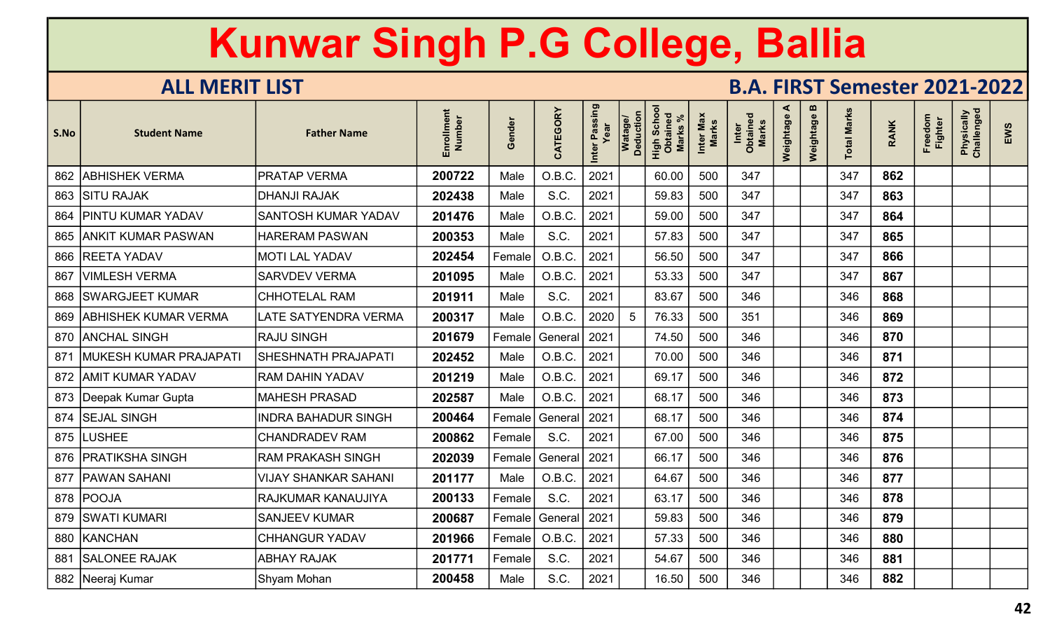# Kunwar Singh P.G College, Ballia

## ALL MERIT LIST

## B.A. FIRST Semester 2021-2022

| S.No | Student Name | Father Name | Enrollment Number | Gender | CATEGORY | Inter Passing Year | Watage/ Deduction | High School Obtained Marks % | Inter Max Marks | Inter Obtained Marks | Weightage A | Weightage B | Total Marks | RANK | Freedom Fighter | Physically Challenged | EWS |
|---|---|---|---|---|---|---|---|---|---|---|---|---|---|---|---|---|---|
| 862 | ABHISHEK VERMA | PRATAP VERMA | 200722 | Male | O.B.C. | 2021 | | 60.00 | 500 | 347 | | | 347 | 862 | | | |
| 863 | SITU RAJAK | DHANJI RAJAK | 202438 | Male | S.C. | 2021 | | 59.83 | 500 | 347 | | | 347 | 863 | | | |
| 864 | PINTU KUMAR YADAV | SANTOSH KUMAR YADAV | 201476 | Male | O.B.C. | 2021 | | 59.00 | 500 | 347 | | | 347 | 864 | | | |
| 865 | ANKIT KUMAR PASWAN | HARERAM PASWAN | 200353 | Male | S.C. | 2021 | | 57.83 | 500 | 347 | | | 347 | 865 | | | |
| 866 | REETA YADAV | MOTI LAL YADAV | 202454 | Female | O.B.C. | 2021 | | 56.50 | 500 | 347 | | | 347 | 866 | | | |
| 867 | VIMLESH VERMA | SARVDEV VERMA | 201095 | Male | O.B.C. | 2021 | | 53.33 | 500 | 347 | | | 347 | 867 | | | |
| 868 | SWARGJEET KUMAR | CHHOTELAL RAM | 201911 | Male | S.C. | 2021 | | 83.67 | 500 | 346 | | | 346 | 868 | | | |
| 869 | ABHISHEK KUMAR VERMA | LATE SATYENDRA VERMA | 200317 | Male | O.B.C. | 2020 | 5 | 76.33 | 500 | 351 | | | 346 | 869 | | | |
| 870 | ANCHAL SINGH | RAJU SINGH | 201679 | Female | General | 2021 | | 74.50 | 500 | 346 | | | 346 | 870 | | | |
| 871 | MUKESH KUMAR PRAJAPATI | SHESHNATH PRAJAPATI | 202452 | Male | O.B.C. | 2021 | | 70.00 | 500 | 346 | | | 346 | 871 | | | |
| 872 | AMIT KUMAR YADAV | RAM DAHIN YADAV | 201219 | Male | O.B.C. | 2021 | | 69.17 | 500 | 346 | | | 346 | 872 | | | |
| 873 | Deepak Kumar Gupta | MAHESH PRASAD | 202587 | Male | O.B.C. | 2021 | | 68.17 | 500 | 346 | | | 346 | 873 | | | |
| 874 | SEJAL SINGH | INDRA BAHADUR SINGH | 200464 | Female | General | 2021 | | 68.17 | 500 | 346 | | | 346 | 874 | | | |
| 875 | LUSHEE | CHANDRADEV RAM | 200862 | Female | S.C. | 2021 | | 67.00 | 500 | 346 | | | 346 | 875 | | | |
| 876 | PRATIKSHA SINGH | RAM PRAKASH SINGH | 202039 | Female | General | 2021 | | 66.17 | 500 | 346 | | | 346 | 876 | | | |
| 877 | PAWAN SAHANI | VIJAY SHANKAR SAHANI | 201177 | Male | O.B.C. | 2021 | | 64.67 | 500 | 346 | | | 346 | 877 | | | |
| 878 | POOJA | RAJKUMAR KANAUJIYA | 200133 | Female | S.C. | 2021 | | 63.17 | 500 | 346 | | | 346 | 878 | | | |
| 879 | SWATI KUMARI | SANJEEV KUMAR | 200687 | Female | General | 2021 | | 59.83 | 500 | 346 | | | 346 | 879 | | | |
| 880 | KANCHAN | CHHANGUR YADAV | 201966 | Female | O.B.C. | 2021 | | 57.33 | 500 | 346 | | | 346 | 880 | | | |
| 881 | SALONEE RAJAK | ABHAY RAJAK | 201771 | Female | S.C. | 2021 | | 54.67 | 500 | 346 | | | 346 | 881 | | | |
| 882 | Neeraj Kumar | Shyam Mohan | 200458 | Male | S.C. | 2021 | | 16.50 | 500 | 346 | | | 346 | 882 | | | |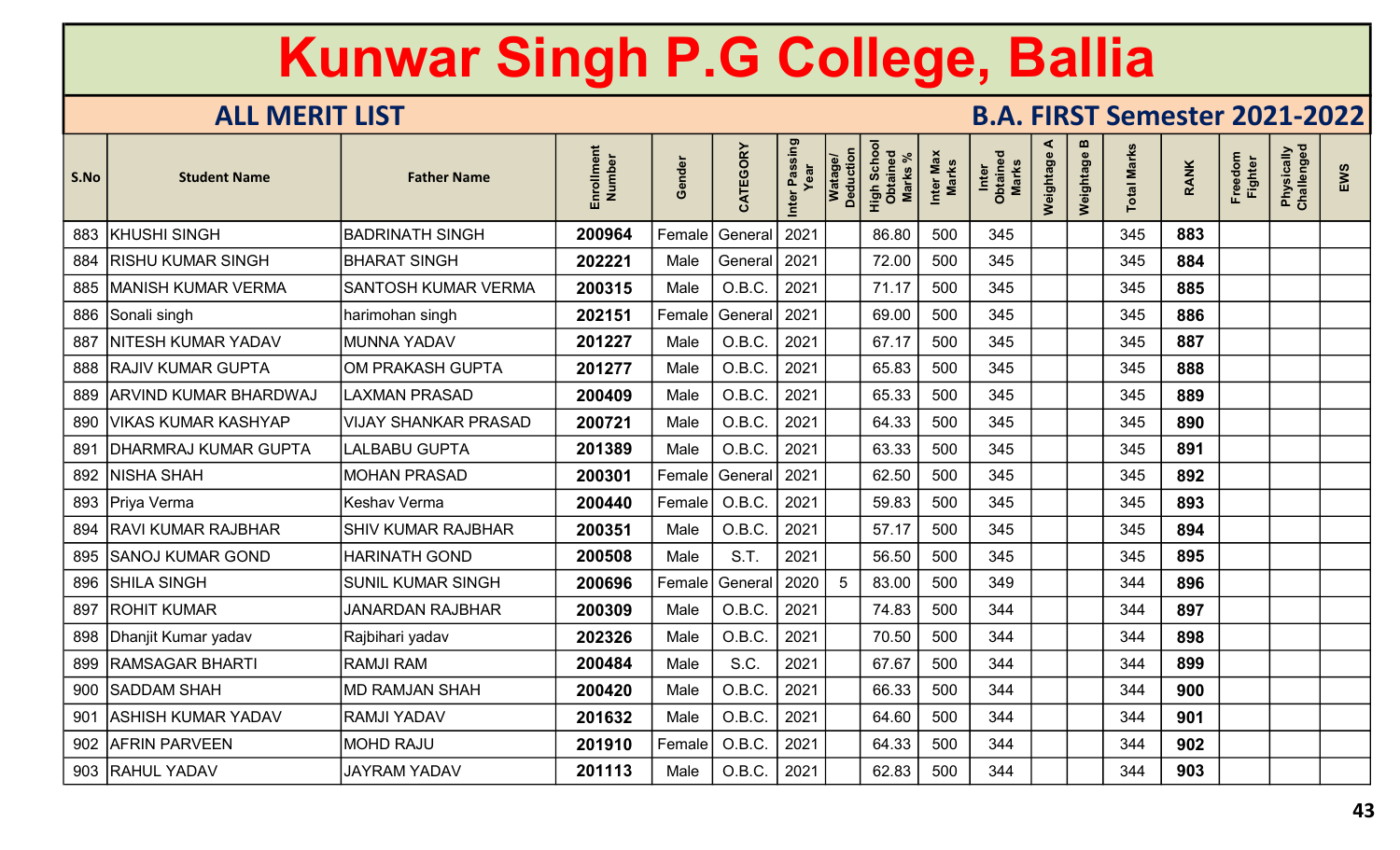# Kunwar Singh P.G College, Ballia

## ALL MERIT LIST

## B.A. FIRST Semester 2021-2022

| S.No | Student Name | Father Name | Enrollment Number | Gender | CATEGORY | Inter Passing Year | Watage/ Deduction | High School Obtained Marks % | Inter Max Marks | Inter Obtained Marks | Weightage A | Weightage B | Total Marks | RANK | Freedom Fighter | Physically Challenged | EWS |
|---|---|---|---|---|---|---|---|---|---|---|---|---|---|---|---|---|---|
| 883 | KHUSHI SINGH | BADRINATH SINGH | **200964** | Female | General | 2021 | | 86.80 | 500 | 345 | | | 345 | **883** | | | |
| 884 | RISHU KUMAR SINGH | BHARAT SINGH | **202221** | Male | General | 2021 | | 72.00 | 500 | 345 | | | 345 | **884** | | | |
| 885 | MANISH KUMAR VERMA | SANTOSH KUMAR VERMA | **200315** | Male | O.B.C. | 2021 | | 71.17 | 500 | 345 | | | 345 | **885** | | | |
| 886 | Sonali singh | harimohan singh | **202151** | Female | General | 2021 | | 69.00 | 500 | 345 | | | 345 | **886** | | | |
| 887 | NITESH KUMAR YADAV | MUNNA YADAV | **201227** | Male | O.B.C. | 2021 | | 67.17 | 500 | 345 | | | 345 | **887** | | | |
| 888 | RAJIV KUMAR GUPTA | OM PRAKASH GUPTA | **201277** | Male | O.B.C. | 2021 | | 65.83 | 500 | 345 | | | 345 | **888** | | | |
| 889 | ARVIND KUMAR BHARDWAJ | LAXMAN PRASAD | **200409** | Male | O.B.C. | 2021 | | 65.33 | 500 | 345 | | | 345 | **889** | | | |
| 890 | VIKAS KUMAR KASHYAP | VIJAY SHANKAR PRASAD | **200721** | Male | O.B.C. | 2021 | | 64.33 | 500 | 345 | | | 345 | **890** | | | |
| 891 | DHARMRAJ KUMAR GUPTA | LALBABU GUPTA | **201389** | Male | O.B.C. | 2021 | | 63.33 | 500 | 345 | | | 345 | **891** | | | |
| 892 | NISHA SHAH | MOHAN PRASAD | **200301** | Female | General | 2021 | | 62.50 | 500 | 345 | | | 345 | **892** | | | |
| 893 | Priya Verma | Keshav Verma | **200440** | Female | O.B.C. | 2021 | | 59.83 | 500 | 345 | | | 345 | **893** | | | |
| 894 | RAVI KUMAR RAJBHAR | SHIV KUMAR RAJBHAR | **200351** | Male | O.B.C. | 2021 | | 57.17 | 500 | 345 | | | 345 | **894** | | | |
| 895 | SANOJ KUMAR GOND | HARINATH GOND | **200508** | Male | S.T. | 2021 | | 56.50 | 500 | 345 | | | 345 | **895** | | | |
| 896 | SHILA SINGH | SUNIL KUMAR SINGH | **200696** | Female | General | 2020 | 5 | 83.00 | 500 | 349 | | | 344 | **896** | | | |
| 897 | ROHIT KUMAR | JANARDAN RAJBHAR | **200309** | Male | O.B.C. | 2021 | | 74.83 | 500 | 344 | | | 344 | **897** | | | |
| 898 | Dhanjit Kumar yadav | Rajbihari yadav | **202326** | Male | O.B.C. | 2021 | | 70.50 | 500 | 344 | | | 344 | **898** | | | |
| 899 | RAMSAGAR BHARTI | RAMJI RAM | **200484** | Male | S.C. | 2021 | | 67.67 | 500 | 344 | | | 344 | **899** | | | |
| 900 | SADDAM SHAH | MD RAMJAN SHAH | **200420** | Male | O.B.C. | 2021 | | 66.33 | 500 | 344 | | | 344 | **900** | | | |
| 901 | ASHISH KUMAR YADAV | RAMJI YADAV | **201632** | Male | O.B.C. | 2021 | | 64.60 | 500 | 344 | | | 344 | **901** | | | |
| 902 | AFRIN PARVEEN | MOHD RAJU | **201910** | Female | O.B.C. | 2021 | | 64.33 | 500 | 344 | | | 344 | **902** | | | |
| 903 | RAHUL YADAV | JAYRAM YADAV | **201113** | Male | O.B.C. | 2021 | | 62.83 | 500 | 344 | | | 344 | **903** | | | |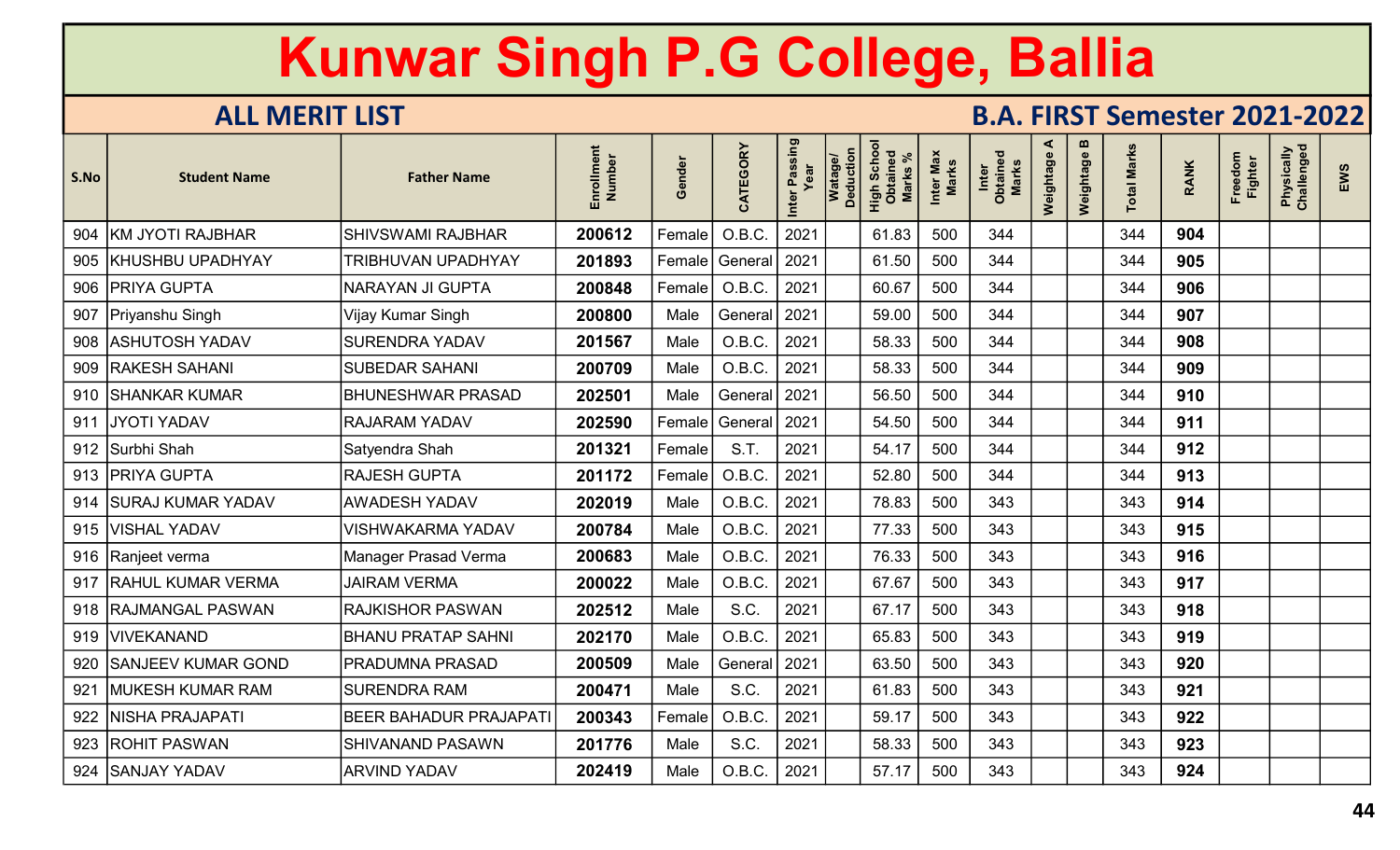# Kunwar Singh P.G College, Ballia

## ALL MERIT LIST

## B.A. FIRST Semester 2021-2022

| S.No | Student Name | Father Name | Enrollment Number | Gender | CATEGORY | Inter Passing Year | Watage/ Deduction | High School Obtained Marks % | Inter Max Marks | Inter Obtained Marks | Weightage A | Weightage B | Total Marks | RANK | Freedom Fighter | Physically Challenged | EWS |
|---|---|---|---|---|---|---|---|---|---|---|---|---|---|---|---|---|---|
| 904 | KM JYOTI RAJBHAR | SHIVSWAMI RAJBHAR | 200612 | Female | O.B.C. | 2021 | | 61.83 | 500 | 344 | | | 344 | 904 | | | |
| 905 | KHUSHBU UPADHYAY | TRIBHUVAN UPADHYAY | 201893 | Female | General | 2021 | | 61.50 | 500 | 344 | | | 344 | 905 | | | |
| 906 | PRIYA GUPTA | NARAYAN JI GUPTA | 200848 | Female | O.B.C. | 2021 | | 60.67 | 500 | 344 | | | 344 | 906 | | | |
| 907 | Priyanshu Singh | Vijay Kumar Singh | 200800 | Male | General | 2021 | | 59.00 | 500 | 344 | | | 344 | 907 | | | |
| 908 | ASHUTOSH YADAV | SURENDRA YADAV | 201567 | Male | O.B.C. | 2021 | | 58.33 | 500 | 344 | | | 344 | 908 | | | |
| 909 | RAKESH SAHANI | SUBEDAR SAHANI | 200709 | Male | O.B.C. | 2021 | | 58.33 | 500 | 344 | | | 344 | 909 | | | |
| 910 | SHANKAR KUMAR | BHUNESHWAR PRASAD | 202501 | Male | General | 2021 | | 56.50 | 500 | 344 | | | 344 | 910 | | | |
| 911 | JYOTI YADAV | RAJARAM YADAV | 202590 | Female | General | 2021 | | 54.50 | 500 | 344 | | | 344 | 911 | | | |
| 912 | Surbhi Shah | Satyendra Shah | 201321 | Female | S.T. | 2021 | | 54.17 | 500 | 344 | | | 344 | 912 | | | |
| 913 | PRIYA GUPTA | RAJESH GUPTA | 201172 | Female | O.B.C. | 2021 | | 52.80 | 500 | 344 | | | 344 | 913 | | | |
| 914 | SURAJ KUMAR YADAV | AWADESH YADAV | 202019 | Male | O.B.C. | 2021 | | 78.83 | 500 | 343 | | | 343 | 914 | | | |
| 915 | VISHAL YADAV | VISHWAKARMA YADAV | 200784 | Male | O.B.C. | 2021 | | 77.33 | 500 | 343 | | | 343 | 915 | | | |
| 916 | Ranjeet verma | Manager Prasad Verma | 200683 | Male | O.B.C. | 2021 | | 76.33 | 500 | 343 | | | 343 | 916 | | | |
| 917 | RAHUL KUMAR VERMA | JAIRAM VERMA | 200022 | Male | O.B.C. | 2021 | | 67.67 | 500 | 343 | | | 343 | 917 | | | |
| 918 | RAJMANGAL PASWAN | RAJKISHOR PASWAN | 202512 | Male | S.C. | 2021 | | 67.17 | 500 | 343 | | | 343 | 918 | | | |
| 919 | VIVEKANAND | BHANU PRATAP SAHNI | 202170 | Male | O.B.C. | 2021 | | 65.83 | 500 | 343 | | | 343 | 919 | | | |
| 920 | SANJEEV KUMAR GOND | PRADUMNA PRASAD | 200509 | Male | General | 2021 | | 63.50 | 500 | 343 | | | 343 | 920 | | | |
| 921 | MUKESH KUMAR RAM | SURENDRA RAM | 200471 | Male | S.C. | 2021 | | 61.83 | 500 | 343 | | | 343 | 921 | | | |
| 922 | NISHA PRAJAPATI | BEER BAHADUR PRAJAPATI | 200343 | Female | O.B.C. | 2021 | | 59.17 | 500 | 343 | | | 343 | 922 | | | |
| 923 | ROHIT PASWAN | SHIVANAND PASAWN | 201776 | Male | S.C. | 2021 | | 58.33 | 500 | 343 | | | 343 | 923 | | | |
| 924 | SANJAY YADAV | ARVIND YADAV | 202419 | Male | O.B.C. | 2021 | | 57.17 | 500 | 343 | | | 343 | 924 | | | |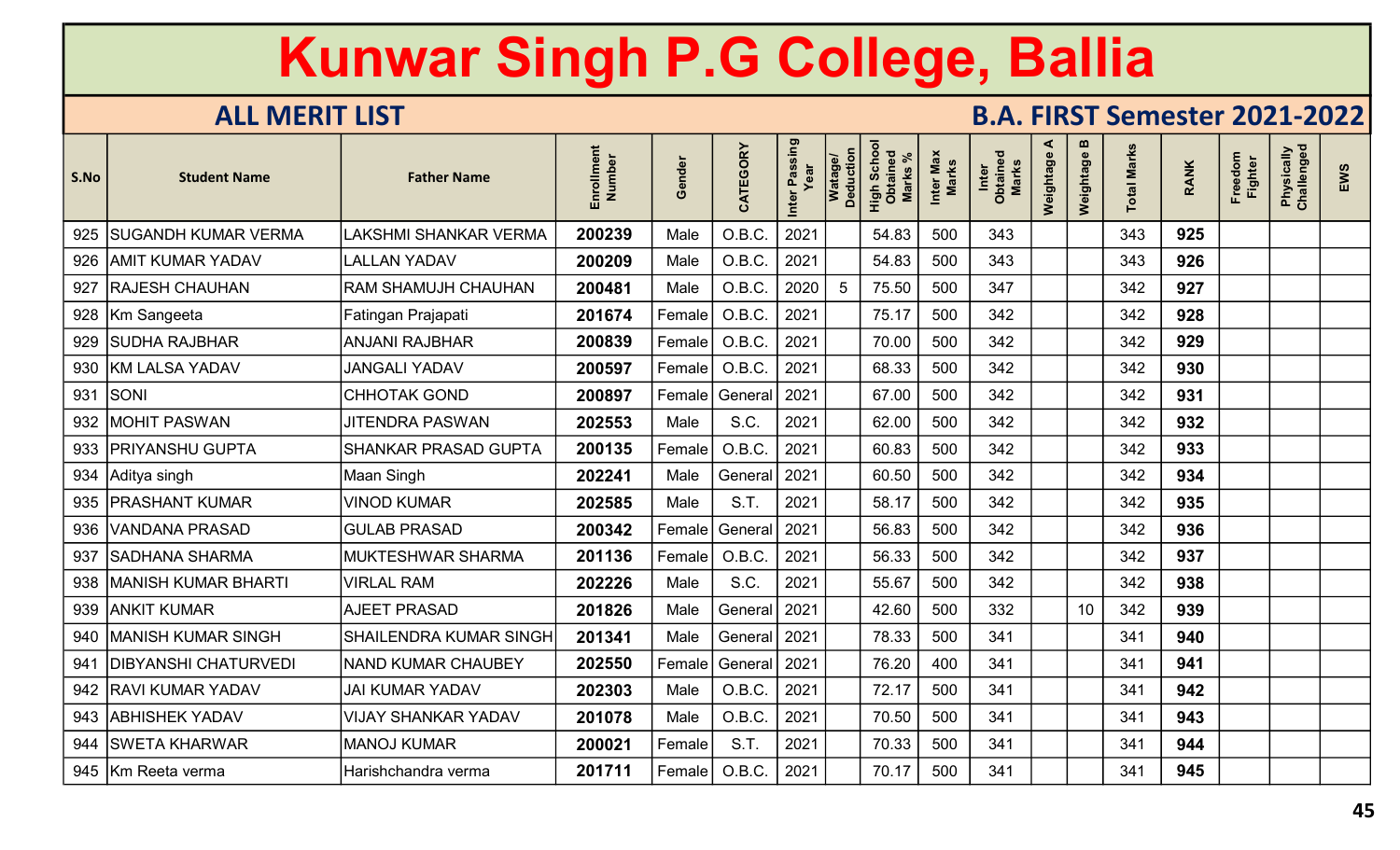# Kunwar Singh P.G College, Ballia

## ALL MERIT LIST

## B.A. FIRST Semester 2021-2022

| S.No | Student Name | Father Name | Enrollment Number | Gender | CATEGORY | Inter Passing Year | Watage/ Deduction | High School Obtained Marks % | Inter Max Marks | Inter Obtained Marks | Weightage A | Weightage B | Total Marks | RANK | Freedom Fighter | Physically Challenged | EWS |
|---|---|---|---|---|---|---|---|---|---|---|---|---|---|---|---|---|---|
| 925 | SUGANDH KUMAR VERMA | LAKSHMI SHANKAR VERMA | 200239 | Male | O.B.C. | 2021 | | 54.83 | 500 | 343 | | | 343 | 925 | | | |
| 926 | AMIT KUMAR YADAV | LALLAN YADAV | 200209 | Male | O.B.C. | 2021 | | 54.83 | 500 | 343 | | | 343 | 926 | | | |
| 927 | RAJESH CHAUHAN | RAM SHAMUJH CHAUHAN | 200481 | Male | O.B.C. | 2020 | 5 | 75.50 | 500 | 347 | | | 342 | 927 | | | |
| 928 | Km Sangeeta | Fatingan Prajapati | 201674 | Female | O.B.C. | 2021 | | 75.17 | 500 | 342 | | | 342 | 928 | | | |
| 929 | SUDHA RAJBHAR | ANJANI RAJBHAR | 200839 | Female | O.B.C. | 2021 | | 70.00 | 500 | 342 | | | 342 | 929 | | | |
| 930 | KM LALSA YADAV | JANGALI YADAV | 200597 | Female | O.B.C. | 2021 | | 68.33 | 500 | 342 | | | 342 | 930 | | | |
| 931 | SONI | CHHOTAK GOND | 200897 | Female | General | 2021 | | 67.00 | 500 | 342 | | | 342 | 931 | | | |
| 932 | MOHIT PASWAN | JITENDRA PASWAN | 202553 | Male | S.C. | 2021 | | 62.00 | 500 | 342 | | | 342 | 932 | | | |
| 933 | PRIYANSHU GUPTA | SHANKAR PRASAD GUPTA | 200135 | Female | O.B.C. | 2021 | | 60.83 | 500 | 342 | | | 342 | 933 | | | |
| 934 | Aditya singh | Maan Singh | 202241 | Male | General | 2021 | | 60.50 | 500 | 342 | | | 342 | 934 | | | |
| 935 | PRASHANT KUMAR | VINOD KUMAR | 202585 | Male | S.T. | 2021 | | 58.17 | 500 | 342 | | | 342 | 935 | | | |
| 936 | VANDANA PRASAD | GULAB PRASAD | 200342 | Female | General | 2021 | | 56.83 | 500 | 342 | | | 342 | 936 | | | |
| 937 | SADHANA SHARMA | MUKTESHWAR SHARMA | 201136 | Female | O.B.C. | 2021 | | 56.33 | 500 | 342 | | | 342 | 937 | | | |
| 938 | MANISH KUMAR BHARTI | VIRLAL RAM | 202226 | Male | S.C. | 2021 | | 55.67 | 500 | 342 | | | 342 | 938 | | | |
| 939 | ANKIT KUMAR | AJEET PRASAD | 201826 | Male | General | 2021 | | 42.60 | 500 | 332 | | 10 | 342 | 939 | | | |
| 940 | MANISH KUMAR SINGH | SHAILENDRA KUMAR SINGH | 201341 | Male | General | 2021 | | 78.33 | 500 | 341 | | | 341 | 940 | | | |
| 941 | DIBYANSHI CHATURVEDI | NAND KUMAR CHAUBEY | 202550 | Female | General | 2021 | | 76.20 | 400 | 341 | | | 341 | 941 | | | |
| 942 | RAVI KUMAR YADAV | JAI KUMAR YADAV | 202303 | Male | O.B.C. | 2021 | | 72.17 | 500 | 341 | | | 341 | 942 | | | |
| 943 | ABHISHEK YADAV | VIJAY SHANKAR YADAV | 201078 | Male | O.B.C. | 2021 | | 70.50 | 500 | 341 | | | 341 | 943 | | | |
| 944 | SWETA KHARWAR | MANOJ KUMAR | 200021 | Female | S.T. | 2021 | | 70.33 | 500 | 341 | | | 341 | 944 | | | |
| 945 | Km Reeta verma | Harishchandra verma | 201711 | Female | O.B.C. | 2021 | | 70.17 | 500 | 341 | | | 341 | 945 | | | |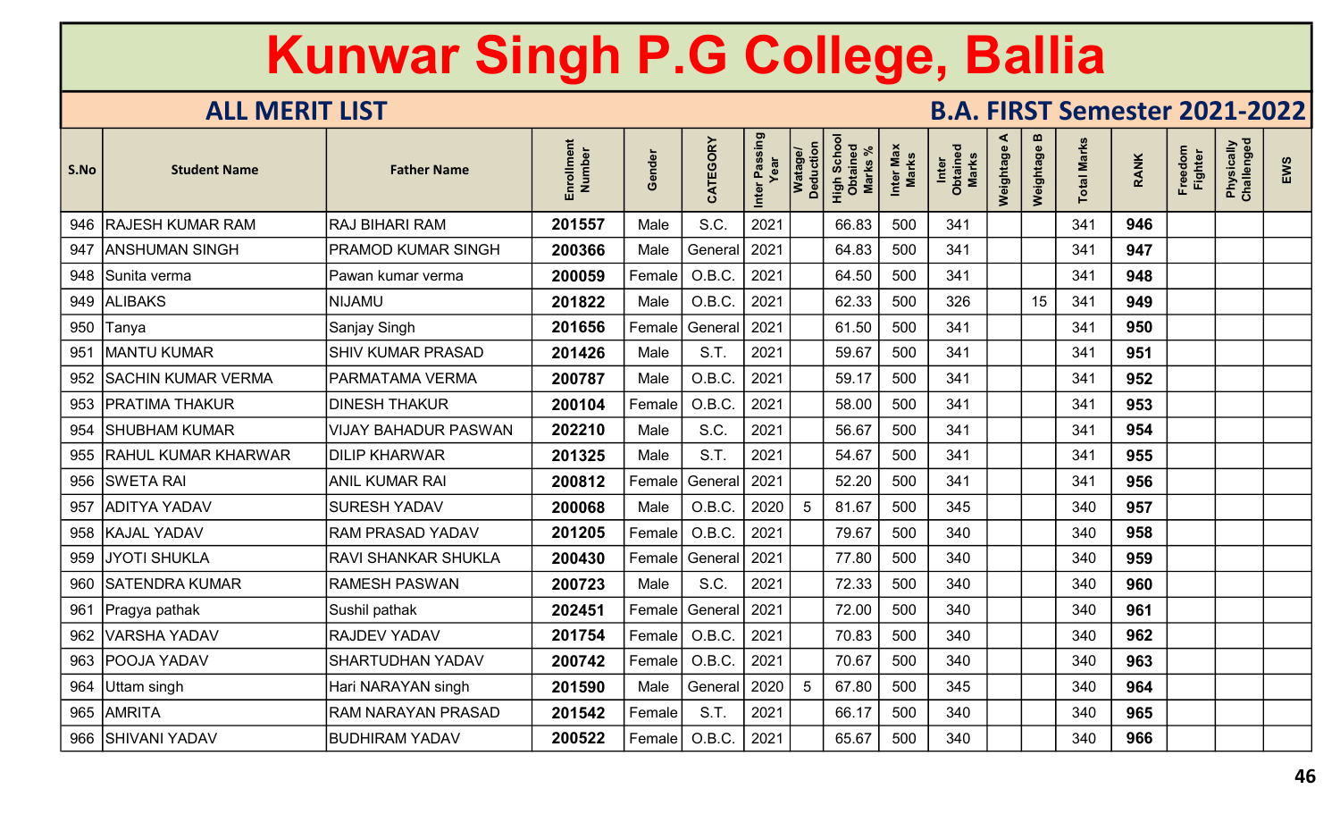# Kunwar Singh P.G College, Ballia

## ALL MERIT LIST

## B.A. FIRST Semester 2021-2022

| S.No | Student Name | Father Name | Enrollment Number | Gender | CATEGORY | Inter Passing Year | Watage/ Deduction | High School Obtained Marks % | Inter Max Marks | Inter Obtained Marks | Weightage A | Weightage B | Total Marks | RANK | Freedom Fighter | Physically Challenged | EWS |
|---|---|---|---|---|---|---|---|---|---|---|---|---|---|---|---|---|---|
| 946 | RAJESH KUMAR RAM | RAJ BIHARI RAM | 201557 | Male | S.C. | 2021 | | 66.83 | 500 | 341 | | | 341 | 946 | | | |
| 947 | ANSHUMAN SINGH | PRAMOD KUMAR SINGH | 200366 | Male | General | 2021 | | 64.83 | 500 | 341 | | | 341 | 947 | | | |
| 948 | Sunita verma | Pawan kumar verma | 200059 | Female | O.B.C. | 2021 | | 64.50 | 500 | 341 | | | 341 | 948 | | | |
| 949 | ALIBAKS | NIJAMU | 201822 | Male | O.B.C. | 2021 | | 62.33 | 500 | 326 | | 15 | 341 | 949 | | | |
| 950 | Tanya | Sanjay Singh | 201656 | Female | General | 2021 | | 61.50 | 500 | 341 | | | 341 | 950 | | | |
| 951 | MANTU KUMAR | SHIV KUMAR PRASAD | 201426 | Male | S.T. | 2021 | | 59.67 | 500 | 341 | | | 341 | 951 | | | |
| 952 | SACHIN KUMAR VERMA | PARMATAMA VERMA | 200787 | Male | O.B.C. | 2021 | | 59.17 | 500 | 341 | | | 341 | 952 | | | |
| 953 | PRATIMA THAKUR | DINESH THAKUR | 200104 | Female | O.B.C. | 2021 | | 58.00 | 500 | 341 | | | 341 | 953 | | | |
| 954 | SHUBHAM KUMAR | VIJAY BAHADUR PASWAN | 202210 | Male | S.C. | 2021 | | 56.67 | 500 | 341 | | | 341 | 954 | | | |
| 955 | RAHUL KUMAR KHARWAR | DILIP KHARWAR | 201325 | Male | S.T. | 2021 | | 54.67 | 500 | 341 | | | 341 | 955 | | | |
| 956 | SWETA RAI | ANIL KUMAR RAI | 200812 | Female | General | 2021 | | 52.20 | 500 | 341 | | | 341 | 956 | | | |
| 957 | ADITYA YADAV | SURESH YADAV | 200068 | Male | O.B.C. | 2020 | 5 | 81.67 | 500 | 345 | | | 340 | 957 | | | |
| 958 | KAJAL YADAV | RAM PRASAD YADAV | 201205 | Female | O.B.C. | 2021 | | 79.67 | 500 | 340 | | | 340 | 958 | | | |
| 959 | JYOTI SHUKLA | RAVI SHANKAR SHUKLA | 200430 | Female | General | 2021 | | 77.80 | 500 | 340 | | | 340 | 959 | | | |
| 960 | SATENDRA KUMAR | RAMESH PASWAN | 200723 | Male | S.C. | 2021 | | 72.33 | 500 | 340 | | | 340 | 960 | | | |
| 961 | Pragya pathak | Sushil pathak | 202451 | Female | General | 2021 | | 72.00 | 500 | 340 | | | 340 | 961 | | | |
| 962 | VARSHA YADAV | RAJDEV YADAV | 201754 | Female | O.B.C. | 2021 | | 70.83 | 500 | 340 | | | 340 | 962 | | | |
| 963 | POOJA YADAV | SHARTUDHAN YADAV | 200742 | Female | O.B.C. | 2021 | | 70.67 | 500 | 340 | | | 340 | 963 | | | |
| 964 | Uttam singh | Hari NARAYAN singh | 201590 | Male | General | 2020 | 5 | 67.80 | 500 | 345 | | | 340 | 964 | | | |
| 965 | AMRITA | RAM NARAYAN PRASAD | 201542 | Female | S.T. | 2021 | | 66.17 | 500 | 340 | | | 340 | 965 | | | |
| 966 | SHIVANI YADAV | BUDHIRAM YADAV | 200522 | Female | O.B.C. | 2021 | | 65.67 | 500 | 340 | | | 340 | 966 | | | |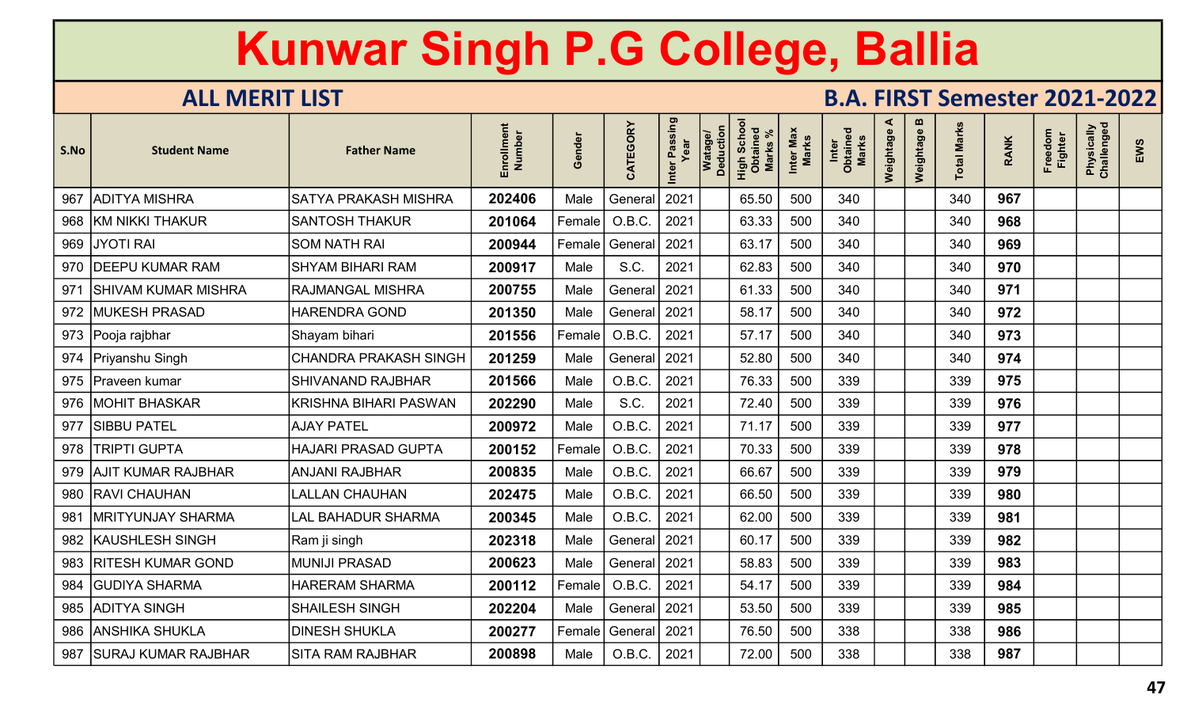# Kunwar Singh P.G College, Ballia

## ALL MERIT LIST

## B.A. FIRST Semester 2021-2022

| S.No | Student Name | Father Name | Enrollment Number | Gender | CATEGORY | Inter Passing Year | Watage/ Deduction | High School Obtained Marks % | Inter Max Marks | Inter Obtained Marks | Weightage A | Weightage B | Total Marks | RANK | Freedom Fighter | Physically Challenged | EWS |
|---|---|---|---|---|---|---|---|---|---|---|---|---|---|---|---|---|---|
| 967 | ADITYA MISHRA | SATYA PRAKASH MISHRA | 202406 | Male | General | 2021 | | 65.50 | 500 | 340 | | | 340 | 967 | | | |
| 968 | KM NIKKI THAKUR | SANTOSH THAKUR | 201064 | Female | O.B.C. | 2021 | | 63.33 | 500 | 340 | | | 340 | 968 | | | |
| 969 | JYOTI RAI | SOM NATH RAI | 200944 | Female | General | 2021 | | 63.17 | 500 | 340 | | | 340 | 969 | | | |
| 970 | DEEPU KUMAR RAM | SHYAM BIHARI RAM | 200917 | Male | S.C. | 2021 | | 62.83 | 500 | 340 | | | 340 | 970 | | | |
| 971 | SHIVAM KUMAR MISHRA | RAJMANGAL MISHRA | 200755 | Male | General | 2021 | | 61.33 | 500 | 340 | | | 340 | 971 | | | |
| 972 | MUKESH PRASAD | HARENDRA GOND | 201350 | Male | General | 2021 | | 58.17 | 500 | 340 | | | 340 | 972 | | | |
| 973 | Pooja rajbhar | Shayam bihari | 201556 | Female | O.B.C. | 2021 | | 57.17 | 500 | 340 | | | 340 | 973 | | | |
| 974 | Priyanshu Singh | CHANDRA PRAKASH SINGH | 201259 | Male | General | 2021 | | 52.80 | 500 | 340 | | | 340 | 974 | | | |
| 975 | Praveen kumar | SHIVANAND RAJBHAR | 201566 | Male | O.B.C. | 2021 | | 76.33 | 500 | 339 | | | 339 | 975 | | | |
| 976 | MOHIT BHASKAR | KRISHNA BIHARI PASWAN | 202290 | Male | S.C. | 2021 | | 72.40 | 500 | 339 | | | 339 | 976 | | | |
| 977 | SIBBU PATEL | AJAY PATEL | 200972 | Male | O.B.C. | 2021 | | 71.17 | 500 | 339 | | | 339 | 977 | | | |
| 978 | TRIPTI GUPTA | HAJARI PRASAD GUPTA | 200152 | Female | O.B.C. | 2021 | | 70.33 | 500 | 339 | | | 339 | 978 | | | |
| 979 | AJIT KUMAR RAJBHAR | ANJANI RAJBHAR | 200835 | Male | O.B.C. | 2021 | | 66.67 | 500 | 339 | | | 339 | 979 | | | |
| 980 | RAVI CHAUHAN | LALLAN CHAUHAN | 202475 | Male | O.B.C. | 2021 | | 66.50 | 500 | 339 | | | 339 | 980 | | | |
| 981 | MRITYUNJAY SHARMA | LAL BAHADUR SHARMA | 200345 | Male | O.B.C. | 2021 | | 62.00 | 500 | 339 | | | 339 | 981 | | | |
| 982 | KAUSHLESH SINGH | Ram ji singh | 202318 | Male | General | 2021 | | 60.17 | 500 | 339 | | | 339 | 982 | | | |
| 983 | RITESH KUMAR GOND | MUNIJI PRASAD | 200623 | Male | General | 2021 | | 58.83 | 500 | 339 | | | 339 | 983 | | | |
| 984 | GUDIYA SHARMA | HARERAM SHARMA | 200112 | Female | O.B.C. | 2021 | | 54.17 | 500 | 339 | | | 339 | 984 | | | |
| 985 | ADITYA SINGH | SHAILESH SINGH | 202204 | Male | General | 2021 | | 53.50 | 500 | 339 | | | 339 | 985 | | | |
| 986 | ANSHIKA SHUKLA | DINESH SHUKLA | 200277 | Female | General | 2021 | | 76.50 | 500 | 338 | | | 338 | 986 | | | |
| 987 | SURAJ KUMAR RAJBHAR | SITA RAM RAJBHAR | 200898 | Male | O.B.C. | 2021 | | 72.00 | 500 | 338 | | | 338 | 987 | | | |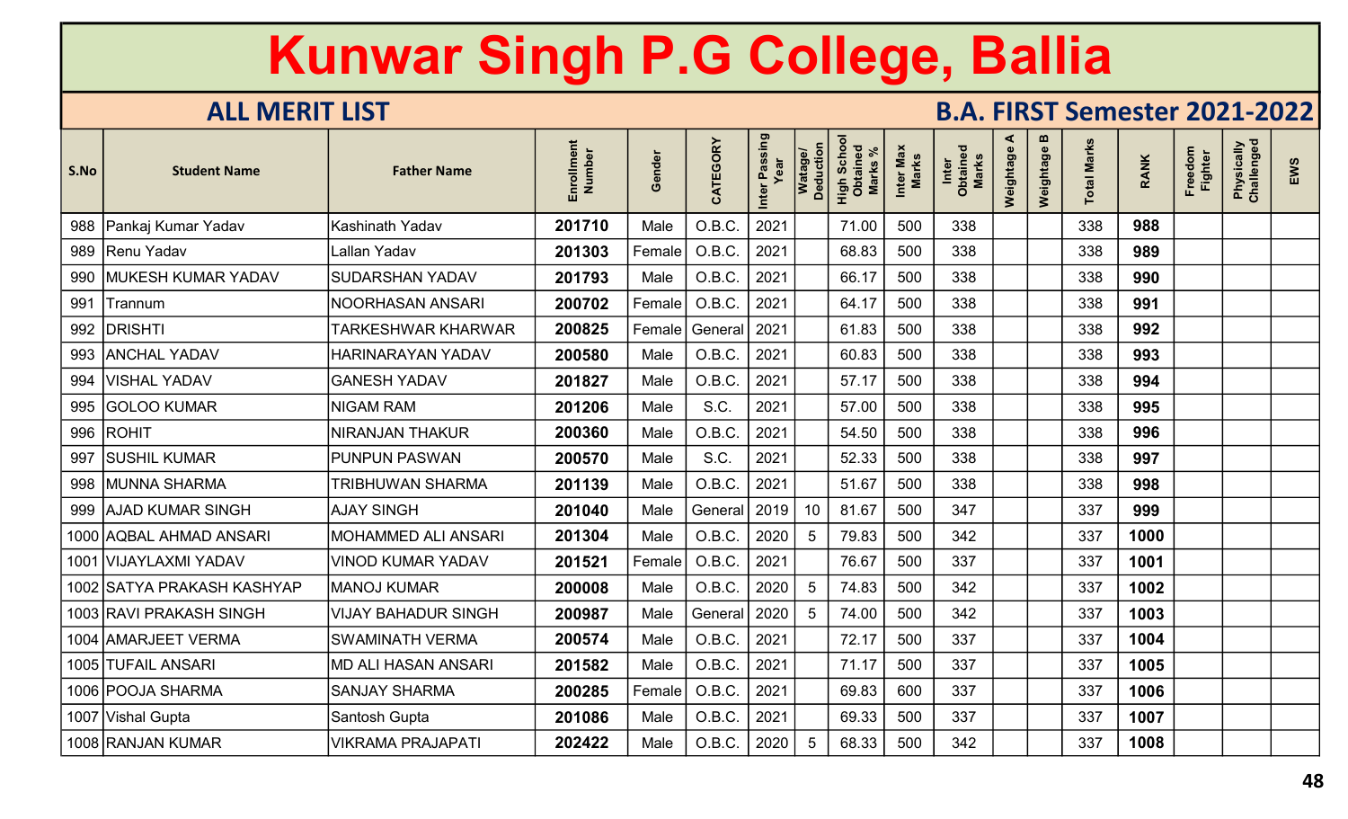# Kunwar Singh P.G College, Ballia

## ALL MERIT LIST

## B.A. FIRST Semester 2021-2022

| S.No | Student Name | Father Name | Enrollment Number | Gender | CATEGORY | Inter Passing Year | Watage/ Deduction | High School Obtained Marks % | Inter Max Marks | Inter Obtained Marks | Weightage A | Weightage B | Total Marks | RANK | Freedom Fighter | Physically Challenged | EWS |
|---|---|---|---|---|---|---|---|---|---|---|---|---|---|---|---|---|---|
| 988 | Pankaj Kumar Yadav | Kashinath Yadav | 201710 | Male | O.B.C. | 2021 | | 71.00 | 500 | 338 | | | 338 | 988 | | | |
| 989 | Renu Yadav | Lallan Yadav | 201303 | Female | O.B.C. | 2021 | | 68.83 | 500 | 338 | | | 338 | 989 | | | |
| 990 | MUKESH KUMAR YADAV | SUDARSHAN YADAV | 201793 | Male | O.B.C. | 2021 | | 66.17 | 500 | 338 | | | 338 | 990 | | | |
| 991 | Trannum | NOORHASAN ANSARI | 200702 | Female | O.B.C. | 2021 | | 64.17 | 500 | 338 | | | 338 | 991 | | | |
| 992 | DRISHTI | TARKESHWAR KHARWAR | 200825 | Female | General | 2021 | | 61.83 | 500 | 338 | | | 338 | 992 | | | |
| 993 | ANCHAL YADAV | HARINARAYAN YADAV | 200580 | Male | O.B.C. | 2021 | | 60.83 | 500 | 338 | | | 338 | 993 | | | |
| 994 | VISHAL YADAV | GANESH YADAV | 201827 | Male | O.B.C. | 2021 | | 57.17 | 500 | 338 | | | 338 | 994 | | | |
| 995 | GOLOO KUMAR | NIGAM RAM | 201206 | Male | S.C. | 2021 | | 57.00 | 500 | 338 | | | 338 | 995 | | | |
| 996 | ROHIT | NIRANJAN THAKUR | 200360 | Male | O.B.C. | 2021 | | 54.50 | 500 | 338 | | | 338 | 996 | | | |
| 997 | SUSHIL KUMAR | PUNPUN PASWAN | 200570 | Male | S.C. | 2021 | | 52.33 | 500 | 338 | | | 338 | 997 | | | |
| 998 | MUNNA SHARMA | TRIBHUWAN SHARMA | 201139 | Male | O.B.C. | 2021 | | 51.67 | 500 | 338 | | | 338 | 998 | | | |
| 999 | AJAD KUMAR SINGH | AJAY SINGH | 201040 | Male | General | 2019 | 10 | 81.67 | 500 | 347 | | | 337 | 999 | | | |
| 1000 | AQBAL AHMAD ANSARI | MOHAMMED ALI ANSARI | 201304 | Male | O.B.C. | 2020 | 5 | 79.83 | 500 | 342 | | | 337 | 1000 | | | |
| 1001 | VIJAYLAXMI YADAV | VINOD KUMAR YADAV | 201521 | Female | O.B.C. | 2021 | | 76.67 | 500 | 337 | | | 337 | 1001 | | | |
| 1002 | SATYA PRAKASH KASHYAP | MANOJ KUMAR | 200008 | Male | O.B.C. | 2020 | 5 | 74.83 | 500 | 342 | | | 337 | 1002 | | | |
| 1003 | RAVI PRAKASH SINGH | VIJAY BAHADUR SINGH | 200987 | Male | General | 2020 | 5 | 74.00 | 500 | 342 | | | 337 | 1003 | | | |
| 1004 | AMARJEET VERMA | SWAMINATH VERMA | 200574 | Male | O.B.C. | 2021 | | 72.17 | 500 | 337 | | | 337 | 1004 | | | |
| 1005 | TUFAIL ANSARI | MD ALI HASAN ANSARI | 201582 | Male | O.B.C. | 2021 | | 71.17 | 500 | 337 | | | 337 | 1005 | | | |
| 1006 | POOJA SHARMA | SANJAY SHARMA | 200285 | Female | O.B.C. | 2021 | | 69.83 | 600 | 337 | | | 337 | 1006 | | | |
| 1007 | Vishal Gupta | Santosh Gupta | 201086 | Male | O.B.C. | 2021 | | 69.33 | 500 | 337 | | | 337 | 1007 | | | |
| 1008 | RANJAN KUMAR | VIKRAMA PRAJAPATI | 202422 | Male | O.B.C. | 2020 | 5 | 68.33 | 500 | 342 | | | 337 | 1008 | | | |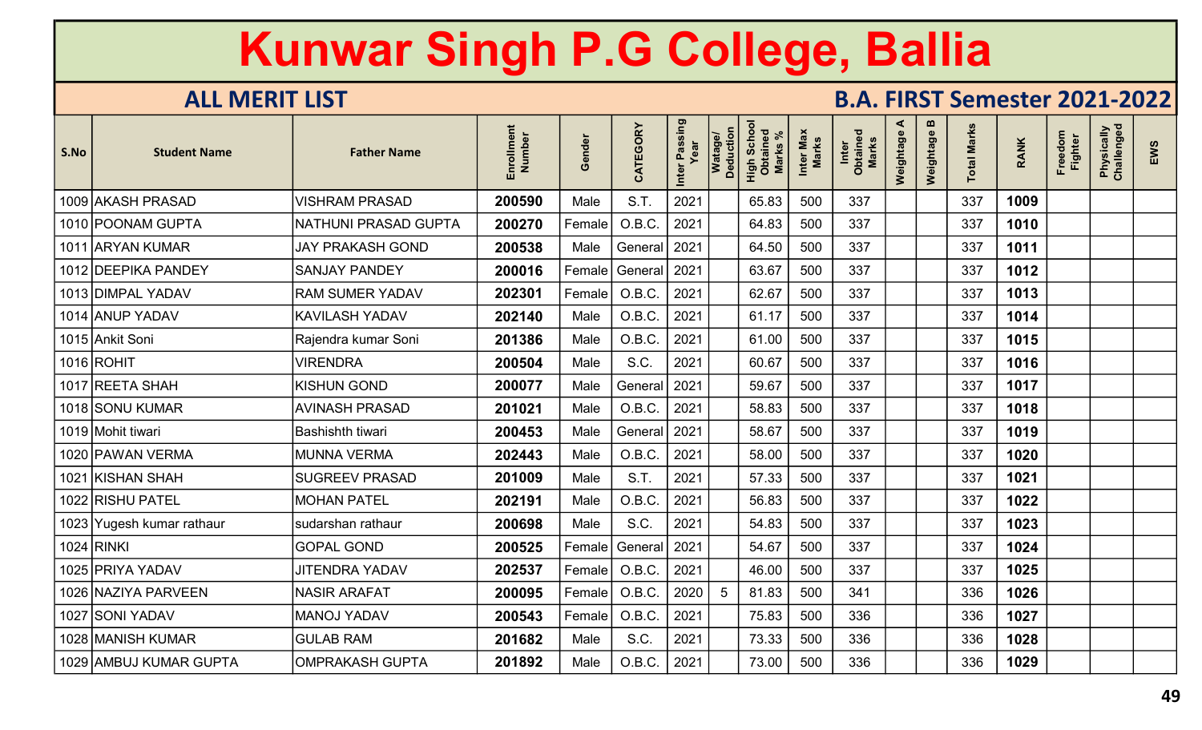# Kunwar Singh P.G College, Ballia

## ALL MERIT LIST

## B.A. FIRST Semester 2021-2022

| S.No | Student Name | Father Name | Enrollment Number | Gender | CATEGORY | Inter Passing Year | Watage/ Deduction | High School Obtained Marks % | Inter Max Marks | Inter Obtained Marks | Weightage A | Weightage B | Total Marks | RANK | Freedom Fighter | Physically Challenged | EWS |
|---|---|---|---|---|---|---|---|---|---|---|---|---|---|---|---|---|---|
| 1009 | AKASH PRASAD | VISHRAM PRASAD | 200590 | Male | S.T. | 2021 | | 65.83 | 500 | 337 | | | 337 | 1009 | | | |
| 1010 | POONAM GUPTA | NATHUNI PRASAD GUPTA | 200270 | Female | O.B.C. | 2021 | | 64.83 | 500 | 337 | | | 337 | 1010 | | | |
| 1011 | ARYAN KUMAR | JAY PRAKASH GOND | 200538 | Male | General | 2021 | | 64.50 | 500 | 337 | | | 337 | 1011 | | | |
| 1012 | DEEPIKA PANDEY | SANJAY PANDEY | 200016 | Female | General | 2021 | | 63.67 | 500 | 337 | | | 337 | 1012 | | | |
| 1013 | DIMPAL YADAV | RAM SUMER YADAV | 202301 | Female | O.B.C. | 2021 | | 62.67 | 500 | 337 | | | 337 | 1013 | | | |
| 1014 | ANUP YADAV | KAVILASH YADAV | 202140 | Male | O.B.C. | 2021 | | 61.17 | 500 | 337 | | | 337 | 1014 | | | |
| 1015 | Ankit Soni | Rajendra kumar Soni | 201386 | Male | O.B.C. | 2021 | | 61.00 | 500 | 337 | | | 337 | 1015 | | | |
| 1016 | ROHIT | VIRENDRA | 200504 | Male | S.C. | 2021 | | 60.67 | 500 | 337 | | | 337 | 1016 | | | |
| 1017 | REETA SHAH | KISHUN GOND | 200077 | Male | General | 2021 | | 59.67 | 500 | 337 | | | 337 | 1017 | | | |
| 1018 | SONU KUMAR | AVINASH PRASAD | 201021 | Male | O.B.C. | 2021 | | 58.83 | 500 | 337 | | | 337 | 1018 | | | |
| 1019 | Mohit tiwari | Bashishth tiwari | 200453 | Male | General | 2021 | | 58.67 | 500 | 337 | | | 337 | 1019 | | | |
| 1020 | PAWAN VERMA | MUNNA VERMA | 202443 | Male | O.B.C. | 2021 | | 58.00 | 500 | 337 | | | 337 | 1020 | | | |
| 1021 | KISHAN SHAH | SUGREEV PRASAD | 201009 | Male | S.T. | 2021 | | 57.33 | 500 | 337 | | | 337 | 1021 | | | |
| 1022 | RISHU PATEL | MOHAN PATEL | 202191 | Male | O.B.C. | 2021 | | 56.83 | 500 | 337 | | | 337 | 1022 | | | |
| 1023 | Yugesh kumar rathaur | sudarshan rathaur | 200698 | Male | S.C. | 2021 | | 54.83 | 500 | 337 | | | 337 | 1023 | | | |
| 1024 | RINKI | GOPAL GOND | 200525 | Female | General | 2021 | | 54.67 | 500 | 337 | | | 337 | 1024 | | | |
| 1025 | PRIYA YADAV | JITENDRA YADAV | 202537 | Female | O.B.C. | 2021 | | 46.00 | 500 | 337 | | | 337 | 1025 | | | |
| 1026 | NAZIYA PARVEEN | NASIR ARAFAT | 200095 | Female | O.B.C. | 2020 | 5 | 81.83 | 500 | 341 | | | 336 | 1026 | | | |
| 1027 | SONI YADAV | MANOJ YADAV | 200543 | Female | O.B.C. | 2021 | | 75.83 | 500 | 336 | | | 336 | 1027 | | | |
| 1028 | MANISH KUMAR | GULAB RAM | 201682 | Male | S.C. | 2021 | | 73.33 | 500 | 336 | | | 336 | 1028 | | | |
| 1029 | AMBUJ KUMAR GUPTA | OMPRAKASH GUPTA | 201892 | Male | O.B.C. | 2021 | | 73.00 | 500 | 336 | | | 336 | 1029 | | | |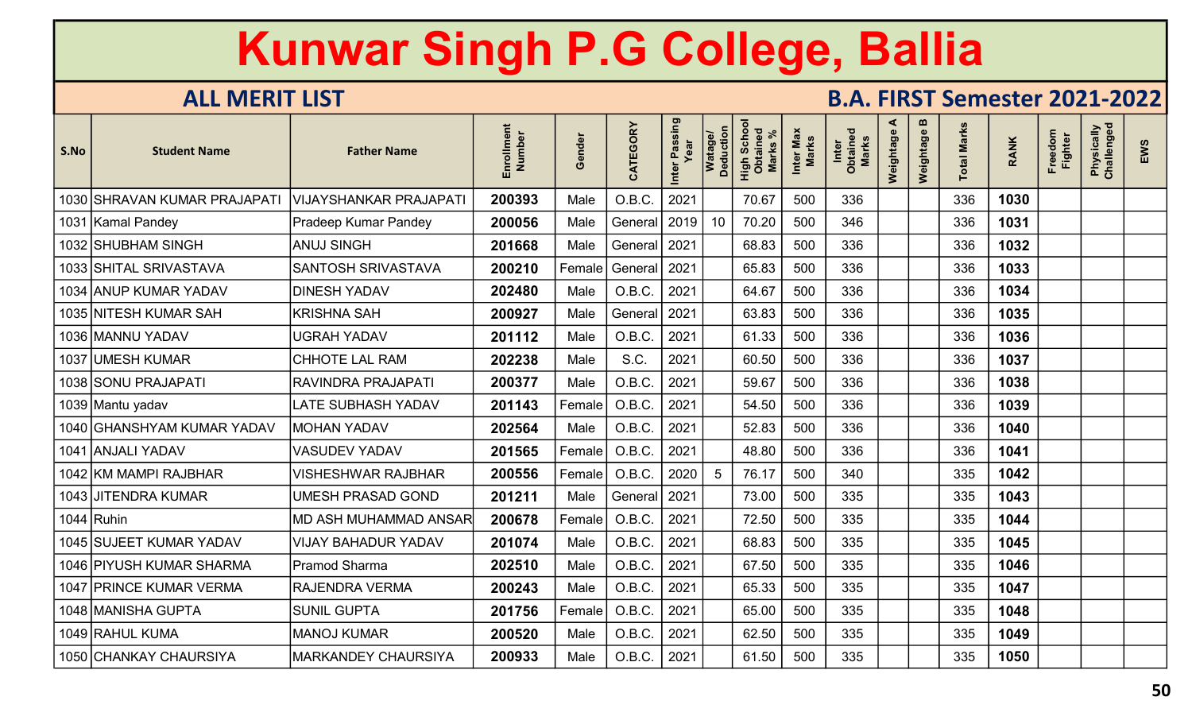# Kunwar Singh P.G College, Ballia

## ALL MERIT LIST

## B.A. FIRST Semester 2021-2022

| S.No | Student Name | Father Name | Enrollment Number | Gender | CATEGORY | Inter Passing Year | Watage/ Deduction | High School Obtained Marks % | Inter Max Marks | Inter Obtained Marks | Weightage A | Weightage B | Total Marks | RANK | Freedom Fighter | Physically Challenged | EWS |
|---|---|---|---|---|---|---|---|---|---|---|---|---|---|---|---|---|---|
| 1030 | SHRAVAN KUMAR PRAJAPATI | VIJAYSHANKAR PRAJAPATI | 200393 | Male | O.B.C. | 2021 | | 70.67 | 500 | 336 | | | 336 | 1030 | | | |
| 1031 | Kamal Pandey | Pradeep Kumar Pandey | 200056 | Male | General | 2019 | 10 | 70.20 | 500 | 346 | | | 336 | 1031 | | | |
| 1032 | SHUBHAM SINGH | ANUJ SINGH | 201668 | Male | General | 2021 | | 68.83 | 500 | 336 | | | 336 | 1032 | | | |
| 1033 | SHITAL SRIVASTAVA | SANTOSH SRIVASTAVA | 200210 | Female | General | 2021 | | 65.83 | 500 | 336 | | | 336 | 1033 | | | |
| 1034 | ANUP KUMAR YADAV | DINESH YADAV | 202480 | Male | O.B.C. | 2021 | | 64.67 | 500 | 336 | | | 336 | 1034 | | | |
| 1035 | NITESH KUMAR SAH | KRISHNA SAH | 200927 | Male | General | 2021 | | 63.83 | 500 | 336 | | | 336 | 1035 | | | |
| 1036 | MANNU YADAV | UGRAH YADAV | 201112 | Male | O.B.C. | 2021 | | 61.33 | 500 | 336 | | | 336 | 1036 | | | |
| 1037 | UMESH KUMAR | CHHOTE LAL RAM | 202238 | Male | S.C. | 2021 | | 60.50 | 500 | 336 | | | 336 | 1037 | | | |
| 1038 | SONU PRAJAPATI | RAVINDRA PRAJAPATI | 200377 | Male | O.B.C. | 2021 | | 59.67 | 500 | 336 | | | 336 | 1038 | | | |
| 1039 | Mantu yadav | LATE SUBHASH YADAV | 201143 | Female | O.B.C. | 2021 | | 54.50 | 500 | 336 | | | 336 | 1039 | | | |
| 1040 | GHANSHYAM KUMAR YADAV | MOHAN YADAV | 202564 | Male | O.B.C. | 2021 | | 52.83 | 500 | 336 | | | 336 | 1040 | | | |
| 1041 | ANJALI YADAV | VASUDEV YADAV | 201565 | Female | O.B.C. | 2021 | | 48.80 | 500 | 336 | | | 336 | 1041 | | | |
| 1042 | KM MAMPI RAJBHAR | VISHESHWAR RAJBHAR | 200556 | Female | O.B.C. | 2020 | 5 | 76.17 | 500 | 340 | | | 335 | 1042 | | | |
| 1043 | JITENDRA KUMAR | UMESH PRASAD GOND | 201211 | Male | General | 2021 | | 73.00 | 500 | 335 | | | 335 | 1043 | | | |
| 1044 | Ruhin | MD ASH MUHAMMAD ANSAR | 200678 | Female | O.B.C. | 2021 | | 72.50 | 500 | 335 | | | 335 | 1044 | | | |
| 1045 | SUJEET KUMAR YADAV | VIJAY BAHADUR YADAV | 201074 | Male | O.B.C. | 2021 | | 68.83 | 500 | 335 | | | 335 | 1045 | | | |
| 1046 | PIYUSH KUMAR SHARMA | Pramod Sharma | 202510 | Male | O.B.C. | 2021 | | 67.50 | 500 | 335 | | | 335 | 1046 | | | |
| 1047 | PRINCE KUMAR VERMA | RAJENDRA VERMA | 200243 | Male | O.B.C. | 2021 | | 65.33 | 500 | 335 | | | 335 | 1047 | | | |
| 1048 | MANISHA GUPTA | SUNIL GUPTA | 201756 | Female | O.B.C. | 2021 | | 65.00 | 500 | 335 | | | 335 | 1048 | | | |
| 1049 | RAHUL KUMA | MANOJ KUMAR | 200520 | Male | O.B.C. | 2021 | | 62.50 | 500 | 335 | | | 335 | 1049 | | | |
| 1050 | CHANKAY CHAURSIYA | MARKANDEY CHAURSIYA | 200933 | Male | O.B.C. | 2021 | | 61.50 | 500 | 335 | | | 335 | 1050 | | | |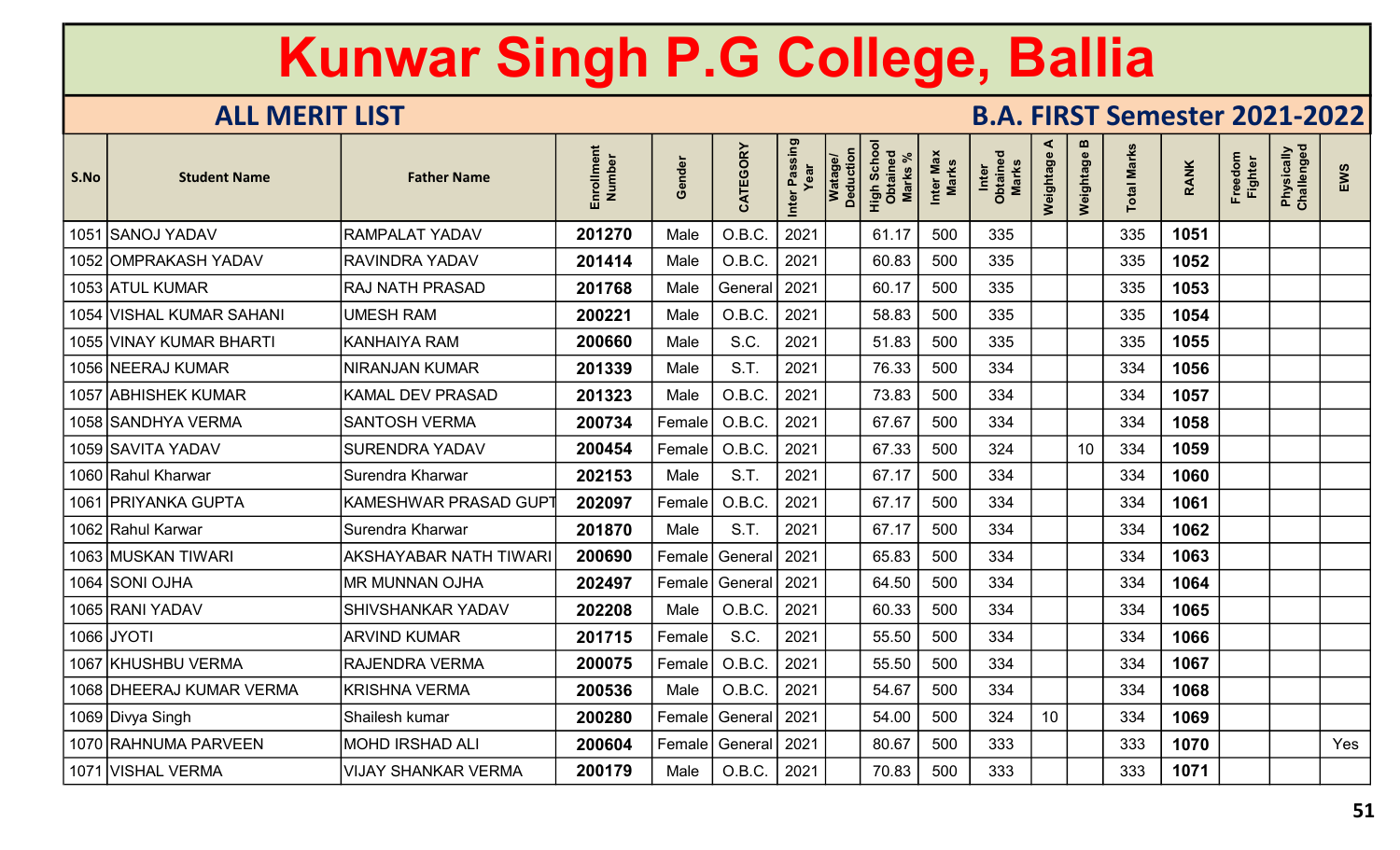# Kunwar Singh P.G College, Ballia

## ALL MERIT LIST

## B.A. FIRST Semester 2021-2022

| S.No | Student Name | Father Name | Enrollment Number | Gender | CATEGORY | Inter Passing Year | Watage/ Deduction | High School Obtained Marks % | Inter Max Marks | Inter Obtained Marks | Weightage A | Weightage B | Total Marks | RANK | Freedom Fighter | Physically Challenged | EWS |
|---|---|---|---|---|---|---|---|---|---|---|---|---|---|---|---|---|---|
| 1051 | SANOJ YADAV | RAMPALAT YADAV | 201270 | Male | O.B.C. | 2021 | | 61.17 | 500 | 335 | | | 335 | 1051 | | | |
| 1052 | OMPRAKASH YADAV | RAVINDRA YADAV | 201414 | Male | O.B.C. | 2021 | | 60.83 | 500 | 335 | | | 335 | 1052 | | | |
| 1053 | ATUL KUMAR | RAJ NATH PRASAD | 201768 | Male | General | 2021 | | 60.17 | 500 | 335 | | | 335 | 1053 | | | |
| 1054 | VISHAL KUMAR SAHANI | UMESH RAM | 200221 | Male | O.B.C. | 2021 | | 58.83 | 500 | 335 | | | 335 | 1054 | | | |
| 1055 | VINAY KUMAR BHARTI | KANHAIYA RAM | 200660 | Male | S.C. | 2021 | | 51.83 | 500 | 335 | | | 335 | 1055 | | | |
| 1056 | NEERAJ KUMAR | NIRANJAN KUMAR | 201339 | Male | S.T. | 2021 | | 76.33 | 500 | 334 | | | 334 | 1056 | | | |
| 1057 | ABHISHEK KUMAR | KAMAL DEV PRASAD | 201323 | Male | O.B.C. | 2021 | | 73.83 | 500 | 334 | | | 334 | 1057 | | | |
| 1058 | SANDHYA VERMA | SANTOSH VERMA | 200734 | Female | O.B.C. | 2021 | | 67.67 | 500 | 334 | | | 334 | 1058 | | | |
| 1059 | SAVITA YADAV | SURENDRA YADAV | 200454 | Female | O.B.C. | 2021 | | 67.33 | 500 | 324 | | 10 | 334 | 1059 | | | |
| 1060 | Rahul Kharwar | Surendra Kharwar | 202153 | Male | S.T. | 2021 | | 67.17 | 500 | 334 | | | 334 | 1060 | | | |
| 1061 | PRIYANKA GUPTA | KAMESHWAR PRASAD GUPT | 202097 | Female | O.B.C. | 2021 | | 67.17 | 500 | 334 | | | 334 | 1061 | | | |
| 1062 | Rahul Karwar | Surendra Kharwar | 201870 | Male | S.T. | 2021 | | 67.17 | 500 | 334 | | | 334 | 1062 | | | |
| 1063 | MUSKAN TIWARI | AKSHAYABAR NATH TIWARI | 200690 | Female | General | 2021 | | 65.83 | 500 | 334 | | | 334 | 1063 | | | |
| 1064 | SONI OJHA | MR MUNNAN OJHA | 202497 | Female | General | 2021 | | 64.50 | 500 | 334 | | | 334 | 1064 | | | |
| 1065 | RANI YADAV | SHIVSHANKAR YADAV | 202208 | Male | O.B.C. | 2021 | | 60.33 | 500 | 334 | | | 334 | 1065 | | | |
| 1066 | JYOTI | ARVIND KUMAR | 201715 | Female | S.C. | 2021 | | 55.50 | 500 | 334 | | | 334 | 1066 | | | |
| 1067 | KHUSHBU VERMA | RAJENDRA VERMA | 200075 | Female | O.B.C. | 2021 | | 55.50 | 500 | 334 | | | 334 | 1067 | | | |
| 1068 | DHEERAJ KUMAR VERMA | KRISHNA VERMA | 200536 | Male | O.B.C. | 2021 | | 54.67 | 500 | 334 | | | 334 | 1068 | | | |
| 1069 | Divya Singh | Shailesh kumar | 200280 | Female | General | 2021 | | 54.00 | 500 | 324 | 10 | | 334 | 1069 | | | |
| 1070 | RAHNUMA PARVEEN | MOHD IRSHAD ALI | 200604 | Female | General | 2021 | | 80.67 | 500 | 333 | | | 333 | 1070 | | | Yes |
| 1071 | VISHAL VERMA | VIJAY SHANKAR VERMA | 200179 | Male | O.B.C. | 2021 | | 70.83 | 500 | 333 | | | 333 | 1071 | | | |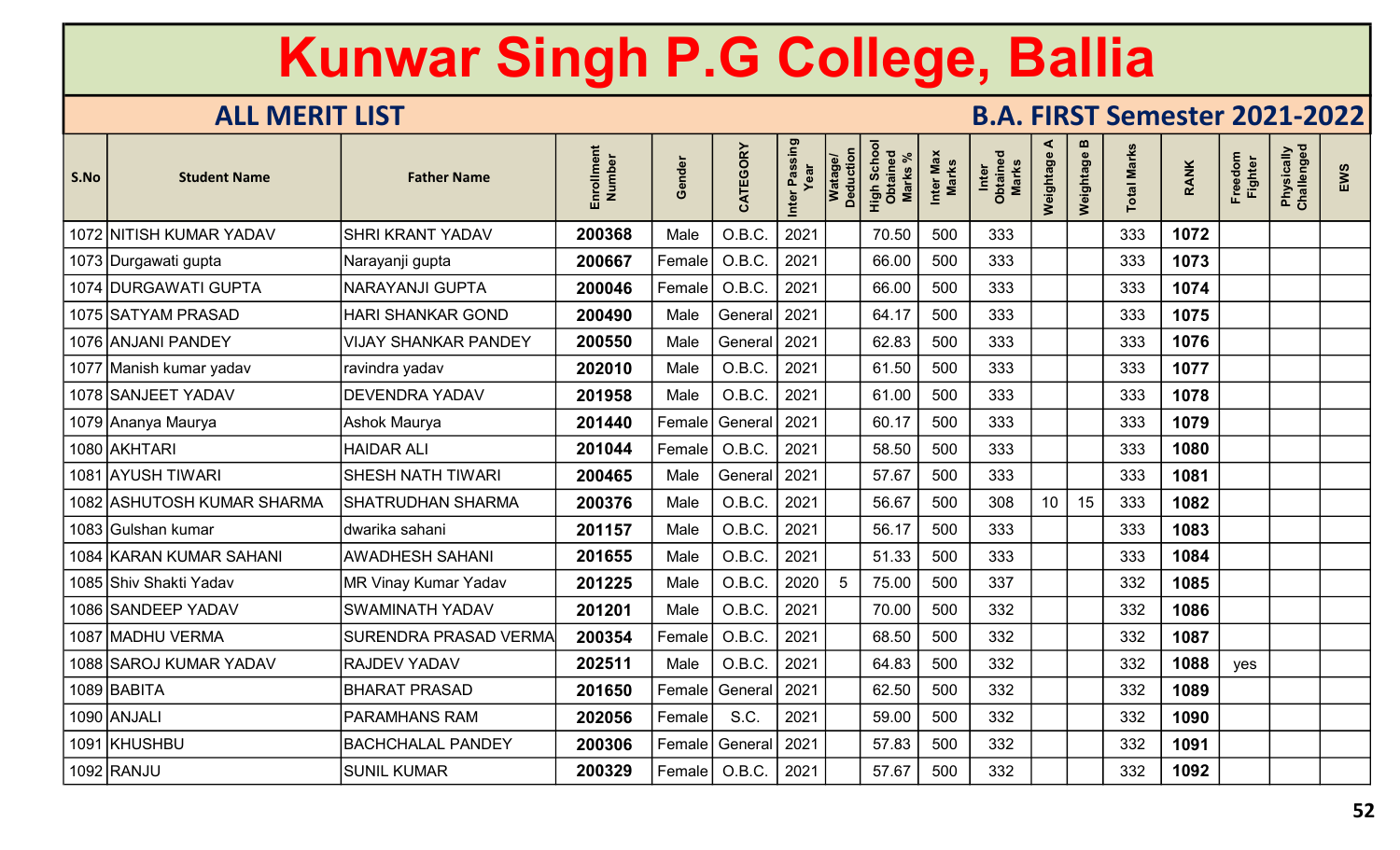# Kunwar Singh P.G College, Ballia

## ALL MERIT LIST

## B.A. FIRST Semester 2021-2022

| S.No | Student Name | Father Name | Enrollment Number | Gender | CATEGORY | Inter Passing Year | Watage/ Deduction | High School Obtained Marks % | Inter Max Marks | Inter Obtained Marks | Weightage A | Weightage B | Total Marks | RANK | Freedom Fighter | Physically Challenged | EWS |
|---|---|---|---|---|---|---|---|---|---|---|---|---|---|---|---|---|---|
| 1072 | NITISH KUMAR YADAV | SHRI KRANT YADAV | 200368 | Male | O.B.C. | 2021 | | 70.50 | 500 | 333 | | | 333 | 1072 | | | |
| 1073 | Durgawati gupta | Narayanji gupta | 200667 | Female | O.B.C. | 2021 | | 66.00 | 500 | 333 | | | 333 | 1073 | | | |
| 1074 | DURGAWATI GUPTA | NARAYANJI GUPTA | 200046 | Female | O.B.C. | 2021 | | 66.00 | 500 | 333 | | | 333 | 1074 | | | |
| 1075 | SATYAM PRASAD | HARI SHANKAR GOND | 200490 | Male | General | 2021 | | 64.17 | 500 | 333 | | | 333 | 1075 | | | |
| 1076 | ANJANI PANDEY | VIJAY SHANKAR PANDEY | 200550 | Male | General | 2021 | | 62.83 | 500 | 333 | | | 333 | 1076 | | | |
| 1077 | Manish kumar yadav | ravindra yadav | 202010 | Male | O.B.C. | 2021 | | 61.50 | 500 | 333 | | | 333 | 1077 | | | |
| 1078 | SANJEET YADAV | DEVENDRA YADAV | 201958 | Male | O.B.C. | 2021 | | 61.00 | 500 | 333 | | | 333 | 1078 | | | |
| 1079 | Ananya Maurya | Ashok Maurya | 201440 | Female | General | 2021 | | 60.17 | 500 | 333 | | | 333 | 1079 | | | |
| 1080 | AKHTARI | HAIDAR ALI | 201044 | Female | O.B.C. | 2021 | | 58.50 | 500 | 333 | | | 333 | 1080 | | | |
| 1081 | AYUSH TIWARI | SHESH NATH TIWARI | 200465 | Male | General | 2021 | | 57.67 | 500 | 333 | | | 333 | 1081 | | | |
| 1082 | ASHUTOSH KUMAR SHARMA | SHATRUDHAN SHARMA | 200376 | Male | O.B.C. | 2021 | | 56.67 | 500 | 308 | 10 | 15 | 333 | 1082 | | | |
| 1083 | Gulshan kumar | dwarika sahani | 201157 | Male | O.B.C. | 2021 | | 56.17 | 500 | 333 | | | 333 | 1083 | | | |
| 1084 | KARAN KUMAR SAHANI | AWADHESH SAHANI | 201655 | Male | O.B.C. | 2021 | | 51.33 | 500 | 333 | | | 333 | 1084 | | | |
| 1085 | Shiv Shakti Yadav | MR Vinay Kumar Yadav | 201225 | Male | O.B.C. | 2020 | 5 | 75.00 | 500 | 337 | | | 332 | 1085 | | | |
| 1086 | SANDEEP YADAV | SWAMINATH YADAV | 201201 | Male | O.B.C. | 2021 | | 70.00 | 500 | 332 | | | 332 | 1086 | | | |
| 1087 | MADHU VERMA | SURENDRA PRASAD VERMA | 200354 | Female | O.B.C. | 2021 | | 68.50 | 500 | 332 | | | 332 | 1087 | | | |
| 1088 | SAROJ KUMAR YADAV | RAJDEV YADAV | 202511 | Male | O.B.C. | 2021 | | 64.83 | 500 | 332 | | | 332 | 1088 | yes | | |
| 1089 | BABITA | BHARAT PRASAD | 201650 | Female | General | 2021 | | 62.50 | 500 | 332 | | | 332 | 1089 | | | |
| 1090 | ANJALI | PARAMHANS RAM | 202056 | Female | S.C. | 2021 | | 59.00 | 500 | 332 | | | 332 | 1090 | | | |
| 1091 | KHUSHBU | BACHCHALAL PANDEY | 200306 | Female | General | 2021 | | 57.83 | 500 | 332 | | | 332 | 1091 | | | |
| 1092 | RANJU | SUNIL KUMAR | 200329 | Female | O.B.C. | 2021 | | 57.67 | 500 | 332 | | | 332 | 1092 | | | |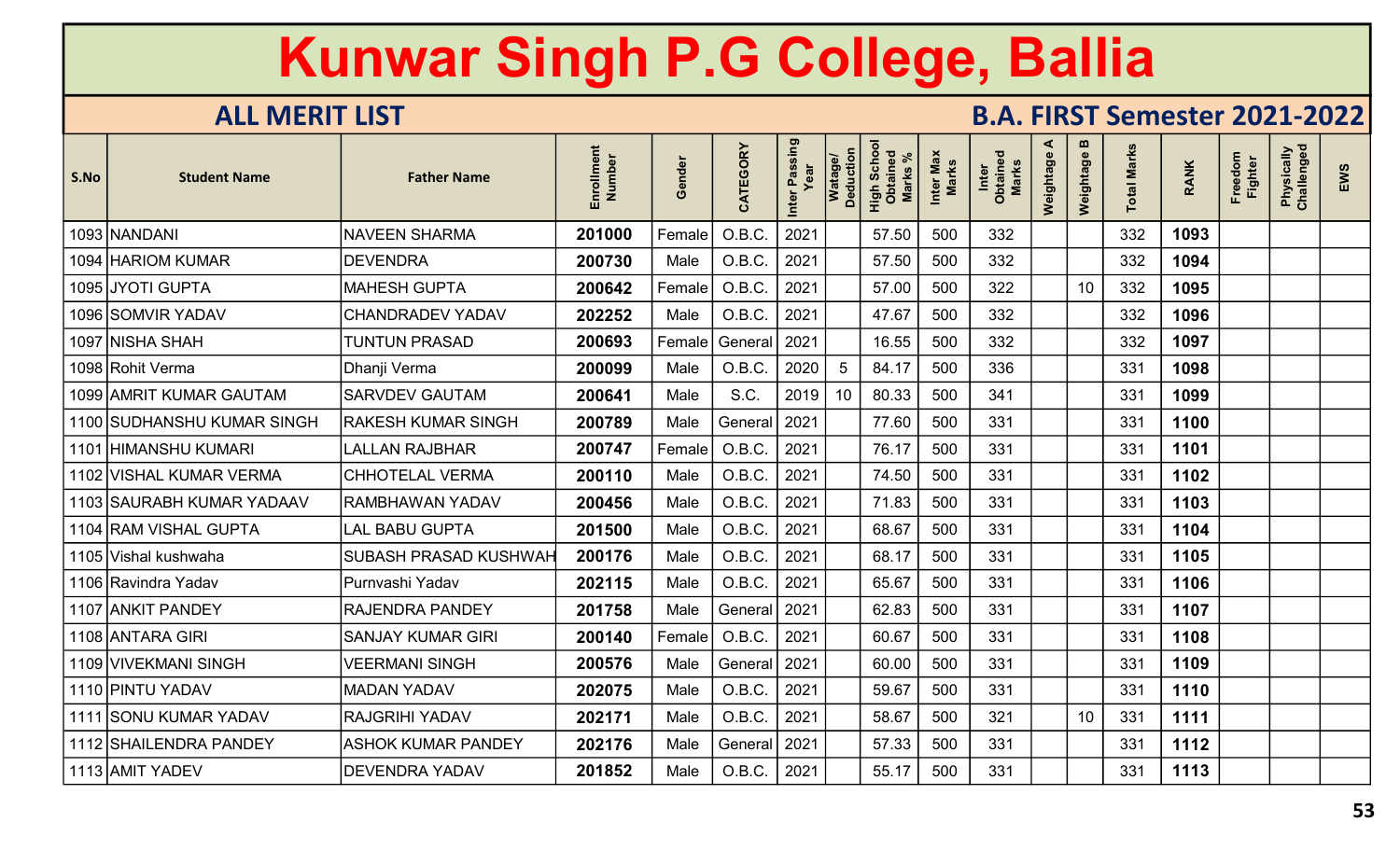# Kunwar Singh P.G College, Ballia

## ALL MERIT LIST

## B.A. FIRST Semester 2021-2022

| S.No | Student Name | Father Name | Enrollment Number | Gender | CATEGORY | Inter Passing Year | Watage/ Deduction | High School Obtained Marks % | Inter Max Marks | Inter Obtained Marks | Weightage A | Weightage B | Total Marks | RANK | Freedom Fighter | Physically Challenged | EWS |
|---|---|---|---|---|---|---|---|---|---|---|---|---|---|---|---|---|---|
| 1093 | NANDANI | NAVEEN SHARMA | 201000 | Female | O.B.C. | 2021 | | 57.50 | 500 | 332 | | | 332 | 1093 | | | |
| 1094 | HARIOM KUMAR | DEVENDRA | 200730 | Male | O.B.C. | 2021 | | 57.50 | 500 | 332 | | | 332 | 1094 | | | |
| 1095 | JYOTI GUPTA | MAHESH GUPTA | 200642 | Female | O.B.C. | 2021 | | 57.00 | 500 | 322 | | 10 | 332 | 1095 | | | |
| 1096 | SOMVIR YADAV | CHANDRADEV YADAV | 202252 | Male | O.B.C. | 2021 | | 47.67 | 500 | 332 | | | 332 | 1096 | | | |
| 1097 | NISHA SHAH | TUNTUN PRASAD | 200693 | Female | General | 2021 | | 16.55 | 500 | 332 | | | 332 | 1097 | | | |
| 1098 | Rohit Verma | Dhanji Verma | 200099 | Male | O.B.C. | 2020 | 5 | 84.17 | 500 | 336 | | | 331 | 1098 | | | |
| 1099 | AMRIT KUMAR GAUTAM | SARVDEV GAUTAM | 200641 | Male | S.C. | 2019 | 10 | 80.33 | 500 | 341 | | | 331 | 1099 | | | |
| 1100 | SUDHANSHU KUMAR SINGH | RAKESH KUMAR SINGH | 200789 | Male | General | 2021 | | 77.60 | 500 | 331 | | | 331 | 1100 | | | |
| 1101 | HIMANSHU KUMARI | LALLAN RAJBHAR | 200747 | Female | O.B.C. | 2021 | | 76.17 | 500 | 331 | | | 331 | 1101 | | | |
| 1102 | VISHAL KUMAR VERMA | CHHOTELAL VERMA | 200110 | Male | O.B.C. | 2021 | | 74.50 | 500 | 331 | | | 331 | 1102 | | | |
| 1103 | SAURABH KUMAR YADAAV | RAMBHAWAN YADAV | 200456 | Male | O.B.C. | 2021 | | 71.83 | 500 | 331 | | | 331 | 1103 | | | |
| 1104 | RAM VISHAL GUPTA | LAL BABU GUPTA | 201500 | Male | O.B.C. | 2021 | | 68.67 | 500 | 331 | | | 331 | 1104 | | | |
| 1105 | Vishal kushwaha | SUBASH PRASAD KUSHWAH | 200176 | Male | O.B.C. | 2021 | | 68.17 | 500 | 331 | | | 331 | 1105 | | | |
| 1106 | Ravindra Yadav | Purnvashi Yadav | 202115 | Male | O.B.C. | 2021 | | 65.67 | 500 | 331 | | | 331 | 1106 | | | |
| 1107 | ANKIT PANDEY | RAJENDRA PANDEY | 201758 | Male | General | 2021 | | 62.83 | 500 | 331 | | | 331 | 1107 | | | |
| 1108 | ANTARA GIRI | SANJAY KUMAR GIRI | 200140 | Female | O.B.C. | 2021 | | 60.67 | 500 | 331 | | | 331 | 1108 | | | |
| 1109 | VIVEKMANI SINGH | VEERMANI SINGH | 200576 | Male | General | 2021 | | 60.00 | 500 | 331 | | | 331 | 1109 | | | |
| 1110 | PINTU YADAV | MADAN YADAV | 202075 | Male | O.B.C. | 2021 | | 59.67 | 500 | 331 | | | 331 | 1110 | | | |
| 1111 | SONU KUMAR YADAV | RAJGRIHI YADAV | 202171 | Male | O.B.C. | 2021 | | 58.67 | 500 | 321 | | 10 | 331 | 1111 | | | |
| 1112 | SHAILENDRA PANDEY | ASHOK KUMAR PANDEY | 202176 | Male | General | 2021 | | 57.33 | 500 | 331 | | | 331 | 1112 | | | |
| 1113 | AMIT YADEV | DEVENDRA YADAV | 201852 | Male | O.B.C. | 2021 | | 55.17 | 500 | 331 | | | 331 | 1113 | | | |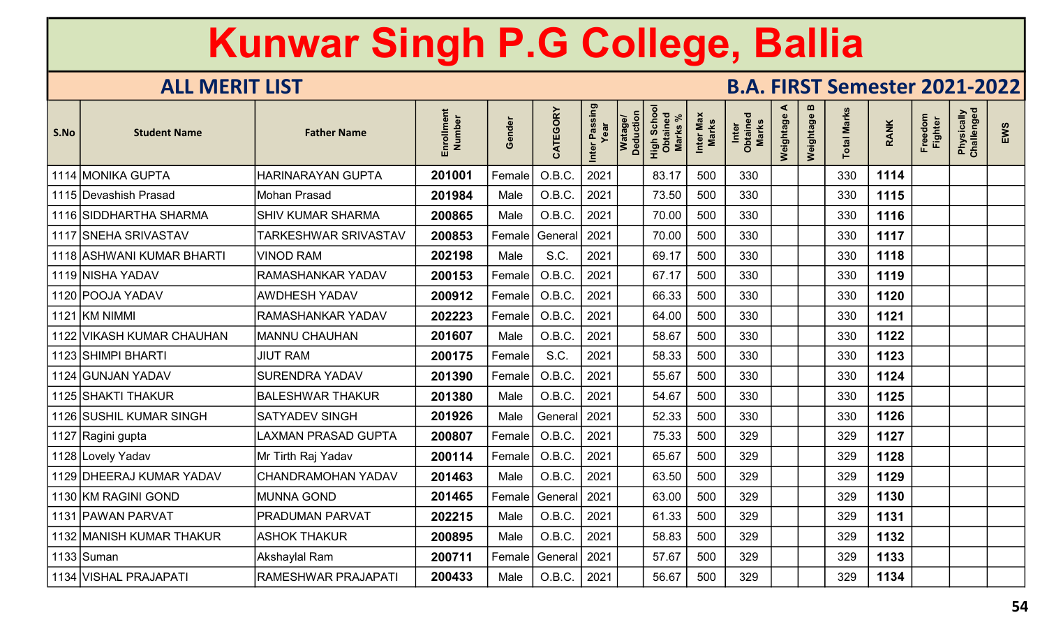# Kunwar Singh P.G College, Ballia

## ALL MERIT LIST

## B.A. FIRST Semester 2021-2022

| S.No | Student Name | Father Name | Enrollment Number | Gender | CATEGORY | Inter Passing Year | Watage/ Deduction | High School Obtained Marks % | Inter Max Marks | Inter Obtained Marks | Weightage A | Weightage B | Total Marks | RANK | Freedom Fighter | Physically Challenged | EWS |
|---|---|---|---|---|---|---|---|---|---|---|---|---|---|---|---|---|---|
| 1114 | MONIKA GUPTA | HARINARAYAN GUPTA | 201001 | Female | O.B.C. | 2021 | | 83.17 | 500 | 330 | | | 330 | 1114 | | | |
| 1115 | Devashish Prasad | Mohan Prasad | 201984 | Male | O.B.C. | 2021 | | 73.50 | 500 | 330 | | | 330 | 1115 | | | |
| 1116 | SIDDHARTHA SHARMA | SHIV KUMAR SHARMA | 200865 | Male | O.B.C. | 2021 | | 70.00 | 500 | 330 | | | 330 | 1116 | | | |
| 1117 | SNEHA SRIVASTAV | TARKESHWAR SRIVASTAV | 200853 | Female | General | 2021 | | 70.00 | 500 | 330 | | | 330 | 1117 | | | |
| 1118 | ASHWANI KUMAR BHARTI | VINOD RAM | 202198 | Male | S.C. | 2021 | | 69.17 | 500 | 330 | | | 330 | 1118 | | | |
| 1119 | NISHA YADAV | RAMASHANKAR YADAV | 200153 | Female | O.B.C. | 2021 | | 67.17 | 500 | 330 | | | 330 | 1119 | | | |
| 1120 | POOJA YADAV | AWDHESH YADAV | 200912 | Female | O.B.C. | 2021 | | 66.33 | 500 | 330 | | | 330 | 1120 | | | |
| 1121 | KM NIMMI | RAMASHANKAR YADAV | 202223 | Female | O.B.C. | 2021 | | 64.00 | 500 | 330 | | | 330 | 1121 | | | |
| 1122 | VIKASH KUMAR CHAUHAN | MANNU CHAUHAN | 201607 | Male | O.B.C. | 2021 | | 58.67 | 500 | 330 | | | 330 | 1122 | | | |
| 1123 | SHIMPI BHARTI | JIUT RAM | 200175 | Female | S.C. | 2021 | | 58.33 | 500 | 330 | | | 330 | 1123 | | | |
| 1124 | GUNJAN YADAV | SURENDRA YADAV | 201390 | Female | O.B.C. | 2021 | | 55.67 | 500 | 330 | | | 330 | 1124 | | | |
| 1125 | SHAKTI THAKUR | BALESHWAR THAKUR | 201380 | Male | O.B.C. | 2021 | | 54.67 | 500 | 330 | | | 330 | 1125 | | | |
| 1126 | SUSHIL KUMAR SINGH | SATYADEV SINGH | 201926 | Male | General | 2021 | | 52.33 | 500 | 330 | | | 330 | 1126 | | | |
| 1127 | Ragini gupta | LAXMAN PRASAD GUPTA | 200807 | Female | O.B.C. | 2021 | | 75.33 | 500 | 329 | | | 329 | 1127 | | | |
| 1128 | Lovely Yadav | Mr Tirth Raj Yadav | 200114 | Female | O.B.C. | 2021 | | 65.67 | 500 | 329 | | | 329 | 1128 | | | |
| 1129 | DHEERAJ KUMAR YADAV | CHANDRAMOHAN YADAV | 201463 | Male | O.B.C. | 2021 | | 63.50 | 500 | 329 | | | 329 | 1129 | | | |
| 1130 | KM RAGINI GOND | MUNNA GOND | 201465 | Female | General | 2021 | | 63.00 | 500 | 329 | | | 329 | 1130 | | | |
| 1131 | PAWAN PARVAT | PRADUMAN PARVAT | 202215 | Male | O.B.C. | 2021 | | 61.33 | 500 | 329 | | | 329 | 1131 | | | |
| 1132 | MANISH KUMAR THAKUR | ASHOK THAKUR | 200895 | Male | O.B.C. | 2021 | | 58.83 | 500 | 329 | | | 329 | 1132 | | | |
| 1133 | Suman | Akshaylal Ram | 200711 | Female | General | 2021 | | 57.67 | 500 | 329 | | | 329 | 1133 | | | |
| 1134 | VISHAL PRAJAPATI | RAMESHWAR PRAJAPATI | 200433 | Male | O.B.C. | 2021 | | 56.67 | 500 | 329 | | | 329 | 1134 | | | |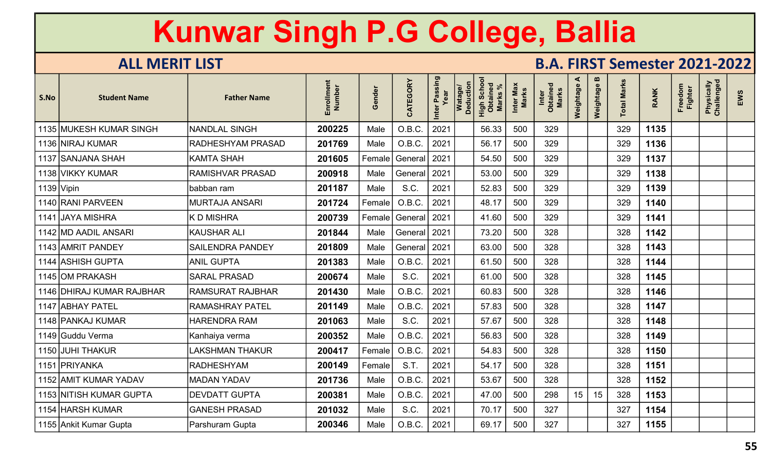# Kunwar Singh P.G College, Ballia

## ALL MERIT LIST

## B.A. FIRST Semester 2021-2022

| S.No | Student Name | Father Name | Enrollment Number | Gender | CATEGORY | Inter Passing Year | Watage/ Deduction | High School Obtained Marks % | Inter Max Marks | Inter Obtained Marks | Weightage A | Weightage B | Total Marks | RANK | Freedom Fighter | Physically Challenged | EWS |
|---|---|---|---|---|---|---|---|---|---|---|---|---|---|---|---|---|---|
| 1135 | MUKESH KUMAR SINGH | NANDLAL SINGH | 200225 | Male | O.B.C. | 2021 | | 56.33 | 500 | 329 | | | 329 | 1135 | | | |
| 1136 | NIRAJ KUMAR | RADHESHYAM PRASAD | 201769 | Male | O.B.C. | 2021 | | 56.17 | 500 | 329 | | | 329 | 1136 | | | |
| 1137 | SANJANA SHAH | KAMTA SHAH | 201605 | Female | General | 2021 | | 54.50 | 500 | 329 | | | 329 | 1137 | | | |
| 1138 | VIKKY KUMAR | RAMISHVAR PRASAD | 200918 | Male | General | 2021 | | 53.00 | 500 | 329 | | | 329 | 1138 | | | |
| 1139 | Vipin | babban ram | 201187 | Male | S.C. | 2021 | | 52.83 | 500 | 329 | | | 329 | 1139 | | | |
| 1140 | RANI PARVEEN | MURTAJA ANSARI | 201724 | Female | O.B.C. | 2021 | | 48.17 | 500 | 329 | | | 329 | 1140 | | | |
| 1141 | JAYA MISHRA | K D MISHRA | 200739 | Female | General | 2021 | | 41.60 | 500 | 329 | | | 329 | 1141 | | | |
| 1142 | MD AADIL ANSARI | KAUSHAR ALI | 201844 | Male | General | 2021 | | 73.20 | 500 | 328 | | | 328 | 1142 | | | |
| 1143 | AMRIT PANDEY | SAILENDRA PANDEY | 201809 | Male | General | 2021 | | 63.00 | 500 | 328 | | | 328 | 1143 | | | |
| 1144 | ASHISH GUPTA | ANIL GUPTA | 201383 | Male | O.B.C. | 2021 | | 61.50 | 500 | 328 | | | 328 | 1144 | | | |
| 1145 | OM PRAKASH | SARAL PRASAD | 200674 | Male | S.C. | 2021 | | 61.00 | 500 | 328 | | | 328 | 1145 | | | |
| 1146 | DHIRAJ KUMAR RAJBHAR | RAMSURAT RAJBHAR | 201430 | Male | O.B.C. | 2021 | | 60.83 | 500 | 328 | | | 328 | 1146 | | | |
| 1147 | ABHAY PATEL | RAMASHRAY PATEL | 201149 | Male | O.B.C. | 2021 | | 57.83 | 500 | 328 | | | 328 | 1147 | | | |
| 1148 | PANKAJ KUMAR | HARENDRA RAM | 201063 | Male | S.C. | 2021 | | 57.67 | 500 | 328 | | | 328 | 1148 | | | |
| 1149 | Guddu Verma | Kanhaiya verma | 200352 | Male | O.B.C. | 2021 | | 56.83 | 500 | 328 | | | 328 | 1149 | | | |
| 1150 | JUHI THAKUR | LAKSHMAN THAKUR | 200417 | Female | O.B.C. | 2021 | | 54.83 | 500 | 328 | | | 328 | 1150 | | | |
| 1151 | PRIYANKA | RADHESHYAM | 200149 | Female | S.T. | 2021 | | 54.17 | 500 | 328 | | | 328 | 1151 | | | |
| 1152 | AMIT KUMAR YADAV | MADAN YADAV | 201736 | Male | O.B.C. | 2021 | | 53.67 | 500 | 328 | | | 328 | 1152 | | | |
| 1153 | NITISH KUMAR GUPTA | DEVDATT GUPTA | 200381 | Male | O.B.C. | 2021 | | 47.00 | 500 | 298 | 15 | 15 | 328 | 1153 | | | |
| 1154 | HARSH KUMAR | GANESH PRASAD | 201032 | Male | S.C. | 2021 | | 70.17 | 500 | 327 | | | 327 | 1154 | | | |
| 1155 | Ankit Kumar Gupta | Parshuram Gupta | 200346 | Male | O.B.C. | 2021 | | 69.17 | 500 | 327 | | | 327 | 1155 | | | |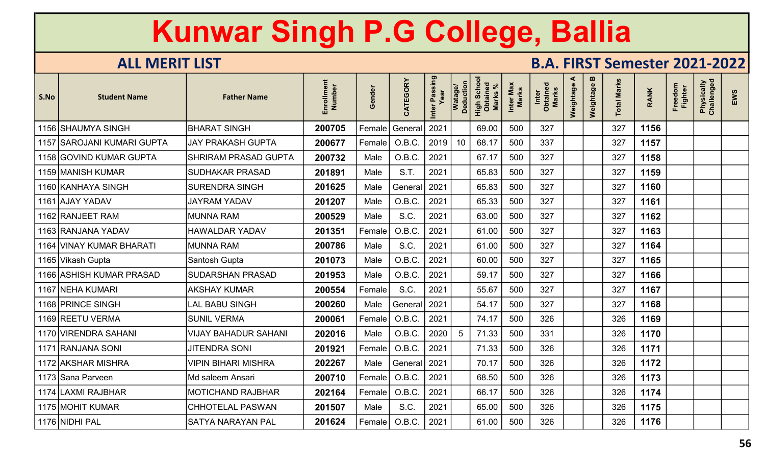# Kunwar Singh P.G College, Ballia

## ALL MERIT LIST

## B.A. FIRST Semester 2021-2022

| S.No | Student Name | Father Name | Enrollment Number | Gender | CATEGORY | Inter Passing Year | Watage/ Deduction | High School Obtained Marks % | Inter Max Marks | Inter Obtained Marks | Weightage A | Weightage B | Total Marks | RANK | Freedom Fighter | Physically Challenged | EWS |
|---|---|---|---|---|---|---|---|---|---|---|---|---|---|---|---|---|---|
| 1156 | SHAUMYA SINGH | BHARAT SINGH | 200705 | Female | General | 2021 | | 69.00 | 500 | 327 | | | 327 | 1156 | | | |
| 1157 | SAROJANI KUMARI GUPTA | JAY PRAKASH GUPTA | 200677 | Female | O.B.C. | 2019 | 10 | 68.17 | 500 | 337 | | | 327 | 1157 | | | |
| 1158 | GOVIND KUMAR GUPTA | SHRIRAM PRASAD GUPTA | 200732 | Male | O.B.C. | 2021 | | 67.17 | 500 | 327 | | | 327 | 1158 | | | |
| 1159 | MANISH KUMAR | SUDHAKAR PRASAD | 201891 | Male | S.T. | 2021 | | 65.83 | 500 | 327 | | | 327 | 1159 | | | |
| 1160 | KANHAYA SINGH | SURENDRA SINGH | 201625 | Male | General | 2021 | | 65.83 | 500 | 327 | | | 327 | 1160 | | | |
| 1161 | AJAY YADAV | JAYRAM YADAV | 201207 | Male | O.B.C. | 2021 | | 65.33 | 500 | 327 | | | 327 | 1161 | | | |
| 1162 | RANJEET RAM | MUNNA RAM | 200529 | Male | S.C. | 2021 | | 63.00 | 500 | 327 | | | 327 | 1162 | | | |
| 1163 | RANJANA YADAV | HAWALDAR YADAV | 201351 | Female | O.B.C. | 2021 | | 61.00 | 500 | 327 | | | 327 | 1163 | | | |
| 1164 | VINAY KUMAR BHARATI | MUNNA RAM | 200786 | Male | S.C. | 2021 | | 61.00 | 500 | 327 | | | 327 | 1164 | | | |
| 1165 | Vikash Gupta | Santosh Gupta | 201073 | Male | O.B.C. | 2021 | | 60.00 | 500 | 327 | | | 327 | 1165 | | | |
| 1166 | ASHISH KUMAR PRASAD | SUDARSHAN PRASAD | 201953 | Male | O.B.C. | 2021 | | 59.17 | 500 | 327 | | | 327 | 1166 | | | |
| 1167 | NEHA KUMARI | AKSHAY KUMAR | 200554 | Female | S.C. | 2021 | | 55.67 | 500 | 327 | | | 327 | 1167 | | | |
| 1168 | PRINCE SINGH | LAL BABU SINGH | 200260 | Male | General | 2021 | | 54.17 | 500 | 327 | | | 327 | 1168 | | | |
| 1169 | REETU VERMA | SUNIL VERMA | 200061 | Female | O.B.C. | 2021 | | 74.17 | 500 | 326 | | | 326 | 1169 | | | |
| 1170 | VIRENDRA SAHANI | VIJAY BAHADUR SAHANI | 202016 | Male | O.B.C. | 2020 | 5 | 71.33 | 500 | 331 | | | 326 | 1170 | | | |
| 1171 | RANJANA SONI | JITENDRA SONI | 201921 | Female | O.B.C. | 2021 | | 71.33 | 500 | 326 | | | 326 | 1171 | | | |
| 1172 | AKSHAR MISHRA | VIPIN BIHARI MISHRA | 202267 | Male | General | 2021 | | 70.17 | 500 | 326 | | | 326 | 1172 | | | |
| 1173 | Sana Parveen | Md saleem Ansari | 200710 | Female | O.B.C. | 2021 | | 68.50 | 500 | 326 | | | 326 | 1173 | | | |
| 1174 | LAXMI RAJBHAR | MOTICHAND RAJBHAR | 202164 | Female | O.B.C. | 2021 | | 66.17 | 500 | 326 | | | 326 | 1174 | | | |
| 1175 | MOHIT KUMAR | CHHOTELAL PASWAN | 201507 | Male | S.C. | 2021 | | 65.00 | 500 | 326 | | | 326 | 1175 | | | |
| 1176 | NIDHI PAL | SATYA NARAYAN PAL | 201624 | Female | O.B.C. | 2021 | | 61.00 | 500 | 326 | | | 326 | 1176 | | | |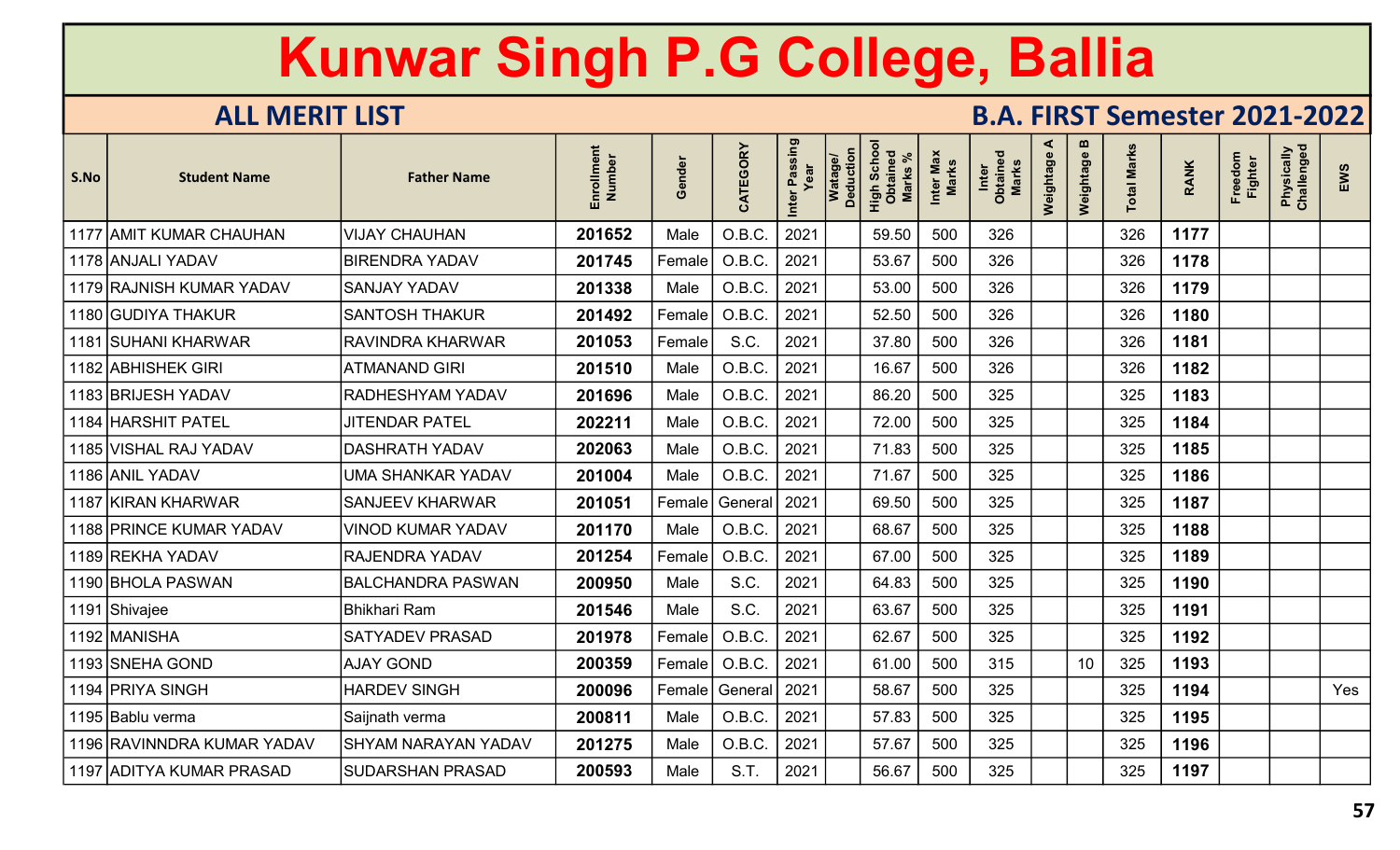# Kunwar Singh P.G College, Ballia

## ALL MERIT LIST

## B.A. FIRST Semester 2021-2022

| S.No | Student Name | Father Name | Enrollment Number | Gender | CATEGORY | Inter Passing Year | Watage/ Deduction | High School Obtained Marks % | Inter Max Marks | Inter Obtained Marks | Weightage A | Weightage B | Total Marks | RANK | Freedom Fighter | Physically Challenged | EWS |
|---|---|---|---|---|---|---|---|---|---|---|---|---|---|---|---|---|---|
| 1177 | AMIT KUMAR CHAUHAN | VIJAY CHAUHAN | **201652** | Male | O.B.C. | 2021 | | 59.50 | 500 | 326 | | | 326 | **1177** | | | |
| 1178 | ANJALI YADAV | BIRENDRA YADAV | **201745** | Female | O.B.C. | 2021 | | 53.67 | 500 | 326 | | | 326 | **1178** | | | |
| 1179 | RAJNISH KUMAR YADAV | SANJAY YADAV | **201338** | Male | O.B.C. | 2021 | | 53.00 | 500 | 326 | | | 326 | **1179** | | | |
| 1180 | GUDIYA THAKUR | SANTOSH THAKUR | **201492** | Female | O.B.C. | 2021 | | 52.50 | 500 | 326 | | | 326 | **1180** | | | |
| 1181 | SUHANI KHARWAR | RAVINDRA KHARWAR | **201053** | Female | S.C. | 2021 | | 37.80 | 500 | 326 | | | 326 | **1181** | | | |
| 1182 | ABHISHEK GIRI | ATMANAND GIRI | **201510** | Male | O.B.C. | 2021 | | 16.67 | 500 | 326 | | | 326 | **1182** | | | |
| 1183 | BRIJESH YADAV | RADHESHYAM YADAV | **201696** | Male | O.B.C. | 2021 | | 86.20 | 500 | 325 | | | 325 | **1183** | | | |
| 1184 | HARSHIT PATEL | JITENDAR PATEL | **202211** | Male | O.B.C. | 2021 | | 72.00 | 500 | 325 | | | 325 | **1184** | | | |
| 1185 | VISHAL RAJ YADAV | DASHRATH YADAV | **202063** | Male | O.B.C. | 2021 | | 71.83 | 500 | 325 | | | 325 | **1185** | | | |
| 1186 | ANIL YADAV | UMA SHANKAR YADAV | **201004** | Male | O.B.C. | 2021 | | 71.67 | 500 | 325 | | | 325 | **1186** | | | |
| 1187 | KIRAN KHARWAR | SANJEEV KHARWAR | **201051** | Female | General | 2021 | | 69.50 | 500 | 325 | | | 325 | **1187** | | | |
| 1188 | PRINCE KUMAR YADAV | VINOD KUMAR YADAV | **201170** | Male | O.B.C. | 2021 | | 68.67 | 500 | 325 | | | 325 | **1188** | | | |
| 1189 | REKHA YADAV | RAJENDRA YADAV | **201254** | Female | O.B.C. | 2021 | | 67.00 | 500 | 325 | | | 325 | **1189** | | | |
| 1190 | BHOLA PASWAN | BALCHANDRA PASWAN | **200950** | Male | S.C. | 2021 | | 64.83 | 500 | 325 | | | 325 | **1190** | | | |
| 1191 | Shivajee | Bhikhari Ram | **201546** | Male | S.C. | 2021 | | 63.67 | 500 | 325 | | | 325 | **1191** | | | |
| 1192 | MANISHA | SATYADEV PRASAD | **201978** | Female | O.B.C. | 2021 | | 62.67 | 500 | 325 | | | 325 | **1192** | | | |
| 1193 | SNEHA GOND | AJAY GOND | **200359** | Female | O.B.C. | 2021 | | 61.00 | 500 | 315 | | 10 | 325 | **1193** | | | |
| 1194 | PRIYA SINGH | HARDEV SINGH | **200096** | Female | General | 2021 | | 58.67 | 500 | 325 | | | 325 | **1194** | | | Yes |
| 1195 | Bablu verma | Saijnath verma | **200811** | Male | O.B.C. | 2021 | | 57.83 | 500 | 325 | | | 325 | **1195** | | | |
| 1196 | RAVINNDRA KUMAR YADAV | SHYAM NARAYAN YADAV | **201275** | Male | O.B.C. | 2021 | | 57.67 | 500 | 325 | | | 325 | **1196** | | | |
| 1197 | ADITYA KUMAR PRASAD | SUDARSHAN PRASAD | **200593** | Male | S.T. | 2021 | | 56.67 | 500 | 325 | | | 325 | **1197** | | | |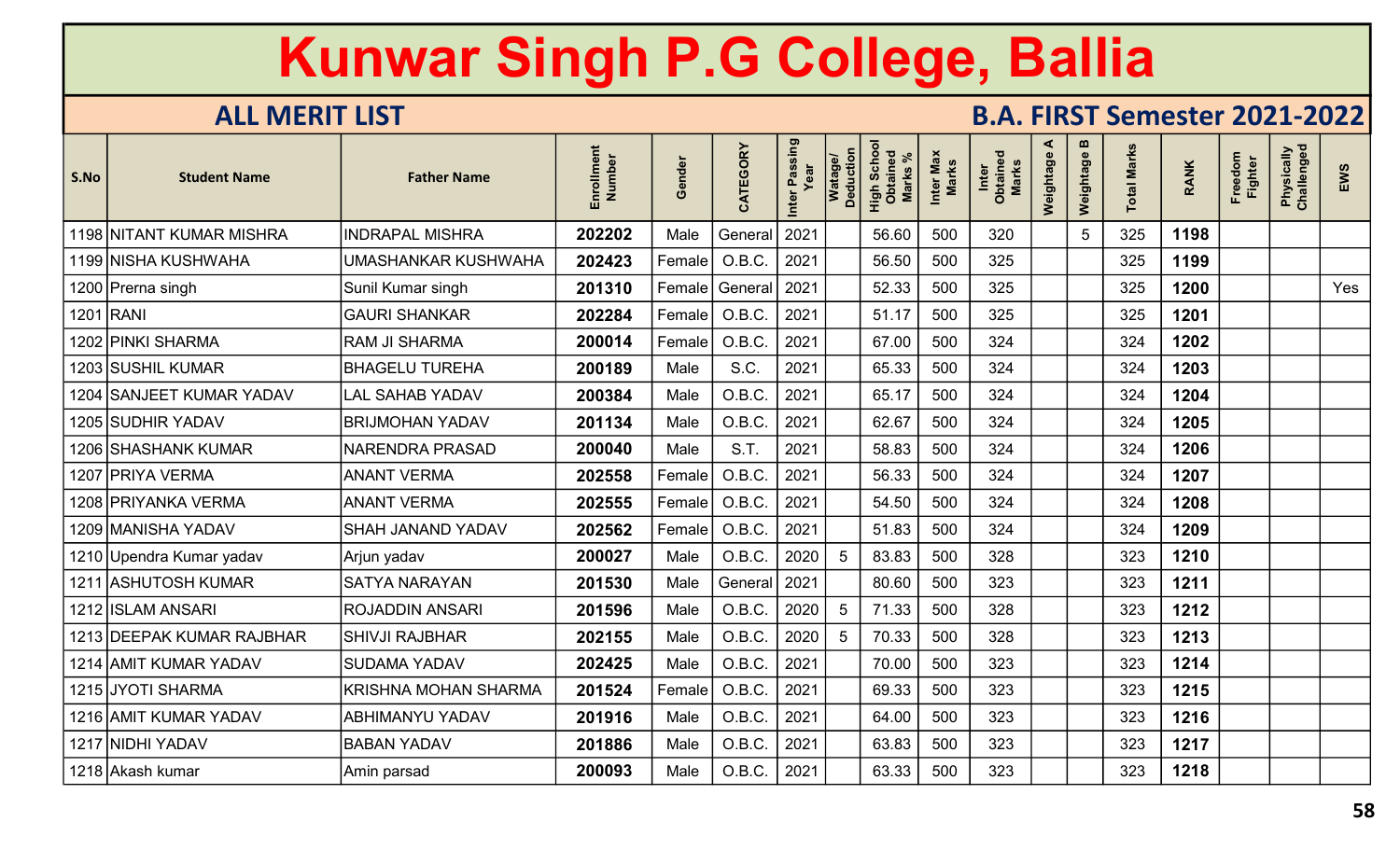# Kunwar Singh P.G College, Ballia

## ALL MERIT LIST

## B.A. FIRST Semester 2021-2022

| S.No | Student Name | Father Name | Enrollment Number | Gender | CATEGORY | Inter Passing Year | Watage/ Deduction | High School Obtained Marks % | Inter Max Marks | Inter Obtained Marks | Weightage A | Weightage B | Total Marks | RANK | Freedom Fighter | Physically Challenged | EWS |
|---|---|---|---|---|---|---|---|---|---|---|---|---|---|---|---|---|---|
| 1198 | NITANT KUMAR MISHRA | INDRAPAL MISHRA | 202202 | Male | General | 2021 | | 56.60 | 500 | 320 | | 5 | 325 | 1198 | | | |
| 1199 | NISHA KUSHWAHA | UMASHANKAR KUSHWAHA | 202423 | Female | O.B.C. | 2021 | | 56.50 | 500 | 325 | | | 325 | 1199 | | | |
| 1200 | Prerna singh | Sunil Kumar singh | 201310 | Female | General | 2021 | | 52.33 | 500 | 325 | | | 325 | 1200 | | | Yes |
| 1201 | RANI | GAURI SHANKAR | 202284 | Female | O.B.C. | 2021 | | 51.17 | 500 | 325 | | | 325 | 1201 | | | |
| 1202 | PINKI SHARMA | RAM JI SHARMA | 200014 | Female | O.B.C. | 2021 | | 67.00 | 500 | 324 | | | 324 | 1202 | | | |
| 1203 | SUSHIL KUMAR | BHAGELU TUREHA | 200189 | Male | S.C. | 2021 | | 65.33 | 500 | 324 | | | 324 | 1203 | | | |
| 1204 | SANJEET KUMAR YADAV | LAL SAHAB YADAV | 200384 | Male | O.B.C. | 2021 | | 65.17 | 500 | 324 | | | 324 | 1204 | | | |
| 1205 | SUDHIR YADAV | BRIJMOHAN YADAV | 201134 | Male | O.B.C. | 2021 | | 62.67 | 500 | 324 | | | 324 | 1205 | | | |
| 1206 | SHASHANK KUMAR | NARENDRA PRASAD | 200040 | Male | S.T. | 2021 | | 58.83 | 500 | 324 | | | 324 | 1206 | | | |
| 1207 | PRIYA VERMA | ANANT VERMA | 202558 | Female | O.B.C. | 2021 | | 56.33 | 500 | 324 | | | 324 | 1207 | | | |
| 1208 | PRIYANKA VERMA | ANANT VERMA | 202555 | Female | O.B.C. | 2021 | | 54.50 | 500 | 324 | | | 324 | 1208 | | | |
| 1209 | MANISHA YADAV | SHAH JANAND YADAV | 202562 | Female | O.B.C. | 2021 | | 51.83 | 500 | 324 | | | 324 | 1209 | | | |
| 1210 | Upendra Kumar yadav | Arjun yadav | 200027 | Male | O.B.C. | 2020 | 5 | 83.83 | 500 | 328 | | | 323 | 1210 | | | |
| 1211 | ASHUTOSH KUMAR | SATYA NARAYAN | 201530 | Male | General | 2021 | | 80.60 | 500 | 323 | | | 323 | 1211 | | | |
| 1212 | ISLAM ANSARI | ROJADDIN ANSARI | 201596 | Male | O.B.C. | 2020 | 5 | 71.33 | 500 | 328 | | | 323 | 1212 | | | |
| 1213 | DEEPAK KUMAR RAJBHAR | SHIVJI RAJBHAR | 202155 | Male | O.B.C. | 2020 | 5 | 70.33 | 500 | 328 | | | 323 | 1213 | | | |
| 1214 | AMIT KUMAR YADAV | SUDAMA YADAV | 202425 | Male | O.B.C. | 2021 | | 70.00 | 500 | 323 | | | 323 | 1214 | | | |
| 1215 | JYOTI SHARMA | KRISHNA MOHAN SHARMA | 201524 | Female | O.B.C. | 2021 | | 69.33 | 500 | 323 | | | 323 | 1215 | | | |
| 1216 | AMIT KUMAR YADAV | ABHIMANYU YADAV | 201916 | Male | O.B.C. | 2021 | | 64.00 | 500 | 323 | | | 323 | 1216 | | | |
| 1217 | NIDHI YADAV | BABAN YADAV | 201886 | Male | O.B.C. | 2021 | | 63.83 | 500 | 323 | | | 323 | 1217 | | | |
| 1218 | Akash kumar | Amin parsad | 200093 | Male | O.B.C. | 2021 | | 63.33 | 500 | 323 | | | 323 | 1218 | | | |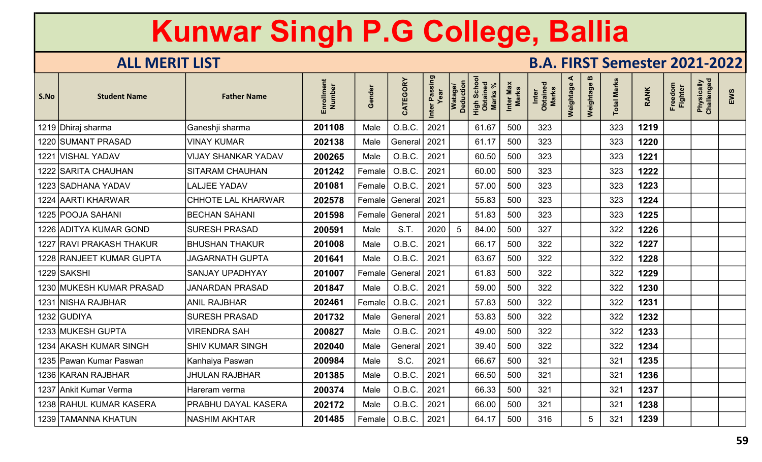# Kunwar Singh P.G College, Ballia

## ALL MERIT LIST

## B.A. FIRST Semester 2021-2022

| S.No | Student Name | Father Name | Enrollment Number | Gender | CATEGORY | Inter Passing Year | Watage/ Deduction | High School Obtained Marks % | Inter Max Marks | Inter Obtained Marks | Weightage A | Weightage B | Total Marks | RANK | Freedom Fighter | Physically Challenged | EWS |
|---|---|---|---|---|---|---|---|---|---|---|---|---|---|---|---|---|---|
| 1219 | Dhiraj sharma | Ganeshji sharma | 201108 | Male | O.B.C. | 2021 | | 61.67 | 500 | 323 | | | 323 | 1219 | | | |
| 1220 | SUMANT PRASAD | VINAY KUMAR | 202138 | Male | General | 2021 | | 61.17 | 500 | 323 | | | 323 | 1220 | | | |
| 1221 | VISHAL YADAV | VIJAY SHANKAR YADAV | 200265 | Male | O.B.C. | 2021 | | 60.50 | 500 | 323 | | | 323 | 1221 | | | |
| 1222 | SARITA CHAUHAN | SITARAM CHAUHAN | 201242 | Female | O.B.C. | 2021 | | 60.00 | 500 | 323 | | | 323 | 1222 | | | |
| 1223 | SADHANA YADAV | LALJEE YADAV | 201081 | Female | O.B.C. | 2021 | | 57.00 | 500 | 323 | | | 323 | 1223 | | | |
| 1224 | AARTI KHARWAR | CHHOTE LAL KHARWAR | 202578 | Female | General | 2021 | | 55.83 | 500 | 323 | | | 323 | 1224 | | | |
| 1225 | POOJA SAHANI | BECHAN SAHANI | 201598 | Female | General | 2021 | | 51.83 | 500 | 323 | | | 323 | 1225 | | | |
| 1226 | ADITYA KUMAR GOND | SURESH PRASAD | 200591 | Male | S.T. | 2020 | 5 | 84.00 | 500 | 327 | | | 322 | 1226 | | | |
| 1227 | RAVI PRAKASH THAKUR | BHUSHAN THAKUR | 201008 | Male | O.B.C. | 2021 | | 66.17 | 500 | 322 | | | 322 | 1227 | | | |
| 1228 | RANJEET KUMAR GUPTA | JAGARNATH GUPTA | 201641 | Male | O.B.C. | 2021 | | 63.67 | 500 | 322 | | | 322 | 1228 | | | |
| 1229 | SAKSHI | SANJAY UPADHYAY | 201007 | Female | General | 2021 | | 61.83 | 500 | 322 | | | 322 | 1229 | | | |
| 1230 | MUKESH KUMAR PRASAD | JANARDAN PRASAD | 201847 | Male | O.B.C. | 2021 | | 59.00 | 500 | 322 | | | 322 | 1230 | | | |
| 1231 | NISHA RAJBHAR | ANIL RAJBHAR | 202461 | Female | O.B.C. | 2021 | | 57.83 | 500 | 322 | | | 322 | 1231 | | | |
| 1232 | GUDIYA | SURESH PRASAD | 201732 | Male | General | 2021 | | 53.83 | 500 | 322 | | | 322 | 1232 | | | |
| 1233 | MUKESH GUPTA | VIRENDRA SAH | 200827 | Male | O.B.C. | 2021 | | 49.00 | 500 | 322 | | | 322 | 1233 | | | |
| 1234 | AKASH KUMAR SINGH | SHIV KUMAR SINGH | 202040 | Male | General | 2021 | | 39.40 | 500 | 322 | | | 322 | 1234 | | | |
| 1235 | Pawan Kumar Paswan | Kanhaiya Paswan | 200984 | Male | S.C. | 2021 | | 66.67 | 500 | 321 | | | 321 | 1235 | | | |
| 1236 | KARAN RAJBHAR | JHULAN RAJBHAR | 201385 | Male | O.B.C. | 2021 | | 66.50 | 500 | 321 | | | 321 | 1236 | | | |
| 1237 | Ankit Kumar Verma | Hareram verma | 200374 | Male | O.B.C. | 2021 | | 66.33 | 500 | 321 | | | 321 | 1237 | | | |
| 1238 | RAHUL KUMAR KASERA | PRABHU DAYAL KASERA | 202172 | Male | O.B.C. | 2021 | | 66.00 | 500 | 321 | | | 321 | 1238 | | | |
| 1239 | TAMANNA KHATUN | NASHIM AKHTAR | 201485 | Female | O.B.C. | 2021 | | 64.17 | 500 | 316 | | 5 | 321 | 1239 | | | |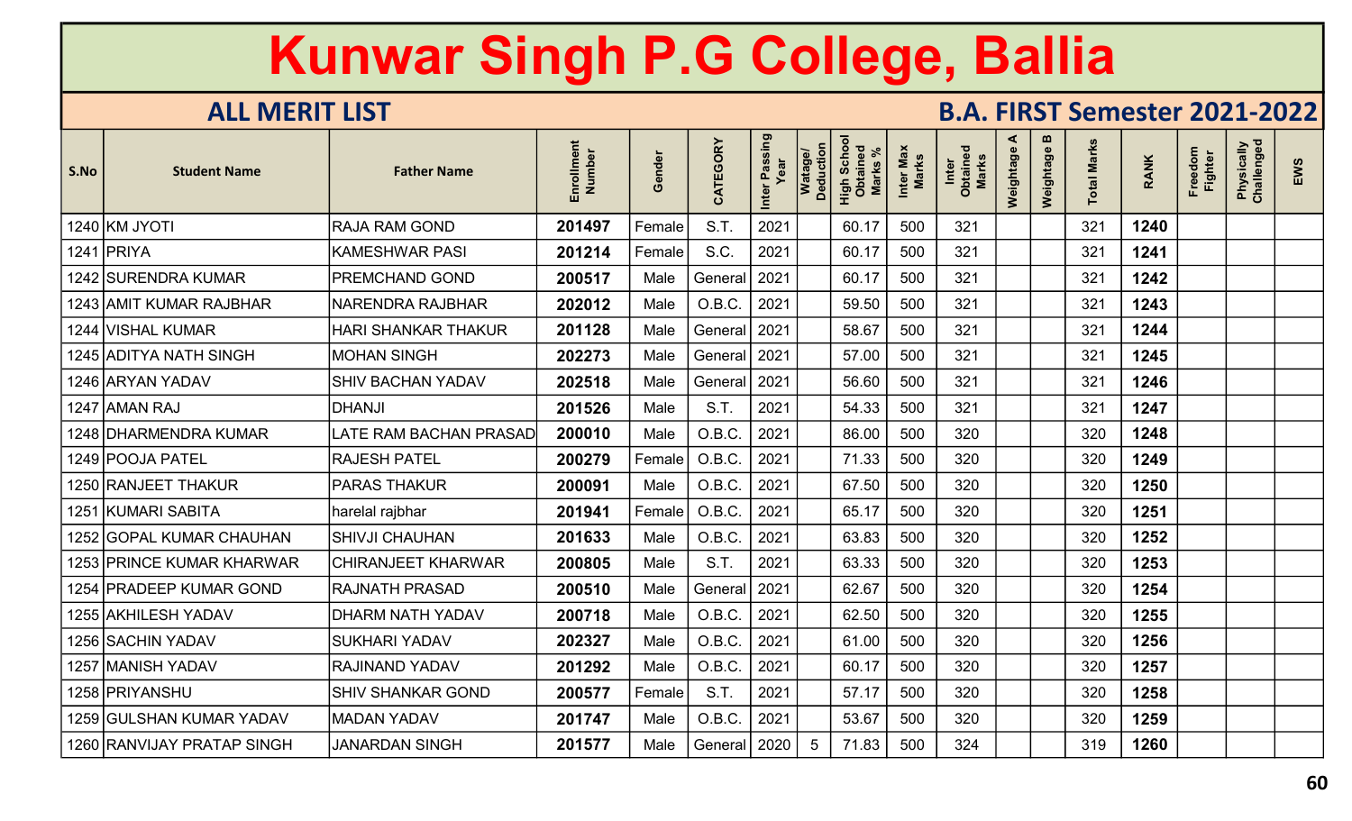# Kunwar Singh P.G College, Ballia

## ALL MERIT LIST

## B.A. FIRST Semester 2021-2022

| S.No | Student Name | Father Name | Enrollment Number | Gender | CATEGORY | Inter Passing Year | Watage/ Deduction | High School Obtained Marks % | Inter Max Marks | Inter Obtained Marks | Weightage A | Weightage B | Total Marks | RANK | Freedom Fighter | Physically Challenged | EWS |
|---|---|---|---|---|---|---|---|---|---|---|---|---|---|---|---|---|---|
| 1240 | KM JYOTI | RAJA RAM GOND | 201497 | Female | S.T. | 2021 | | 60.17 | 500 | 321 | | | 321 | 1240 | | | |
| 1241 | PRIYA | KAMESHWAR PASI | 201214 | Female | S.C. | 2021 | | 60.17 | 500 | 321 | | | 321 | 1241 | | | |
| 1242 | SURENDRA KUMAR | PREMCHAND GOND | 200517 | Male | General | 2021 | | 60.17 | 500 | 321 | | | 321 | 1242 | | | |
| 1243 | AMIT KUMAR RAJBHAR | NARENDRA RAJBHAR | 202012 | Male | O.B.C. | 2021 | | 59.50 | 500 | 321 | | | 321 | 1243 | | | |
| 1244 | VISHAL KUMAR | HARI SHANKAR THAKUR | 201128 | Male | General | 2021 | | 58.67 | 500 | 321 | | | 321 | 1244 | | | |
| 1245 | ADITYA NATH SINGH | MOHAN SINGH | 202273 | Male | General | 2021 | | 57.00 | 500 | 321 | | | 321 | 1245 | | | |
| 1246 | ARYAN YADAV | SHIV BACHAN YADAV | 202518 | Male | General | 2021 | | 56.60 | 500 | 321 | | | 321 | 1246 | | | |
| 1247 | AMAN RAJ | DHANJI | 201526 | Male | S.T. | 2021 | | 54.33 | 500 | 321 | | | 321 | 1247 | | | |
| 1248 | DHARMENDRA KUMAR | LATE RAM BACHAN PRASAD | 200010 | Male | O.B.C. | 2021 | | 86.00 | 500 | 320 | | | 320 | 1248 | | | |
| 1249 | POOJA PATEL | RAJESH PATEL | 200279 | Female | O.B.C. | 2021 | | 71.33 | 500 | 320 | | | 320 | 1249 | | | |
| 1250 | RANJEET THAKUR | PARAS THAKUR | 200091 | Male | O.B.C. | 2021 | | 67.50 | 500 | 320 | | | 320 | 1250 | | | |
| 1251 | KUMARI SABITA | harelal rajbhar | 201941 | Female | O.B.C. | 2021 | | 65.17 | 500 | 320 | | | 320 | 1251 | | | |
| 1252 | GOPAL KUMAR CHAUHAN | SHIVJI CHAUHAN | 201633 | Male | O.B.C. | 2021 | | 63.83 | 500 | 320 | | | 320 | 1252 | | | |
| 1253 | PRINCE KUMAR KHARWAR | CHIRANJEET KHARWAR | 200805 | Male | S.T. | 2021 | | 63.33 | 500 | 320 | | | 320 | 1253 | | | |
| 1254 | PRADEEP KUMAR GOND | RAJNATH PRASAD | 200510 | Male | General | 2021 | | 62.67 | 500 | 320 | | | 320 | 1254 | | | |
| 1255 | AKHILESH YADAV | DHARM NATH YADAV | 200718 | Male | O.B.C. | 2021 | | 62.50 | 500 | 320 | | | 320 | 1255 | | | |
| 1256 | SACHIN YADAV | SUKHARI YADAV | 202327 | Male | O.B.C. | 2021 | | 61.00 | 500 | 320 | | | 320 | 1256 | | | |
| 1257 | MANISH YADAV | RAJINAND YADAV | 201292 | Male | O.B.C. | 2021 | | 60.17 | 500 | 320 | | | 320 | 1257 | | | |
| 1258 | PRIYANSHU | SHIV SHANKAR GOND | 200577 | Female | S.T. | 2021 | | 57.17 | 500 | 320 | | | 320 | 1258 | | | |
| 1259 | GULSHAN KUMAR YADAV | MADAN YADAV | 201747 | Male | O.B.C. | 2021 | | 53.67 | 500 | 320 | | | 320 | 1259 | | | |
| 1260 | RANVIJAY PRATAP SINGH | JANARDAN SINGH | 201577 | Male | General | 2020 | 5 | 71.83 | 500 | 324 | | | 319 | 1260 | | | |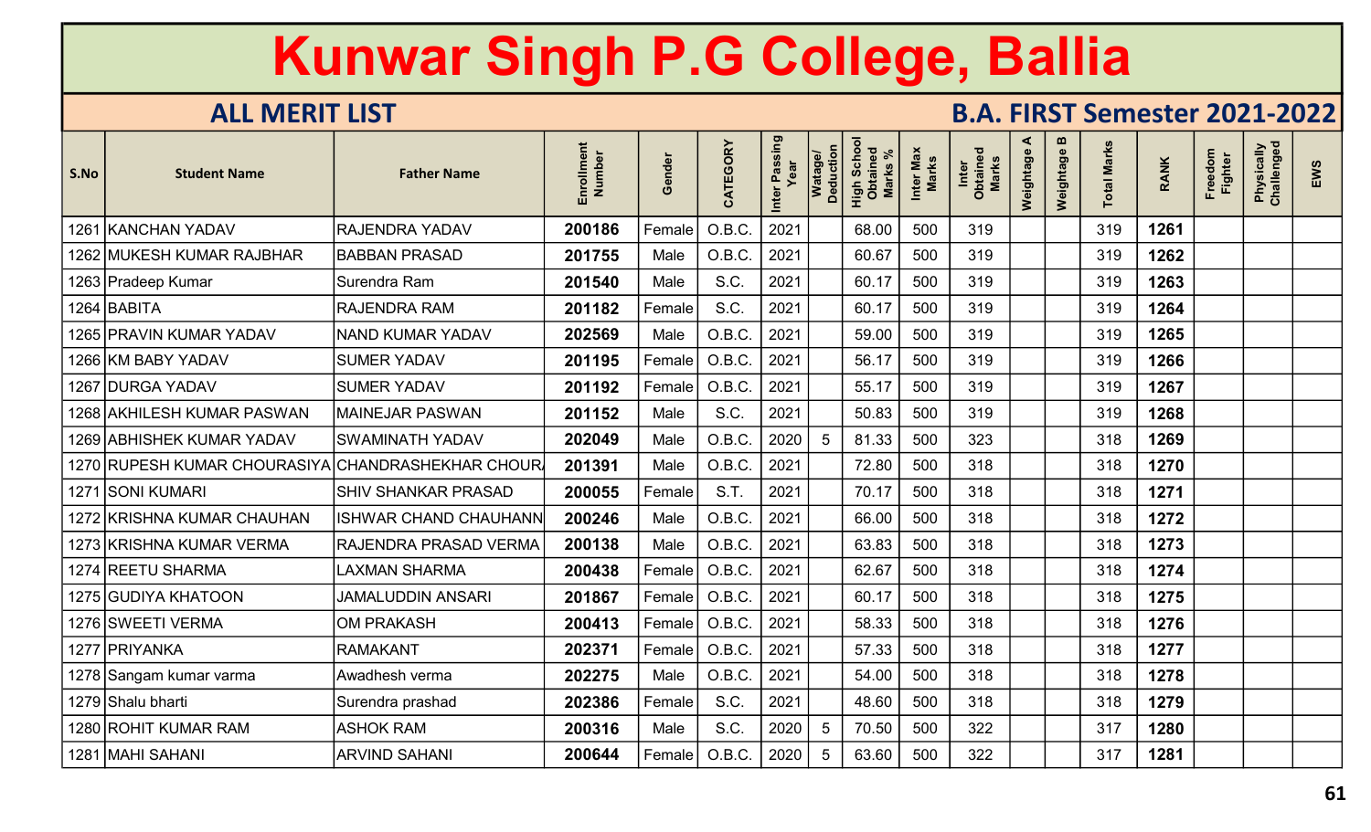# Kunwar Singh P.G College, Ballia

## ALL MERIT LIST

## B.A. FIRST Semester 2021-2022

| S.No | Student Name | Father Name | Enrollment Number | Gender | CATEGORY | Inter Passing Year | Watage/ Deduction | High School Obtained Marks % | Inter Max Marks | Inter Obtained Marks | Weightage A | Weightage B | Total Marks | RANK | Freedom Fighter | Physically Challenged | EWS |
|---|---|---|---|---|---|---|---|---|---|---|---|---|---|---|---|---|---|
| 1261 | KANCHAN YADAV | RAJENDRA YADAV | 200186 | Female | O.B.C. | 2021 | | 68.00 | 500 | 319 | | | 319 | 1261 | | | |
| 1262 | MUKESH KUMAR RAJBHAR | BABBAN PRASAD | 201755 | Male | O.B.C. | 2021 | | 60.67 | 500 | 319 | | | 319 | 1262 | | | |
| 1263 | Pradeep Kumar | Surendra Ram | 201540 | Male | S.C. | 2021 | | 60.17 | 500 | 319 | | | 319 | 1263 | | | |
| 1264 | BABITA | RAJENDRA RAM | 201182 | Female | S.C. | 2021 | | 60.17 | 500 | 319 | | | 319 | 1264 | | | |
| 1265 | PRAVIN KUMAR YADAV | NAND KUMAR YADAV | 202569 | Male | O.B.C. | 2021 | | 59.00 | 500 | 319 | | | 319 | 1265 | | | |
| 1266 | KM BABY YADAV | SUMER YADAV | 201195 | Female | O.B.C. | 2021 | | 56.17 | 500 | 319 | | | 319 | 1266 | | | |
| 1267 | DURGA YADAV | SUMER YADAV | 201192 | Female | O.B.C. | 2021 | | 55.17 | 500 | 319 | | | 319 | 1267 | | | |
| 1268 | AKHILESH KUMAR PASWAN | MAINEJAR PASWAN | 201152 | Male | S.C. | 2021 | | 50.83 | 500 | 319 | | | 319 | 1268 | | | |
| 1269 | ABHISHEK KUMAR YADAV | SWAMINATH YADAV | 202049 | Male | O.B.C. | 2020 | 5 | 81.33 | 500 | 323 | | | 318 | 1269 | | | |
| 1270 | RUPESH KUMAR CHOURASIYA | CHANDRASHEKHAR CHOUR/ | 201391 | Male | O.B.C. | 2021 | | 72.80 | 500 | 318 | | | 318 | 1270 | | | |
| 1271 | SONI KUMARI | SHIV SHANKAR PRASAD | 200055 | Female | S.T. | 2021 | | 70.17 | 500 | 318 | | | 318 | 1271 | | | |
| 1272 | KRISHNA KUMAR CHAUHAN | ISHWAR CHAND CHAUHANN | 200246 | Male | O.B.C. | 2021 | | 66.00 | 500 | 318 | | | 318 | 1272 | | | |
| 1273 | KRISHNA KUMAR VERMA | RAJENDRA PRASAD VERMA | 200138 | Male | O.B.C. | 2021 | | 63.83 | 500 | 318 | | | 318 | 1273 | | | |
| 1274 | REETU SHARMA | LAXMAN SHARMA | 200438 | Female | O.B.C. | 2021 | | 62.67 | 500 | 318 | | | 318 | 1274 | | | |
| 1275 | GUDIYA KHATOON | JAMALUDDIN ANSARI | 201867 | Female | O.B.C. | 2021 | | 60.17 | 500 | 318 | | | 318 | 1275 | | | |
| 1276 | SWEETI VERMA | OM PRAKASH | 200413 | Female | O.B.C. | 2021 | | 58.33 | 500 | 318 | | | 318 | 1276 | | | |
| 1277 | PRIYANKA | RAMAKANT | 202371 | Female | O.B.C. | 2021 | | 57.33 | 500 | 318 | | | 318 | 1277 | | | |
| 1278 | Sangam kumar varma | Awadhesh verma | 202275 | Male | O.B.C. | 2021 | | 54.00 | 500 | 318 | | | 318 | 1278 | | | |
| 1279 | Shalu bharti | Surendra prashad | 202386 | Female | S.C. | 2021 | | 48.60 | 500 | 318 | | | 318 | 1279 | | | |
| 1280 | ROHIT KUMAR RAM | ASHOK RAM | 200316 | Male | S.C. | 2020 | 5 | 70.50 | 500 | 322 | | | 317 | 1280 | | | |
| 1281 | MAHI SAHANI | ARVIND SAHANI | 200644 | Female | O.B.C. | 2020 | 5 | 63.60 | 500 | 322 | | | 317 | 1281 | | | |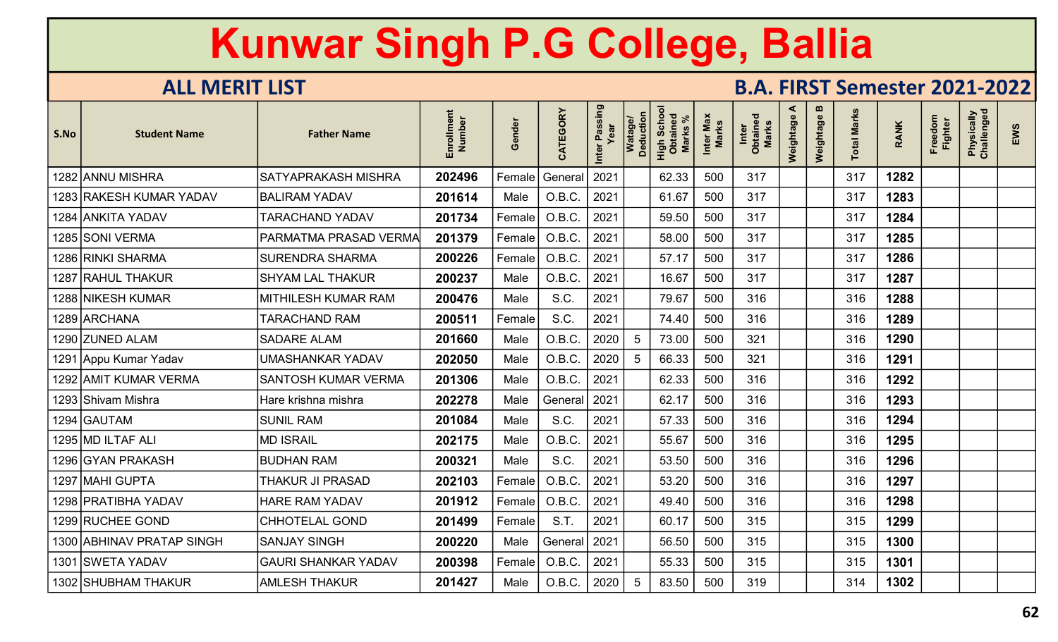# Kunwar Singh P.G College, Ballia

## ALL MERIT LIST

## B.A. FIRST Semester 2021-2022

| S.No | Student Name | Father Name | Enrollment Number | Gender | CATEGORY | Inter Passing Year | Watage/ Deduction | High School Obtained Marks % | Inter Max Marks | Inter Obtained Marks | Weightage A | Weightage B | Total Marks | RANK | Freedom Fighter | Physically Challenged | EWS |
|---|---|---|---|---|---|---|---|---|---|---|---|---|---|---|---|---|---|
| 1282 | ANNU MISHRA | SATYAPRAKASH MISHRA | 202496 | Female | General | 2021 | | 62.33 | 500 | 317 | | | 317 | 1282 | | | |
| 1283 | RAKESH KUMAR YADAV | BALIRAM YADAV | 201614 | Male | O.B.C. | 2021 | | 61.67 | 500 | 317 | | | 317 | 1283 | | | |
| 1284 | ANKITA YADAV | TARACHAND YADAV | 201734 | Female | O.B.C. | 2021 | | 59.50 | 500 | 317 | | | 317 | 1284 | | | |
| 1285 | SONI VERMA | PARMATMA PRASAD VERMA | 201379 | Female | O.B.C. | 2021 | | 58.00 | 500 | 317 | | | 317 | 1285 | | | |
| 1286 | RINKI SHARMA | SURENDRA SHARMA | 200226 | Female | O.B.C. | 2021 | | 57.17 | 500 | 317 | | | 317 | 1286 | | | |
| 1287 | RAHUL THAKUR | SHYAM LAL THAKUR | 200237 | Male | O.B.C. | 2021 | | 16.67 | 500 | 317 | | | 317 | 1287 | | | |
| 1288 | NIKESH KUMAR | MITHILESH KUMAR RAM | 200476 | Male | S.C. | 2021 | | 79.67 | 500 | 316 | | | 316 | 1288 | | | |
| 1289 | ARCHANA | TARACHAND RAM | 200511 | Female | S.C. | 2021 | | 74.40 | 500 | 316 | | | 316 | 1289 | | | |
| 1290 | ZUNED ALAM | SADARE ALAM | 201660 | Male | O.B.C. | 2020 | 5 | 73.00 | 500 | 321 | | | 316 | 1290 | | | |
| 1291 | Appu Kumar Yadav | UMASHANKAR YADAV | 202050 | Male | O.B.C. | 2020 | 5 | 66.33 | 500 | 321 | | | 316 | 1291 | | | |
| 1292 | AMIT KUMAR VERMA | SANTOSH KUMAR VERMA | 201306 | Male | O.B.C. | 2021 | | 62.33 | 500 | 316 | | | 316 | 1292 | | | |
| 1293 | Shivam Mishra | Hare krishna mishra | 202278 | Male | General | 2021 | | 62.17 | 500 | 316 | | | 316 | 1293 | | | |
| 1294 | GAUTAM | SUNIL RAM | 201084 | Male | S.C. | 2021 | | 57.33 | 500 | 316 | | | 316 | 1294 | | | |
| 1295 | MD ILTAF ALI | MD ISRAIL | 202175 | Male | O.B.C. | 2021 | | 55.67 | 500 | 316 | | | 316 | 1295 | | | |
| 1296 | GYAN PRAKASH | BUDHAN RAM | 200321 | Male | S.C. | 2021 | | 53.50 | 500 | 316 | | | 316 | 1296 | | | |
| 1297 | MAHI GUPTA | THAKUR JI PRASAD | 202103 | Female | O.B.C. | 2021 | | 53.20 | 500 | 316 | | | 316 | 1297 | | | |
| 1298 | PRATIBHA YADAV | HARE RAM YADAV | 201912 | Female | O.B.C. | 2021 | | 49.40 | 500 | 316 | | | 316 | 1298 | | | |
| 1299 | RUCHEE GOND | CHHOTELAL GOND | 201499 | Female | S.T. | 2021 | | 60.17 | 500 | 315 | | | 315 | 1299 | | | |
| 1300 | ABHINAV PRATAP SINGH | SANJAY SINGH | 200220 | Male | General | 2021 | | 56.50 | 500 | 315 | | | 315 | 1300 | | | |
| 1301 | SWETA YADAV | GAURI SHANKAR YADAV | 200398 | Female | O.B.C. | 2021 | | 55.33 | 500 | 315 | | | 315 | 1301 | | | |
| 1302 | SHUBHAM THAKUR | AMLESH THAKUR | 201427 | Male | O.B.C. | 2020 | 5 | 83.50 | 500 | 319 | | | 314 | 1302 | | | |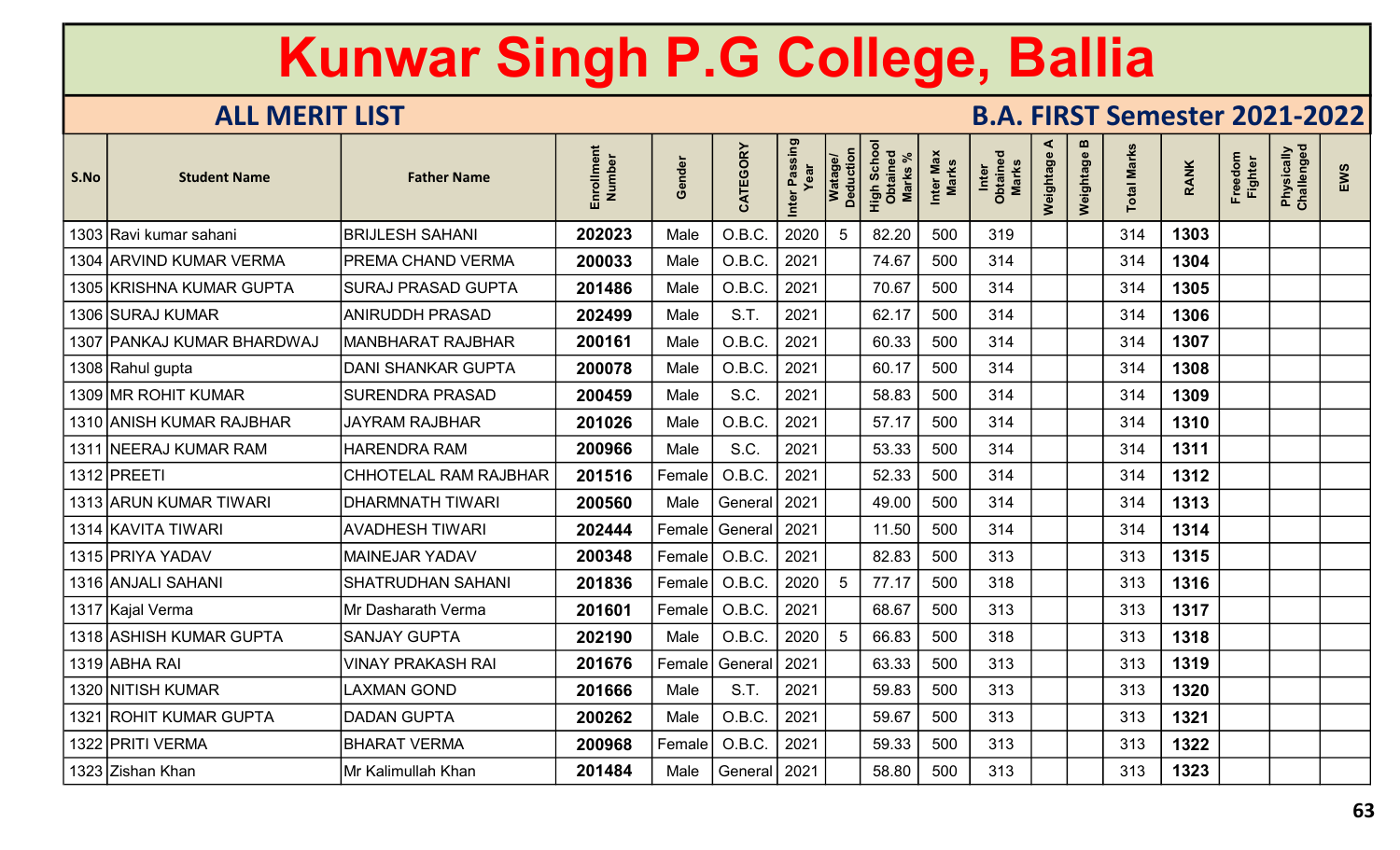# Kunwar Singh P.G College, Ballia

## ALL MERIT LIST

## B.A. FIRST Semester 2021-2022

| S.No | Student Name | Father Name | Enrollment Number | Gender | CATEGORY | Inter Passing Year | Watage/ Deduction | High School Obtained Marks % | Inter Max Marks | Inter Obtained Marks | Weightage A | Weightage B | Total Marks | RANK | Freedom Fighter | Physically Challenged | EWS |
|---|---|---|---|---|---|---|---|---|---|---|---|---|---|---|---|---|---|
| 1303 | Ravi kumar sahani | BRIJLESH SAHANI | 202023 | Male | O.B.C. | 2020 | 5 | 82.20 | 500 | 319 | | | 314 | 1303 | | | |
| 1304 | ARVIND KUMAR VERMA | PREMA CHAND VERMA | 200033 | Male | O.B.C. | 2021 | | 74.67 | 500 | 314 | | | 314 | 1304 | | | |
| 1305 | KRISHNA KUMAR GUPTA | SURAJ PRASAD GUPTA | 201486 | Male | O.B.C. | 2021 | | 70.67 | 500 | 314 | | | 314 | 1305 | | | |
| 1306 | SURAJ KUMAR | ANIRUDDH PRASAD | 202499 | Male | S.T. | 2021 | | 62.17 | 500 | 314 | | | 314 | 1306 | | | |
| 1307 | PANKAJ KUMAR BHARDWAJ | MANBHARAT RAJBHAR | 200161 | Male | O.B.C. | 2021 | | 60.33 | 500 | 314 | | | 314 | 1307 | | | |
| 1308 | Rahul gupta | DANI SHANKAR GUPTA | 200078 | Male | O.B.C. | 2021 | | 60.17 | 500 | 314 | | | 314 | 1308 | | | |
| 1309 | MR ROHIT KUMAR | SURENDRA PRASAD | 200459 | Male | S.C. | 2021 | | 58.83 | 500 | 314 | | | 314 | 1309 | | | |
| 1310 | ANISH KUMAR RAJBHAR | JAYRAM RAJBHAR | 201026 | Male | O.B.C. | 2021 | | 57.17 | 500 | 314 | | | 314 | 1310 | | | |
| 1311 | NEERAJ KUMAR RAM | HARENDRA RAM | 200966 | Male | S.C. | 2021 | | 53.33 | 500 | 314 | | | 314 | 1311 | | | |
| 1312 | PREETI | CHHOTELAL RAM RAJBHAR | 201516 | Female | O.B.C. | 2021 | | 52.33 | 500 | 314 | | | 314 | 1312 | | | |
| 1313 | ARUN KUMAR TIWARI | DHARMNATH TIWARI | 200560 | Male | General | 2021 | | 49.00 | 500 | 314 | | | 314 | 1313 | | | |
| 1314 | KAVITA TIWARI | AVADHESH TIWARI | 202444 | Female | General | 2021 | | 11.50 | 500 | 314 | | | 314 | 1314 | | | |
| 1315 | PRIYA YADAV | MAINEJAR YADAV | 200348 | Female | O.B.C. | 2021 | | 82.83 | 500 | 313 | | | 313 | 1315 | | | |
| 1316 | ANJALI SAHANI | SHATRUDHAN SAHANI | 201836 | Female | O.B.C. | 2020 | 5 | 77.17 | 500 | 318 | | | 313 | 1316 | | | |
| 1317 | Kajal Verma | Mr Dasharath Verma | 201601 | Female | O.B.C. | 2021 | | 68.67 | 500 | 313 | | | 313 | 1317 | | | |
| 1318 | ASHISH KUMAR GUPTA | SANJAY GUPTA | 202190 | Male | O.B.C. | 2020 | 5 | 66.83 | 500 | 318 | | | 313 | 1318 | | | |
| 1319 | ABHA RAI | VINAY PRAKASH RAI | 201676 | Female | General | 2021 | | 63.33 | 500 | 313 | | | 313 | 1319 | | | |
| 1320 | NITISH KUMAR | LAXMAN GOND | 201666 | Male | S.T. | 2021 | | 59.83 | 500 | 313 | | | 313 | 1320 | | | |
| 1321 | ROHIT KUMAR GUPTA | DADAN GUPTA | 200262 | Male | O.B.C. | 2021 | | 59.67 | 500 | 313 | | | 313 | 1321 | | | |
| 1322 | PRITI VERMA | BHARAT VERMA | 200968 | Female | O.B.C. | 2021 | | 59.33 | 500 | 313 | | | 313 | 1322 | | | |
| 1323 | Zishan Khan | Mr Kalimullah Khan | 201484 | Male | General | 2021 | | 58.80 | 500 | 313 | | | 313 | 1323 | | | |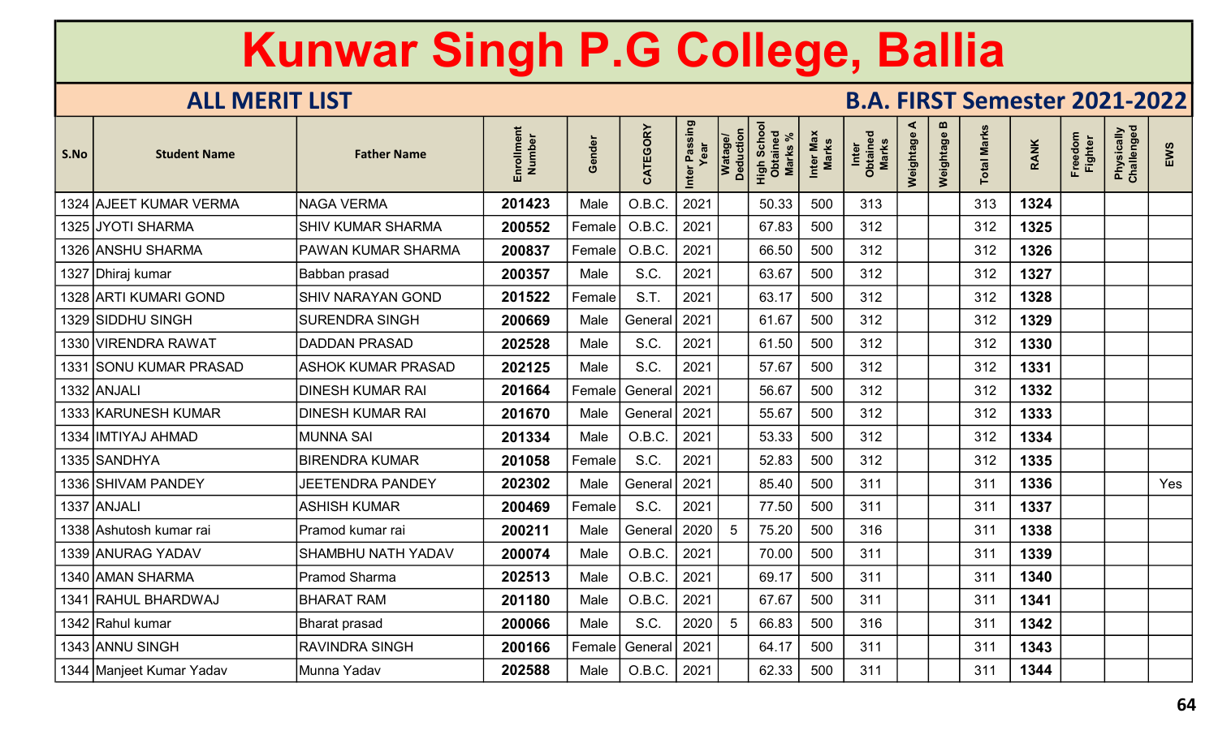# Kunwar Singh P.G College, Ballia

## ALL MERIT LIST

## B.A. FIRST Semester 2021-2022

| S.No | Student Name | Father Name | Enrollment Number | Gender | CATEGORY | Inter Passing Year | Watage/ Deduction | High School Obtained Marks % | Inter Max Marks | Inter Obtained Marks | Weightage A | Weightage B | Total Marks | RANK | Freedom Fighter | Physically Challenged | EWS |
|---|---|---|---|---|---|---|---|---|---|---|---|---|---|---|---|---|---|
| 1324 | AJEET KUMAR VERMA | NAGA VERMA | 201423 | Male | O.B.C. | 2021 | | 50.33 | 500 | 313 | | | 313 | 1324 | | | |
| 1325 | JYOTI SHARMA | SHIV KUMAR SHARMA | 200552 | Female | O.B.C. | 2021 | | 67.83 | 500 | 312 | | | 312 | 1325 | | | |
| 1326 | ANSHU SHARMA | PAWAN KUMAR SHARMA | 200837 | Female | O.B.C. | 2021 | | 66.50 | 500 | 312 | | | 312 | 1326 | | | |
| 1327 | Dhiraj kumar | Babban prasad | 200357 | Male | S.C. | 2021 | | 63.67 | 500 | 312 | | | 312 | 1327 | | | |
| 1328 | ARTI KUMARI GOND | SHIV NARAYAN GOND | 201522 | Female | S.T. | 2021 | | 63.17 | 500 | 312 | | | 312 | 1328 | | | |
| 1329 | SIDDHU SINGH | SURENDRA SINGH | 200669 | Male | General | 2021 | | 61.67 | 500 | 312 | | | 312 | 1329 | | | |
| 1330 | VIRENDRA RAWAT | DADDAN PRASAD | 202528 | Male | S.C. | 2021 | | 61.50 | 500 | 312 | | | 312 | 1330 | | | |
| 1331 | SONU KUMAR PRASAD | ASHOK KUMAR PRASAD | 202125 | Male | S.C. | 2021 | | 57.67 | 500 | 312 | | | 312 | 1331 | | | |
| 1332 | ANJALI | DINESH KUMAR RAI | 201664 | Female | General | 2021 | | 56.67 | 500 | 312 | | | 312 | 1332 | | | |
| 1333 | KARUNESH KUMAR | DINESH KUMAR RAI | 201670 | Male | General | 2021 | | 55.67 | 500 | 312 | | | 312 | 1333 | | | |
| 1334 | IMTIYAJ AHMAD | MUNNA SAI | 201334 | Male | O.B.C. | 2021 | | 53.33 | 500 | 312 | | | 312 | 1334 | | | |
| 1335 | SANDHYA | BIRENDRA KUMAR | 201058 | Female | S.C. | 2021 | | 52.83 | 500 | 312 | | | 312 | 1335 | | | |
| 1336 | SHIVAM PANDEY | JEETENDRA PANDEY | 202302 | Male | General | 2021 | | 85.40 | 500 | 311 | | | 311 | 1336 | | | Yes |
| 1337 | ANJALI | ASHISH KUMAR | 200469 | Female | S.C. | 2021 | | 77.50 | 500 | 311 | | | 311 | 1337 | | | |
| 1338 | Ashutosh kumar rai | Pramod kumar rai | 200211 | Male | General | 2020 | 5 | 75.20 | 500 | 316 | | | 311 | 1338 | | | |
| 1339 | ANURAG YADAV | SHAMBHU NATH YADAV | 200074 | Male | O.B.C. | 2021 | | 70.00 | 500 | 311 | | | 311 | 1339 | | | |
| 1340 | AMAN SHARMA | Pramod Sharma | 202513 | Male | O.B.C. | 2021 | | 69.17 | 500 | 311 | | | 311 | 1340 | | | |
| 1341 | RAHUL BHARDWAJ | BHARAT RAM | 201180 | Male | O.B.C. | 2021 | | 67.67 | 500 | 311 | | | 311 | 1341 | | | |
| 1342 | Rahul kumar | Bharat prasad | 200066 | Male | S.C. | 2020 | 5 | 66.83 | 500 | 316 | | | 311 | 1342 | | | |
| 1343 | ANNU SINGH | RAVINDRA SINGH | 200166 | Female | General | 2021 | | 64.17 | 500 | 311 | | | 311 | 1343 | | | |
| 1344 | Manjeet Kumar Yadav | Munna Yadav | 202588 | Male | O.B.C. | 2021 | | 62.33 | 500 | 311 | | | 311 | 1344 | | | |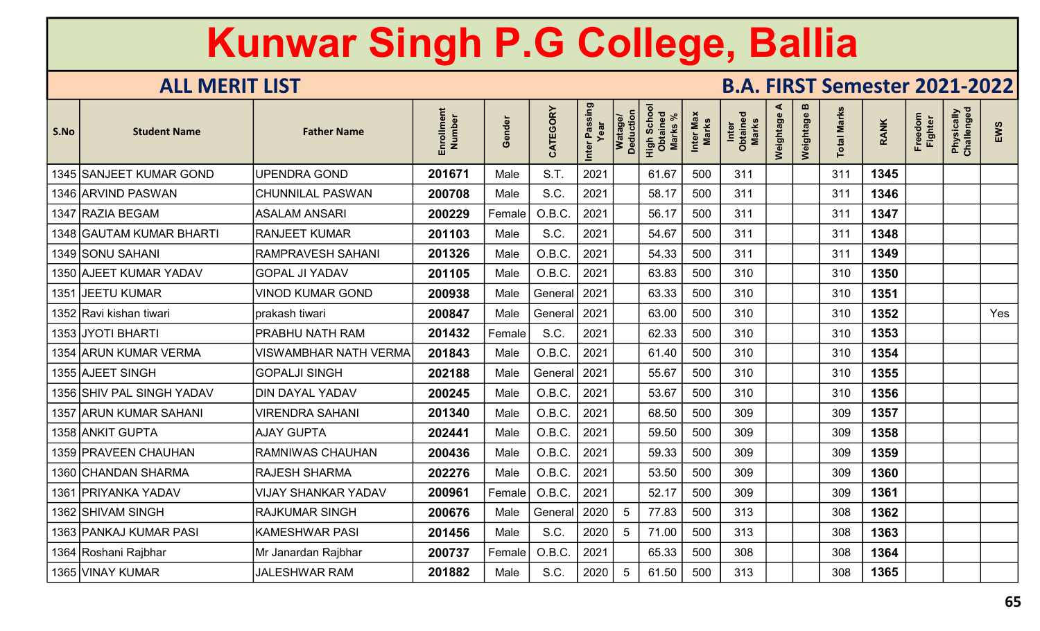# Kunwar Singh P.G College, Ballia

## ALL MERIT LIST

## B.A. FIRST Semester 2021-2022

| S.No | Student Name | Father Name | Enrollment Number | Gender | CATEGORY | Inter Passing Year | Watage/ Deduction | High School Obtained Marks % | Inter Max Marks | Inter Obtained Marks | Weightage A | Weightage B | Total Marks | RANK | Freedom Fighter | Physically Challenged | EWS |
|---|---|---|---|---|---|---|---|---|---|---|---|---|---|---|---|---|---|
| 1345 | SANJEET KUMAR GOND | UPENDRA GOND | **201671** | Male | S.T. | 2021 | | 61.67 | 500 | 311 | | | 311 | **1345** | | | |
| 1346 | ARVIND PASWAN | CHUNNILAL PASWAN | **200708** | Male | S.C. | 2021 | | 58.17 | 500 | 311 | | | 311 | **1346** | | | |
| 1347 | RAZIA BEGAM | ASALAM ANSARI | **200229** | Female | O.B.C. | 2021 | | 56.17 | 500 | 311 | | | 311 | **1347** | | | |
| 1348 | GAUTAM KUMAR BHARTI | RANJEET KUMAR | **201103** | Male | S.C. | 2021 | | 54.67 | 500 | 311 | | | 311 | **1348** | | | |
| 1349 | SONU SAHANI | RAMPRAVESH SAHANI | **201326** | Male | O.B.C. | 2021 | | 54.33 | 500 | 311 | | | 311 | **1349** | | | |
| 1350 | AJEET KUMAR YADAV | GOPAL JI YADAV | **201105** | Male | O.B.C. | 2021 | | 63.83 | 500 | 310 | | | 310 | **1350** | | | |
| 1351 | JEETU KUMAR | VINOD KUMAR GOND | **200938** | Male | General | 2021 | | 63.33 | 500 | 310 | | | 310 | **1351** | | | |
| 1352 | Ravi kishan tiwari | prakash tiwari | **200847** | Male | General | 2021 | | 63.00 | 500 | 310 | | | 310 | **1352** | | | Yes |
| 1353 | JYOTI BHARTI | PRABHU NATH RAM | **201432** | Female | S.C. | 2021 | | 62.33 | 500 | 310 | | | 310 | **1353** | | | |
| 1354 | ARUN KUMAR VERMA | VISWAMBHAR NATH VERMA | **201843** | Male | O.B.C. | 2021 | | 61.40 | 500 | 310 | | | 310 | **1354** | | | |
| 1355 | AJEET SINGH | GOPALJI SINGH | **202188** | Male | General | 2021 | | 55.67 | 500 | 310 | | | 310 | **1355** | | | |
| 1356 | SHIV PAL SINGH YADAV | DIN DAYAL YADAV | **200245** | Male | O.B.C. | 2021 | | 53.67 | 500 | 310 | | | 310 | **1356** | | | |
| 1357 | ARUN KUMAR SAHANI | VIRENDRA SAHANI | **201340** | Male | O.B.C. | 2021 | | 68.50 | 500 | 309 | | | 309 | **1357** | | | |
| 1358 | ANKIT GUPTA | AJAY GUPTA | **202441** | Male | O.B.C. | 2021 | | 59.50 | 500 | 309 | | | 309 | **1358** | | | |
| 1359 | PRAVEEN CHAUHAN | RAMNIWAS CHAUHAN | **200436** | Male | O.B.C. | 2021 | | 59.33 | 500 | 309 | | | 309 | **1359** | | | |
| 1360 | CHANDAN SHARMA | RAJESH SHARMA | **202276** | Male | O.B.C. | 2021 | | 53.50 | 500 | 309 | | | 309 | **1360** | | | |
| 1361 | PRIYANKA YADAV | VIJAY SHANKAR YADAV | **200961** | Female | O.B.C. | 2021 | | 52.17 | 500 | 309 | | | 309 | **1361** | | | |
| 1362 | SHIVAM SINGH | RAJKUMAR SINGH | **200676** | Male | General | 2020 | 5 | 77.83 | 500 | 313 | | | 308 | **1362** | | | |
| 1363 | PANKAJ KUMAR PASI | KAMESHWAR PASI | **201456** | Male | S.C. | 2020 | 5 | 71.00 | 500 | 313 | | | 308 | **1363** | | | |
| 1364 | Roshani Rajbhar | Mr Janardan Rajbhar | **200737** | Female | O.B.C. | 2021 | | 65.33 | 500 | 308 | | | 308 | **1364** | | | |
| 1365 | VINAY KUMAR | JALESHWAR RAM | **201882** | Male | S.C. | 2020 | 5 | 61.50 | 500 | 313 | | | 308 | **1365** | | | |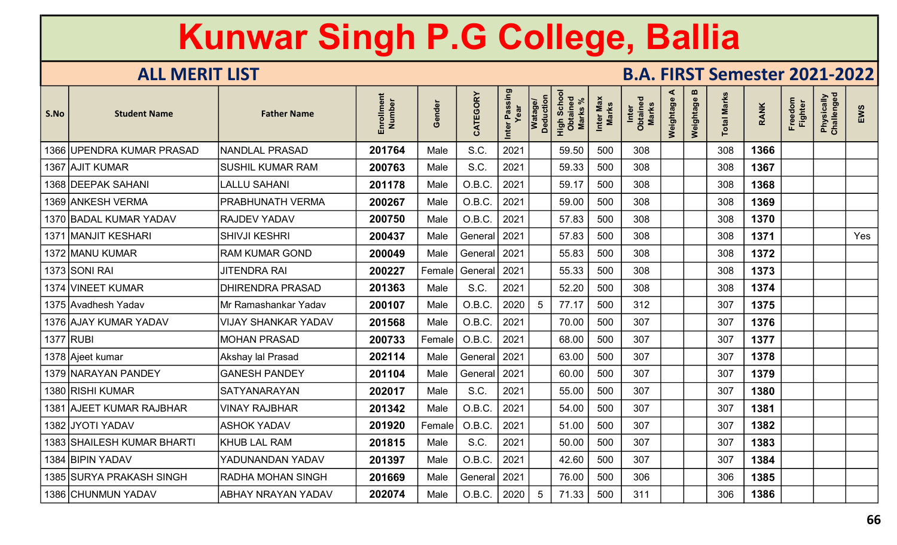# Kunwar Singh P.G College, Ballia

## ALL MERIT LIST

## B.A. FIRST Semester 2021-2022

| S.No | Student Name | Father Name | Enrollment Number | Gender | CATEGORY | Inter Passing Year | Watage/ Deduction | High School Obtained Marks % | Inter Max Marks | Inter Obtained Marks | Weightage A | Weightage B | Total Marks | RANK | Freedom Fighter | Physically Challenged | EWS |
|---|---|---|---|---|---|---|---|---|---|---|---|---|---|---|---|---|---|
| 1366 | UPENDRA KUMAR PRASAD | NANDLAL PRASAD | 201764 | Male | S.C. | 2021 | | 59.50 | 500 | 308 | | | 308 | 1366 | | | |
| 1367 | AJIT KUMAR | SUSHIL KUMAR RAM | 200763 | Male | S.C. | 2021 | | 59.33 | 500 | 308 | | | 308 | 1367 | | | |
| 1368 | DEEPAK SAHANI | LALLU SAHANI | 201178 | Male | O.B.C. | 2021 | | 59.17 | 500 | 308 | | | 308 | 1368 | | | |
| 1369 | ANKESH VERMA | PRABHUNATH VERMA | 200267 | Male | O.B.C. | 2021 | | 59.00 | 500 | 308 | | | 308 | 1369 | | | |
| 1370 | BADAL KUMAR YADAV | RAJDEV YADAV | 200750 | Male | O.B.C. | 2021 | | 57.83 | 500 | 308 | | | 308 | 1370 | | | |
| 1371 | MANJIT KESHARI | SHIVJI KESHRI | 200437 | Male | General | 2021 | | 57.83 | 500 | 308 | | | 308 | 1371 | | | Yes |
| 1372 | MANU KUMAR | RAM KUMAR GOND | 200049 | Male | General | 2021 | | 55.83 | 500 | 308 | | | 308 | 1372 | | | |
| 1373 | SONI RAI | JITENDRA RAI | 200227 | Female | General | 2021 | | 55.33 | 500 | 308 | | | 308 | 1373 | | | |
| 1374 | VINEET KUMAR | DHIRENDRA PRASAD | 201363 | Male | S.C. | 2021 | | 52.20 | 500 | 308 | | | 308 | 1374 | | | |
| 1375 | Avadhesh Yadav | Mr Ramashankar Yadav | 200107 | Male | O.B.C. | 2020 | 5 | 77.17 | 500 | 312 | | | 307 | 1375 | | | |
| 1376 | AJAY KUMAR YADAV | VIJAY SHANKAR YADAV | 201568 | Male | O.B.C. | 2021 | | 70.00 | 500 | 307 | | | 307 | 1376 | | | |
| 1377 | RUBI | MOHAN PRASAD | 200733 | Female | O.B.C. | 2021 | | 68.00 | 500 | 307 | | | 307 | 1377 | | | |
| 1378 | Ajeet kumar | Akshay lal Prasad | 202114 | Male | General | 2021 | | 63.00 | 500 | 307 | | | 307 | 1378 | | | |
| 1379 | NARAYAN PANDEY | GANESH PANDEY | 201104 | Male | General | 2021 | | 60.00 | 500 | 307 | | | 307 | 1379 | | | |
| 1380 | RISHI KUMAR | SATYANARAYAN | 202017 | Male | S.C. | 2021 | | 55.00 | 500 | 307 | | | 307 | 1380 | | | |
| 1381 | AJEET KUMAR RAJBHAR | VINAY RAJBHAR | 201342 | Male | O.B.C. | 2021 | | 54.00 | 500 | 307 | | | 307 | 1381 | | | |
| 1382 | JYOTI YADAV | ASHOK YADAV | 201920 | Female | O.B.C. | 2021 | | 51.00 | 500 | 307 | | | 307 | 1382 | | | |
| 1383 | SHAILESH KUMAR BHARTI | KHUB LAL RAM | 201815 | Male | S.C. | 2021 | | 50.00 | 500 | 307 | | | 307 | 1383 | | | |
| 1384 | BIPIN YADAV | YADUNANDAN YADAV | 201397 | Male | O.B.C. | 2021 | | 42.60 | 500 | 307 | | | 307 | 1384 | | | |
| 1385 | SURYA PRAKASH SINGH | RADHA MOHAN SINGH | 201669 | Male | General | 2021 | | 76.00 | 500 | 306 | | | 306 | 1385 | | | |
| 1386 | CHUNMUN YADAV | ABHAY NRAYAN YADAV | 202074 | Male | O.B.C. | 2020 | 5 | 71.33 | 500 | 311 | | | 306 | 1386 | | | |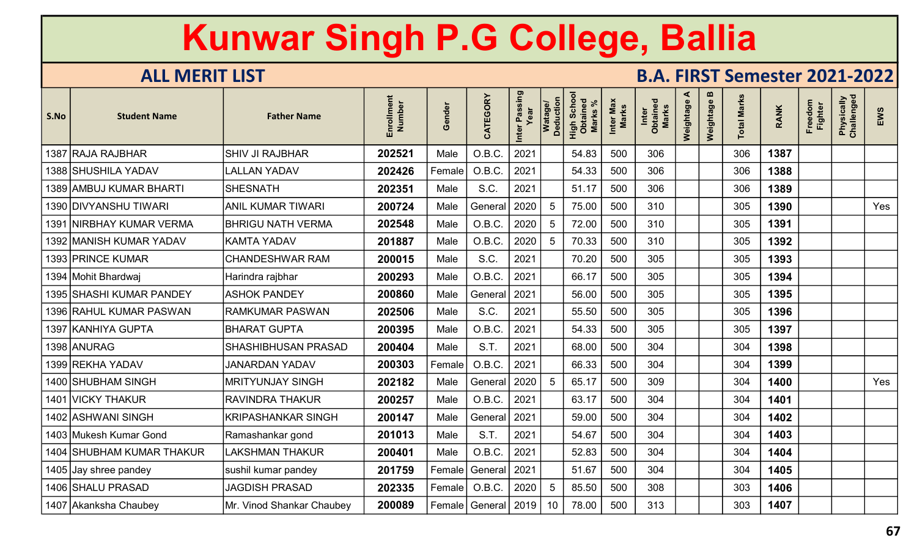# Kunwar Singh P.G College, Ballia

## ALL MERIT LIST

## B.A. FIRST Semester 2021-2022

| S.No | Student Name | Father Name | Enrollment Number | Gender | CATEGORY | Inter Passing Year | Watage/ Deduction | High School Obtained Marks % | Inter Max Marks | Inter Obtained Marks | Weightage A | Weightage B | Total Marks | RANK | Freedom Fighter | Physically Challenged | EWS |
|---|---|---|---|---|---|---|---|---|---|---|---|---|---|---|---|---|---|
| 1387 | RAJA RAJBHAR | SHIV JI RAJBHAR | **202521** | Male | O.B.C. | 2021 | | 54.83 | 500 | 306 | | | 306 | **1387** | | | |
| 1388 | SHUSHILA YADAV | LALLAN YADAV | **202426** | Female | O.B.C. | 2021 | | 54.33 | 500 | 306 | | | 306 | **1388** | | | |
| 1389 | AMBUJ KUMAR BHARTI | SHESNATH | **202351** | Male | S.C. | 2021 | | 51.17 | 500 | 306 | | | 306 | **1389** | | | |
| 1390 | DIVYANSHU TIWARI | ANIL KUMAR TIWARI | **200724** | Male | General | 2020 | 5 | 75.00 | 500 | 310 | | | 305 | **1390** | | | Yes |
| 1391 | NIRBHAY KUMAR VERMA | BHRIGU NATH VERMA | **202548** | Male | O.B.C. | 2020 | 5 | 72.00 | 500 | 310 | | | 305 | **1391** | | | |
| 1392 | MANISH KUMAR YADAV | KAMTA YADAV | **201887** | Male | O.B.C. | 2020 | 5 | 70.33 | 500 | 310 | | | 305 | **1392** | | | |
| 1393 | PRINCE KUMAR | CHANDESHWAR RAM | **200015** | Male | S.C. | 2021 | | 70.20 | 500 | 305 | | | 305 | **1393** | | | |
| 1394 | Mohit Bhardwaj | Harindra rajbhar | **200293** | Male | O.B.C. | 2021 | | 66.17 | 500 | 305 | | | 305 | **1394** | | | |
| 1395 | SHASHI KUMAR PANDEY | ASHOK PANDEY | **200860** | Male | General | 2021 | | 56.00 | 500 | 305 | | | 305 | **1395** | | | |
| 1396 | RAHUL KUMAR PASWAN | RAMKUMAR PASWAN | **202506** | Male | S.C. | 2021 | | 55.50 | 500 | 305 | | | 305 | **1396** | | | |
| 1397 | KANHIYA GUPTA | BHARAT GUPTA | **200395** | Male | O.B.C. | 2021 | | 54.33 | 500 | 305 | | | 305 | **1397** | | | |
| 1398 | ANURAG | SHASHIBHUSAN PRASAD | **200404** | Male | S.T. | 2021 | | 68.00 | 500 | 304 | | | 304 | **1398** | | | |
| 1399 | REKHA YADAV | JANARDAN YADAV | **200303** | Female | O.B.C. | 2021 | | 66.33 | 500 | 304 | | | 304 | **1399** | | | |
| 1400 | SHUBHAM SINGH | MRITYUNJAY SINGH | **202182** | Male | General | 2020 | 5 | 65.17 | 500 | 309 | | | 304 | **1400** | | | Yes |
| 1401 | VICKY THAKUR | RAVINDRA THAKUR | **200257** | Male | O.B.C. | 2021 | | 63.17 | 500 | 304 | | | 304 | **1401** | | | |
| 1402 | ASHWANI SINGH | KRIPASHANKAR SINGH | **200147** | Male | General | 2021 | | 59.00 | 500 | 304 | | | 304 | **1402** | | | |
| 1403 | Mukesh Kumar Gond | Ramashankar gond | **201013** | Male | S.T. | 2021 | | 54.67 | 500 | 304 | | | 304 | **1403** | | | |
| 1404 | SHUBHAM KUMAR THAKUR | LAKSHMAN THAKUR | **200401** | Male | O.B.C. | 2021 | | 52.83 | 500 | 304 | | | 304 | **1404** | | | |
| 1405 | Jay shree pandey | sushil kumar pandey | **201759** | Female | General | 2021 | | 51.67 | 500 | 304 | | | 304 | **1405** | | | |
| 1406 | SHALU PRASAD | JAGDISH PRASAD | **202335** | Female | O.B.C. | 2020 | 5 | 85.50 | 500 | 308 | | | 303 | **1406** | | | |
| 1407 | Akanksha Chaubey | Mr. Vinod Shankar Chaubey | **200089** | Female | General | 2019 | 10 | 78.00 | 500 | 313 | | | 303 | **1407** | | | |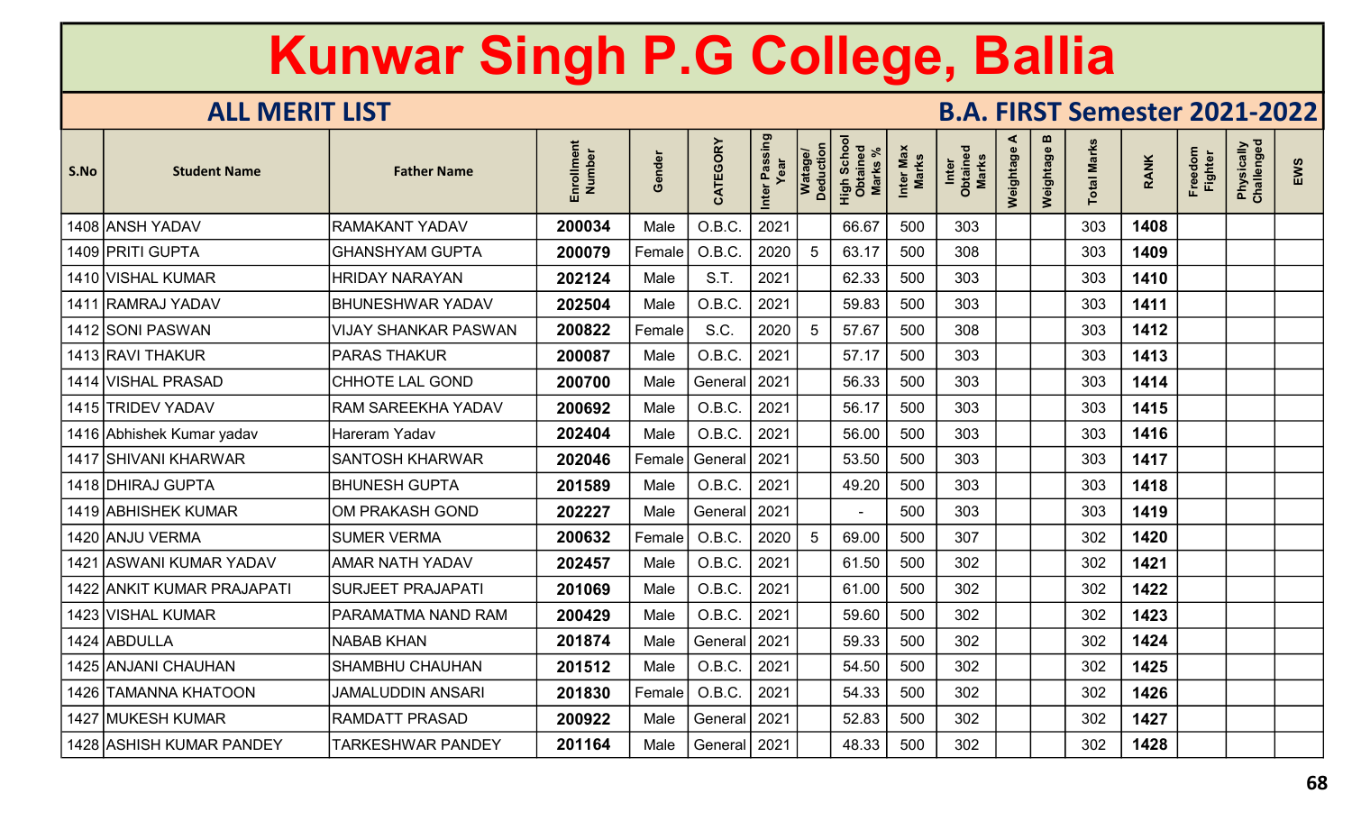# Kunwar Singh P.G College, Ballia

## ALL MERIT LIST

## B.A. FIRST Semester 2021-2022

| S.No | Student Name | Father Name | Enrollment Number | Gender | CATEGORY | Inter Passing Year | Watage/ Deduction | High School Obtained Marks % | Inter Max Marks | Inter Obtained Marks | Weightage A | Weightage B | Total Marks | RANK | Freedom Fighter | Physically Challenged | EWS |
|---|---|---|---|---|---|---|---|---|---|---|---|---|---|---|---|---|---|
| 1408 | ANSH YADAV | RAMAKANT YADAV | 200034 | Male | O.B.C. | 2021 | | 66.67 | 500 | 303 | | | 303 | 1408 | | | |
| 1409 | PRITI GUPTA | GHANSHYAM GUPTA | 200079 | Female | O.B.C. | 2020 | 5 | 63.17 | 500 | 308 | | | 303 | 1409 | | | |
| 1410 | VISHAL KUMAR | HRIDAY NARAYAN | 202124 | Male | S.T. | 2021 | | 62.33 | 500 | 303 | | | 303 | 1410 | | | |
| 1411 | RAMRAJ YADAV | BHUNESHWAR YADAV | 202504 | Male | O.B.C. | 2021 | | 59.83 | 500 | 303 | | | 303 | 1411 | | | |
| 1412 | SONI PASWAN | VIJAY SHANKAR PASWAN | 200822 | Female | S.C. | 2020 | 5 | 57.67 | 500 | 308 | | | 303 | 1412 | | | |
| 1413 | RAVI THAKUR | PARAS THAKUR | 200087 | Male | O.B.C. | 2021 | | 57.17 | 500 | 303 | | | 303 | 1413 | | | |
| 1414 | VISHAL PRASAD | CHHOTE LAL GOND | 200700 | Male | General | 2021 | | 56.33 | 500 | 303 | | | 303 | 1414 | | | |
| 1415 | TRIDEV YADAV | RAM SAREEKHA YADAV | 200692 | Male | O.B.C. | 2021 | | 56.17 | 500 | 303 | | | 303 | 1415 | | | |
| 1416 | Abhishek Kumar yadav | Hareram Yadav | 202404 | Male | O.B.C. | 2021 | | 56.00 | 500 | 303 | | | 303 | 1416 | | | |
| 1417 | SHIVANI KHARWAR | SANTOSH KHARWAR | 202046 | Female | General | 2021 | | 53.50 | 500 | 303 | | | 303 | 1417 | | | |
| 1418 | DHIRAJ GUPTA | BHUNESH GUPTA | 201589 | Male | O.B.C. | 2021 | | 49.20 | 500 | 303 | | | 303 | 1418 | | | |
| 1419 | ABHISHEK KUMAR | OM PRAKASH GOND | 202227 | Male | General | 2021 | | - | 500 | 303 | | | 303 | 1419 | | | |
| 1420 | ANJU VERMA | SUMER VERMA | 200632 | Female | O.B.C. | 2020 | 5 | 69.00 | 500 | 307 | | | 302 | 1420 | | | |
| 1421 | ASWANI KUMAR YADAV | AMAR NATH YADAV | 202457 | Male | O.B.C. | 2021 | | 61.50 | 500 | 302 | | | 302 | 1421 | | | |
| 1422 | ANKIT KUMAR PRAJAPATI | SURJEET PRAJAPATI | 201069 | Male | O.B.C. | 2021 | | 61.00 | 500 | 302 | | | 302 | 1422 | | | |
| 1423 | VISHAL KUMAR | PARAMATMA NAND RAM | 200429 | Male | O.B.C. | 2021 | | 59.60 | 500 | 302 | | | 302 | 1423 | | | |
| 1424 | ABDULLA | NABAB KHAN | 201874 | Male | General | 2021 | | 59.33 | 500 | 302 | | | 302 | 1424 | | | |
| 1425 | ANJANI CHAUHAN | SHAMBHU CHAUHAN | 201512 | Male | O.B.C. | 2021 | | 54.50 | 500 | 302 | | | 302 | 1425 | | | |
| 1426 | TAMANNA KHATOON | JAMALUDDIN ANSARI | 201830 | Female | O.B.C. | 2021 | | 54.33 | 500 | 302 | | | 302 | 1426 | | | |
| 1427 | MUKESH KUMAR | RAMDATT PRASAD | 200922 | Male | General | 2021 | | 52.83 | 500 | 302 | | | 302 | 1427 | | | |
| 1428 | ASHISH KUMAR PANDEY | TARKESHWAR PANDEY | 201164 | Male | General | 2021 | | 48.33 | 500 | 302 | | | 302 | 1428 | | | |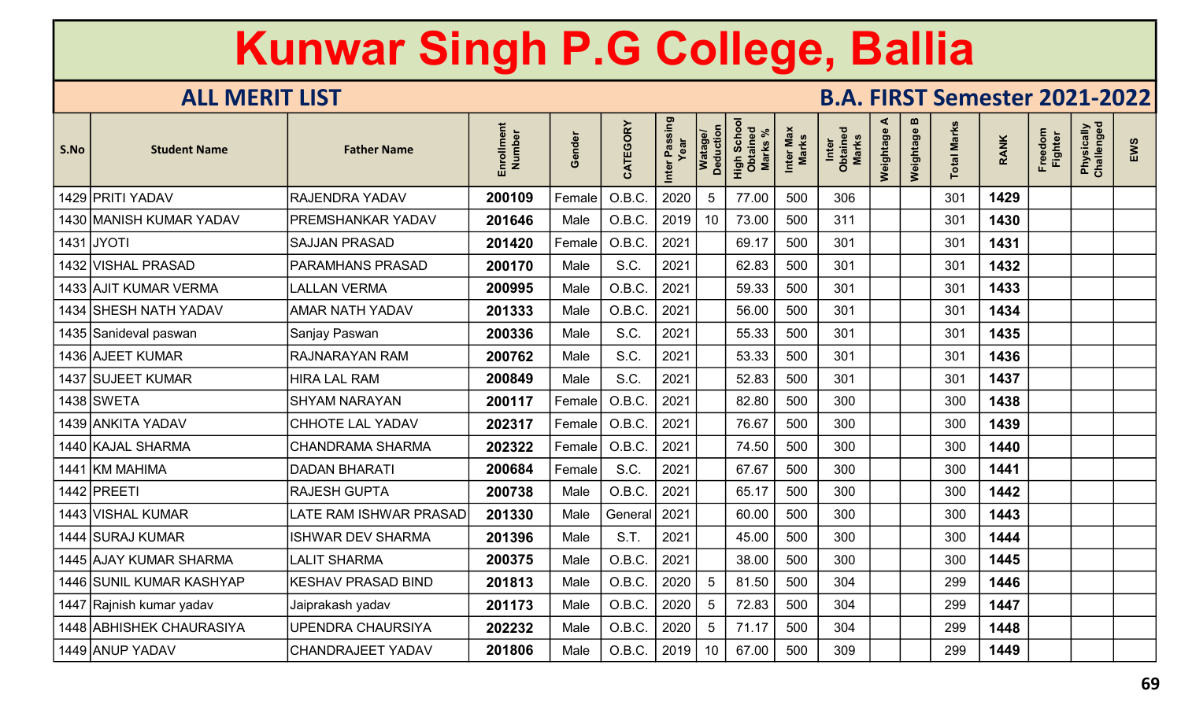# Kunwar Singh P.G College, Ballia

## ALL MERIT LIST

## B.A. FIRST Semester 2021-2022

| S.No | Student Name | Father Name | Enrollment Number | Gender | CATEGORY | Inter Passing Year | Watage/ Deduction | High School Obtained Marks % | Inter Max Marks | Inter Obtained Marks | Weightage A | Weightage B | Total Marks | RANK | Freedom Fighter | Physically Challenged | EWS |
|---|---|---|---|---|---|---|---|---|---|---|---|---|---|---|---|---|---|
| 1429 | PRITI YADAV | RAJENDRA YADAV | **200109** | Female | O.B.C. | 2020 | 5 | 77.00 | 500 | 306 | | | 301 | **1429** | | | |
| 1430 | MANISH KUMAR YADAV | PREMSHANKAR YADAV | **201646** | Male | O.B.C. | 2019 | 10 | 73.00 | 500 | 311 | | | 301 | **1430** | | | |
| 1431 | JYOTI | SAJJAN PRASAD | **201420** | Female | O.B.C. | 2021 | | 69.17 | 500 | 301 | | | 301 | **1431** | | | |
| 1432 | VISHAL PRASAD | PARAMHANS PRASAD | **200170** | Male | S.C. | 2021 | | 62.83 | 500 | 301 | | | 301 | **1432** | | | |
| 1433 | AJIT KUMAR VERMA | LALLAN VERMA | **200995** | Male | O.B.C. | 2021 | | 59.33 | 500 | 301 | | | 301 | **1433** | | | |
| 1434 | SHESH NATH YADAV | AMAR NATH YADAV | **201333** | Male | O.B.C. | 2021 | | 56.00 | 500 | 301 | | | 301 | **1434** | | | |
| 1435 | Sanideval paswan | Sanjay Paswan | **200336** | Male | S.C. | 2021 | | 55.33 | 500 | 301 | | | 301 | **1435** | | | |
| 1436 | AJEET KUMAR | RAJNARAYAN RAM | **200762** | Male | S.C. | 2021 | | 53.33 | 500 | 301 | | | 301 | **1436** | | | |
| 1437 | SUJEET KUMAR | HIRA LAL RAM | **200849** | Male | S.C. | 2021 | | 52.83 | 500 | 301 | | | 301 | **1437** | | | |
| 1438 | SWETA | SHYAM NARAYAN | **200117** | Female | O.B.C. | 2021 | | 82.80 | 500 | 300 | | | 300 | **1438** | | | |
| 1439 | ANKITA YADAV | CHHOTE LAL YADAV | **202317** | Female | O.B.C. | 2021 | | 76.67 | 500 | 300 | | | 300 | **1439** | | | |
| 1440 | KAJAL SHARMA | CHANDRAMA SHARMA | **202322** | Female | O.B.C. | 2021 | | 74.50 | 500 | 300 | | | 300 | **1440** | | | |
| 1441 | KM MAHIMA | DADAN BHARATI | **200684** | Female | S.C. | 2021 | | 67.67 | 500 | 300 | | | 300 | **1441** | | | |
| 1442 | PREETI | RAJESH GUPTA | **200738** | Male | O.B.C. | 2021 | | 65.17 | 500 | 300 | | | 300 | **1442** | | | |
| 1443 | VISHAL KUMAR | LATE RAM ISHWAR PRASAD | **201330** | Male | General | 2021 | | 60.00 | 500 | 300 | | | 300 | **1443** | | | |
| 1444 | SURAJ KUMAR | ISHWAR DEV SHARMA | **201396** | Male | S.T. | 2021 | | 45.00 | 500 | 300 | | | 300 | **1444** | | | |
| 1445 | AJAY KUMAR SHARMA | LALIT SHARMA | **200375** | Male | O.B.C. | 2021 | | 38.00 | 500 | 300 | | | 300 | **1445** | | | |
| 1446 | SUNIL KUMAR KASHYAP | KESHAV PRASAD BIND | **201813** | Male | O.B.C. | 2020 | 5 | 81.50 | 500 | 304 | | | 299 | **1446** | | | |
| 1447 | Rajnish kumar yadav | Jaiprakash yadav | **201173** | Male | O.B.C. | 2020 | 5 | 72.83 | 500 | 304 | | | 299 | **1447** | | | |
| 1448 | ABHISHEK CHAURASIYA | UPENDRA CHAURSIYA | **202232** | Male | O.B.C. | 2020 | 5 | 71.17 | 500 | 304 | | | 299 | **1448** | | | |
| 1449 | ANUP YADAV | CHANDRAJEET YADAV | **201806** | Male | O.B.C. | 2019 | 10 | 67.00 | 500 | 309 | | | 299 | **1449** | | | |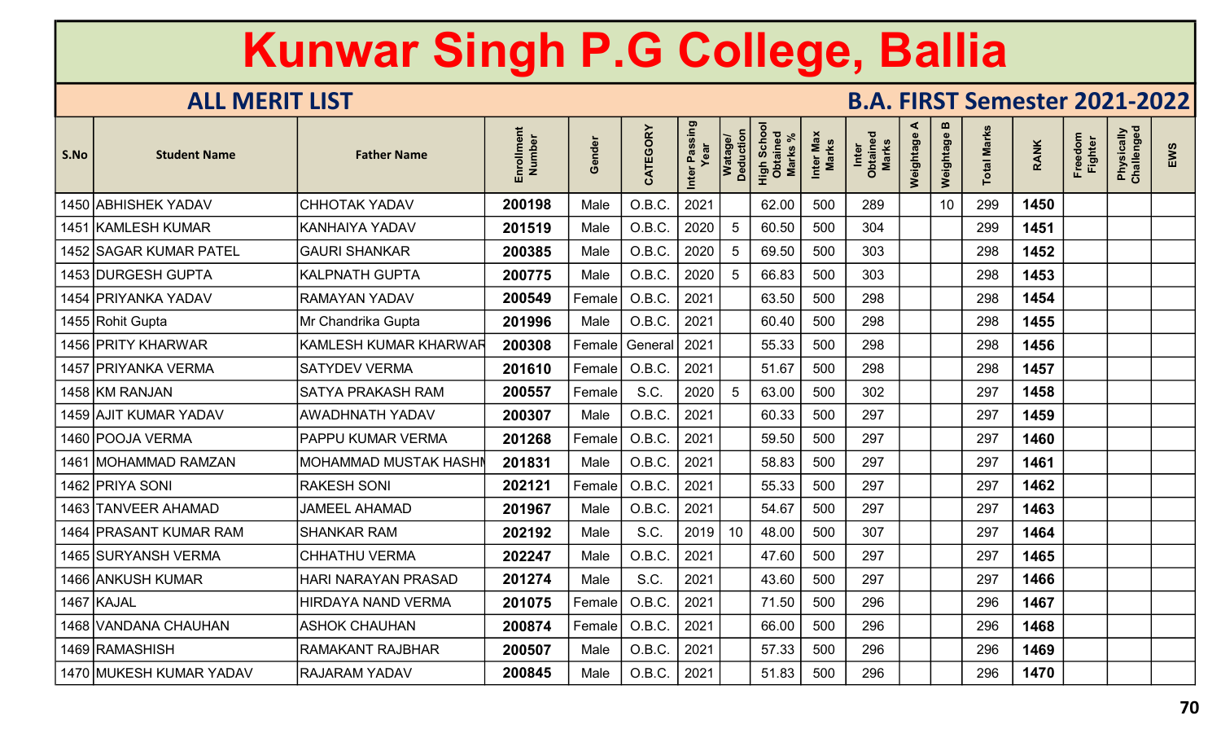# Kunwar Singh P.G College, Ballia

## ALL MERIT LIST

## B.A. FIRST Semester 2021-2022

| S.No | Student Name | Father Name | Enrollment Number | Gender | CATEGORY | Inter Passing Year | Watage/ Deduction | High School Obtained Marks % | Inter Max Marks | Inter Obtained Marks | Weightage A | Weightage B | Total Marks | RANK | Freedom Fighter | Physically Challenged | EWS |
|---|---|---|---|---|---|---|---|---|---|---|---|---|---|---|---|---|---|
| 1450 | ABHISHEK YADAV | CHHOTAK YADAV | 200198 | Male | O.B.C. | 2021 | | 62.00 | 500 | 289 | | 10 | 299 | 1450 | | | |
| 1451 | KAMLESH KUMAR | KANHAIYA YADAV | 201519 | Male | O.B.C. | 2020 | 5 | 60.50 | 500 | 304 | | | 299 | 1451 | | | |
| 1452 | SAGAR KUMAR PATEL | GAURI SHANKAR | 200385 | Male | O.B.C. | 2020 | 5 | 69.50 | 500 | 303 | | | 298 | 1452 | | | |
| 1453 | DURGESH GUPTA | KALPNATH GUPTA | 200775 | Male | O.B.C. | 2020 | 5 | 66.83 | 500 | 303 | | | 298 | 1453 | | | |
| 1454 | PRIYANKA YADAV | RAMAYAN YADAV | 200549 | Female | O.B.C. | 2021 | | 63.50 | 500 | 298 | | | 298 | 1454 | | | |
| 1455 | Rohit Gupta | Mr Chandrika Gupta | 201996 | Male | O.B.C. | 2021 | | 60.40 | 500 | 298 | | | 298 | 1455 | | | |
| 1456 | PRITY KHARWAR | KAMLESH KUMAR KHARWAR | 200308 | Female | General | 2021 | | 55.33 | 500 | 298 | | | 298 | 1456 | | | |
| 1457 | PRIYANKA VERMA | SATYDEV VERMA | 201610 | Female | O.B.C. | 2021 | | 51.67 | 500 | 298 | | | 298 | 1457 | | | |
| 1458 | KM RANJAN | SATYA PRAKASH RAM | 200557 | Female | S.C. | 2020 | 5 | 63.00 | 500 | 302 | | | 297 | 1458 | | | |
| 1459 | AJIT KUMAR YADAV | AWADHNATH YADAV | 200307 | Male | O.B.C. | 2021 | | 60.33 | 500 | 297 | | | 297 | 1459 | | | |
| 1460 | POOJA VERMA | PAPPU KUMAR VERMA | 201268 | Female | O.B.C. | 2021 | | 59.50 | 500 | 297 | | | 297 | 1460 | | | |
| 1461 | MOHAMMAD RAMZAN | MOHAMMAD MUSTAK HASHM | 201831 | Male | O.B.C. | 2021 | | 58.83 | 500 | 297 | | | 297 | 1461 | | | |
| 1462 | PRIYA SONI | RAKESH SONI | 202121 | Female | O.B.C. | 2021 | | 55.33 | 500 | 297 | | | 297 | 1462 | | | |
| 1463 | TANVEER AHAMAD | JAMEEL AHAMAD | 201967 | Male | O.B.C. | 2021 | | 54.67 | 500 | 297 | | | 297 | 1463 | | | |
| 1464 | PRASANT KUMAR RAM | SHANKAR RAM | 202192 | Male | S.C. | 2019 | 10 | 48.00 | 500 | 307 | | | 297 | 1464 | | | |
| 1465 | SURYANSH VERMA | CHHATHU VERMA | 202247 | Male | O.B.C. | 2021 | | 47.60 | 500 | 297 | | | 297 | 1465 | | | |
| 1466 | ANKUSH KUMAR | HARI NARAYAN PRASAD | 201274 | Male | S.C. | 2021 | | 43.60 | 500 | 297 | | | 297 | 1466 | | | |
| 1467 | KAJAL | HIRDAYA NAND VERMA | 201075 | Female | O.B.C. | 2021 | | 71.50 | 500 | 296 | | | 296 | 1467 | | | |
| 1468 | VANDANA CHAUHAN | ASHOK CHAUHAN | 200874 | Female | O.B.C. | 2021 | | 66.00 | 500 | 296 | | | 296 | 1468 | | | |
| 1469 | RAMASHISH | RAMAKANT RAJBHAR | 200507 | Male | O.B.C. | 2021 | | 57.33 | 500 | 296 | | | 296 | 1469 | | | |
| 1470 | MUKESH KUMAR YADAV | RAJARAM YADAV | 200845 | Male | O.B.C. | 2021 | | 51.83 | 500 | 296 | | | 296 | 1470 | | | |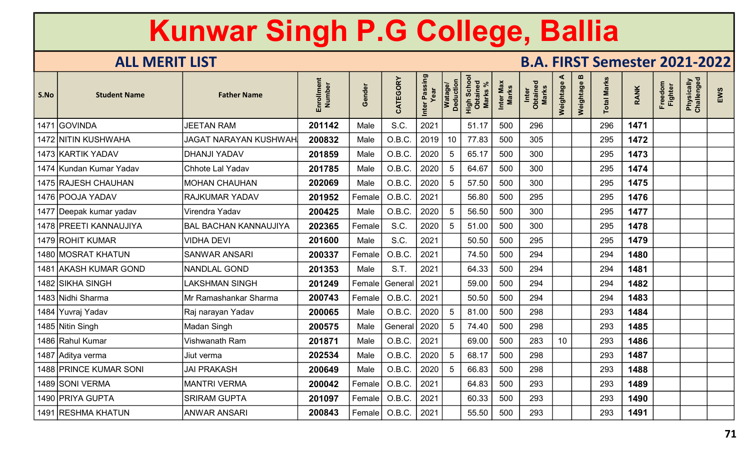# Kunwar Singh P.G College, Ballia

## ALL MERIT LIST

## B.A. FIRST Semester 2021-2022

| S.No | Student Name | Father Name | Enrollment Number | Gender | CATEGORY | Inter Passing Year | Watage/ Deduction | High School Obtained Marks % | Inter Max Marks | Inter Obtained Marks | Weightage A | Weightage B | Total Marks | RANK | Freedom Fighter | Physically Challenged | EWS |
|---|---|---|---|---|---|---|---|---|---|---|---|---|---|---|---|---|---|
| 1471 | GOVINDA | JEETAN RAM | **201142** | Male | S.C. | 2021 | | 51.17 | 500 | 296 | | | 296 | **1471** | | | |
| 1472 | NITIN KUSHWAHA | JAGAT NARAYAN KUSHWAH | **200832** | Male | O.B.C. | 2019 | 10 | 77.83 | 500 | 305 | | | 295 | **1472** | | | |
| 1473 | KARTIK YADAV | DHANJI YADAV | **201859** | Male | O.B.C. | 2020 | 5 | 65.17 | 500 | 300 | | | 295 | **1473** | | | |
| 1474 | Kundan Kumar Yadav | Chhote Lal Yadav | **201785** | Male | O.B.C. | 2020 | 5 | 64.67 | 500 | 300 | | | 295 | **1474** | | | |
| 1475 | RAJESH CHAUHAN | MOHAN CHAUHAN | **202069** | Male | O.B.C. | 2020 | 5 | 57.50 | 500 | 300 | | | 295 | **1475** | | | |
| 1476 | POOJA YADAV | RAJKUMAR YADAV | **201952** | Female | O.B.C. | 2021 | | 56.80 | 500 | 295 | | | 295 | **1476** | | | |
| 1477 | Deepak kumar yadav | Virendra Yadav | **200425** | Male | O.B.C. | 2020 | 5 | 56.50 | 500 | 300 | | | 295 | **1477** | | | |
| 1478 | PREETI KANNAUJIYA | BAL BACHAN KANNAUJIYA | **202365** | Female | S.C. | 2020 | 5 | 51.00 | 500 | 300 | | | 295 | **1478** | | | |
| 1479 | ROHIT KUMAR | VIDHA DEVI | **201600** | Male | S.C. | 2021 | | 50.50 | 500 | 295 | | | 295 | **1479** | | | |
| 1480 | MOSRAT KHATUN | SANWAR ANSARI | **200337** | Female | O.B.C. | 2021 | | 74.50 | 500 | 294 | | | 294 | **1480** | | | |
| 1481 | AKASH KUMAR GOND | NANDLAL GOND | **201353** | Male | S.T. | 2021 | | 64.33 | 500 | 294 | | | 294 | **1481** | | | |
| 1482 | SIKHA SINGH | LAKSHMAN SINGH | **201249** | Female | General | 2021 | | 59.00 | 500 | 294 | | | 294 | **1482** | | | |
| 1483 | Nidhi Sharma | Mr Ramashankar Sharma | **200743** | Female | O.B.C. | 2021 | | 50.50 | 500 | 294 | | | 294 | **1483** | | | |
| 1484 | Yuvraj Yadav | Raj narayan Yadav | **200065** | Male | O.B.C. | 2020 | 5 | 81.00 | 500 | 298 | | | 293 | **1484** | | | |
| 1485 | Nitin Singh | Madan Singh | **200575** | Male | General | 2020 | 5 | 74.40 | 500 | 298 | | | 293 | **1485** | | | |
| 1486 | Rahul Kumar | Vishwanath Ram | **201871** | Male | O.B.C. | 2021 | | 69.00 | 500 | 283 | 10 | | 293 | **1486** | | | |
| 1487 | Aditya verma | Jiut verma | **202534** | Male | O.B.C. | 2020 | 5 | 68.17 | 500 | 298 | | | 293 | **1487** | | | |
| 1488 | PRINCE KUMAR SONI | JAI PRAKASH | **200649** | Male | O.B.C. | 2020 | 5 | 66.83 | 500 | 298 | | | 293 | **1488** | | | |
| 1489 | SONI VERMA | MANTRI VERMA | **200042** | Female | O.B.C. | 2021 | | 64.83 | 500 | 293 | | | 293 | **1489** | | | |
| 1490 | PRIYA GUPTA | SRIRAM GUPTA | **201097** | Female | O.B.C. | 2021 | | 60.33 | 500 | 293 | | | 293 | **1490** | | | |
| 1491 | RESHMA KHATUN | ANWAR ANSARI | **200843** | Female | O.B.C. | 2021 | | 55.50 | 500 | 293 | | | 293 | **1491** | | | |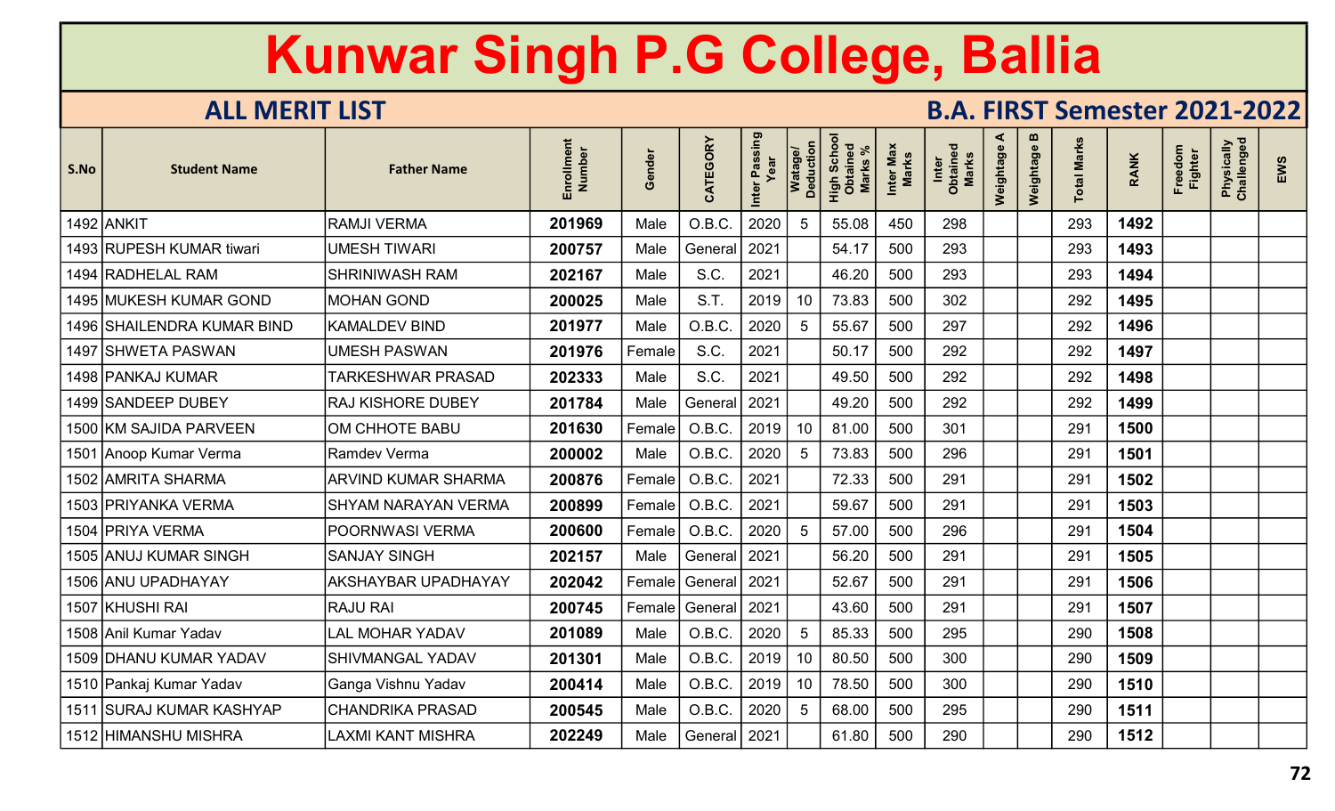# Kunwar Singh P.G College, Ballia

## ALL MERIT LIST

## B.A. FIRST Semester 2021-2022

| S.No | Student Name | Father Name | Enrollment Number | Gender | CATEGORY | Inter Passing Year | Watage/ Deduction | High School Obtained Marks % | Inter Max Marks | Inter Obtained Marks | Weightage A | Weightage B | Total Marks | RANK | Freedom Fighter | Physically Challenged | EWS |
|---|---|---|---|---|---|---|---|---|---|---|---|---|---|---|---|---|---|
| 1492 | ANKIT | RAMJI VERMA | **201969** | Male | O.B.C. | 2020 | 5 | 55.08 | 450 | 298 | | | 293 | **1492** | | | |
| 1493 | RUPESH KUMAR tiwari | UMESH TIWARI | **200757** | Male | General | 2021 | | 54.17 | 500 | 293 | | | 293 | **1493** | | | |
| 1494 | RADHELAL RAM | SHRINIWASH RAM | **202167** | Male | S.C. | 2021 | | 46.20 | 500 | 293 | | | 293 | **1494** | | | |
| 1495 | MUKESH KUMAR GOND | MOHAN GOND | **200025** | Male | S.T. | 2019 | 10 | 73.83 | 500 | 302 | | | 292 | **1495** | | | |
| 1496 | SHAILENDRA KUMAR BIND | KAMALDEV BIND | **201977** | Male | O.B.C. | 2020 | 5 | 55.67 | 500 | 297 | | | 292 | **1496** | | | |
| 1497 | SHWETA PASWAN | UMESH PASWAN | **201976** | Female | S.C. | 2021 | | 50.17 | 500 | 292 | | | 292 | **1497** | | | |
| 1498 | PANKAJ KUMAR | TARKESHWAR PRASAD | **202333** | Male | S.C. | 2021 | | 49.50 | 500 | 292 | | | 292 | **1498** | | | |
| 1499 | SANDEEP DUBEY | RAJ KISHORE DUBEY | **201784** | Male | General | 2021 | | 49.20 | 500 | 292 | | | 292 | **1499** | | | |
| 1500 | KM SAJIDA PARVEEN | OM CHHOTE BABU | **201630** | Female | O.B.C. | 2019 | 10 | 81.00 | 500 | 301 | | | 291 | **1500** | | | |
| 1501 | Anoop Kumar Verma | Ramdev Verma | **200002** | Male | O.B.C. | 2020 | 5 | 73.83 | 500 | 296 | | | 291 | **1501** | | | |
| 1502 | AMRITA SHARMA | ARVIND KUMAR SHARMA | **200876** | Female | O.B.C. | 2021 | | 72.33 | 500 | 291 | | | 291 | **1502** | | | |
| 1503 | PRIYANKA VERMA | SHYAM NARAYAN VERMA | **200899** | Female | O.B.C. | 2021 | | 59.67 | 500 | 291 | | | 291 | **1503** | | | |
| 1504 | PRIYA VERMA | POORNWASI VERMA | **200600** | Female | O.B.C. | 2020 | 5 | 57.00 | 500 | 296 | | | 291 | **1504** | | | |
| 1505 | ANUJ KUMAR SINGH | SANJAY SINGH | **202157** | Male | General | 2021 | | 56.20 | 500 | 291 | | | 291 | **1505** | | | |
| 1506 | ANU UPADHAYAY | AKSHAYBAR UPADHAYAY | **202042** | Female | General | 2021 | | 52.67 | 500 | 291 | | | 291 | **1506** | | | |
| 1507 | KHUSHI RAI | RAJU RAI | **200745** | Female | General | 2021 | | 43.60 | 500 | 291 | | | 291 | **1507** | | | |
| 1508 | Anil Kumar Yadav | LAL MOHAR YADAV | **201089** | Male | O.B.C. | 2020 | 5 | 85.33 | 500 | 295 | | | 290 | **1508** | | | |
| 1509 | DHANU KUMAR YADAV | SHIVMANGAL YADAV | **201301** | Male | O.B.C. | 2019 | 10 | 80.50 | 500 | 300 | | | 290 | **1509** | | | |
| 1510 | Pankaj Kumar Yadav | Ganga Vishnu Yadav | **200414** | Male | O.B.C. | 2019 | 10 | 78.50 | 500 | 300 | | | 290 | **1510** | | | |
| 1511 | SURAJ KUMAR KASHYAP | CHANDRIKA PRASAD | **200545** | Male | O.B.C. | 2020 | 5 | 68.00 | 500 | 295 | | | 290 | **1511** | | | |
| 1512 | HIMANSHU MISHRA | LAXMI KANT MISHRA | **202249** | Male | General | 2021 | | 61.80 | 500 | 290 | | | 290 | **1512** | | | |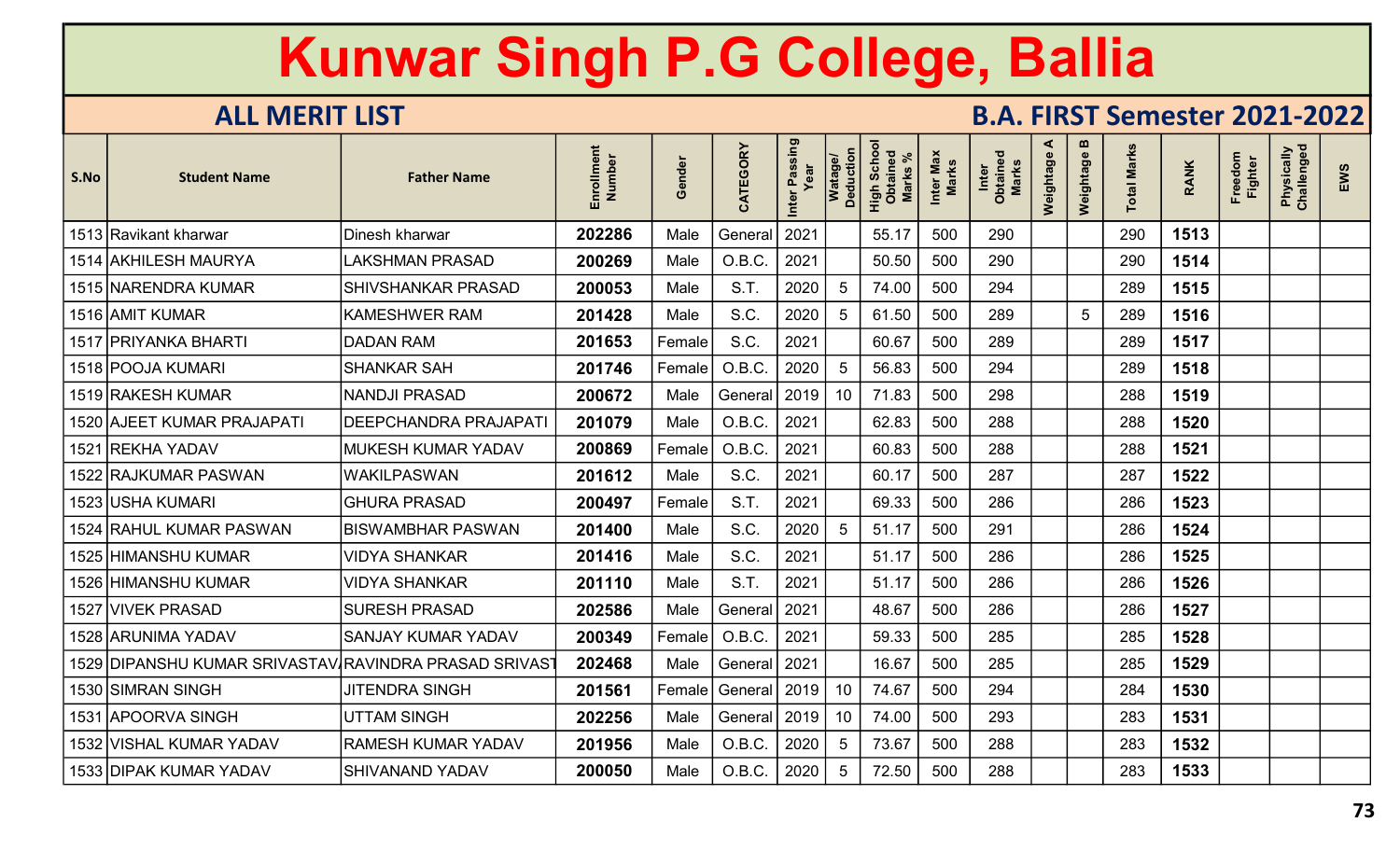# Kunwar Singh P.G College, Ballia

## ALL MERIT LIST

## B.A. FIRST Semester 2021-2022

| S.No | Student Name | Father Name | Enrollment Number | Gender | CATEGORY | Inter Passing Year | Watage/ Deduction | High School Obtained Marks % | Inter Max Marks | Inter Obtained Marks | Weightage A | Weightage B | Total Marks | RANK | Freedom Fighter | Physically Challenged | EWS |
|---|---|---|---|---|---|---|---|---|---|---|---|---|---|---|---|---|---|
| 1513 | Ravikant kharwar | Dinesh kharwar | 202286 | Male | General | 2021 | | 55.17 | 500 | 290 | | | 290 | 1513 | | | |
| 1514 | AKHILESH MAURYA | LAKSHMAN PRASAD | 200269 | Male | O.B.C. | 2021 | | 50.50 | 500 | 290 | | | 290 | 1514 | | | |
| 1515 | NARENDRA KUMAR | SHIVSHANKAR PRASAD | 200053 | Male | S.T. | 2020 | 5 | 74.00 | 500 | 294 | | | 289 | 1515 | | | |
| 1516 | AMIT KUMAR | KAMESHWER RAM | 201428 | Male | S.C. | 2020 | 5 | 61.50 | 500 | 289 | | 5 | 289 | 1516 | | | |
| 1517 | PRIYANKA BHARTI | DADAN RAM | 201653 | Female | S.C. | 2021 | | 60.67 | 500 | 289 | | | 289 | 1517 | | | |
| 1518 | POOJA KUMARI | SHANKAR SAH | 201746 | Female | O.B.C. | 2020 | 5 | 56.83 | 500 | 294 | | | 289 | 1518 | | | |
| 1519 | RAKESH KUMAR | NANDJI PRASAD | 200672 | Male | General | 2019 | 10 | 71.83 | 500 | 298 | | | 288 | 1519 | | | |
| 1520 | AJEET KUMAR PRAJAPATI | DEEPCHANDRA PRAJAPATI | 201079 | Male | O.B.C. | 2021 | | 62.83 | 500 | 288 | | | 288 | 1520 | | | |
| 1521 | REKHA YADAV | MUKESH KUMAR YADAV | 200869 | Female | O.B.C. | 2021 | | 60.83 | 500 | 288 | | | 288 | 1521 | | | |
| 1522 | RAJKUMAR PASWAN | WAKILPASWAN | 201612 | Male | S.C. | 2021 | | 60.17 | 500 | 287 | | | 287 | 1522 | | | |
| 1523 | USHA KUMARI | GHURA PRASAD | 200497 | Female | S.T. | 2021 | | 69.33 | 500 | 286 | | | 286 | 1523 | | | |
| 1524 | RAHUL KUMAR PASWAN | BISWAMBHAR PASWAN | 201400 | Male | S.C. | 2020 | 5 | 51.17 | 500 | 291 | | | 286 | 1524 | | | |
| 1525 | HIMANSHU KUMAR | VIDYA SHANKAR | 201416 | Male | S.C. | 2021 | | 51.17 | 500 | 286 | | | 286 | 1525 | | | |
| 1526 | HIMANSHU KUMAR | VIDYA SHANKAR | 201110 | Male | S.T. | 2021 | | 51.17 | 500 | 286 | | | 286 | 1526 | | | |
| 1527 | VIVEK PRASAD | SURESH PRASAD | 202586 | Male | General | 2021 | | 48.67 | 500 | 286 | | | 286 | 1527 | | | |
| 1528 | ARUNIMA YADAV | SANJAY KUMAR YADAV | 200349 | Female | O.B.C. | 2021 | | 59.33 | 500 | 285 | | | 285 | 1528 | | | |
| 1529 | DIPANSHU KUMAR SRIVASTAV | RAVINDRA PRASAD SRIVAST | 202468 | Male | General | 2021 | | 16.67 | 500 | 285 | | | 285 | 1529 | | | |
| 1530 | SIMRAN SINGH | JITENDRA SINGH | 201561 | Female | General | 2019 | 10 | 74.67 | 500 | 294 | | | 284 | 1530 | | | |
| 1531 | APOORVA SINGH | UTTAM SINGH | 202256 | Male | General | 2019 | 10 | 74.00 | 500 | 293 | | | 283 | 1531 | | | |
| 1532 | VISHAL KUMAR YADAV | RAMESH KUMAR YADAV | 201956 | Male | O.B.C. | 2020 | 5 | 73.67 | 500 | 288 | | | 283 | 1532 | | | |
| 1533 | DIPAK KUMAR YADAV | SHIVANAND YADAV | 200050 | Male | O.B.C. | 2020 | 5 | 72.50 | 500 | 288 | | | 283 | 1533 | | | |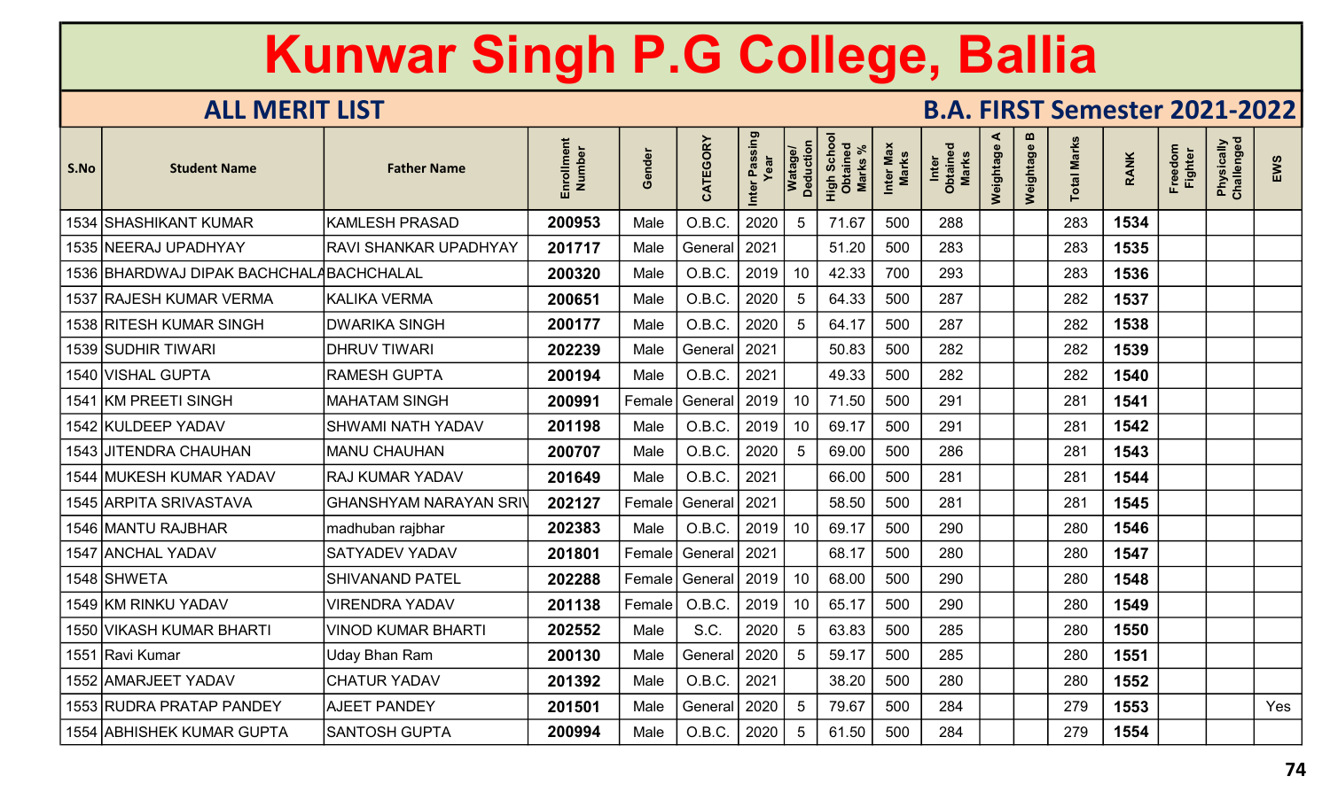# Kunwar Singh P.G College, Ballia

## ALL MERIT LIST

## B.A. FIRST Semester 2021-2022

| S.No | Student Name | Father Name | Enrollment Number | Gender | CATEGORY | Inter Passing Year | Watage/ Deduction | High School Obtained Marks % | Inter Max Marks | Inter Obtained Marks | Weightage A | Weightage B | Total Marks | RANK | Freedom Fighter | Physically Challenged | EWS |
|---|---|---|---|---|---|---|---|---|---|---|---|---|---|---|---|---|---|
| 1534 | SHASHIKANT KUMAR | KAMLESH PRASAD | **200953** | Male | O.B.C. | 2020 | 5 | 71.67 | 500 | 288 | | | 283 | **1534** | | | |
| 1535 | NEERAJ UPADHYAY | RAVI SHANKAR UPADHYAY | **201717** | Male | General | 2021 | | 51.20 | 500 | 283 | | | 283 | **1535** | | | |
| 1536 | BHARDWAJ DIPAK BACHCHALA | BACHCHALAL | **200320** | Male | O.B.C. | 2019 | 10 | 42.33 | 700 | 293 | | | 283 | **1536** | | | |
| 1537 | RAJESH KUMAR VERMA | KALIKA VERMA | **200651** | Male | O.B.C. | 2020 | 5 | 64.33 | 500 | 287 | | | 282 | **1537** | | | |
| 1538 | RITESH KUMAR SINGH | DWARIKA SINGH | **200177** | Male | O.B.C. | 2020 | 5 | 64.17 | 500 | 287 | | | 282 | **1538** | | | |
| 1539 | SUDHIR TIWARI | DHRUV TIWARI | **202239** | Male | General | 2021 | | 50.83 | 500 | 282 | | | 282 | **1539** | | | |
| 1540 | VISHAL GUPTA | RAMESH GUPTA | **200194** | Male | O.B.C. | 2021 | | 49.33 | 500 | 282 | | | 282 | **1540** | | | |
| 1541 | KM PREETI SINGH | MAHATAM SINGH | **200991** | Female | General | 2019 | 10 | 71.50 | 500 | 291 | | | 281 | **1541** | | | |
| 1542 | KULDEEP YADAV | SHWAMI NATH YADAV | **201198** | Male | O.B.C. | 2019 | 10 | 69.17 | 500 | 291 | | | 281 | **1542** | | | |
| 1543 | JITENDRA CHAUHAN | MANU CHAUHAN | **200707** | Male | O.B.C. | 2020 | 5 | 69.00 | 500 | 286 | | | 281 | **1543** | | | |
| 1544 | MUKESH KUMAR YADAV | RAJ KUMAR YADAV | **201649** | Male | O.B.C. | 2021 | | 66.00 | 500 | 281 | | | 281 | **1544** | | | |
| 1545 | ARPITA SRIVASTAVA | GHANSHYAM NARAYAN SRIV | **202127** | Female | General | 2021 | | 58.50 | 500 | 281 | | | 281 | **1545** | | | |
| 1546 | MANTU RAJBHAR | madhuban rajbhar | **202383** | Male | O.B.C. | 2019 | 10 | 69.17 | 500 | 290 | | | 280 | **1546** | | | |
| 1547 | ANCHAL YADAV | SATYADEV YADAV | **201801** | Female | General | 2021 | | 68.17 | 500 | 280 | | | 280 | **1547** | | | |
| 1548 | SHWETA | SHIVANAND PATEL | **202288** | Female | General | 2019 | 10 | 68.00 | 500 | 290 | | | 280 | **1548** | | | |
| 1549 | KM RINKU YADAV | VIRENDRA YADAV | **201138** | Female | O.B.C. | 2019 | 10 | 65.17 | 500 | 290 | | | 280 | **1549** | | | |
| 1550 | VIKASH KUMAR BHARTI | VINOD KUMAR BHARTI | **202552** | Male | S.C. | 2020 | 5 | 63.83 | 500 | 285 | | | 280 | **1550** | | | |
| 1551 | Ravi Kumar | Uday Bhan Ram | **200130** | Male | General | 2020 | 5 | 59.17 | 500 | 285 | | | 280 | **1551** | | | |
| 1552 | AMARJEET YADAV | CHATUR YADAV | **201392** | Male | O.B.C. | 2021 | | 38.20 | 500 | 280 | | | 280 | **1552** | | | |
| 1553 | RUDRA PRATAP PANDEY | AJEET PANDEY | **201501** | Male | General | 2020 | 5 | 79.67 | 500 | 284 | | | 279 | **1553** | | | Yes |
| 1554 | ABHISHEK KUMAR GUPTA | SANTOSH GUPTA | **200994** | Male | O.B.C. | 2020 | 5 | 61.50 | 500 | 284 | | | 279 | **1554** | | | |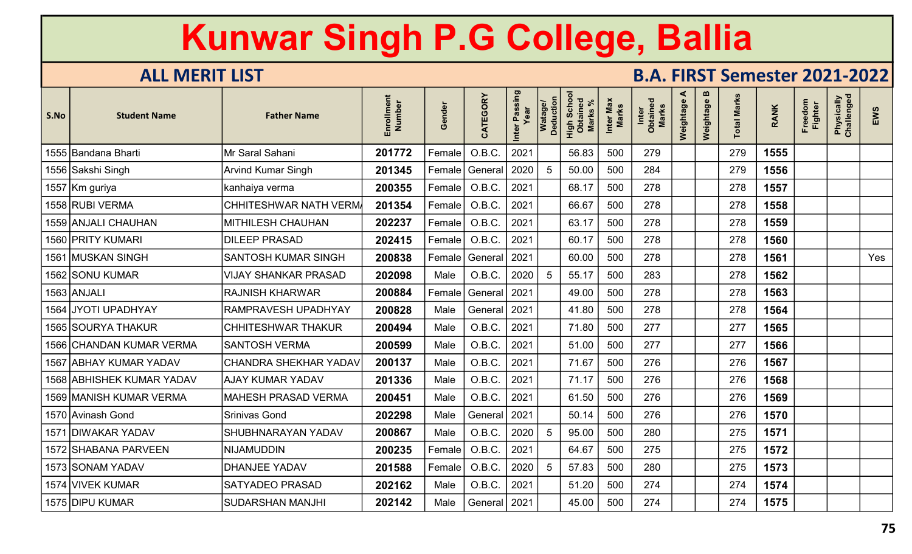# Kunwar Singh P.G College, Ballia

## ALL MERIT LIST

## B.A. FIRST Semester 2021-2022

| S.No | Student Name | Father Name | Enrollment Number | Gender | CATEGORY | Inter Passing Year | Watage/ Deduction | High School Obtained Marks % | Inter Max Marks | Inter Obtained Marks | Weightage A | Weightage B | Total Marks | RANK | Freedom Fighter | Physically Challenged | EWS |
|---|---|---|---|---|---|---|---|---|---|---|---|---|---|---|---|---|---|
| 1555 | Bandana Bharti | Mr Saral Sahani | 201772 | Female | O.B.C. | 2021 | | 56.83 | 500 | 279 | | | 279 | 1555 | | | |
| 1556 | Sakshi Singh | Arvind Kumar Singh | 201345 | Female | General | 2020 | 5 | 50.00 | 500 | 284 | | | 279 | 1556 | | | |
| 1557 | Km guriya | kanhaiya verma | 200355 | Female | O.B.C. | 2021 | | 68.17 | 500 | 278 | | | 278 | 1557 | | | |
| 1558 | RUBI VERMA | CHHITESHWAR NATH VERM | 201354 | Female | O.B.C. | 2021 | | 66.67 | 500 | 278 | | | 278 | 1558 | | | |
| 1559 | ANJALI CHAUHAN | MITHILESH CHAUHAN | 202237 | Female | O.B.C. | 2021 | | 63.17 | 500 | 278 | | | 278 | 1559 | | | |
| 1560 | PRITY KUMARI | DILEEP PRASAD | 202415 | Female | O.B.C. | 2021 | | 60.17 | 500 | 278 | | | 278 | 1560 | | | |
| 1561 | MUSKAN SINGH | SANTOSH KUMAR SINGH | 200838 | Female | General | 2021 | | 60.00 | 500 | 278 | | | 278 | 1561 | | | Yes |
| 1562 | SONU KUMAR | VIJAY SHANKAR PRASAD | 202098 | Male | O.B.C. | 2020 | 5 | 55.17 | 500 | 283 | | | 278 | 1562 | | | |
| 1563 | ANJALI | RAJNISH KHARWAR | 200884 | Female | General | 2021 | | 49.00 | 500 | 278 | | | 278 | 1563 | | | |
| 1564 | JYOTI UPADHYAY | RAMPRAVESH UPADHYAY | 200828 | Male | General | 2021 | | 41.80 | 500 | 278 | | | 278 | 1564 | | | |
| 1565 | SOURYA THAKUR | CHHITESHWAR THAKUR | 200494 | Male | O.B.C. | 2021 | | 71.80 | 500 | 277 | | | 277 | 1565 | | | |
| 1566 | CHANDAN KUMAR VERMA | SANTOSH VERMA | 200599 | Male | O.B.C. | 2021 | | 51.00 | 500 | 277 | | | 277 | 1566 | | | |
| 1567 | ABHAY KUMAR YADAV | CHANDRA SHEKHAR YADAV | 200137 | Male | O.B.C. | 2021 | | 71.67 | 500 | 276 | | | 276 | 1567 | | | |
| 1568 | ABHISHEK KUMAR YADAV | AJAY KUMAR YADAV | 201336 | Male | O.B.C. | 2021 | | 71.17 | 500 | 276 | | | 276 | 1568 | | | |
| 1569 | MANISH KUMAR VERMA | MAHESH PRASAD VERMA | 200451 | Male | O.B.C. | 2021 | | 61.50 | 500 | 276 | | | 276 | 1569 | | | |
| 1570 | Avinash Gond | Srinivas Gond | 202298 | Male | General | 2021 | | 50.14 | 500 | 276 | | | 276 | 1570 | | | |
| 1571 | DIWAKAR YADAV | SHUBHNARAYAN YADAV | 200867 | Male | O.B.C. | 2020 | 5 | 95.00 | 500 | 280 | | | 275 | 1571 | | | |
| 1572 | SHABANA PARVEEN | NIJAMUDDIN | 200235 | Female | O.B.C. | 2021 | | 64.67 | 500 | 275 | | | 275 | 1572 | | | |
| 1573 | SONAM YADAV | DHANJEE YADAV | 201588 | Female | O.B.C. | 2020 | 5 | 57.83 | 500 | 280 | | | 275 | 1573 | | | |
| 1574 | VIVEK KUMAR | SATYADEO PRASAD | 202162 | Male | O.B.C. | 2021 | | 51.20 | 500 | 274 | | | 274 | 1574 | | | |
| 1575 | DIPU KUMAR | SUDARSHAN MANJHI | 202142 | Male | General | 2021 | | 45.00 | 500 | 274 | | | 274 | 1575 | | | |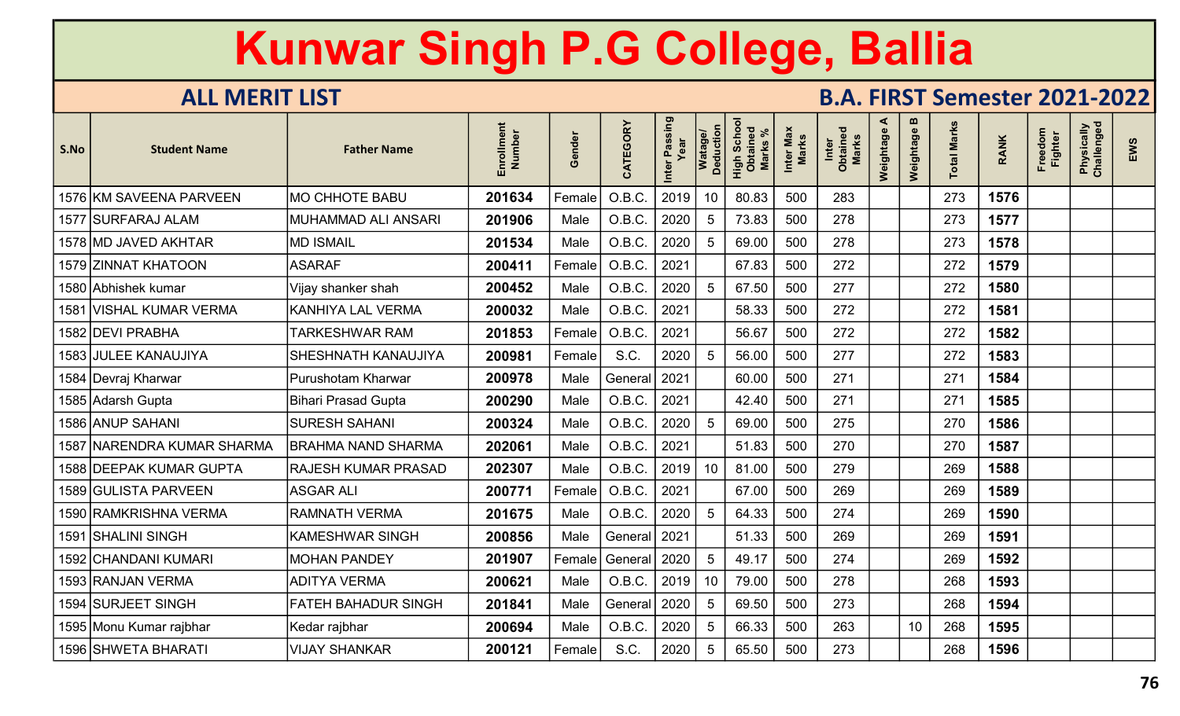# Kunwar Singh P.G College, Ballia

## ALL MERIT LIST

## B.A. FIRST Semester 2021-2022

| S.No | Student Name | Father Name | Enrollment Number | Gender | CATEGORY | Inter Passing Year | Watage/ Deduction | High School Obtained Marks % | Inter Max Marks | Inter Obtained Marks | Weightage A | Weightage B | Total Marks | RANK | Freedom Fighter | Physically Challenged | EWS |
|---|---|---|---|---|---|---|---|---|---|---|---|---|---|---|---|---|---|
| 1576 | KM SAVEENA PARVEEN | MO CHHOTE BABU | 201634 | Female | O.B.C. | 2019 | 10 | 80.83 | 500 | 283 | | | 273 | 1576 | | | |
| 1577 | SURFARAJ ALAM | MUHAMMAD ALI ANSARI | 201906 | Male | O.B.C. | 2020 | 5 | 73.83 | 500 | 278 | | | 273 | 1577 | | | |
| 1578 | MD JAVED AKHTAR | MD ISMAIL | 201534 | Male | O.B.C. | 2020 | 5 | 69.00 | 500 | 278 | | | 273 | 1578 | | | |
| 1579 | ZINNAT KHATOON | ASARAF | 200411 | Female | O.B.C. | 2021 | | 67.83 | 500 | 272 | | | 272 | 1579 | | | |
| 1580 | Abhishek kumar | Vijay shanker shah | 200452 | Male | O.B.C. | 2020 | 5 | 67.50 | 500 | 277 | | | 272 | 1580 | | | |
| 1581 | VISHAL KUMAR VERMA | KANHIYA LAL VERMA | 200032 | Male | O.B.C. | 2021 | | 58.33 | 500 | 272 | | | 272 | 1581 | | | |
| 1582 | DEVI PRABHA | TARKESHWAR RAM | 201853 | Female | O.B.C. | 2021 | | 56.67 | 500 | 272 | | | 272 | 1582 | | | |
| 1583 | JULEE KANAUJIYA | SHESHNATH KANAUJIYA | 200981 | Female | S.C. | 2020 | 5 | 56.00 | 500 | 277 | | | 272 | 1583 | | | |
| 1584 | Devraj Kharwar | Purushotam Kharwar | 200978 | Male | General | 2021 | | 60.00 | 500 | 271 | | | 271 | 1584 | | | |
| 1585 | Adarsh Gupta | Bihari Prasad Gupta | 200290 | Male | O.B.C. | 2021 | | 42.40 | 500 | 271 | | | 271 | 1585 | | | |
| 1586 | ANUP SAHANI | SURESH SAHANI | 200324 | Male | O.B.C. | 2020 | 5 | 69.00 | 500 | 275 | | | 270 | 1586 | | | |
| 1587 | NARENDRA KUMAR SHARMA | BRAHMA NAND SHARMA | 202061 | Male | O.B.C. | 2021 | | 51.83 | 500 | 270 | | | 270 | 1587 | | | |
| 1588 | DEEPAK KUMAR GUPTA | RAJESH KUMAR PRASAD | 202307 | Male | O.B.C. | 2019 | 10 | 81.00 | 500 | 279 | | | 269 | 1588 | | | |
| 1589 | GULISTA PARVEEN | ASGAR ALI | 200771 | Female | O.B.C. | 2021 | | 67.00 | 500 | 269 | | | 269 | 1589 | | | |
| 1590 | RAMKRISHNA VERMA | RAMNATH VERMA | 201675 | Male | O.B.C. | 2020 | 5 | 64.33 | 500 | 274 | | | 269 | 1590 | | | |
| 1591 | SHALINI SINGH | KAMESHWAR SINGH | 200856 | Male | General | 2021 | | 51.33 | 500 | 269 | | | 269 | 1591 | | | |
| 1592 | CHANDANI KUMARI | MOHAN PANDEY | 201907 | Female | General | 2020 | 5 | 49.17 | 500 | 274 | | | 269 | 1592 | | | |
| 1593 | RANJAN VERMA | ADITYA VERMA | 200621 | Male | O.B.C. | 2019 | 10 | 79.00 | 500 | 278 | | | 268 | 1593 | | | |
| 1594 | SURJEET SINGH | FATEH BAHADUR SINGH | 201841 | Male | General | 2020 | 5 | 69.50 | 500 | 273 | | | 268 | 1594 | | | |
| 1595 | Monu Kumar rajbhar | Kedar rajbhar | 200694 | Male | O.B.C. | 2020 | 5 | 66.33 | 500 | 263 | | 10 | 268 | 1595 | | | |
| 1596 | SHWETA BHARATI | VIJAY SHANKAR | 200121 | Female | S.C. | 2020 | 5 | 65.50 | 500 | 273 | | | 268 | 1596 | | | |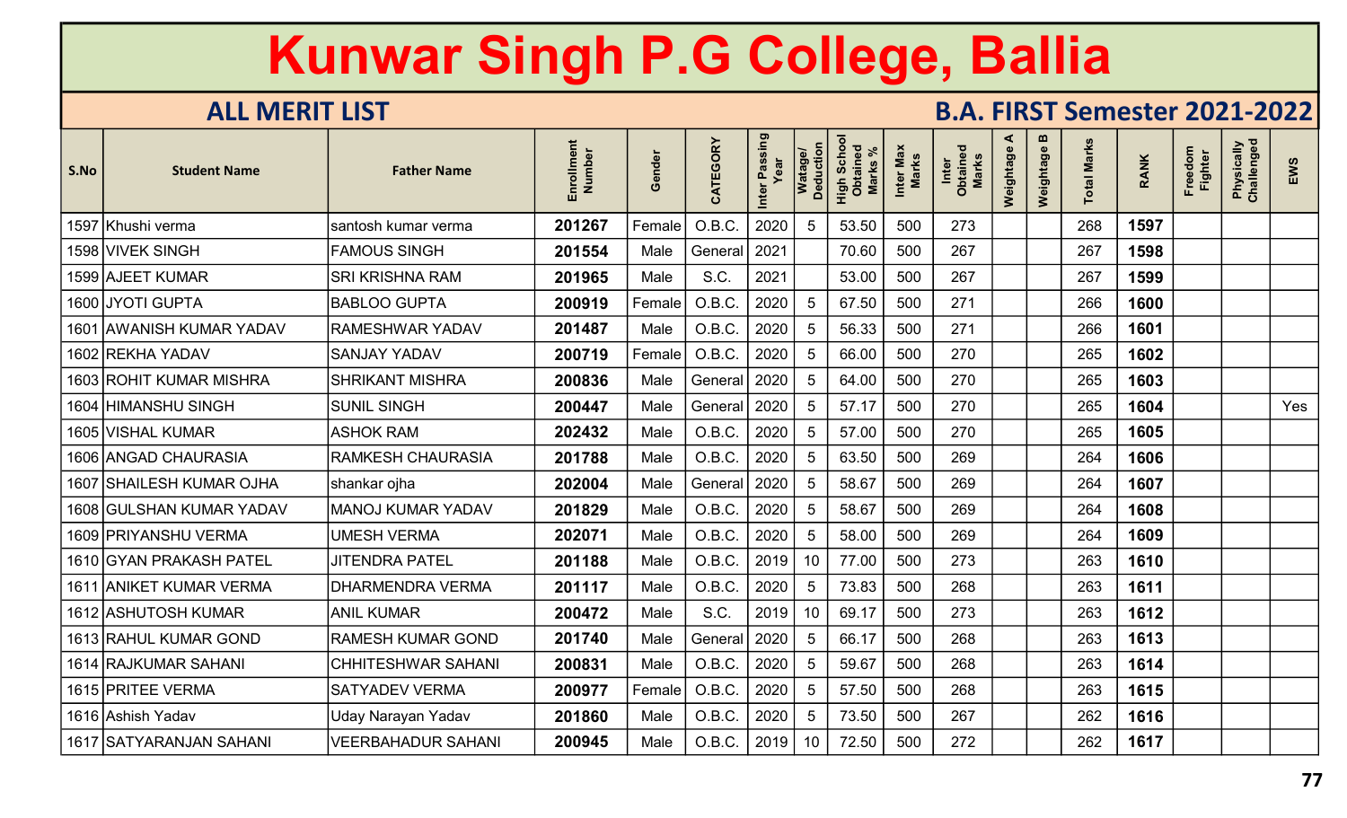# Kunwar Singh P.G College, Ballia

## ALL MERIT LIST

## B.A. FIRST Semester 2021-2022

| S.No | Student Name | Father Name | Enrollment Number | Gender | CATEGORY | Inter Passing Year | Watage/ Deduction | High School Obtained Marks % | Inter Max Marks | Inter Obtained Marks | Weightage A | Weightage B | Total Marks | RANK | Freedom Fighter | Physically Challenged | EWS |
|---|---|---|---|---|---|---|---|---|---|---|---|---|---|---|---|---|---|
| 1597 | Khushi verma | santosh kumar verma | 201267 | Female | O.B.C. | 2020 | 5 | 53.50 | 500 | 273 | | | 268 | 1597 | | | |
| 1598 | VIVEK SINGH | FAMOUS SINGH | 201554 | Male | General | 2021 | | 70.60 | 500 | 267 | | | 267 | 1598 | | | |
| 1599 | AJEET KUMAR | SRI KRISHNA RAM | 201965 | Male | S.C. | 2021 | | 53.00 | 500 | 267 | | | 267 | 1599 | | | |
| 1600 | JYOTI GUPTA | BABLOO GUPTA | 200919 | Female | O.B.C. | 2020 | 5 | 67.50 | 500 | 271 | | | 266 | 1600 | | | |
| 1601 | AWANISH KUMAR YADAV | RAMESHWAR YADAV | 201487 | Male | O.B.C. | 2020 | 5 | 56.33 | 500 | 271 | | | 266 | 1601 | | | |
| 1602 | REKHA YADAV | SANJAY YADAV | 200719 | Female | O.B.C. | 2020 | 5 | 66.00 | 500 | 270 | | | 265 | 1602 | | | |
| 1603 | ROHIT KUMAR MISHRA | SHRIKANT MISHRA | 200836 | Male | General | 2020 | 5 | 64.00 | 500 | 270 | | | 265 | 1603 | | | |
| 1604 | HIMANSHU SINGH | SUNIL SINGH | 200447 | Male | General | 2020 | 5 | 57.17 | 500 | 270 | | | 265 | 1604 | | | Yes |
| 1605 | VISHAL KUMAR | ASHOK RAM | 202432 | Male | O.B.C. | 2020 | 5 | 57.00 | 500 | 270 | | | 265 | 1605 | | | |
| 1606 | ANGAD CHAURASIA | RAMKESH CHAURASIA | 201788 | Male | O.B.C. | 2020 | 5 | 63.50 | 500 | 269 | | | 264 | 1606 | | | |
| 1607 | SHAILESH KUMAR OJHA | shankar ojha | 202004 | Male | General | 2020 | 5 | 58.67 | 500 | 269 | | | 264 | 1607 | | | |
| 1608 | GULSHAN KUMAR YADAV | MANOJ KUMAR YADAV | 201829 | Male | O.B.C. | 2020 | 5 | 58.67 | 500 | 269 | | | 264 | 1608 | | | |
| 1609 | PRIYANSHU VERMA | UMESH VERMA | 202071 | Male | O.B.C. | 2020 | 5 | 58.00 | 500 | 269 | | | 264 | 1609 | | | |
| 1610 | GYAN PRAKASH PATEL | JITENDRA PATEL | 201188 | Male | O.B.C. | 2019 | 10 | 77.00 | 500 | 273 | | | 263 | 1610 | | | |
| 1611 | ANIKET KUMAR VERMA | DHARMENDRA VERMA | 201117 | Male | O.B.C. | 2020 | 5 | 73.83 | 500 | 268 | | | 263 | 1611 | | | |
| 1612 | ASHUTOSH KUMAR | ANIL KUMAR | 200472 | Male | S.C. | 2019 | 10 | 69.17 | 500 | 273 | | | 263 | 1612 | | | |
| 1613 | RAHUL KUMAR GOND | RAMESH KUMAR GOND | 201740 | Male | General | 2020 | 5 | 66.17 | 500 | 268 | | | 263 | 1613 | | | |
| 1614 | RAJKUMAR SAHANI | CHHITESHWAR SAHANI | 200831 | Male | O.B.C. | 2020 | 5 | 59.67 | 500 | 268 | | | 263 | 1614 | | | |
| 1615 | PRITEE VERMA | SATYADEV VERMA | 200977 | Female | O.B.C. | 2020 | 5 | 57.50 | 500 | 268 | | | 263 | 1615 | | | |
| 1616 | Ashish Yadav | Uday Narayan Yadav | 201860 | Male | O.B.C. | 2020 | 5 | 73.50 | 500 | 267 | | | 262 | 1616 | | | |
| 1617 | SATYARANJAN SAHANI | VEERBAHADUR SAHANI | 200945 | Male | O.B.C. | 2019 | 10 | 72.50 | 500 | 272 | | | 262 | 1617 | | | |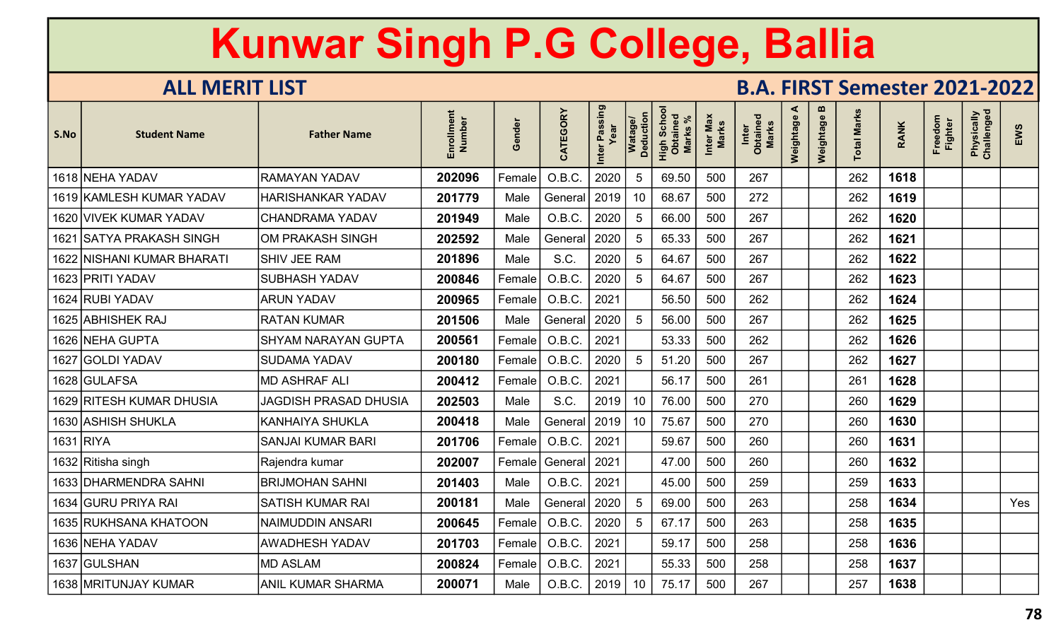# Kunwar Singh P.G College, Ballia

## ALL MERIT LIST

## B.A. FIRST Semester 2021-2022

| S.No | Student Name | Father Name | Enrollment Number | Gender | CATEGORY | Inter Passing Year | Watage/ Deduction | High School Obtained Marks % | Inter Max Marks | Inter Obtained Marks | Weightage A | Weightage B | Total Marks | RANK | Freedom Fighter | Physically Challenged | EWS |
|---|---|---|---|---|---|---|---|---|---|---|---|---|---|---|---|---|---|
| 1618 | NEHA YADAV | RAMAYAN YADAV | 202096 | Female | O.B.C. | 2020 | 5 | 69.50 | 500 | 267 | | | 262 | 1618 | | | |
| 1619 | KAMLESH KUMAR YADAV | HARISHANKAR YADAV | 201779 | Male | General | 2019 | 10 | 68.67 | 500 | 272 | | | 262 | 1619 | | | |
| 1620 | VIVEK KUMAR YADAV | CHANDRAMA YADAV | 201949 | Male | O.B.C. | 2020 | 5 | 66.00 | 500 | 267 | | | 262 | 1620 | | | |
| 1621 | SATYA PRAKASH SINGH | OM PRAKASH SINGH | 202592 | Male | General | 2020 | 5 | 65.33 | 500 | 267 | | | 262 | 1621 | | | |
| 1622 | NISHANI KUMAR BHARATI | SHIV JEE RAM | 201896 | Male | S.C. | 2020 | 5 | 64.67 | 500 | 267 | | | 262 | 1622 | | | |
| 1623 | PRITI YADAV | SUBHASH YADAV | 200846 | Female | O.B.C. | 2020 | 5 | 64.67 | 500 | 267 | | | 262 | 1623 | | | |
| 1624 | RUBI YADAV | ARUN YADAV | 200965 | Female | O.B.C. | 2021 | | 56.50 | 500 | 262 | | | 262 | 1624 | | | |
| 1625 | ABHISHEK RAJ | RATAN KUMAR | 201506 | Male | General | 2020 | 5 | 56.00 | 500 | 267 | | | 262 | 1625 | | | |
| 1626 | NEHA GUPTA | SHYAM NARAYAN GUPTA | 200561 | Female | O.B.C. | 2021 | | 53.33 | 500 | 262 | | | 262 | 1626 | | | |
| 1627 | GOLDI YADAV | SUDAMA YADAV | 200180 | Female | O.B.C. | 2020 | 5 | 51.20 | 500 | 267 | | | 262 | 1627 | | | |
| 1628 | GULAFSA | MD ASHRAF ALI | 200412 | Female | O.B.C. | 2021 | | 56.17 | 500 | 261 | | | 261 | 1628 | | | |
| 1629 | RITESH KUMAR DHUSIA | JAGDISH PRASAD DHUSIA | 202503 | Male | S.C. | 2019 | 10 | 76.00 | 500 | 270 | | | 260 | 1629 | | | |
| 1630 | ASHISH SHUKLA | KANHAIYA SHUKLA | 200418 | Male | General | 2019 | 10 | 75.67 | 500 | 270 | | | 260 | 1630 | | | |
| 1631 | RIYA | SANJAI KUMAR BARI | 201706 | Female | O.B.C. | 2021 | | 59.67 | 500 | 260 | | | 260 | 1631 | | | |
| 1632 | Ritisha singh | Rajendra kumar | 202007 | Female | General | 2021 | | 47.00 | 500 | 260 | | | 260 | 1632 | | | |
| 1633 | DHARMENDRA SAHNI | BRIJMOHAN SAHNI | 201403 | Male | O.B.C. | 2021 | | 45.00 | 500 | 259 | | | 259 | 1633 | | | |
| 1634 | GURU PRIYA RAI | SATISH KUMAR RAI | 200181 | Male | General | 2020 | 5 | 69.00 | 500 | 263 | | | 258 | 1634 | | | Yes |
| 1635 | RUKHSANA KHATOON | NAIMUDDIN ANSARI | 200645 | Female | O.B.C. | 2020 | 5 | 67.17 | 500 | 263 | | | 258 | 1635 | | | |
| 1636 | NEHA YADAV | AWADHESH YADAV | 201703 | Female | O.B.C. | 2021 | | 59.17 | 500 | 258 | | | 258 | 1636 | | | |
| 1637 | GULSHAN | MD ASLAM | 200824 | Female | O.B.C. | 2021 | | 55.33 | 500 | 258 | | | 258 | 1637 | | | |
| 1638 | MRITUNJAY KUMAR | ANIL KUMAR SHARMA | 200071 | Male | O.B.C. | 2019 | 10 | 75.17 | 500 | 267 | | | 257 | 1638 | | | |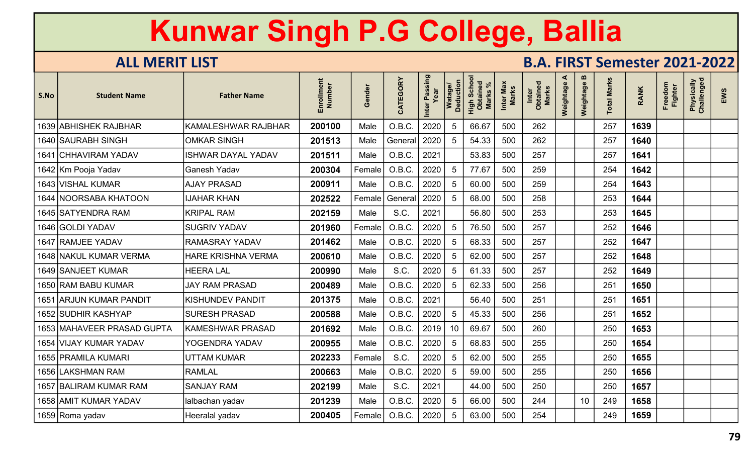# Kunwar Singh P.G College, Ballia

## ALL MERIT LIST

## B.A. FIRST Semester 2021-2022

| S.No | Student Name | Father Name | Enrollment Number | Gender | CATEGORY | Inter Passing Year | Watage/ Deduction | High School Obtained Marks % | Inter Max Marks | Inter Obtained Marks | Weightage A | Weightage B | Total Marks | RANK | Freedom Fighter | Physically Challenged | EWS |
|---|---|---|---|---|---|---|---|---|---|---|---|---|---|---|---|---|---|
| 1639 | ABHISHEK RAJBHAR | KAMALESHWAR RAJBHAR | **200100** | Male | O.B.C. | 2020 | 5 | 66.67 | 500 | 262 | | | 257 | **1639** | | | |
| 1640 | SAURABH SINGH | OMKAR SINGH | **201513** | Male | General | 2020 | 5 | 54.33 | 500 | 262 | | | 257 | **1640** | | | |
| 1641 | CHHAVIRAM YADAV | ISHWAR DAYAL YADAV | **201511** | Male | O.B.C. | 2021 | | 53.83 | 500 | 257 | | | 257 | **1641** | | | |
| 1642 | Km Pooja Yadav | Ganesh Yadav | **200304** | Female | O.B.C. | 2020 | 5 | 77.67 | 500 | 259 | | | 254 | **1642** | | | |
| 1643 | VISHAL KUMAR | AJAY PRASAD | **200911** | Male | O.B.C. | 2020 | 5 | 60.00 | 500 | 259 | | | 254 | **1643** | | | |
| 1644 | NOORSABA KHATOON | IJAHAR KHAN | **202522** | Female | General | 2020 | 5 | 68.00 | 500 | 258 | | | 253 | **1644** | | | |
| 1645 | SATYENDRA RAM | KRIPAL RAM | **202159** | Male | S.C. | 2021 | | 56.80 | 500 | 253 | | | 253 | **1645** | | | |
| 1646 | GOLDI YADAV | SUGRIV YADAV | **201960** | Female | O.B.C. | 2020 | 5 | 76.50 | 500 | 257 | | | 252 | **1646** | | | |
| 1647 | RAMJEE YADAV | RAMASRAY YADAV | **201462** | Male | O.B.C. | 2020 | 5 | 68.33 | 500 | 257 | | | 252 | **1647** | | | |
| 1648 | NAKUL KUMAR VERMA | HARE KRISHNA VERMA | **200610** | Male | O.B.C. | 2020 | 5 | 62.00 | 500 | 257 | | | 252 | **1648** | | | |
| 1649 | SANJEET KUMAR | HEERA LAL | **200990** | Male | S.C. | 2020 | 5 | 61.33 | 500 | 257 | | | 252 | **1649** | | | |
| 1650 | RAM BABU KUMAR | JAY RAM PRASAD | **200489** | Male | O.B.C. | 2020 | 5 | 62.33 | 500 | 256 | | | 251 | **1650** | | | |
| 1651 | ARJUN KUMAR PANDIT | KISHUNDEV PANDIT | **201375** | Male | O.B.C. | 2021 | | 56.40 | 500 | 251 | | | 251 | **1651** | | | |
| 1652 | SUDHIR KASHYAP | SURESH PRASAD | **200588** | Male | O.B.C. | 2020 | 5 | 45.33 | 500 | 256 | | | 251 | **1652** | | | |
| 1653 | MAHAVEER PRASAD GUPTA | KAMESHWAR PRASAD | **201692** | Male | O.B.C. | 2019 | 10 | 69.67 | 500 | 260 | | | 250 | **1653** | | | |
| 1654 | VIJAY KUMAR YADAV | YOGENDRA YADAV | **200955** | Male | O.B.C. | 2020 | 5 | 68.83 | 500 | 255 | | | 250 | **1654** | | | |
| 1655 | PRAMILA KUMARI | UTTAM KUMAR | **202233** | Female | S.C. | 2020 | 5 | 62.00 | 500 | 255 | | | 250 | **1655** | | | |
| 1656 | LAKSHMAN RAM | RAMLAL | **200663** | Male | O.B.C. | 2020 | 5 | 59.00 | 500 | 255 | | | 250 | **1656** | | | |
| 1657 | BALIRAM KUMAR RAM | SANJAY RAM | **202199** | Male | S.C. | 2021 | | 44.00 | 500 | 250 | | | 250 | **1657** | | | |
| 1658 | AMIT KUMAR YADAV | lalbachan yadav | **201239** | Male | O.B.C. | 2020 | 5 | 66.00 | 500 | 244 | | 10 | 249 | **1658** | | | |
| 1659 | Roma yadav | Heeralal yadav | **200405** | Female | O.B.C. | 2020 | 5 | 63.00 | 500 | 254 | | | 249 | **1659** | | | |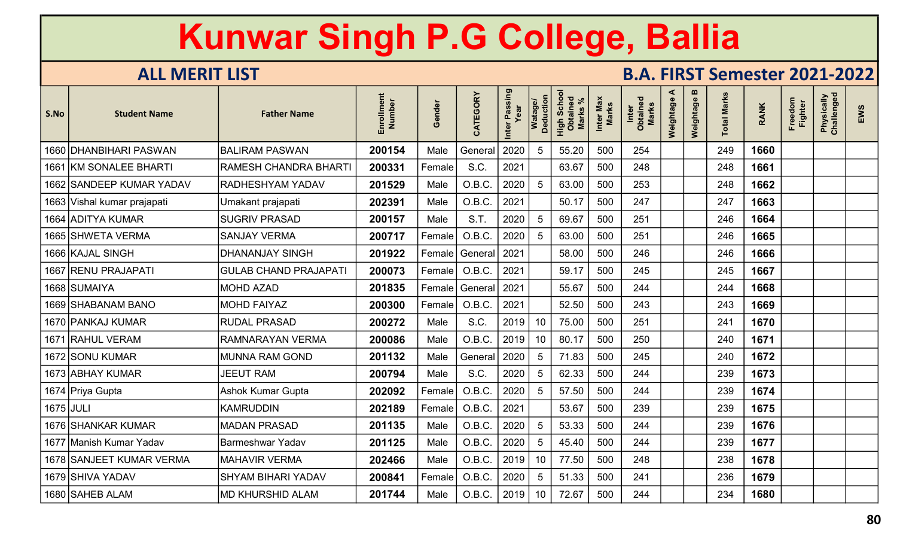# Kunwar Singh P.G College, Ballia

## ALL MERIT LIST

## B.A. FIRST Semester 2021-2022

| S.No | Student Name | Father Name | Enrollment Number | Gender | CATEGORY | Inter Passing Year | Watage/ Deduction | High School Obtained Marks % | Inter Max Marks | Inter Obtained Marks | Weightage A | Weightage B | Total Marks | RANK | Freedom Fighter | Physically Challenged | EWS |
|---|---|---|---|---|---|---|---|---|---|---|---|---|---|---|---|---|---|
| 1660 | DHANBIHARI PASWAN | BALIRAM PASWAN | 200154 | Male | General | 2020 | 5 | 55.20 | 500 | 254 | | | 249 | 1660 | | | |
| 1661 | KM SONALEE BHARTI | RAMESH CHANDRA BHARTI | 200331 | Female | S.C. | 2021 | | 63.67 | 500 | 248 | | | 248 | 1661 | | | |
| 1662 | SANDEEP KUMAR YADAV | RADHESHYAM YADAV | 201529 | Male | O.B.C. | 2020 | 5 | 63.00 | 500 | 253 | | | 248 | 1662 | | | |
| 1663 | Vishal kumar prajapati | Umakant prajapati | 202391 | Male | O.B.C. | 2021 | | 50.17 | 500 | 247 | | | 247 | 1663 | | | |
| 1664 | ADITYA KUMAR | SUGRIV PRASAD | 200157 | Male | S.T. | 2020 | 5 | 69.67 | 500 | 251 | | | 246 | 1664 | | | |
| 1665 | SHWETA VERMA | SANJAY VERMA | 200717 | Female | O.B.C. | 2020 | 5 | 63.00 | 500 | 251 | | | 246 | 1665 | | | |
| 1666 | KAJAL SINGH | DHANANJAY SINGH | 201922 | Female | General | 2021 | | 58.00 | 500 | 246 | | | 246 | 1666 | | | |
| 1667 | RENU PRAJAPATI | GULAB CHAND PRAJAPATI | 200073 | Female | O.B.C. | 2021 | | 59.17 | 500 | 245 | | | 245 | 1667 | | | |
| 1668 | SUMAIYA | MOHD AZAD | 201835 | Female | General | 2021 | | 55.67 | 500 | 244 | | | 244 | 1668 | | | |
| 1669 | SHABANAM BANO | MOHD FAIYAZ | 200300 | Female | O.B.C. | 2021 | | 52.50 | 500 | 243 | | | 243 | 1669 | | | |
| 1670 | PANKAJ KUMAR | RUDAL PRASAD | 200272 | Male | S.C. | 2019 | 10 | 75.00 | 500 | 251 | | | 241 | 1670 | | | |
| 1671 | RAHUL VERAM | RAMNARAYAN VERMA | 200086 | Male | O.B.C. | 2019 | 10 | 80.17 | 500 | 250 | | | 240 | 1671 | | | |
| 1672 | SONU KUMAR | MUNNA RAM GOND | 201132 | Male | General | 2020 | 5 | 71.83 | 500 | 245 | | | 240 | 1672 | | | |
| 1673 | ABHAY KUMAR | JEEUT RAM | 200794 | Male | S.C. | 2020 | 5 | 62.33 | 500 | 244 | | | 239 | 1673 | | | |
| 1674 | Priya Gupta | Ashok Kumar Gupta | 202092 | Female | O.B.C. | 2020 | 5 | 57.50 | 500 | 244 | | | 239 | 1674 | | | |
| 1675 | JULI | KAMRUDDIN | 202189 | Female | O.B.C. | 2021 | | 53.67 | 500 | 239 | | | 239 | 1675 | | | |
| 1676 | SHANKAR KUMAR | MADAN PRASAD | 201135 | Male | O.B.C. | 2020 | 5 | 53.33 | 500 | 244 | | | 239 | 1676 | | | |
| 1677 | Manish Kumar Yadav | Barmeshwar Yadav | 201125 | Male | O.B.C. | 2020 | 5 | 45.40 | 500 | 244 | | | 239 | 1677 | | | |
| 1678 | SANJEET KUMAR VERMA | MAHAVIR VERMA | 202466 | Male | O.B.C. | 2019 | 10 | 77.50 | 500 | 248 | | | 238 | 1678 | | | |
| 1679 | SHIVA YADAV | SHYAM BIHARI YADAV | 200841 | Female | O.B.C. | 2020 | 5 | 51.33 | 500 | 241 | | | 236 | 1679 | | | |
| 1680 | SAHEB ALAM | MD KHURSHID ALAM | 201744 | Male | O.B.C. | 2019 | 10 | 72.67 | 500 | 244 | | | 234 | 1680 | | | |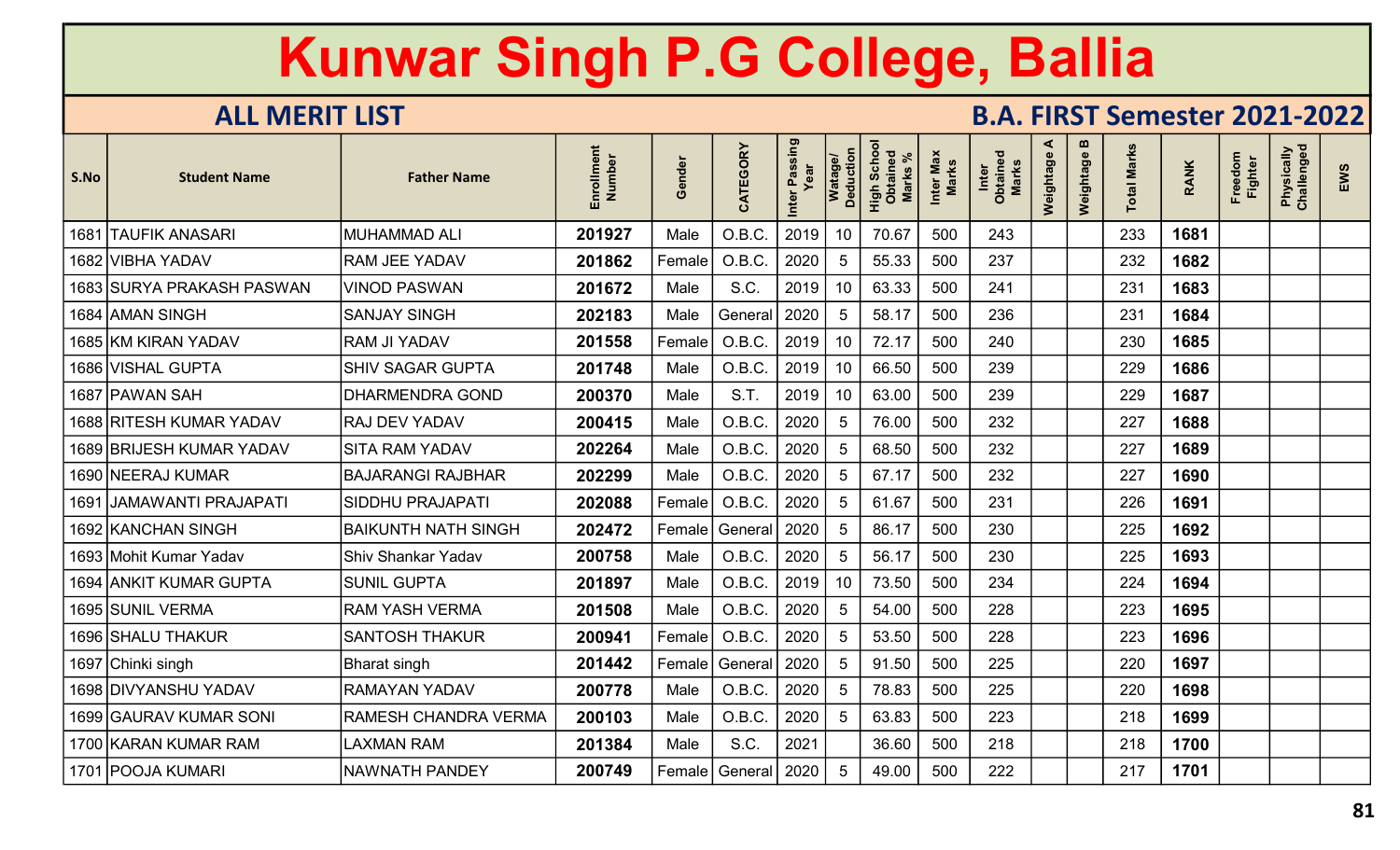# Kunwar Singh P.G College, Ballia

## ALL MERIT LIST

## B.A. FIRST Semester 2021-2022

| S.No | Student Name | Father Name | Enrollment Number | Gender | CATEGORY | Inter Passing Year | Watage/ Deduction | High School Obtained Marks % | Inter Max Marks | Inter Obtained Marks | Weightage A | Weightage B | Total Marks | RANK | Freedom Fighter | Physically Challenged | EWS |
|---|---|---|---|---|---|---|---|---|---|---|---|---|---|---|---|---|---|
| 1681 | TAUFIK ANASARI | MUHAMMAD ALI | **201927** | Male | O.B.C. | 2019 | 10 | 70.67 | 500 | 243 | | | 233 | **1681** | | | |
| 1682 | VIBHA YADAV | RAM JEE YADAV | **201862** | Female | O.B.C. | 2020 | 5 | 55.33 | 500 | 237 | | | 232 | **1682** | | | |
| 1683 | SURYA PRAKASH PASWAN | VINOD PASWAN | **201672** | Male | S.C. | 2019 | 10 | 63.33 | 500 | 241 | | | 231 | **1683** | | | |
| 1684 | AMAN SINGH | SANJAY SINGH | **202183** | Male | General | 2020 | 5 | 58.17 | 500 | 236 | | | 231 | **1684** | | | |
| 1685 | KM KIRAN YADAV | RAM JI YADAV | **201558** | Female | O.B.C. | 2019 | 10 | 72.17 | 500 | 240 | | | 230 | **1685** | | | |
| 1686 | VISHAL GUPTA | SHIV SAGAR GUPTA | **201748** | Male | O.B.C. | 2019 | 10 | 66.50 | 500 | 239 | | | 229 | **1686** | | | |
| 1687 | PAWAN SAH | DHARMENDRA GOND | **200370** | Male | S.T. | 2019 | 10 | 63.00 | 500 | 239 | | | 229 | **1687** | | | |
| 1688 | RITESH KUMAR YADAV | RAJ DEV YADAV | **200415** | Male | O.B.C. | 2020 | 5 | 76.00 | 500 | 232 | | | 227 | **1688** | | | |
| 1689 | BRIJESH KUMAR YADAV | SITA RAM YADAV | **202264** | Male | O.B.C. | 2020 | 5 | 68.50 | 500 | 232 | | | 227 | **1689** | | | |
| 1690 | NEERAJ KUMAR | BAJARANGI RAJBHAR | **202299** | Male | O.B.C. | 2020 | 5 | 67.17 | 500 | 232 | | | 227 | **1690** | | | |
| 1691 | JAMAWANTI PRAJAPATI | SIDDHU PRAJAPATI | **202088** | Female | O.B.C. | 2020 | 5 | 61.67 | 500 | 231 | | | 226 | **1691** | | | |
| 1692 | KANCHAN SINGH | BAIKUNTH NATH SINGH | **202472** | Female | General | 2020 | 5 | 86.17 | 500 | 230 | | | 225 | **1692** | | | |
| 1693 | Mohit Kumar Yadav | Shiv Shankar Yadav | **200758** | Male | O.B.C. | 2020 | 5 | 56.17 | 500 | 230 | | | 225 | **1693** | | | |
| 1694 | ANKIT KUMAR GUPTA | SUNIL GUPTA | **201897** | Male | O.B.C. | 2019 | 10 | 73.50 | 500 | 234 | | | 224 | **1694** | | | |
| 1695 | SUNIL VERMA | RAM YASH VERMA | **201508** | Male | O.B.C. | 2020 | 5 | 54.00 | 500 | 228 | | | 223 | **1695** | | | |
| 1696 | SHALU THAKUR | SANTOSH THAKUR | **200941** | Female | O.B.C. | 2020 | 5 | 53.50 | 500 | 228 | | | 223 | **1696** | | | |
| 1697 | Chinki singh | Bharat singh | **201442** | Female | General | 2020 | 5 | 91.50 | 500 | 225 | | | 220 | **1697** | | | |
| 1698 | DIVYANSHU YADAV | RAMAYAN YADAV | **200778** | Male | O.B.C. | 2020 | 5 | 78.83 | 500 | 225 | | | 220 | **1698** | | | |
| 1699 | GAURAV KUMAR SONI | RAMESH CHANDRA VERMA | **200103** | Male | O.B.C. | 2020 | 5 | 63.83 | 500 | 223 | | | 218 | **1699** | | | |
| 1700 | KARAN KUMAR RAM | LAXMAN RAM | **201384** | Male | S.C. | 2021 | | 36.60 | 500 | 218 | | | 218 | **1700** | | | |
| 1701 | POOJA KUMARI | NAWNATH PANDEY | **200749** | Female | General | 2020 | 5 | 49.00 | 500 | 222 | | | 217 | **1701** | | | |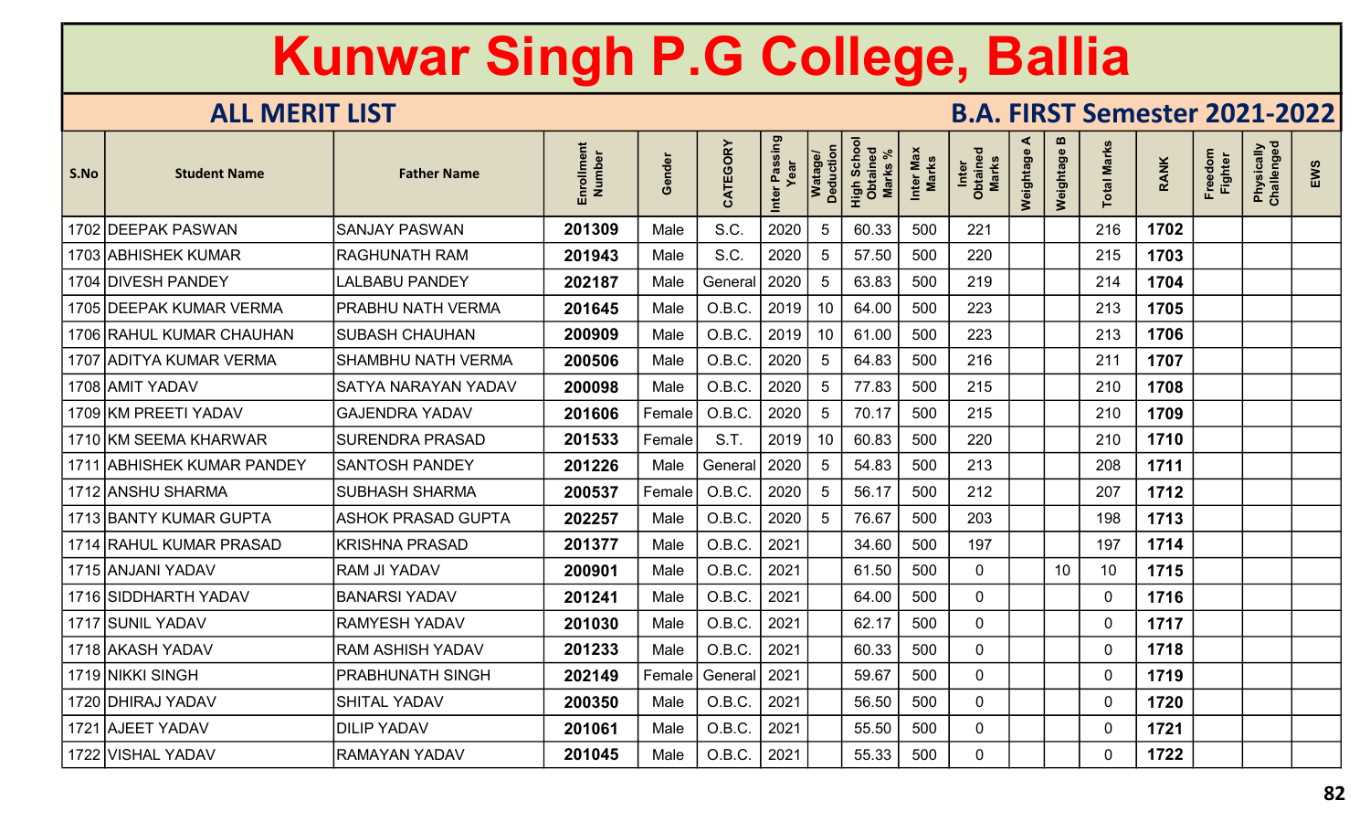# Kunwar Singh P.G College, Ballia

## ALL MERIT LIST

## B.A. FIRST Semester 2021-2022

| S.No | Student Name | Father Name | Enrollment Number | Gender | CATEGORY | Inter Passing Year | Watage/ Deduction | High School Obtained Marks % | Inter Max Marks | Inter Obtained Marks | Weightage A | Weightage B | Total Marks | RANK | Freedom Fighter | Physically Challenged | EWS |
|---|---|---|---|---|---|---|---|---|---|---|---|---|---|---|---|---|---|
| 1702 | DEEPAK PASWAN | SANJAY PASWAN | **201309** | Male | S.C. | 2020 | 5 | 60.33 | 500 | 221 | | | 216 | **1702** | | | |
| 1703 | ABHISHEK KUMAR | RAGHUNATH RAM | **201943** | Male | S.C. | 2020 | 5 | 57.50 | 500 | 220 | | | 215 | **1703** | | | |
| 1704 | DIVESH PANDEY | LALBABU PANDEY | **202187** | Male | General | 2020 | 5 | 63.83 | 500 | 219 | | | 214 | **1704** | | | |
| 1705 | DEEPAK KUMAR VERMA | PRABHU NATH VERMA | **201645** | Male | O.B.C. | 2019 | 10 | 64.00 | 500 | 223 | | | 213 | **1705** | | | |
| 1706 | RAHUL KUMAR CHAUHAN | SUBASH CHAUHAN | **200909** | Male | O.B.C. | 2019 | 10 | 61.00 | 500 | 223 | | | 213 | **1706** | | | |
| 1707 | ADITYA KUMAR VERMA | SHAMBHU NATH VERMA | **200506** | Male | O.B.C. | 2020 | 5 | 64.83 | 500 | 216 | | | 211 | **1707** | | | |
| 1708 | AMIT YADAV | SATYA NARAYAN YADAV | **200098** | Male | O.B.C. | 2020 | 5 | 77.83 | 500 | 215 | | | 210 | **1708** | | | |
| 1709 | KM PREETI YADAV | GAJENDRA YADAV | **201606** | Female | O.B.C. | 2020 | 5 | 70.17 | 500 | 215 | | | 210 | **1709** | | | |
| 1710 | KM SEEMA KHARWAR | SURENDRA PRASAD | **201533** | Female | S.T. | 2019 | 10 | 60.83 | 500 | 220 | | | 210 | **1710** | | | |
| 1711 | ABHISHEK KUMAR PANDEY | SANTOSH PANDEY | **201226** | Male | General | 2020 | 5 | 54.83 | 500 | 213 | | | 208 | **1711** | | | |
| 1712 | ANSHU SHARMA | SUBHASH SHARMA | **200537** | Female | O.B.C. | 2020 | 5 | 56.17 | 500 | 212 | | | 207 | **1712** | | | |
| 1713 | BANTY KUMAR GUPTA | ASHOK PRASAD GUPTA | **202257** | Male | O.B.C. | 2020 | 5 | 76.67 | 500 | 203 | | | 198 | **1713** | | | |
| 1714 | RAHUL KUMAR PRASAD | KRISHNA PRASAD | **201377** | Male | O.B.C. | 2021 | | 34.60 | 500 | 197 | | | 197 | **1714** | | | |
| 1715 | ANJANI YADAV | RAM JI YADAV | **200901** | Male | O.B.C. | 2021 | | 61.50 | 500 | 0 | | 10 | 10 | **1715** | | | |
| 1716 | SIDDHARTH YADAV | BANARSI YADAV | **201241** | Male | O.B.C. | 2021 | | 64.00 | 500 | 0 | | | 0 | **1716** | | | |
| 1717 | SUNIL YADAV | RAMYESH YADAV | **201030** | Male | O.B.C. | 2021 | | 62.17 | 500 | 0 | | | 0 | **1717** | | | |
| 1718 | AKASH YADAV | RAM ASHISH YADAV | **201233** | Male | O.B.C. | 2021 | | 60.33 | 500 | 0 | | | 0 | **1718** | | | |
| 1719 | NIKKI SINGH | PRABHUNATH SINGH | **202149** | Female | General | 2021 | | 59.67 | 500 | 0 | | | 0 | **1719** | | | |
| 1720 | DHIRAJ YADAV | SHITAL YADAV | **200350** | Male | O.B.C. | 2021 | | 56.50 | 500 | 0 | | | 0 | **1720** | | | |
| 1721 | AJEET YADAV | DILIP YADAV | **201061** | Male | O.B.C. | 2021 | | 55.50 | 500 | 0 | | | 0 | **1721** | | | |
| 1722 | VISHAL YADAV | RAMAYAN YADAV | **201045** | Male | O.B.C. | 2021 | | 55.33 | 500 | 0 | | | 0 | **1722** | | | |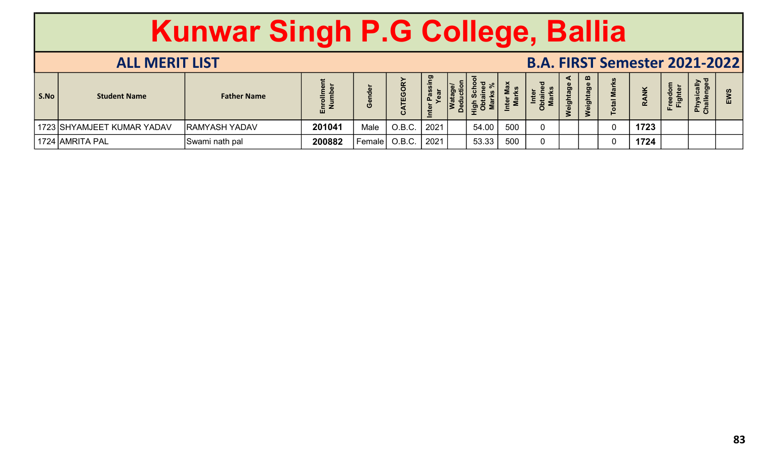# Kunwar Singh P.G College, Ballia

## ALL MERIT LIST

## B.A. FIRST Semester 2021-2022

| S.No | Student Name | Father Name | Enrollment Number | Gender | CATEGORY | Inter Passing Year | Watage/ Deduction | High School Obtained Marks % | Inter Max Marks | Inter Obtained Marks | Weightage A | Weightage B | Total Marks | RANK | Freedom Fighter | Physically Challenged | EWS |
|---|---|---|---|---|---|---|---|---|---|---|---|---|---|---|---|---|---|
| 1723 | SHYAMJEET KUMAR YADAV | RAMYASH YADAV | **201041** | Male | O.B.C. | 2021 | | 54.00 | 500 | 0 | | | 0 | **1723** | | | |
| 1724 | AMRITA PAL | Swami nath pal | **200882** | Female | O.B.C. | 2021 | | 53.33 | 500 | 0 | | | 0 | **1724** | | | |